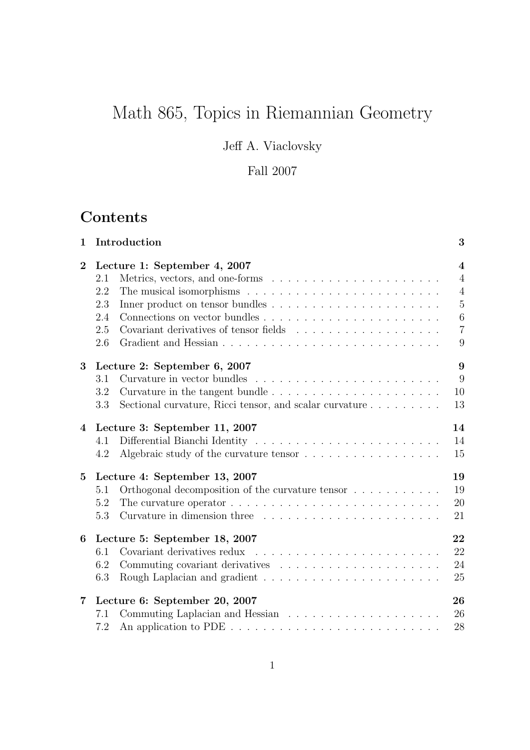# Math 865, Topics in Riemannian Geometry

Jeff A. Viaclovsky

Fall 2007

## Contents

**1 Introduction** — **3**

**2 Lecture 1: September 4, 2007** — **4**
- 2.1 Metrics, vectors, and one-forms — 4
- 2.2 The musical isomorphisms — 4
- 2.3 Inner product on tensor bundles — 5
- 2.4 Connections on vector bundles — 6
- 2.5 Covariant derivatives of tensor fields — 7
- 2.6 Gradient and Hessian — 9

**3 Lecture 2: September 6, 2007** — **9**
- 3.1 Curvature in vector bundles — 9
- 3.2 Curvature in the tangent bundle — 10
- 3.3 Sectional curvature, Ricci tensor, and scalar curvature — 13

**4 Lecture 3: September 11, 2007** — **14**
- 4.1 Differential Bianchi Identity — 14
- 4.2 Algebraic study of the curvature tensor — 15

**5 Lecture 4: September 13, 2007** — **19**
- 5.1 Orthogonal decomposition of the curvature tensor — 19
- 5.2 The curvature operator — 20
- 5.3 Curvature in dimension three — 21

**6 Lecture 5: September 18, 2007** — **22**
- 6.1 Covariant derivatives redux — 22
- 6.2 Commuting covariant derivatives — 24
- 6.3 Rough Laplacian and gradient — 25

**7 Lecture 6: September 20, 2007** — **26**
- 7.1 Commuting Laplacian and Hessian — 26
- 7.2 An application to PDE — 28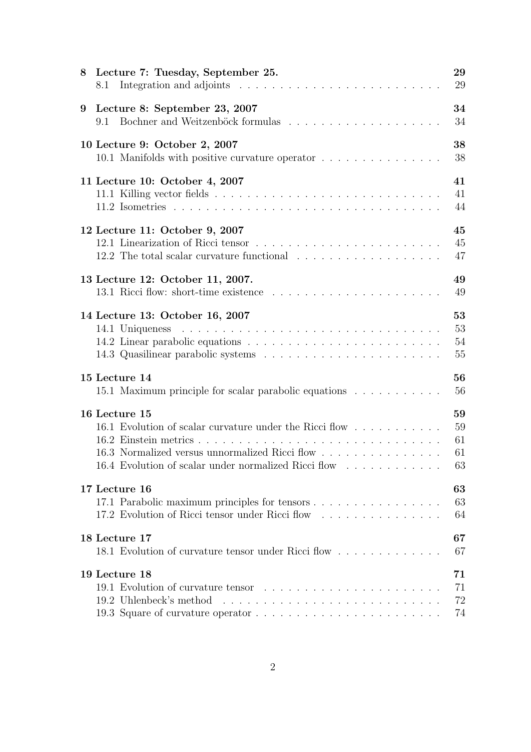**8 Lecture 7: Tuesday, September 25.** **29**

8.1 Integration and adjoints . . . . . . . . . . . . . . . . . . . . . . . . . 29

**9 Lecture 8: September 23, 2007** **34**

9.1 Bochner and Weitzenböck formulas . . . . . . . . . . . . . . . . . . . 34

**10 Lecture 9: October 2, 2007** **38**

10.1 Manifolds with positive curvature operator . . . . . . . . . . . . . . . 38

**11 Lecture 10: October 4, 2007** **41**

11.1 Killing vector fields . . . . . . . . . . . . . . . . . . . . . . . . . . . . 41

11.2 Isometries . . . . . . . . . . . . . . . . . . . . . . . . . . . . . . . . . 44

**12 Lecture 11: October 9, 2007** **45**

12.1 Linearization of Ricci tensor . . . . . . . . . . . . . . . . . . . . . . . 45

12.2 The total scalar curvature functional . . . . . . . . . . . . . . . . . . 47

**13 Lecture 12: October 11, 2007.** **49**

13.1 Ricci flow: short-time existence . . . . . . . . . . . . . . . . . . . . . 49

**14 Lecture 13: October 16, 2007** **53**

14.1 Uniqueness . . . . . . . . . . . . . . . . . . . . . . . . . . . . . . . . 53

14.2 Linear parabolic equations . . . . . . . . . . . . . . . . . . . . . . . . 54

14.3 Quasilinear parabolic systems . . . . . . . . . . . . . . . . . . . . . . 55

**15 Lecture 14** **56**

15.1 Maximum principle for scalar parabolic equations . . . . . . . . . . . 56

**16 Lecture 15** **59**

16.1 Evolution of scalar curvature under the Ricci flow . . . . . . . . . . . 59

16.2 Einstein metrics . . . . . . . . . . . . . . . . . . . . . . . . . . . . . . 61

16.3 Normalized versus unnormalized Ricci flow . . . . . . . . . . . . . . . 61

16.4 Evolution of scalar under normalized Ricci flow . . . . . . . . . . . . 63

**17 Lecture 16** **63**

17.1 Parabolic maximum principles for tensors . . . . . . . . . . . . . . . . 63

17.2 Evolution of Ricci tensor under Ricci flow . . . . . . . . . . . . . . . 64

**18 Lecture 17** **67**

18.1 Evolution of curvature tensor under Ricci flow . . . . . . . . . . . . . 67

**19 Lecture 18** **71**

19.1 Evolution of curvature tensor . . . . . . . . . . . . . . . . . . . . . . 71

19.2 Uhlenbeck's method . . . . . . . . . . . . . . . . . . . . . . . . . . . 72

19.3 Square of curvature operator . . . . . . . . . . . . . . . . . . . . . . . 74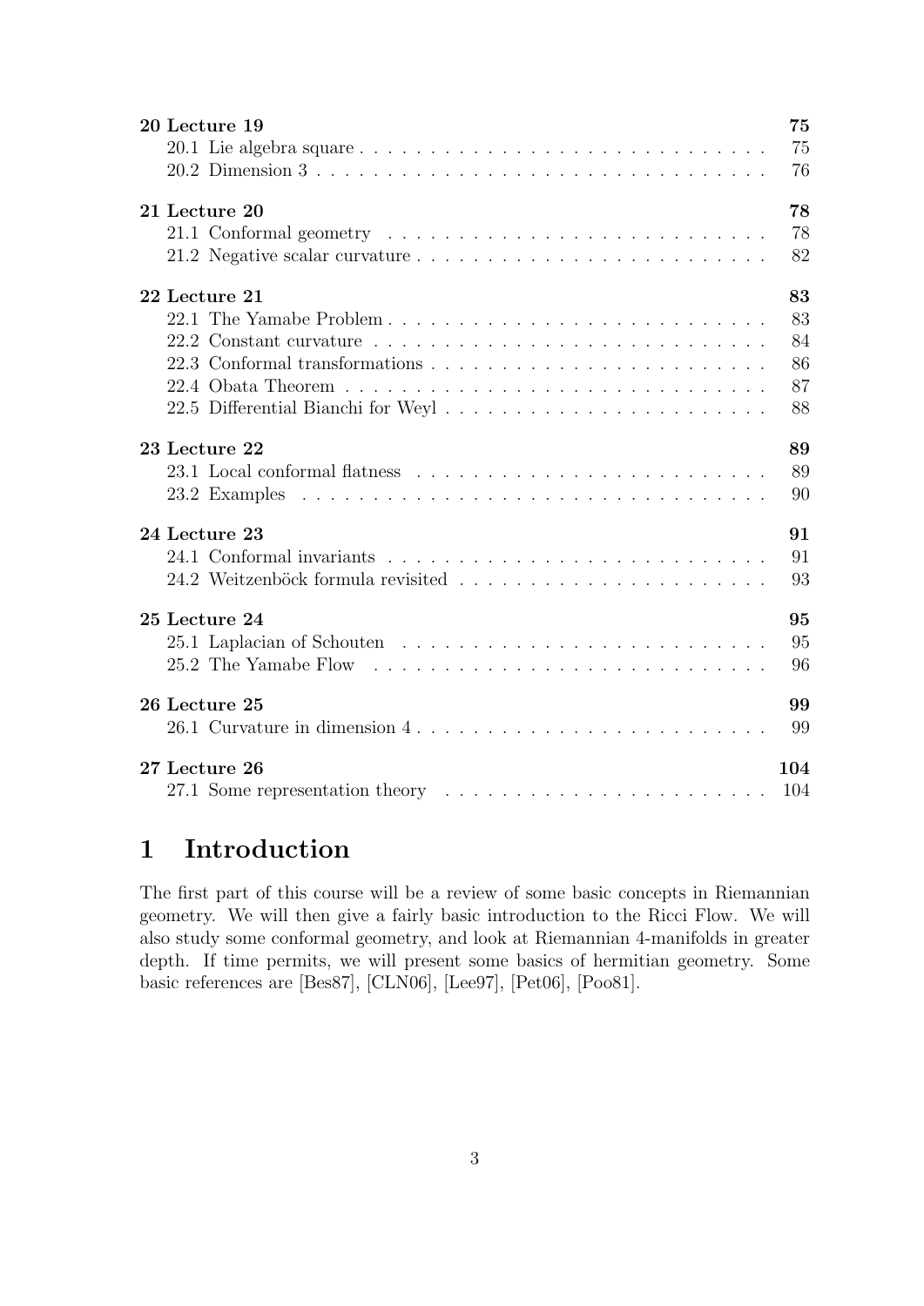| | |
|---|---|
| **20 Lecture 19** | **75** |
| 20.1 Lie algebra square | 75 |
| 20.2 Dimension 3 | 76 |
| **21 Lecture 20** | **78** |
| 21.1 Conformal geometry | 78 |
| 21.2 Negative scalar curvature | 82 |
| **22 Lecture 21** | **83** |
| 22.1 The Yamabe Problem | 83 |
| 22.2 Constant curvature | 84 |
| 22.3 Conformal transformations | 86 |
| 22.4 Obata Theorem | 87 |
| 22.5 Differential Bianchi for Weyl | 88 |
| **23 Lecture 22** | **89** |
| 23.1 Local conformal flatness | 89 |
| 23.2 Examples | 90 |
| **24 Lecture 23** | **91** |
| 24.1 Conformal invariants | 91 |
| 24.2 Weitzenböck formula revisited | 93 |
| **25 Lecture 24** | **95** |
| 25.1 Laplacian of Schouten | 95 |
| 25.2 The Yamabe Flow | 96 |
| **26 Lecture 25** | **99** |
| 26.1 Curvature in dimension 4 | 99 |
| **27 Lecture 26** | **104** |
| 27.1 Some representation theory | 104 |

# 1 Introduction

The first part of this course will be a review of some basic concepts in Riemannian geometry. We will then give a fairly basic introduction to the Ricci Flow. We will also study some conformal geometry, and look at Riemannian 4-manifolds in greater depth. If time permits, we will present some basics of hermitian geometry. Some basic references are [Bes87], [CLN06], [Lee97], [Pet06], [Poo81].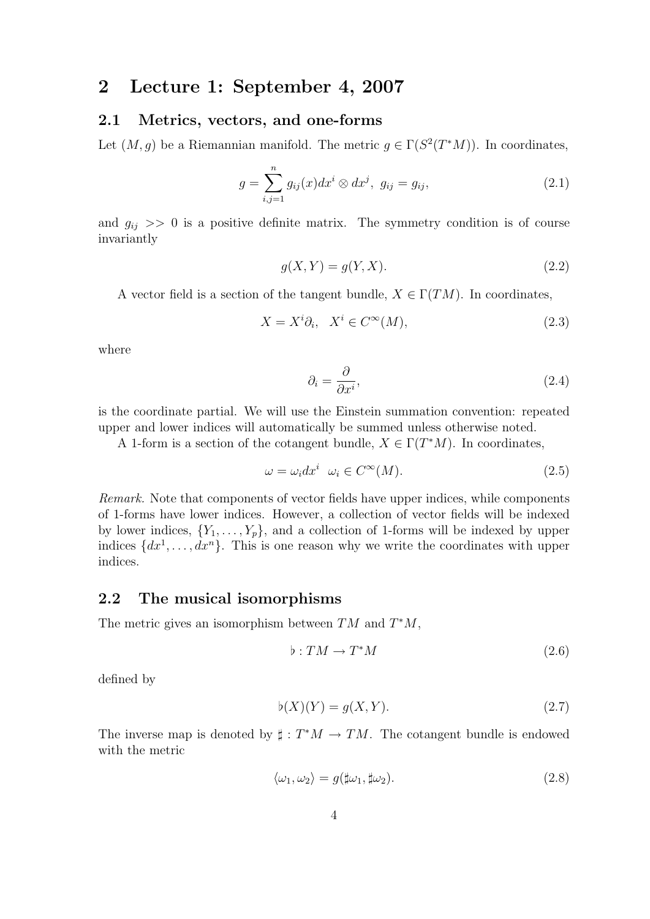# 2 Lecture 1: September 4, 2007

## 2.1 Metrics, vectors, and one-forms

Let $(M, g)$ be a Riemannian manifold. The metric $g \in \Gamma(S^2(T^*M))$. In coordinates,

$$g = \sum_{i,j=1}^{n} g_{ij}(x) dx^i \otimes dx^j, \;\; g_{ij} = g_{ij}, \tag{2.1}$$

and $g_{ij} >> 0$ is a positive definite matrix. The symmetry condition is of course invariantly

$$g(X, Y) = g(Y, X). \tag{2.2}$$

A vector field is a section of the tangent bundle, $X \in \Gamma(TM)$. In coordinates,

$$X = X^i \partial_i, \quad X^i \in C^\infty(M), \tag{2.3}$$

where

$$\partial_i = \frac{\partial}{\partial x^i}, \tag{2.4}$$

is the coordinate partial. We will use the Einstein summation convention: repeated upper and lower indices will automatically be summed unless otherwise noted.

A 1-form is a section of the cotangent bundle, $X \in \Gamma(T^*M)$. In coordinates,

$$\omega = \omega_i dx^i \;\; \omega_i \in C^\infty(M). \tag{2.5}$$

*Remark.* Note that components of vector fields have upper indices, while components of 1-forms have lower indices. However, a collection of vector fields will be indexed by lower indices, $\{Y_1, \ldots, Y_p\}$, and a collection of 1-forms will be indexed by upper indices $\{dx^1, \ldots, dx^n\}$. This is one reason why we write the coordinates with upper indices.

## 2.2 The musical isomorphisms

The metric gives an isomorphism between $TM$ and $T^*M$,

$$\flat : TM \to T^*M \tag{2.6}$$

defined by

$$\flat(X)(Y) = g(X, Y). \tag{2.7}$$

The inverse map is denoted by $\sharp : T^*M \to TM$. The cotangent bundle is endowed with the metric

$$\langle \omega_1, \omega_2 \rangle = g(\sharp\omega_1, \sharp\omega_2). \tag{2.8}$$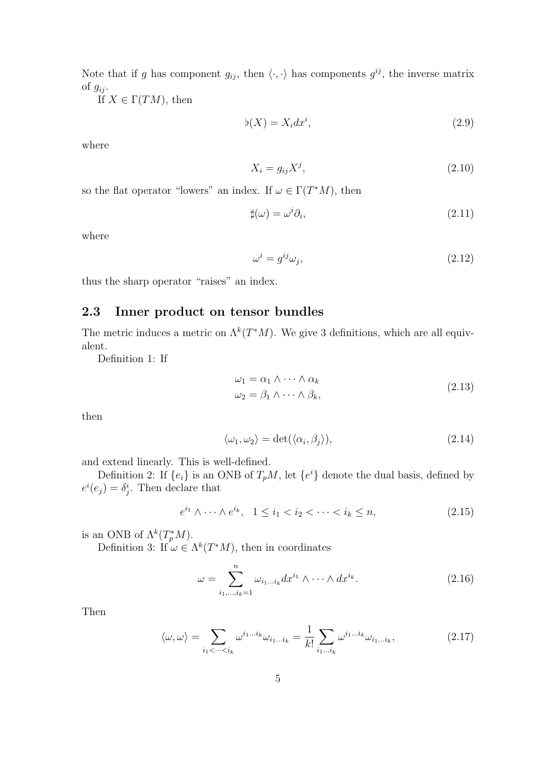Note that if $g$ has component $g_{ij}$, then $\langle \cdot, \cdot \rangle$ has components $g^{ij}$, the inverse matrix of $g_{ij}$.

If $X \in \Gamma(TM)$, then

$$\flat(X) = X_i dx^i, \tag{2.9}$$

where

$$X_i = g_{ij} X^j, \tag{2.10}$$

so the flat operator "lowers" an index. If $\omega \in \Gamma(T^*M)$, then

$$\sharp(\omega) = \omega^i \partial_i, \tag{2.11}$$

where

$$\omega^i = g^{ij} \omega_j, \tag{2.12}$$

thus the sharp operator "raises" an index.

## 2.3 Inner product on tensor bundles

The metric induces a metric on $\Lambda^k(T^*M)$. We give 3 definitions, which are all equivalent.

Definition 1: If

$$\begin{aligned} \omega_1 &= \alpha_1 \wedge \cdots \wedge \alpha_k \\ \omega_2 &= \beta_1 \wedge \cdots \wedge \beta_k, \end{aligned} \tag{2.13}$$

then

$$\langle \omega_1, \omega_2 \rangle = \det(\langle \alpha_i, \beta_j \rangle), \tag{2.14}$$

and extend linearly. This is well-defined.

Definition 2: If $\{e_i\}$ is an ONB of $T_pM$, let $\{e^i\}$ denote the dual basis, defined by $e^i(e_j) = \delta^i_j$. Then declare that

$$e^{i_1} \wedge \cdots e^{i_k}, \quad 1 \leq i_1 < i_2 < \cdots < i_k \leq n, \tag{2.15}$$

is an ONB of $\Lambda^k(T^*_pM)$.

Definition 3: If $\omega \in \Lambda^k(T^*M)$, then in coordinates

$$\omega = \sum_{i_1, \ldots, i_k = 1}^{n} \omega_{i_1 \ldots i_k} dx^{i_1} \wedge \cdots \wedge dx^{i_k}. \tag{2.16}$$

Then

$$\langle \omega, \omega \rangle = \sum_{i_1 < \cdots < i_k} \omega^{i_1 \ldots i_k} \omega_{i_1 \ldots i_k} = \frac{1}{k!} \sum_{i_1 \ldots i_k} \omega^{i_1 \ldots i_k} \omega_{i_1 \ldots i_k}, \tag{2.17}$$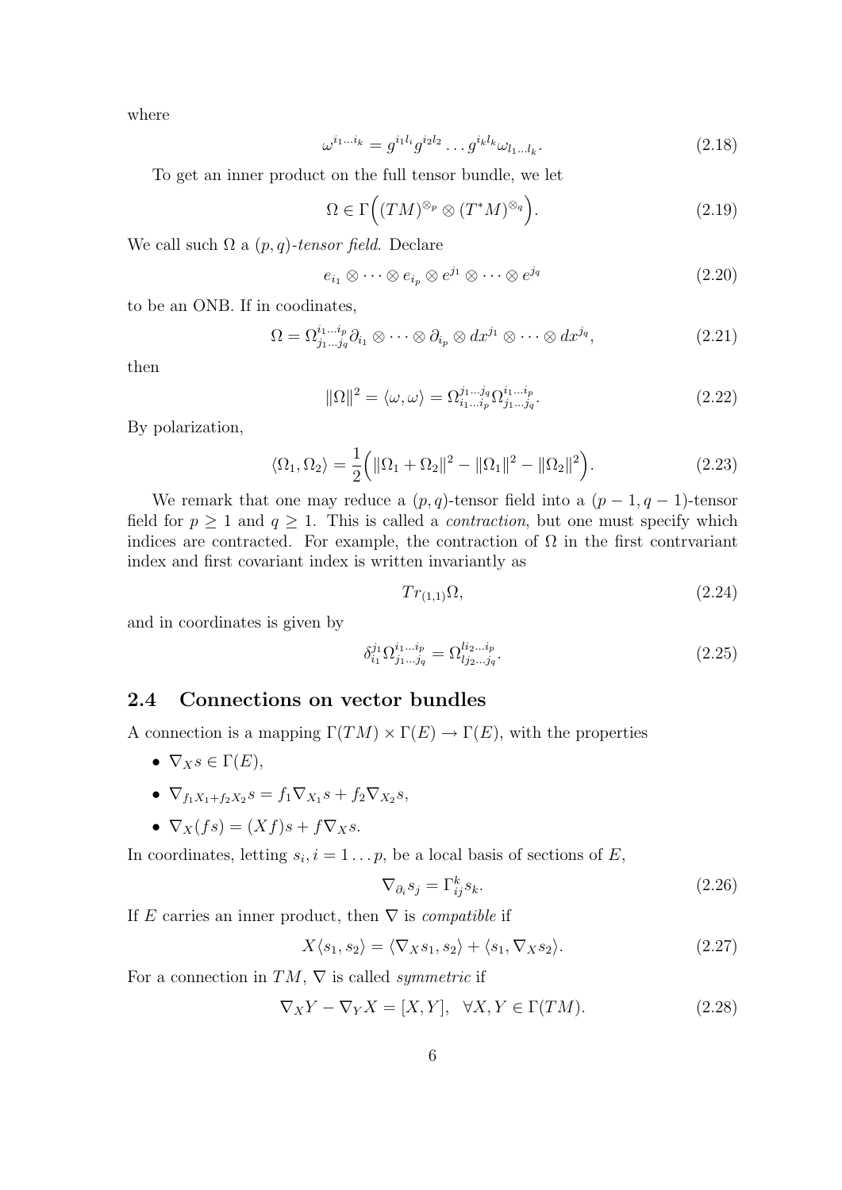where

$$\omega^{i_1\dots i_k} = g^{i_1 l_i} g^{i_2 l_2} \dots g^{i_k l_k} \omega_{l_1\dots l_k}. \tag{2.18}$$

To get an inner product on the full tensor bundle, we let

$$\Omega \in \Gamma\Big((TM)^{\otimes_p} \otimes (T^*M)^{\otimes_q}\Big). \tag{2.19}$$

We call such $\Omega$ a *$(p,q)$-tensor field*. Declare

$$e_{i_1} \otimes \dots \otimes e_{i_p} \otimes e^{j_1} \otimes \dots \otimes e^{j_q} \tag{2.20}$$

to be an ONB. If in coodinates,

$$\Omega = \Omega^{i_1\dots i_p}_{j_1\dots j_q} \partial_{i_1} \otimes \dots \otimes \partial_{i_p} \otimes dx^{j_1} \otimes \dots \otimes dx^{j_q}, \tag{2.21}$$

then

$$\|\Omega\|^2 = \langle \omega, \omega \rangle = \Omega^{j_1\dots j_q}_{i_1\dots i_p} \Omega^{i_1\dots i_p}_{j_1\dots j_q}. \tag{2.22}$$

By polarization,

$$\langle \Omega_1, \Omega_2 \rangle = \frac{1}{2}\Big( \|\Omega_1 + \Omega_2\|^2 - \|\Omega_1\|^2 - \|\Omega_2\|^2 \Big). \tag{2.23}$$

We remark that one may reduce a $(p,q)$-tensor field into a $(p-1,q-1)$-tensor field for $p \geq 1$ and $q \geq 1$. This is called a *contraction*, but one must specify which indices are contracted. For example, the contraction of $\Omega$ in the first contrvariant index and first covariant index is written invariantly as

$$Tr_{(1,1)}\Omega, \tag{2.24}$$

and in coordinates is given by

$$\delta^{j_1}_{i_1} \Omega^{i_1\dots i_p}_{j_1\dots j_q} = \Omega^{l i_2 \dots i_p}_{l j_2 \dots j_q}. \tag{2.25}$$

## 2.4 Connections on vector bundles

A connection is a mapping $\Gamma(TM) \times \Gamma(E) \to \Gamma(E)$, with the properties

- $\nabla_X s \in \Gamma(E)$,
- $\nabla_{f_1 X_1 + f_2 X_2} s = f_1 \nabla_{X_1} s + f_2 \nabla_{X_2} s$,
- $\nabla_X (fs) = (Xf)s + f \nabla_X s$.

In coordinates, letting $s_i, i = 1 \dots p$, be a local basis of sections of $E$,

$$\nabla_{\partial_i} s_j = \Gamma^k_{ij} s_k. \tag{2.26}$$

If $E$ carries an inner product, then $\nabla$ is *compatible* if

$$X\langle s_1, s_2 \rangle = \langle \nabla_X s_1, s_2 \rangle + \langle s_1, \nabla_X s_2 \rangle. \tag{2.27}$$

For a connection in $TM$, $\nabla$ is called *symmetric* if

$$\nabla_X Y - \nabla_Y X = [X, Y], \quad \forall X, Y \in \Gamma(TM). \tag{2.28}$$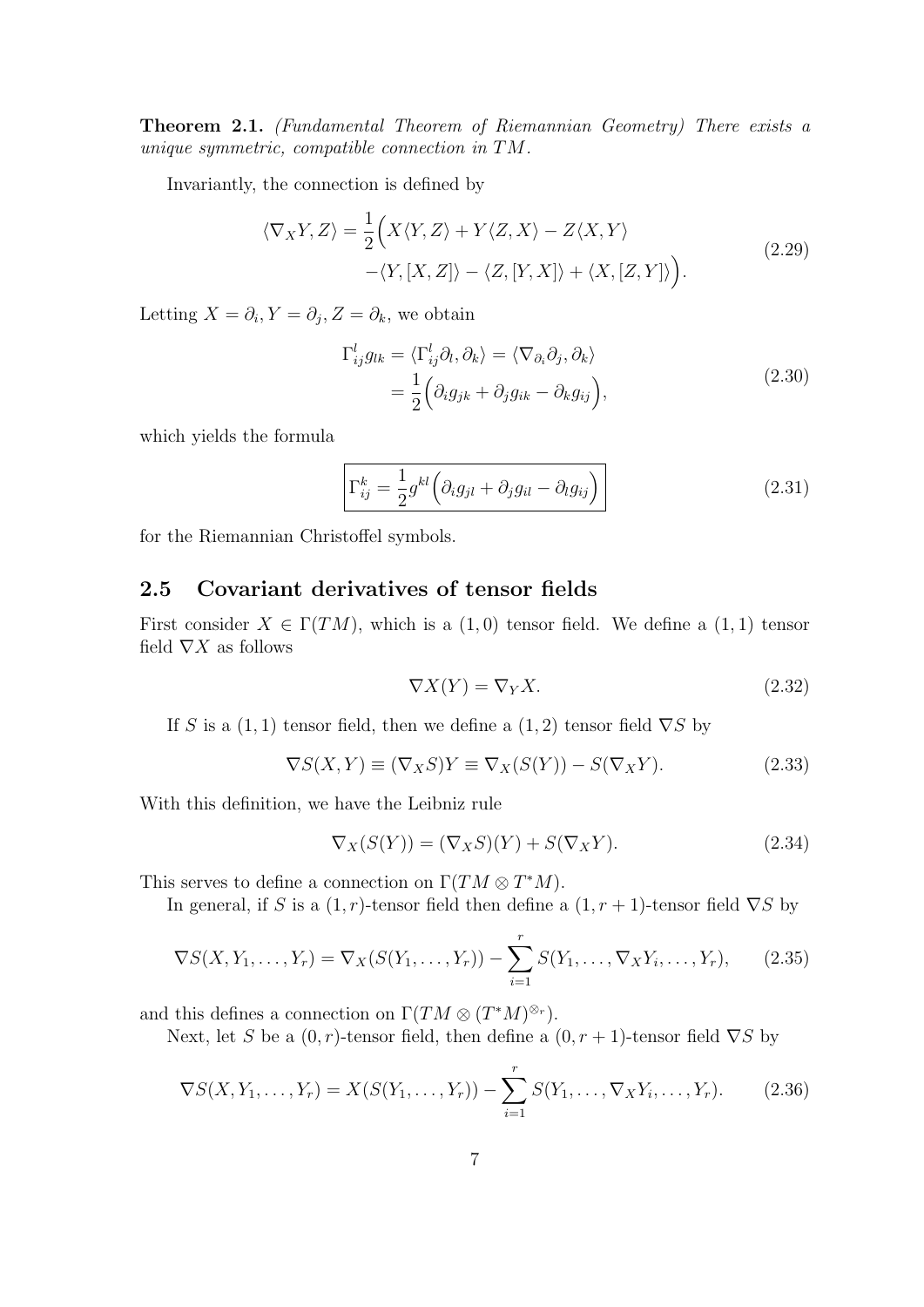**Theorem 2.1.** *(Fundamental Theorem of Riemannian Geometry) There exists a unique symmetric, compatible connection in $TM$.*

Invariantly, the connection is defined by

$$
\begin{aligned}
\langle \nabla_X Y, Z \rangle = \frac{1}{2}\Big( & X\langle Y, Z\rangle + Y\langle Z, X\rangle - Z\langle X, Y\rangle \\
& - \langle Y, [X, Z]\rangle - \langle Z, [Y, X]\rangle + \langle X, [Z, Y]\rangle \Big).
\end{aligned}
\tag{2.29}
$$

Letting $X = \partial_i, Y = \partial_j, Z = \partial_k$, we obtain

$$
\begin{aligned}
\Gamma_{ij}^l g_{lk} &= \langle \Gamma_{ij}^l \partial_l, \partial_k \rangle = \langle \nabla_{\partial_i} \partial_j, \partial_k \rangle \\
&= \frac{1}{2}\Big( \partial_i g_{jk} + \partial_j g_{ik} - \partial_k g_{ij} \Big),
\end{aligned}
\tag{2.30}
$$

which yields the formula

$$
\boxed{\Gamma_{ij}^k = \frac{1}{2} g^{kl} \Big( \partial_i g_{jl} + \partial_j g_{il} - \partial_l g_{ij} \Big)}
\tag{2.31}
$$

for the Riemannian Christoffel symbols.

## 2.5 Covariant derivatives of tensor fields

First consider $X \in \Gamma(TM)$, which is a $(1,0)$ tensor field. We define a $(1,1)$ tensor field $\nabla X$ as follows

$$
\nabla X(Y) = \nabla_Y X. \tag{2.32}
$$

If $S$ is a $(1,1)$ tensor field, then we define a $(1,2)$ tensor field $\nabla S$ by

$$
\nabla S(X, Y) \equiv (\nabla_X S)Y \equiv \nabla_X (S(Y)) - S(\nabla_X Y). \tag{2.33}
$$

With this definition, we have the Leibniz rule

$$
\nabla_X (S(Y)) = (\nabla_X S)(Y) + S(\nabla_X Y). \tag{2.34}
$$

This serves to define a connection on $\Gamma(TM \otimes T^*M)$.

In general, if $S$ is a $(1,r)$-tensor field then define a $(1, r+1)$-tensor field $\nabla S$ by

$$
\nabla S(X, Y_1, \ldots, Y_r) = \nabla_X (S(Y_1, \ldots, Y_r)) - \sum_{i=1}^{r} S(Y_1, \ldots, \nabla_X Y_i, \ldots, Y_r), \tag{2.35}
$$

and this defines a connection on $\Gamma(TM \otimes (T^*M)^{\otimes r})$.

Next, let $S$ be a $(0,r)$-tensor field, then define a $(0, r+1)$-tensor field $\nabla S$ by

$$
\nabla S(X, Y_1, \ldots, Y_r) = X(S(Y_1, \ldots, Y_r)) - \sum_{i=1}^{r} S(Y_1, \ldots, \nabla_X Y_i, \ldots, Y_r). \tag{2.36}
$$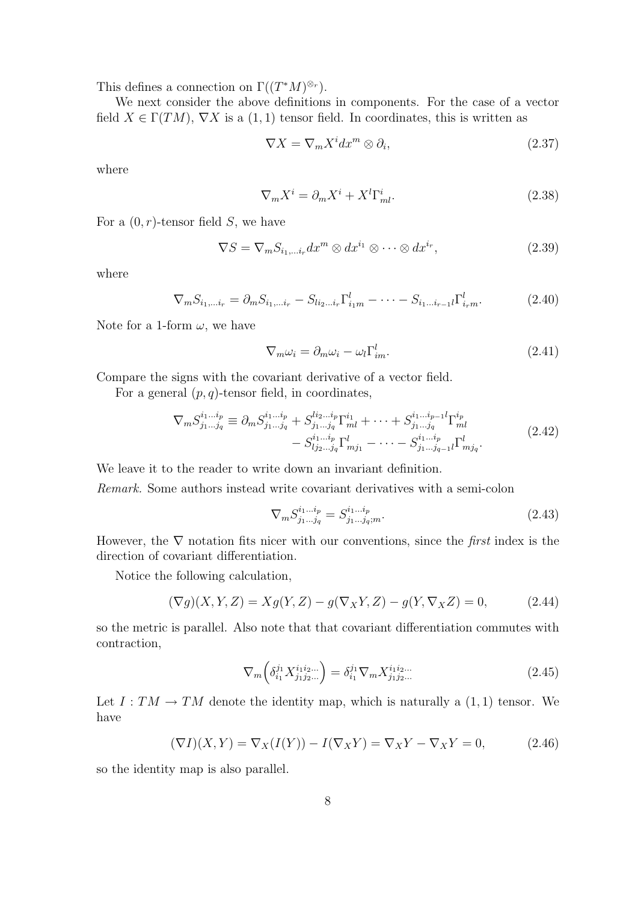This defines a connection on $\Gamma((T^*M)^{\otimes_r})$.

We next consider the above definitions in components. For the case of a vector field $X \in \Gamma(TM)$, $\nabla X$ is a $(1,1)$ tensor field. In coordinates, this is written as

$$\nabla X = \nabla_m X^i dx^m \otimes \partial_i, \tag{2.37}$$

where

$$\nabla_m X^i = \partial_m X^i + X^l \Gamma^i_{ml}. \tag{2.38}$$

For a $(0,r)$-tensor field $S$, we have

$$\nabla S = \nabla_m S_{i_1,\dots i_r} dx^m \otimes dx^{i_1} \otimes \dots \otimes dx^{i_r}, \tag{2.39}$$

where

$$\nabla_m S_{i_1,\dots i_r} = \partial_m S_{i_1,\dots i_r} - S_{l i_2 \dots i_r} \Gamma^l_{i_1 m} - \dots - S_{i_1 \dots i_{r-1} l} \Gamma^l_{i_r m}. \tag{2.40}$$

Note for a 1-form $\omega$, we have

$$\nabla_m \omega_i = \partial_m \omega_i - \omega_l \Gamma^l_{im}. \tag{2.41}$$

Compare the signs with the covariant derivative of a vector field.

For a general $(p,q)$-tensor field, in coordinates,

$$\begin{aligned} \nabla_m S^{i_1 \dots i_p}_{j_1 \dots j_q} \equiv \partial_m S^{i_1 \dots i_p}_{j_1 \dots j_q} &+ S^{l i_2 \dots i_p}_{j_1 \dots j_q} \Gamma^{i_1}_{ml} + \dots + S^{i_1 \dots i_{p-1} l}_{j_1 \dots j_q} \Gamma^{i_p}_{ml} \\ &- S^{i_1 \dots i_p}_{l j_2 \dots j_q} \Gamma^l_{m j_1} - \dots - S^{i_1 \dots i_p}_{j_1 \dots j_{q-1} l} \Gamma^l_{m j_q}. \end{aligned} \tag{2.42}$$

We leave it to the reader to write down an invariant definition.

*Remark.* Some authors instead write covariant derivatives with a semi-colon

$$\nabla_m S^{i_1 \dots i_p}_{j_1 \dots j_q} = S^{i_1 \dots i_p}_{j_1 \dots j_q ; m}. \tag{2.43}$$

However, the $\nabla$ notation fits nicer with our conventions, since the *first* index is the direction of covariant differentiation.

Notice the following calculation,

$$(\nabla g)(X, Y, Z) = X g(Y, Z) - g(\nabla_X Y, Z) - g(Y, \nabla_X Z) = 0, \tag{2.44}$$

so the metric is parallel. Also note that that covariant differentiation commutes with contraction,

$$\nabla_m \Big( \delta^{j_1}_{i_1} X^{i_1 i_2 \dots}_{j_1 j_2 \dots} \Big) = \delta^{j_1}_{i_1} \nabla_m X^{i_1 i_2 \dots}_{j_1 j_2 \dots} \tag{2.45}$$

Let $I : TM \to TM$ denote the identity map, which is naturally a $(1,1)$ tensor. We have

$$(\nabla I)(X, Y) = \nabla_X (I(Y)) - I(\nabla_X Y) = \nabla_X Y - \nabla_X Y = 0, \tag{2.46}$$

so the identity map is also parallel.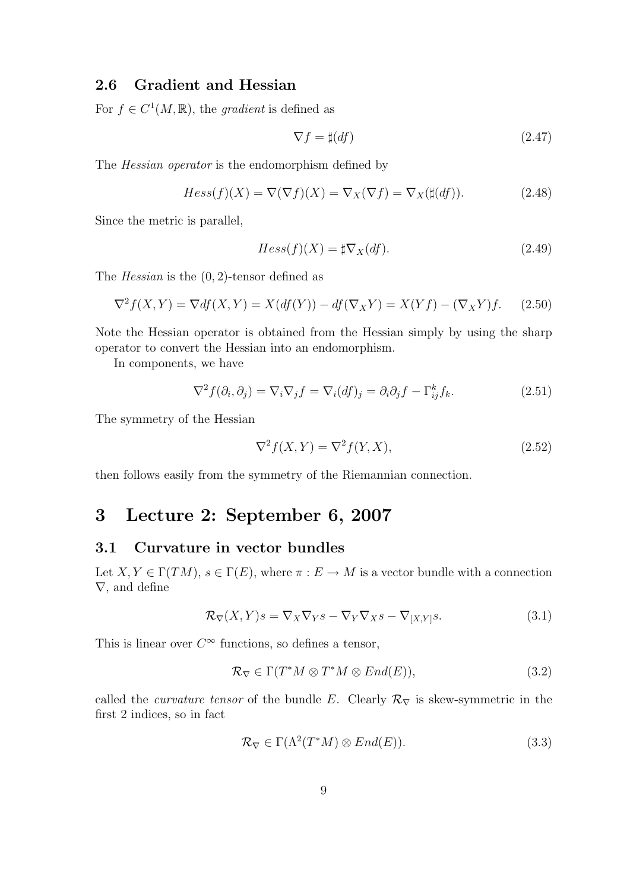### 2.6 Gradient and Hessian

For $f \in C^1(M, \mathbb{R})$, the *gradient* is defined as

$$\nabla f = \sharp(df) \tag{2.47}$$

The *Hessian operator* is the endomorphism defined by

$$Hess(f)(X) = \nabla(\nabla f)(X) = \nabla_X(\nabla f) = \nabla_X(\sharp(df)). \tag{2.48}$$

Since the metric is parallel,

$$Hess(f)(X) = \sharp\nabla_X(df). \tag{2.49}$$

The *Hessian* is the $(0, 2)$-tensor defined as

$$\nabla^2 f(X, Y) = \nabla df(X, Y) = X(df(Y)) - df(\nabla_X Y) = X(Yf) - (\nabla_X Y)f. \tag{2.50}$$

Note the Hessian operator is obtained from the Hessian simply by using the sharp operator to convert the Hessian into an endomorphism.

In components, we have

$$\nabla^2 f(\partial_i, \partial_j) = \nabla_i \nabla_j f = \nabla_i (df)_j = \partial_i \partial_j f - \Gamma_{ij}^k f_k. \tag{2.51}$$

The symmetry of the Hessian

$$\nabla^2 f(X, Y) = \nabla^2 f(Y, X), \tag{2.52}$$

then follows easily from the symmetry of the Riemannian connection.

# 3 Lecture 2: September 6, 2007

## 3.1 Curvature in vector bundles

Let $X, Y \in \Gamma(TM)$, $s \in \Gamma(E)$, where $\pi : E \to M$ is a vector bundle with a connection $\nabla$, and define

$$\mathcal{R}_\nabla(X, Y)s = \nabla_X \nabla_Y s - \nabla_Y \nabla_X s - \nabla_{[X,Y]} s. \tag{3.1}$$

This is linear over $C^\infty$ functions, so defines a tensor,

$$\mathcal{R}_\nabla \in \Gamma(T^*M \otimes T^*M \otimes End(E)), \tag{3.2}$$

called the *curvature tensor* of the bundle $E$. Clearly $\mathcal{R}_\nabla$ is skew-symmetric in the first 2 indices, so in fact

$$\mathcal{R}_\nabla \in \Gamma(\Lambda^2(T^*M) \otimes End(E)). \tag{3.3}$$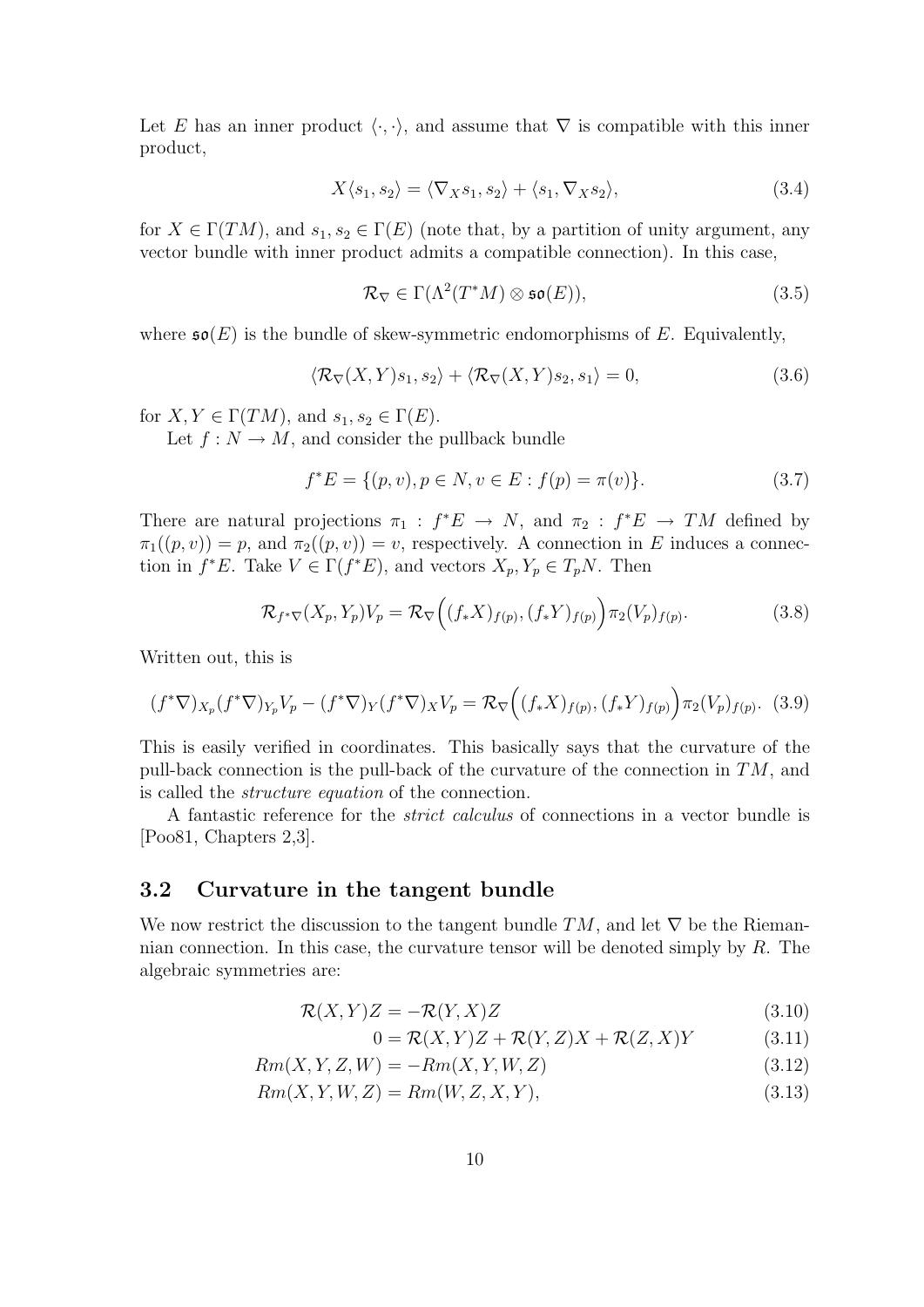Let $E$ has an inner product $\langle \cdot, \cdot \rangle$, and assume that $\nabla$ is compatible with this inner product,

$$X\langle s_1, s_2 \rangle = \langle \nabla_X s_1, s_2 \rangle + \langle s_1, \nabla_X s_2 \rangle, \tag{3.4}$$

for $X \in \Gamma(TM)$, and $s_1, s_2 \in \Gamma(E)$ (note that, by a partition of unity argument, any vector bundle with inner product admits a compatible connection). In this case,

$$\mathcal{R}_\nabla \in \Gamma(\Lambda^2(T^*M) \otimes \mathfrak{so}(E)), \tag{3.5}$$

where $\mathfrak{so}(E)$ is the bundle of skew-symmetric endomorphisms of $E$. Equivalently,

$$\langle \mathcal{R}_\nabla(X,Y)s_1, s_2 \rangle + \langle \mathcal{R}_\nabla(X,Y)s_2, s_1 \rangle = 0, \tag{3.6}$$

for $X, Y \in \Gamma(TM)$, and $s_1, s_2 \in \Gamma(E)$.

Let $f : N \to M$, and consider the pullback bundle

$$f^*E = \{(p,v), p \in N, v \in E : f(p) = \pi(v)\}. \tag{3.7}$$

There are natural projections $\pi_1 : f^*E \to N$, and $\pi_2 : f^*E \to TM$ defined by $\pi_1((p,v)) = p$, and $\pi_2((p,v)) = v$, respectively. A connection in $E$ induces a connection in $f^*E$. Take $V \in \Gamma(f^*E)$, and vectors $X_p, Y_p \in T_pN$. Then

$$\mathcal{R}_{f^*\nabla}(X_p, Y_p)V_p = \mathcal{R}_\nabla\Big((f_*X)_{f(p)}, (f_*Y)_{f(p)}\Big)\pi_2(V_p)_{f(p)}. \tag{3.8}$$

Written out, this is

$$(f^*\nabla)_{X_p}(f^*\nabla)_{Y_p}V_p - (f^*\nabla)_Y(f^*\nabla)_X V_p = \mathcal{R}_\nabla\Big((f_*X)_{f(p)}, (f_*Y)_{f(p)}\Big)\pi_2(V_p)_{f(p)}. \tag{3.9}$$

This is easily verified in coordinates. This basically says that the curvature of the pull-back connection is the pull-back of the curvature of the connection in $TM$, and is called the *structure equation* of the connection.

A fantastic reference for the *strict calculus* of connections in a vector bundle is [Poo81, Chapters 2,3].

## 3.2 Curvature in the tangent bundle

We now restrict the discussion to the tangent bundle $TM$, and let $\nabla$ be the Riemannian connection. In this case, the curvature tensor will be denoted simply by $R$. The algebraic symmetries are:

$$\mathcal{R}(X,Y)Z = -\mathcal{R}(Y,X)Z \tag{3.10}$$

$$0 = \mathcal{R}(X,Y)Z + \mathcal{R}(Y,Z)X + \mathcal{R}(Z,X)Y \tag{3.11}$$

$$Rm(X,Y,Z,W) = -Rm(X,Y,W,Z) \tag{3.12}$$

$$Rm(X,Y,W,Z) = Rm(W,Z,X,Y), \tag{3.13}$$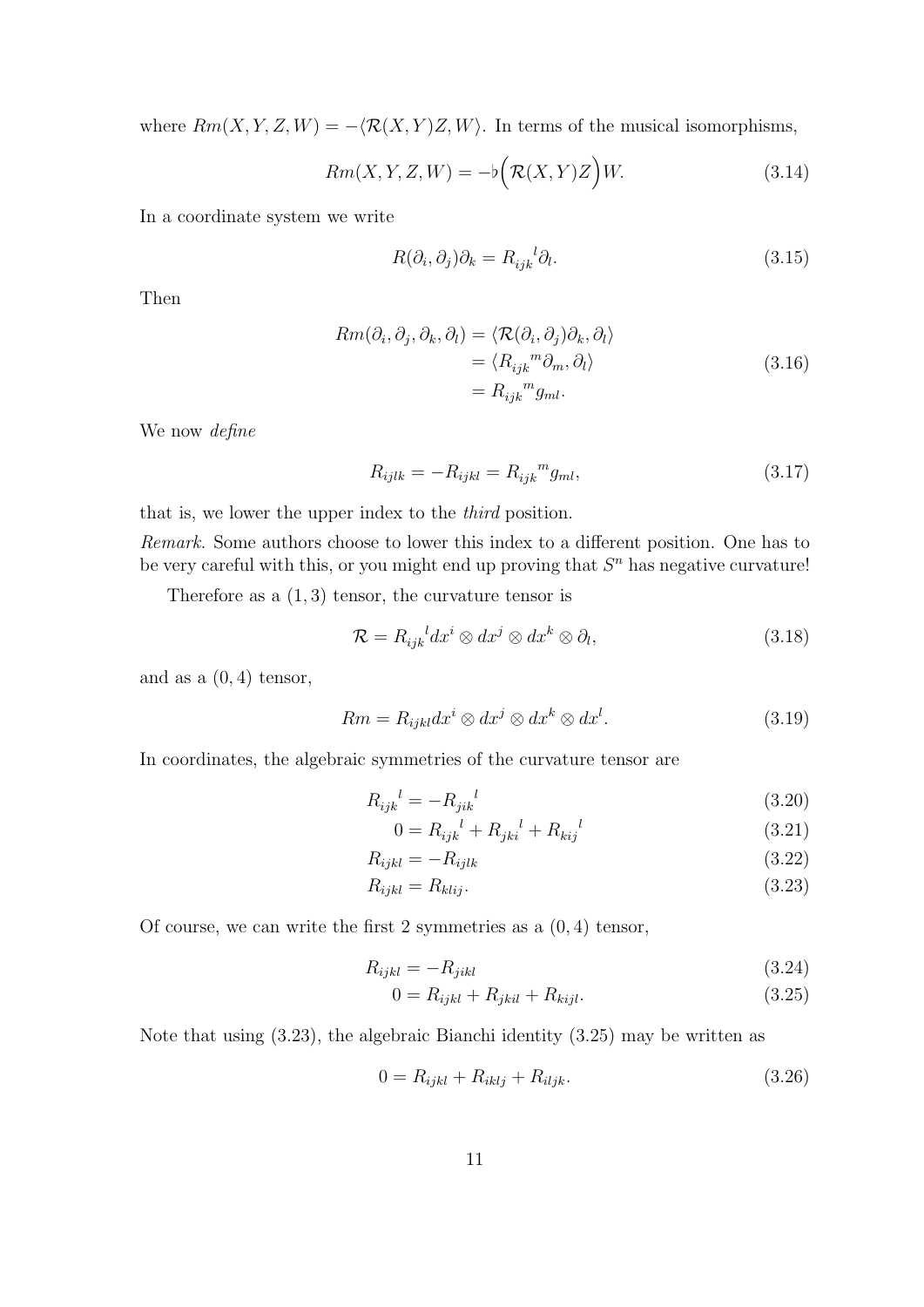where $Rm(X, Y, Z, W) = -\langle \mathcal{R}(X, Y)Z, W \rangle$. In terms of the musical isomorphisms,

$$Rm(X, Y, Z, W) = -\flat\Big(\mathcal{R}(X, Y)Z\Big)W. \tag{3.14}$$

In a coordinate system we write

$$R(\partial_i, \partial_j)\partial_k = R_{ijk}{}^l \partial_l. \tag{3.15}$$

Then

$$\begin{aligned} Rm(\partial_i, \partial_j, \partial_k, \partial_l) &= \langle \mathcal{R}(\partial_i, \partial_j)\partial_k, \partial_l \rangle \\ &= \langle R_{ijk}{}^m \partial_m, \partial_l \rangle \\ &= R_{ijk}{}^m g_{ml}. \end{aligned} \tag{3.16}$$

We now *define*

$$R_{ijlk} = -R_{ijkl} = R_{ijk}{}^m g_{ml}, \tag{3.17}$$

that is, we lower the upper index to the *third* position.

*Remark.* Some authors choose to lower this index to a different position. One has to be very careful with this, or you might end up proving that $S^n$ has negative curvature!

Therefore as a $(1, 3)$ tensor, the curvature tensor is

$$\mathcal{R} = R_{ijk}{}^l dx^i \otimes dx^j \otimes dx^k \otimes \partial_l, \tag{3.18}$$

and as a $(0, 4)$ tensor,

$$Rm = R_{ijkl} dx^i \otimes dx^j \otimes dx^k \otimes dx^l. \tag{3.19}$$

In coordinates, the algebraic symmetries of the curvature tensor are

$$R_{ijk}{}^l = -R_{jik}{}^l \tag{3.20}$$

$$0 = R_{ijk}{}^l + R_{jki}{}^l + R_{kij}{}^l \tag{3.21}$$

$$R_{ijkl} = -R_{ijlk} \tag{3.22}$$

$$R_{ijkl} = R_{klij}. \tag{3.23}$$

Of course, we can write the first 2 symmetries as a $(0, 4)$ tensor,

$$R_{ijkl} = -R_{jikl} \tag{3.24}$$

$$0 = R_{ijkl} + R_{jkil} + R_{kijl}. \tag{3.25}$$

Note that using (3.23), the algebraic Bianchi identity (3.25) may be written as

$$0 = R_{ijkl} + R_{iklj} + R_{iljk}. \tag{3.26}$$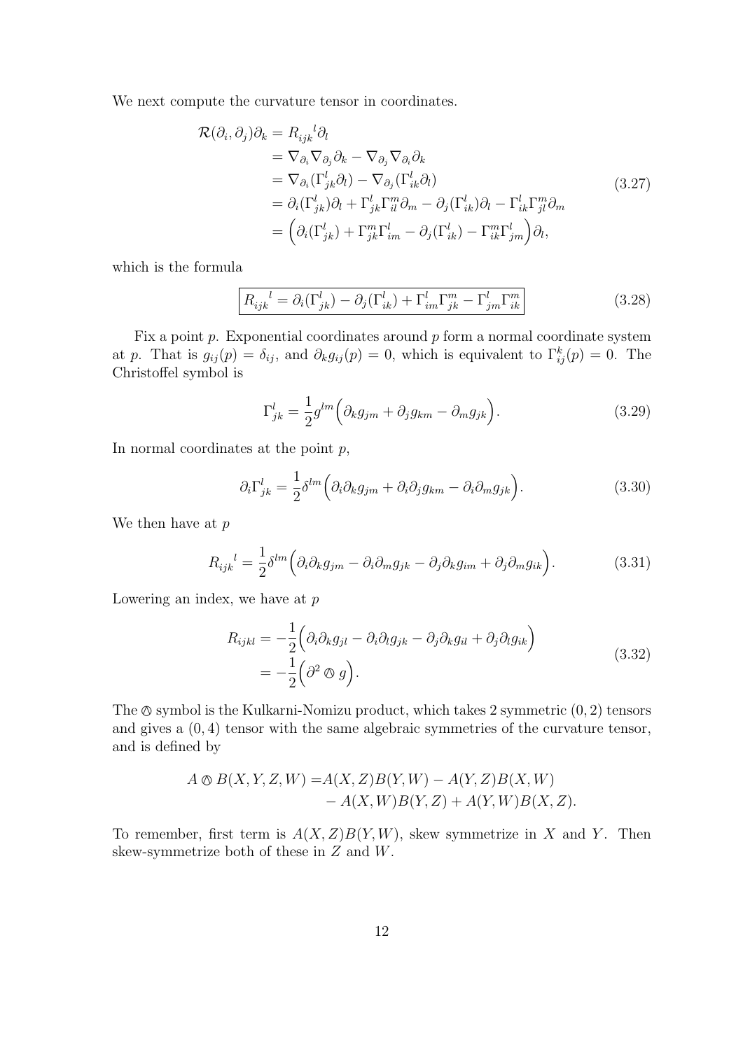We next compute the curvature tensor in coordinates.

$$
\begin{aligned}
\mathcal{R}(\partial_i, \partial_j)\partial_k &= R_{ijk}{}^l \partial_l \\
&= \nabla_{\partial_i}\nabla_{\partial_j}\partial_k - \nabla_{\partial_j}\nabla_{\partial_i}\partial_k \\
&= \nabla_{\partial_i}(\Gamma^l_{jk}\partial_l) - \nabla_{\partial_j}(\Gamma^l_{ik}\partial_l) \\
&= \partial_i(\Gamma^l_{jk})\partial_l + \Gamma^l_{jk}\Gamma^m_{il}\partial_m - \partial_j(\Gamma^l_{ik})\partial_l - \Gamma^l_{ik}\Gamma^m_{jl}\partial_m \\
&= \Big(\partial_i(\Gamma^l_{jk}) + \Gamma^m_{jk}\Gamma^l_{im} - \partial_j(\Gamma^l_{ik}) - \Gamma^m_{ik}\Gamma^l_{jm}\Big)\partial_l,
\end{aligned}
\tag{3.27}
$$

which is the formula

$$
\boxed{R_{ijk}{}^l = \partial_i(\Gamma^l_{jk}) - \partial_j(\Gamma^l_{ik}) + \Gamma^l_{im}\Gamma^m_{jk} - \Gamma^l_{jm}\Gamma^m_{ik}}
\tag{3.28}
$$

Fix a point $p$. Exponential coordinates around $p$ form a normal coordinate system at $p$. That is $g_{ij}(p) = \delta_{ij}$, and $\partial_k g_{ij}(p) = 0$, which is equivalent to $\Gamma^k_{ij}(p) = 0$. The Christoffel symbol is

$$
\Gamma^l_{jk} = \frac{1}{2} g^{lm}\Big(\partial_k g_{jm} + \partial_j g_{km} - \partial_m g_{jk}\Big).
\tag{3.29}
$$

In normal coordinates at the point $p$,

$$
\partial_i \Gamma^l_{jk} = \frac{1}{2}\delta^{lm}\Big(\partial_i\partial_k g_{jm} + \partial_i\partial_j g_{km} - \partial_i\partial_m g_{jk}\Big).
\tag{3.30}
$$

We then have at $p$

$$
R_{ijk}{}^l = \frac{1}{2}\delta^{lm}\Big(\partial_i\partial_k g_{jm} - \partial_i\partial_m g_{jk} - \partial_j\partial_k g_{im} + \partial_j\partial_m g_{ik}\Big).
\tag{3.31}
$$

Lowering an index, we have at $p$

$$
\begin{aligned}
R_{ijkl} &= -\frac{1}{2}\Big(\partial_i\partial_k g_{jl} - \partial_i\partial_l g_{jk} - \partial_j\partial_k g_{il} + \partial_j\partial_l g_{ik}\Big) \\
&= -\frac{1}{2}\Big(\partial^2 \owedge g\Big).
\end{aligned}
\tag{3.32}
$$

The $\owedge$ symbol is the Kulkarni-Nomizu product, which takes 2 symmetric $(0, 2)$ tensors and gives a $(0, 4)$ tensor with the same algebraic symmetries of the curvature tensor, and is defined by

$$
\begin{aligned}
A \owedge B(X, Y, Z, W) = &A(X, Z)B(Y, W) - A(Y, Z)B(X, W) \\
&- A(X, W)B(Y, Z) + A(Y, W)B(X, Z).
\end{aligned}
$$

To remember, first term is $A(X, Z)B(Y, W)$, skew symmetrize in $X$ and $Y$. Then skew-symmetrize both of these in $Z$ and $W$.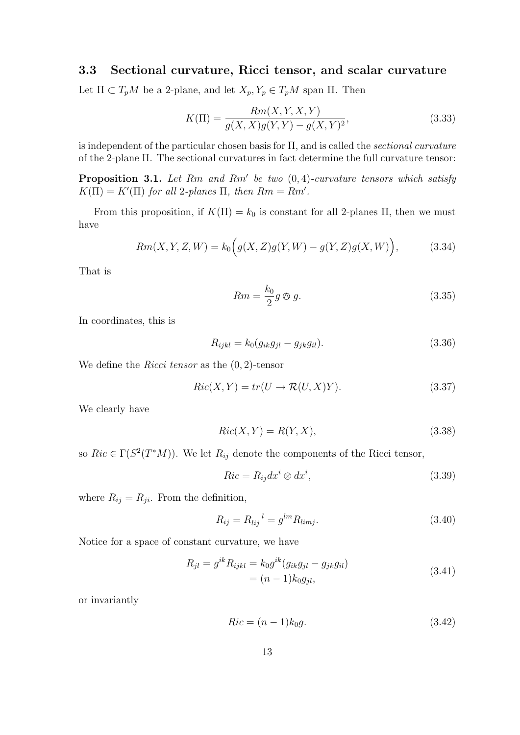### 3.3 Sectional curvature, Ricci tensor, and scalar curvature

Let $\Pi \subset T_pM$ be a 2-plane, and let $X_p, Y_p \in T_pM$ span $\Pi$. Then

$$K(\Pi) = \frac{Rm(X,Y,X,Y)}{g(X,X)g(Y,Y) - g(X,Y)^2}, \tag{3.33}$$

is independent of the particular chosen basis for $\Pi$, and is called the *sectional curvature* of the 2-plane $\Pi$. The sectional curvatures in fact determine the full curvature tensor:

**Proposition 3.1.** *Let $Rm$ and $Rm'$ be two $(0,4)$-curvature tensors which satisfy $K(\Pi) = K'(\Pi)$ for all 2-planes $\Pi$, then $Rm = Rm'$.*

From this proposition, if $K(\Pi) = k_0$ is constant for all 2-planes $\Pi$, then we must have

$$Rm(X,Y,Z,W) = k_0\Big(g(X,Z)g(Y,W) - g(Y,Z)g(X,W)\Big), \tag{3.34}$$

That is

$$Rm = \frac{k_0}{2} g \owedge g. \tag{3.35}$$

In coordinates, this is

$$R_{ijkl} = k_0(g_{ik}g_{jl} - g_{jk}g_{il}). \tag{3.36}$$

We define the *Ricci tensor* as the $(0,2)$-tensor

$$Ric(X,Y) = tr(U \to \mathcal{R}(U,X)Y). \tag{3.37}$$

We clearly have

$$Ric(X,Y) = R(Y,X), \tag{3.38}$$

so $Ric \in \Gamma(S^2(T^*M))$. We let $R_{ij}$ denote the components of the Ricci tensor,

$$Ric = R_{ij}dx^i \otimes dx^i, \tag{3.39}$$

where $R_{ij} = R_{ji}$. From the definition,

$$R_{ij} = R_{lij}{}^{l} = g^{lm}R_{limj}. \tag{3.40}$$

Notice for a space of constant curvature, we have

$$\begin{aligned} R_{jl} = g^{ik}R_{ijkl} &= k_0 g^{ik}(g_{ik}g_{jl} - g_{jk}g_{il}) \\ &= (n-1)k_0 g_{jl}, \end{aligned} \tag{3.41}$$

or invariantly

$$Ric = (n-1)k_0 g. \tag{3.42}$$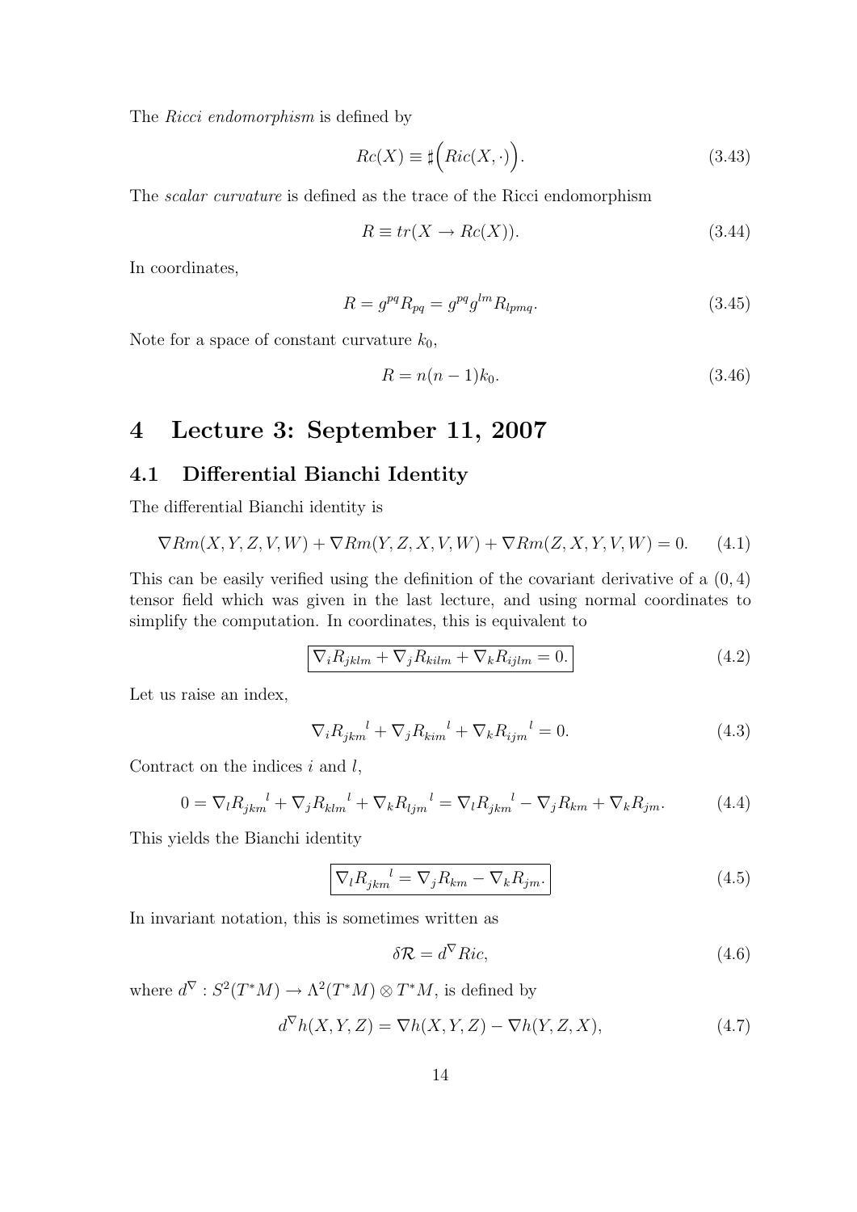The *Ricci endomorphism* is defined by

$$Rc(X) \equiv \sharp\Big(Ric(X, \cdot)\Big). \tag{3.43}$$

The *scalar curvature* is defined as the trace of the Ricci endomorphism

$$R \equiv tr(X \to Rc(X)). \tag{3.44}$$

In coordinates,

$$R = g^{pq} R_{pq} = g^{pq} g^{lm} R_{lpmq}. \tag{3.45}$$

Note for a space of constant curvature $k_0$,

$$R = n(n-1)k_0. \tag{3.46}$$

# 4 Lecture 3: September 11, 2007

## 4.1 Differential Bianchi Identity

The differential Bianchi identity is

$$\nabla Rm(X, Y, Z, V, W) + \nabla Rm(Y, Z, X, V, W) + \nabla Rm(Z, X, Y, V, W) = 0. \tag{4.1}$$

This can be easily verified using the definition of the covariant derivative of a $(0, 4)$ tensor field which was given in the last lecture, and using normal coordinates to simplify the computation. In coordinates, this is equivalent to

$$\boxed{\nabla_i R_{jklm} + \nabla_j R_{kilm} + \nabla_k R_{ijlm} = 0.} \tag{4.2}$$

Let us raise an index,

$$\nabla_i R_{jkm}{}^{l} + \nabla_j R_{kim}{}^{l} + \nabla_k R_{ijm}{}^{l} = 0. \tag{4.3}$$

Contract on the indices $i$ and $l$,

$$0 = \nabla_l R_{jkm}{}^{l} + \nabla_j R_{klm}{}^{l} + \nabla_k R_{ljm}{}^{l} = \nabla_l R_{jkm}{}^{l} - \nabla_j R_{km} + \nabla_k R_{jm}. \tag{4.4}$$

This yields the Bianchi identity

$$\boxed{\nabla_l R_{jkm}{}^{l} = \nabla_j R_{km} - \nabla_k R_{jm}.} \tag{4.5}$$

In invariant notation, this is sometimes written as

$$\delta \mathcal{R} = d^{\nabla} Ric, \tag{4.6}$$

where $d^{\nabla} : S^2(T^*M) \to \Lambda^2(T^*M) \otimes T^*M$, is defined by

$$d^{\nabla} h(X, Y, Z) = \nabla h(X, Y, Z) - \nabla h(Y, Z, X), \tag{4.7}$$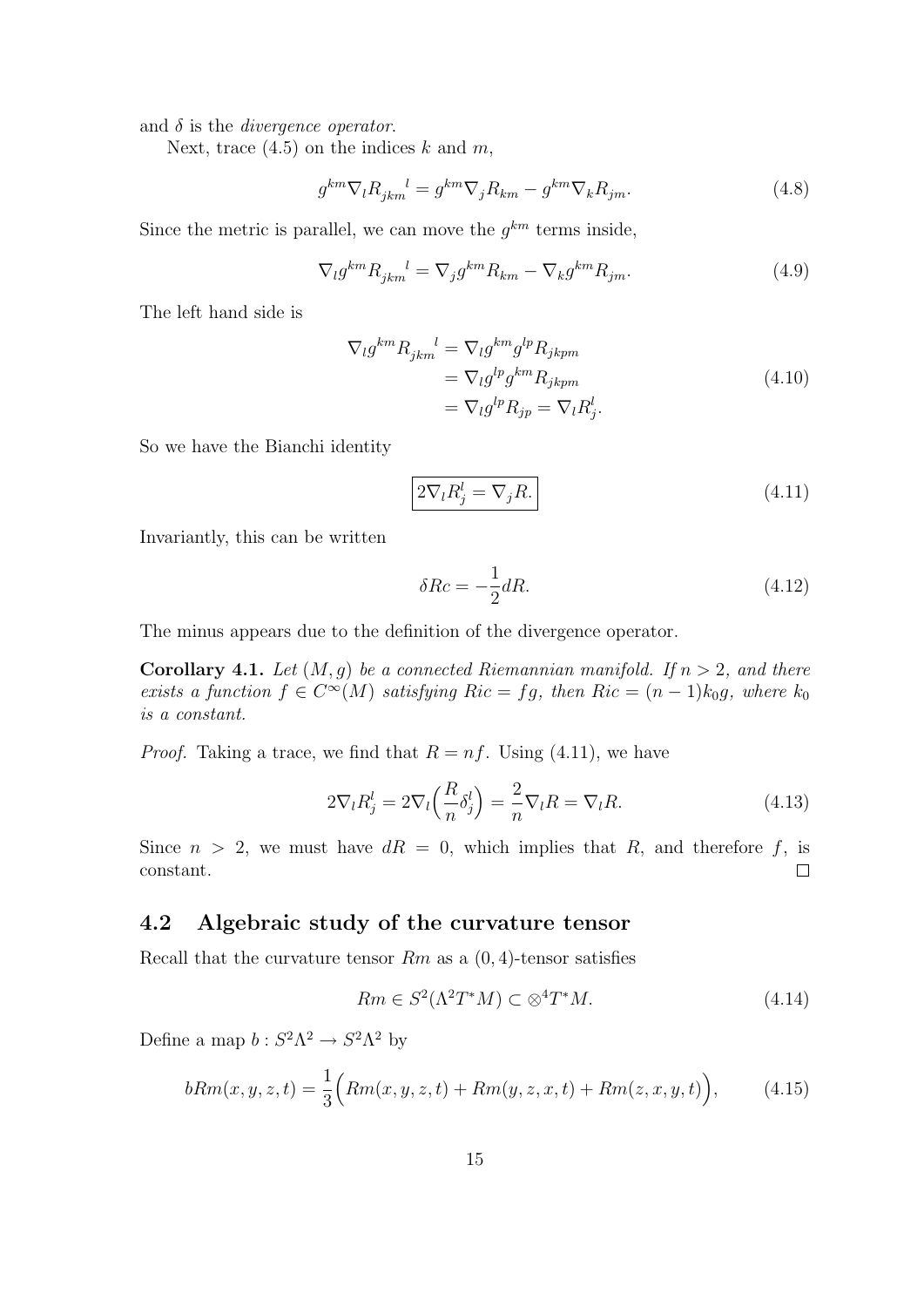and $\delta$ is the *divergence operator*.

Next, trace (4.5) on the indices $k$ and $m$,

$$g^{km}\nabla_l R_{jkm}{}^l = g^{km}\nabla_j R_{km} - g^{km}\nabla_k R_{jm}. \tag{4.8}$$

Since the metric is parallel, we can move the $g^{km}$ terms inside,

$$\nabla_l g^{km} R_{jkm}{}^l = \nabla_j g^{km} R_{km} - \nabla_k g^{km} R_{jm}. \tag{4.9}$$

The left hand side is

$$\begin{aligned}
\nabla_l g^{km} R_{jkm}{}^l &= \nabla_l g^{km} g^{lp} R_{jkpm} \\
&= \nabla_l g^{lp} g^{km} R_{jkpm} \\
&= \nabla_l g^{lp} R_{jp} = \nabla_l R_j^l.
\end{aligned} \tag{4.10}$$

So we have the Bianchi identity

$$\boxed{2\nabla_l R_j^l = \nabla_j R.} \tag{4.11}$$

Invariantly, this can be written

$$\delta Rc = -\frac{1}{2} dR. \tag{4.12}$$

The minus appears due to the definition of the divergence operator.

**Corollary 4.1.** *Let $(M, g)$ be a connected Riemannian manifold. If $n > 2$, and there exists a function $f \in C^\infty(M)$ satisfying $Ric = fg$, then $Ric = (n-1)k_0 g$, where $k_0$ is a constant.*

*Proof.* Taking a trace, we find that $R = nf$. Using (4.11), we have

$$2\nabla_l R_j^l = 2\nabla_l\Big(\frac{R}{n}\delta_j^l\Big) = \frac{2}{n}\nabla_l R = \nabla_l R. \tag{4.13}$$

Since $n > 2$, we must have $dR = 0$, which implies that $R$, and therefore $f$, is constant. $\square$

## 4.2 Algebraic study of the curvature tensor

Recall that the curvature tensor $Rm$ as a $(0,4)$-tensor satisfies

$$Rm \in S^2(\Lambda^2 T^*M) \subset \otimes^4 T^*M. \tag{4.14}$$

Define a map $b : S^2\Lambda^2 \to S^2\Lambda^2$ by

$$bRm(x, y, z, t) = \frac{1}{3}\Big(Rm(x, y, z, t) + Rm(y, z, x, t) + Rm(z, x, y, t)\Big), \tag{4.15}$$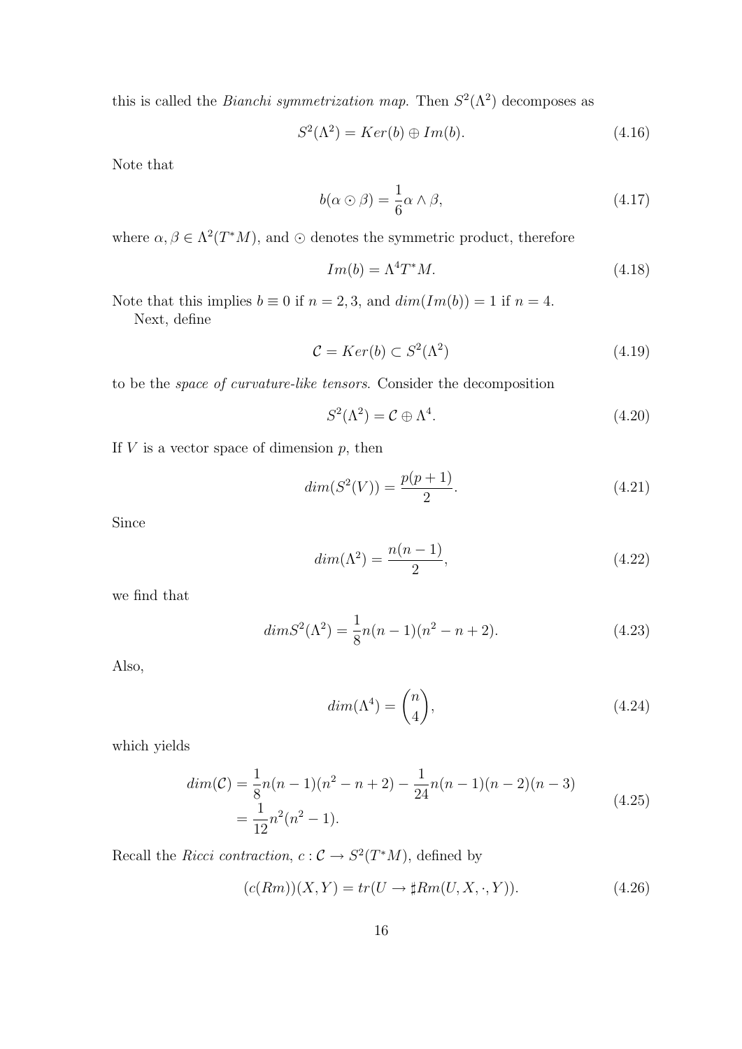this is called the *Bianchi symmetrization map*. Then $S^2(\Lambda^2)$ decomposes as

$$S^2(\Lambda^2) = Ker(b) \oplus Im(b). \tag{4.16}$$

Note that

$$b(\alpha \odot \beta) = \frac{1}{6}\alpha \wedge \beta, \tag{4.17}$$

where $\alpha, \beta \in \Lambda^2(T^*M)$, and $\odot$ denotes the symmetric product, therefore

$$Im(b) = \Lambda^4 T^*M. \tag{4.18}$$

Note that this implies $b \equiv 0$ if $n = 2, 3$, and $dim(Im(b)) = 1$ if $n = 4$.

Next, define

$$\mathcal{C} = Ker(b) \subset S^2(\Lambda^2) \tag{4.19}$$

to be the *space of curvature-like tensors*. Consider the decomposition

$$S^2(\Lambda^2) = \mathcal{C} \oplus \Lambda^4. \tag{4.20}$$

If $V$ is a vector space of dimension $p$, then

$$dim(S^2(V)) = \frac{p(p+1)}{2}. \tag{4.21}$$

Since

$$dim(\Lambda^2) = \frac{n(n-1)}{2}, \tag{4.22}$$

we find that

$$dim S^2(\Lambda^2) = \frac{1}{8}n(n-1)(n^2 - n + 2). \tag{4.23}$$

Also,

$$dim(\Lambda^4) = \binom{n}{4}, \tag{4.24}$$

which yields

$$\begin{aligned} dim(\mathcal{C}) &= \frac{1}{8}n(n-1)(n^2 - n + 2) - \frac{1}{24}n(n-1)(n-2)(n-3) \\ &= \frac{1}{12}n^2(n^2 - 1). \end{aligned} \tag{4.25}$$

Recall the *Ricci contraction*, $c : \mathcal{C} \to S^2(T^*M)$, defined by

$$(c(Rm))(X, Y) = tr(U \to \sharp Rm(U, X, \cdot, Y)). \tag{4.26}$$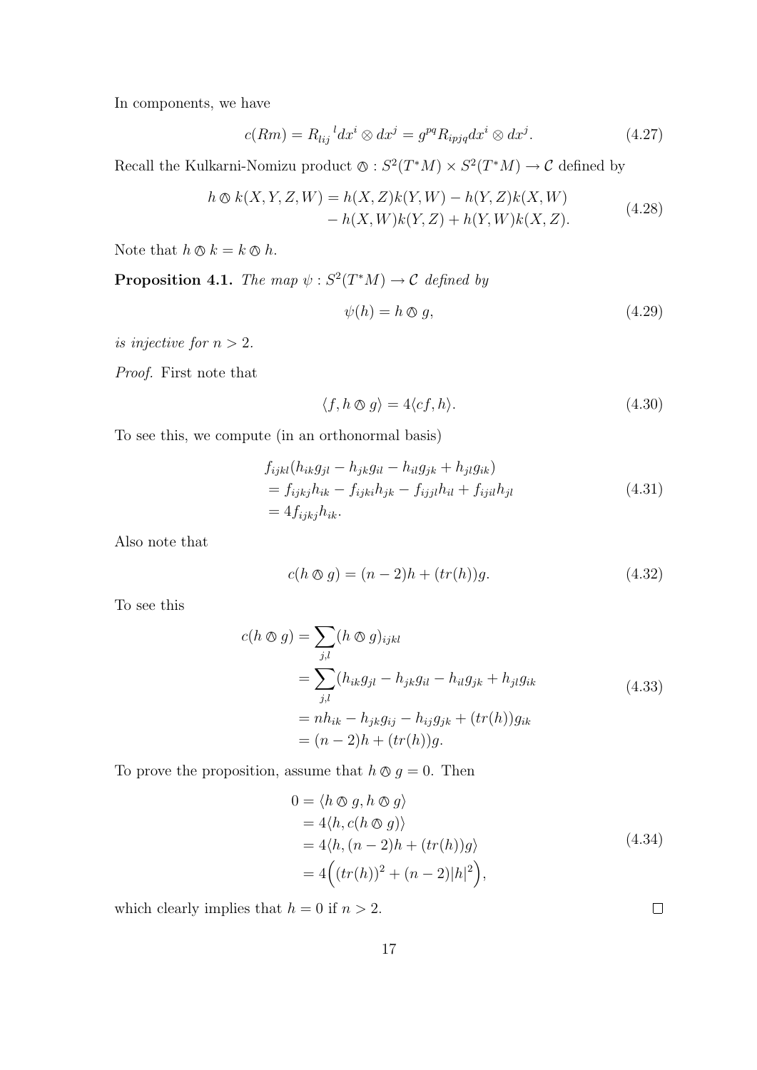In components, we have

$$c(Rm) = R_{lij}{}^{l} dx^i \otimes dx^j = g^{pq} R_{ipjq} dx^i \otimes dx^j. \tag{4.27}$$

Recall the Kulkarni-Nomizu product $\owedge : S^2(T^*M) \times S^2(T^*M) \to \mathcal{C}$ defined by

$$\begin{aligned} h \owedge k(X, Y, Z, W) = &\ h(X, Z)k(Y, W) - h(Y, Z)k(X, W) \\ &- h(X, W)k(Y, Z) + h(Y, W)k(X, Z). \end{aligned} \tag{4.28}$$

Note that $h \owedge k = k \owedge h$.

**Proposition 4.1.** *The map $\psi : S^2(T^*M) \to \mathcal{C}$ defined by*

$$\psi(h) = h \owedge g, \tag{4.29}$$

*is injective for $n > 2$.*

*Proof.* First note that

$$\langle f, h \owedge g \rangle = 4 \langle cf, h \rangle. \tag{4.30}$$

To see this, we compute (in an orthonormal basis)

$$\begin{aligned} & f_{ijkl}(h_{ik}g_{jl} - h_{jk}g_{il} - h_{il}g_{jk} + h_{jl}g_{ik}) \\ &= f_{ijkj}h_{ik} - f_{ijki}h_{jk} - f_{ijjl}h_{il} + f_{ijil}h_{jl} \\ &= 4 f_{ijkj}h_{ik}. \end{aligned} \tag{4.31}$$

Also note that

$$c(h \owedge g) = (n-2)h + (tr(h))g. \tag{4.32}$$

To see this

$$\begin{aligned} c(h \owedge g) &= \sum_{j,l} (h \owedge g)_{ijkl} \\ &= \sum_{j,l} (h_{ik}g_{jl} - h_{jk}g_{il} - h_{il}g_{jk} + h_{jl}g_{ik} \\ &= n h_{ik} - h_{jk}g_{ij} - h_{ij}g_{jk} + (tr(h))g_{ik} \\ &= (n-2)h + (tr(h))g. \end{aligned} \tag{4.33}$$

To prove the proposition, assume that $h \owedge g = 0$. Then

$$\begin{aligned} 0 &= \langle h \owedge g, h \owedge g \rangle \\ &= 4 \langle h, c(h \owedge g) \rangle \\ &= 4 \langle h, (n-2)h + (tr(h))g \rangle \\ &= 4 \Big( (tr(h))^2 + (n-2)|h|^2 \Big), \end{aligned} \tag{4.34}$$

which clearly implies that $h = 0$ if $n > 2$. $\square$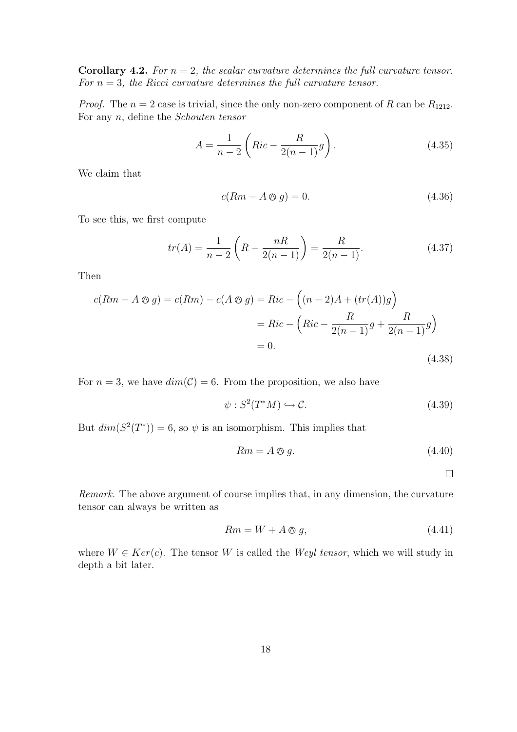**Corollary 4.2.** *For $n = 2$, the scalar curvature determines the full curvature tensor. For $n = 3$, the Ricci curvature determines the full curvature tensor.*

*Proof.* The $n = 2$ case is trivial, since the only non-zero component of $R$ can be $R_{1212}$. For any $n$, define the *Schouten tensor*

$$A = \frac{1}{n-2}\left(Ric - \frac{R}{2(n-1)}g\right). \tag{4.35}$$

We claim that

$$c(Rm - A \owedge g) = 0. \tag{4.36}$$

To see this, we first compute

$$tr(A) = \frac{1}{n-2}\left(R - \frac{nR}{2(n-1)}\right) = \frac{R}{2(n-1)}. \tag{4.37}$$

Then

$$\begin{aligned} c(Rm - A \owedge g) = c(Rm) - c(A \owedge g) &= Ric - \Big((n-2)A + (tr(A))g\Big) \\ &= Ric - \Big(Ric - \frac{R}{2(n-1)}g + \frac{R}{2(n-1)}g\Big) \\ &= 0. \end{aligned} \tag{4.38}$$

For $n = 3$, we have $dim(\mathcal{C}) = 6$. From the proposition, we also have

$$\psi : S^2(T^*M) \hookrightarrow \mathcal{C}. \tag{4.39}$$

But $dim(S^2(T^*)) = 6$, so $\psi$ is an isomorphism. This implies that

$$Rm = A \owedge g. \tag{4.40}$$

□

*Remark.* The above argument of course implies that, in any dimension, the curvature tensor can always be written as

$$Rm = W + A \owedge g, \tag{4.41}$$

where $W \in Ker(c)$. The tensor $W$ is called the *Weyl tensor*, which we will study in depth a bit later.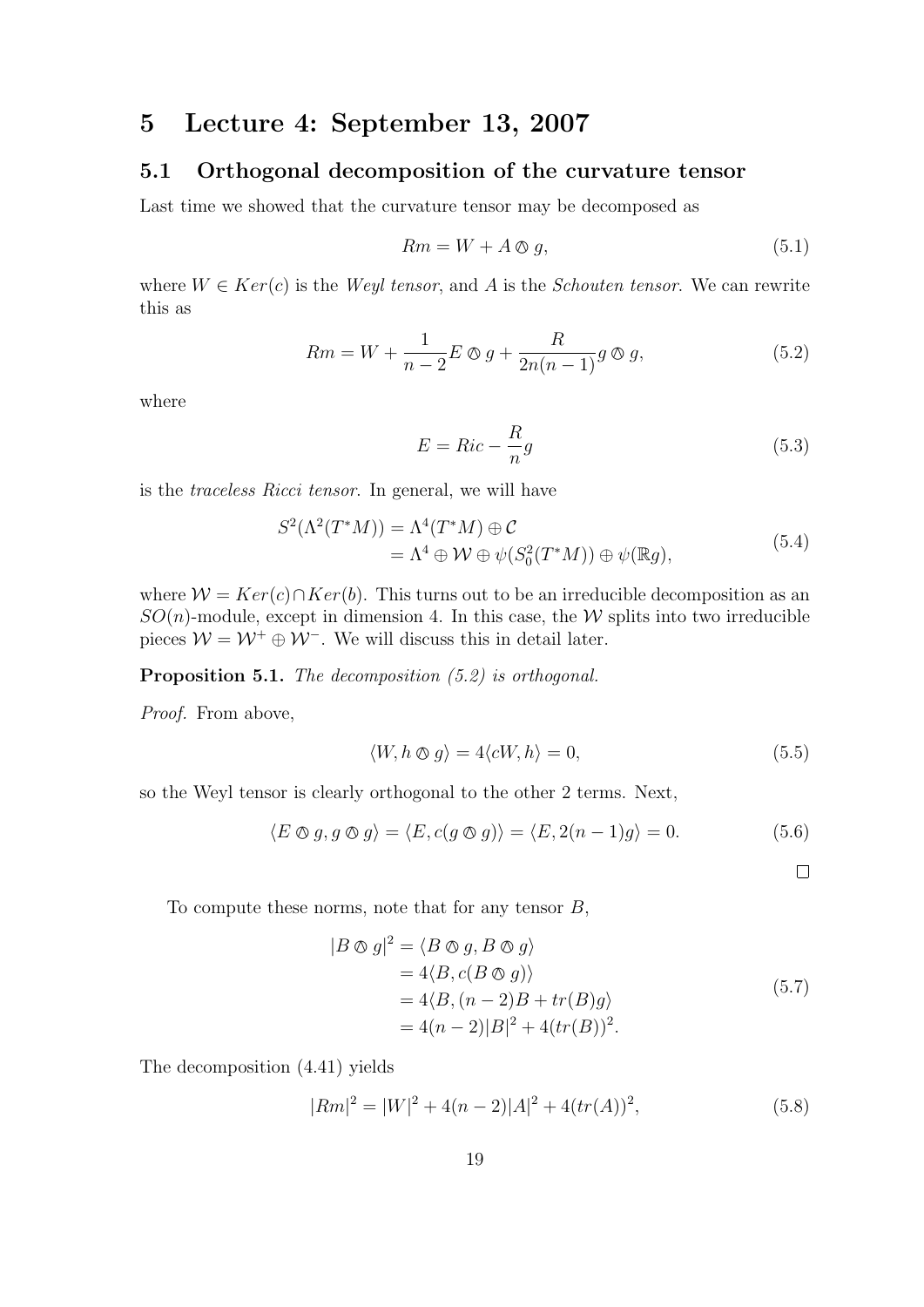# 5 Lecture 4: September 13, 2007

## 5.1 Orthogonal decomposition of the curvature tensor

Last time we showed that the curvature tensor may be decomposed as

$$Rm = W + A \owedge g, \tag{5.1}$$

where $W \in Ker(c)$ is the *Weyl tensor*, and $A$ is the *Schouten tensor*. We can rewrite this as

$$Rm = W + \frac{1}{n-2} E \owedge g + \frac{R}{2n(n-1)} g \owedge g, \tag{5.2}$$

where

$$E = Ric - \frac{R}{n} g \tag{5.3}$$

is the *traceless Ricci tensor*. In general, we will have

$$\begin{aligned} S^2(\Lambda^2(T^*M)) &= \Lambda^4(T^*M) \oplus \mathcal{C} \\ &= \Lambda^4 \oplus \mathcal{W} \oplus \psi(S^2_0(T^*M)) \oplus \psi(\mathbb{R}g), \end{aligned} \tag{5.4}$$

where $\mathcal{W} = Ker(c) \cap Ker(b)$. This turns out to be an irreducible decomposition as an $SO(n)$-module, except in dimension 4. In this case, the $\mathcal{W}$ splits into two irreducible pieces $\mathcal{W} = \mathcal{W}^+ \oplus \mathcal{W}^-$. We will discuss this in detail later.

**Proposition 5.1.** *The decomposition (5.2) is orthogonal.*

*Proof.* From above,

$$\langle W, h \owedge g \rangle = 4 \langle cW, h \rangle = 0, \tag{5.5}$$

so the Weyl tensor is clearly orthogonal to the other 2 terms. Next,

$$\langle E \owedge g, g \owedge g \rangle = \langle E, c(g \owedge g) \rangle = \langle E, 2(n-1)g \rangle = 0. \tag{5.6}$$

$\square$

To compute these norms, note that for any tensor $B$,

$$\begin{aligned} |B \owedge g|^2 &= \langle B \owedge g, B \owedge g \rangle \\ &= 4 \langle B, c(B \owedge g) \rangle \\ &= 4 \langle B, (n-2)B + tr(B) g \rangle \\ &= 4(n-2)|B|^2 + 4(tr(B))^2. \end{aligned} \tag{5.7}$$

The decomposition (4.41) yields

$$|Rm|^2 = |W|^2 + 4(n-2)|A|^2 + 4(tr(A))^2, \tag{5.8}$$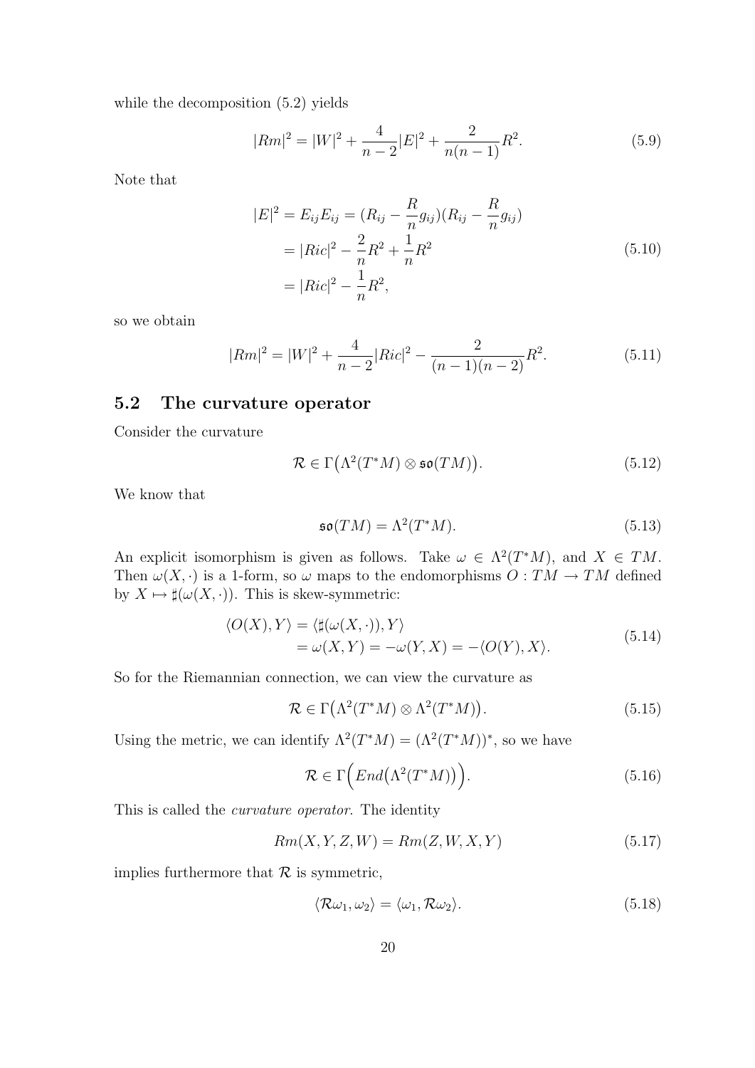while the decomposition (5.2) yields

$$
|Rm|^2 = |W|^2 + \frac{4}{n-2}|E|^2 + \frac{2}{n(n-1)}R^2. \tag{5.9}
$$

Note that

$$
\begin{aligned}
|E|^2 = E_{ij}E_{ij} &= (R_{ij} - \frac{R}{n}g_{ij})(R_{ij} - \frac{R}{n}g_{ij}) \\
&= |Ric|^2 - \frac{2}{n}R^2 + \frac{1}{n}R^2 \\
&= |Ric|^2 - \frac{1}{n}R^2,
\end{aligned} \tag{5.10}
$$

so we obtain

$$
|Rm|^2 = |W|^2 + \frac{4}{n-2}|Ric|^2 - \frac{2}{(n-1)(n-2)}R^2. \tag{5.11}
$$

## 5.2 The curvature operator

Consider the curvature

$$
\mathcal{R} \in \Gamma\big(\Lambda^2(T^*M) \otimes \mathfrak{so}(TM)\big). \tag{5.12}
$$

We know that

$$
\mathfrak{so}(TM) = \Lambda^2(T^*M). \tag{5.13}
$$

An explicit isomorphism is given as follows. Take $\omega \in \Lambda^2(T^*M)$, and $X \in TM$. Then $\omega(X, \cdot)$ is a 1-form, so $\omega$ maps to the endomorphisms $O : TM \to TM$ defined by $X \mapsto \sharp(\omega(X, \cdot))$. This is skew-symmetric:

$$
\begin{aligned}
\langle O(X), Y \rangle &= \langle \sharp(\omega(X, \cdot)), Y \rangle \\
&= \omega(X, Y) = -\omega(Y, X) = -\langle O(Y), X \rangle.
\end{aligned} \tag{5.14}
$$

So for the Riemannian connection, we can view the curvature as

$$
\mathcal{R} \in \Gamma\big(\Lambda^2(T^*M) \otimes \Lambda^2(T^*M)\big). \tag{5.15}
$$

Using the metric, we can identify $\Lambda^2(T^*M) = (\Lambda^2(T^*M))^*$, so we have

$$
\mathcal{R} \in \Gamma\Big(End\big(\Lambda^2(T^*M)\big)\Big). \tag{5.16}
$$

This is called the *curvature operator*. The identity

$$
Rm(X, Y, Z, W) = Rm(Z, W, X, Y) \tag{5.17}
$$

implies furthermore that $\mathcal{R}$ is symmetric,

$$
\langle \mathcal{R}\omega_1, \omega_2 \rangle = \langle \omega_1, \mathcal{R}\omega_2 \rangle. \tag{5.18}
$$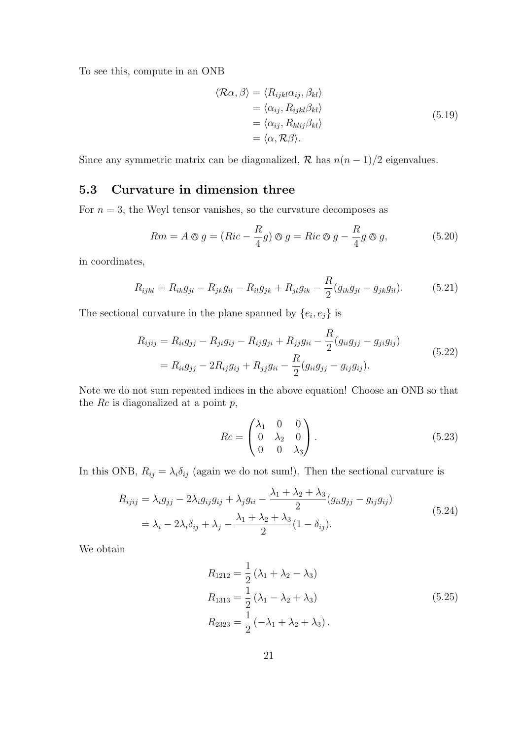To see this, compute in an ONB

$$
\begin{aligned}
\langle \mathcal{R}\alpha, \beta \rangle &= \langle R_{ijkl}\alpha_{ij}, \beta_{kl} \rangle \\
&= \langle \alpha_{ij}, R_{ijkl}\beta_{kl} \rangle \\
&= \langle \alpha_{ij}, R_{klij}\beta_{kl} \rangle \\
&= \langle \alpha, \mathcal{R}\beta \rangle.
\end{aligned}
\tag{5.19}
$$

Since any symmetric matrix can be diagonalized, $\mathcal{R}$ has $n(n-1)/2$ eigenvalues.

## 5.3 Curvature in dimension three

For $n = 3$, the Weyl tensor vanishes, so the curvature decomposes as

$$
Rm = A \owedge g = (Ric - \frac{R}{4}g) \owedge g = Ric \owedge g - \frac{R}{4} g \owedge g, \tag{5.20}
$$

in coordinates,

$$
R_{ijkl} = R_{ik}g_{jl} - R_{jk}g_{il} - R_{il}g_{jk} + R_{jl}g_{ik} - \frac{R}{2}(g_{ik}g_{jl} - g_{jk}g_{il}). \tag{5.21}
$$

The sectional curvature in the plane spanned by $\{e_i, e_j\}$ is

$$
\begin{aligned}
R_{ijij} &= R_{ii}g_{jj} - R_{ji}g_{ij} - R_{ij}g_{ji} + R_{jj}g_{ii} - \frac{R}{2}(g_{ii}g_{jj} - g_{ji}g_{ij}) \\
&= R_{ii}g_{jj} - 2R_{ij}g_{ij} + R_{jj}g_{ii} - \frac{R}{2}(g_{ii}g_{jj} - g_{ij}g_{ij}).
\end{aligned}
\tag{5.22}
$$

Note we do not sum repeated indices in the above equation! Choose an ONB so that the $Rc$ is diagonalized at a point $p$,

$$
Rc = \begin{pmatrix} \lambda_1 & 0 & 0 \\ 0 & \lambda_2 & 0 \\ 0 & 0 & \lambda_3 \end{pmatrix}. \tag{5.23}
$$

In this ONB, $R_{ij} = \lambda_i \delta_{ij}$ (again we do not sum!). Then the sectional curvature is

$$
\begin{aligned}
R_{ijij} &= \lambda_i g_{jj} - 2\lambda_i g_{ij}g_{ij} + \lambda_j g_{ii} - \frac{\lambda_1 + \lambda_2 + \lambda_3}{2}(g_{ii}g_{jj} - g_{ij}g_{ij}) \\
&= \lambda_i - 2\lambda_i \delta_{ij} + \lambda_j - \frac{\lambda_1 + \lambda_2 + \lambda_3}{2}(1 - \delta_{ij}).
\end{aligned}
\tag{5.24}
$$

We obtain

$$
\begin{aligned}
R_{1212} &= \frac{1}{2}\left(\lambda_1 + \lambda_2 - \lambda_3\right) \\
R_{1313} &= \frac{1}{2}\left(\lambda_1 - \lambda_2 + \lambda_3\right) \\
R_{2323} &= \frac{1}{2}\left(-\lambda_1 + \lambda_2 + \lambda_3\right).
\end{aligned}
\tag{5.25}
$$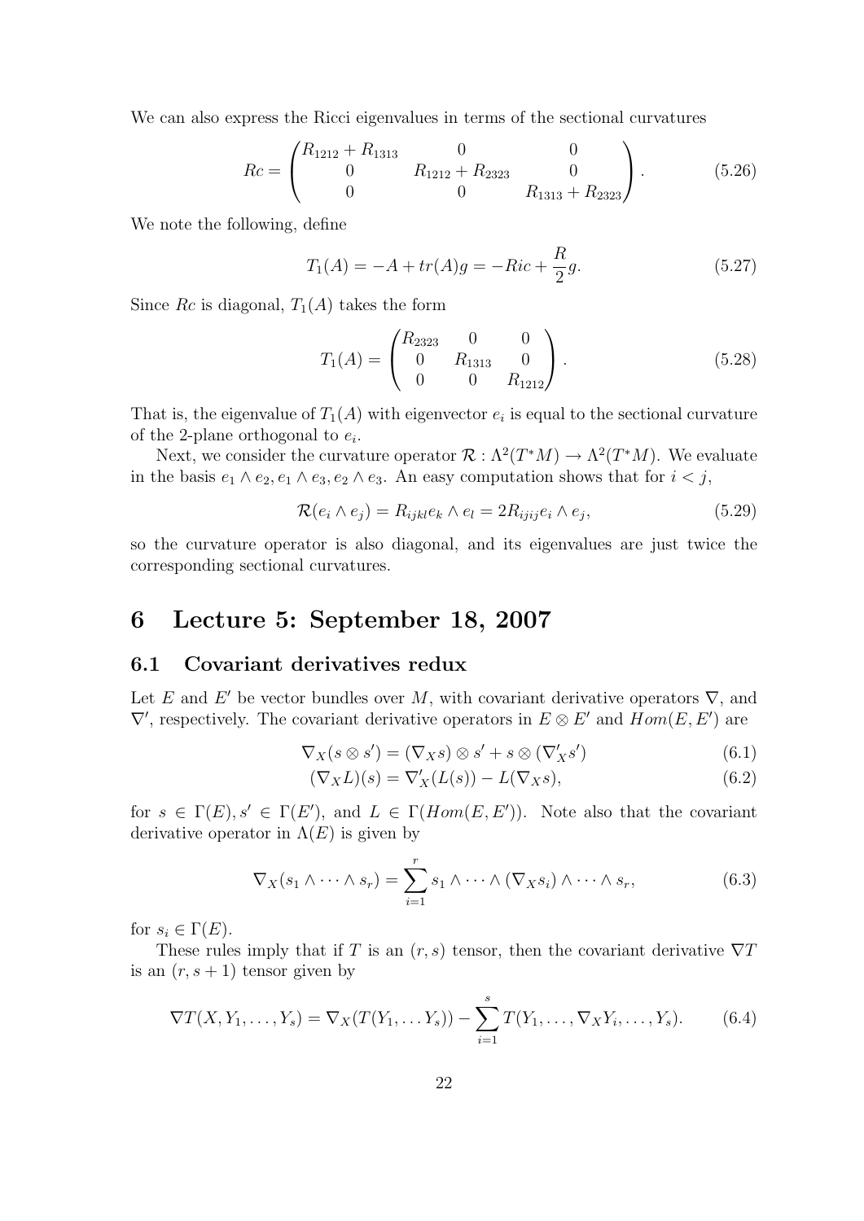We can also express the Ricci eigenvalues in terms of the sectional curvatures

$$
Rc = \begin{pmatrix} R_{1212} + R_{1313} & 0 & 0 \\ 0 & R_{1212} + R_{2323} & 0 \\ 0 & 0 & R_{1313} + R_{2323} \end{pmatrix}. \tag{5.26}
$$

We note the following, define

$$
T_1(A) = -A + tr(A)g = -Ric + \frac{R}{2}g. \tag{5.27}
$$

Since $Rc$ is diagonal, $T_1(A)$ takes the form

$$
T_1(A) = \begin{pmatrix} R_{2323} & 0 & 0 \\ 0 & R_{1313} & 0 \\ 0 & 0 & R_{1212} \end{pmatrix}. \tag{5.28}
$$

That is, the eigenvalue of $T_1(A)$ with eigenvector $e_i$ is equal to the sectional curvature of the 2-plane orthogonal to $e_i$.

Next, we consider the curvature operator $\mathcal{R} : \Lambda^2(T^*M) \to \Lambda^2(T^*M)$. We evaluate in the basis $e_1 \wedge e_2, e_1 \wedge e_3, e_2 \wedge e_3$. An easy computation shows that for $i < j$,

$$
\mathcal{R}(e_i \wedge e_j) = R_{ijkl} e_k \wedge e_l = 2R_{ijij} e_i \wedge e_j, \tag{5.29}
$$

so the curvature operator is also diagonal, and its eigenvalues are just twice the corresponding sectional curvatures.

# 6 Lecture 5: September 18, 2007

## 6.1 Covariant derivatives redux

Let $E$ and $E'$ be vector bundles over $M$, with covariant derivative operators $\nabla$, and $\nabla'$, respectively. The covariant derivative operators in $E \otimes E'$ and $Hom(E, E')$ are

$$
\nabla_X (s \otimes s') = (\nabla_X s) \otimes s' + s \otimes (\nabla'_X s') \tag{6.1}
$$

$$
(\nabla_X L)(s) = \nabla'_X (L(s)) - L(\nabla_X s), \tag{6.2}
$$

for $s \in \Gamma(E), s' \in \Gamma(E')$, and $L \in \Gamma(Hom(E, E'))$. Note also that the covariant derivative operator in $\Lambda(E)$ is given by

$$
\nabla_X (s_1 \wedge \cdots \wedge s_r) = \sum_{i=1}^{r} s_1 \wedge \cdots \wedge (\nabla_X s_i) \wedge \cdots \wedge s_r, \tag{6.3}
$$

for $s_i \in \Gamma(E)$.

These rules imply that if $T$ is an $(r, s)$ tensor, then the covariant derivative $\nabla T$ is an $(r, s+1)$ tensor given by

$$
\nabla T(X, Y_1, \ldots, Y_s) = \nabla_X (T(Y_1, \ldots Y_s)) - \sum_{i=1}^{s} T(Y_1, \ldots, \nabla_X Y_i, \ldots, Y_s). \tag{6.4}
$$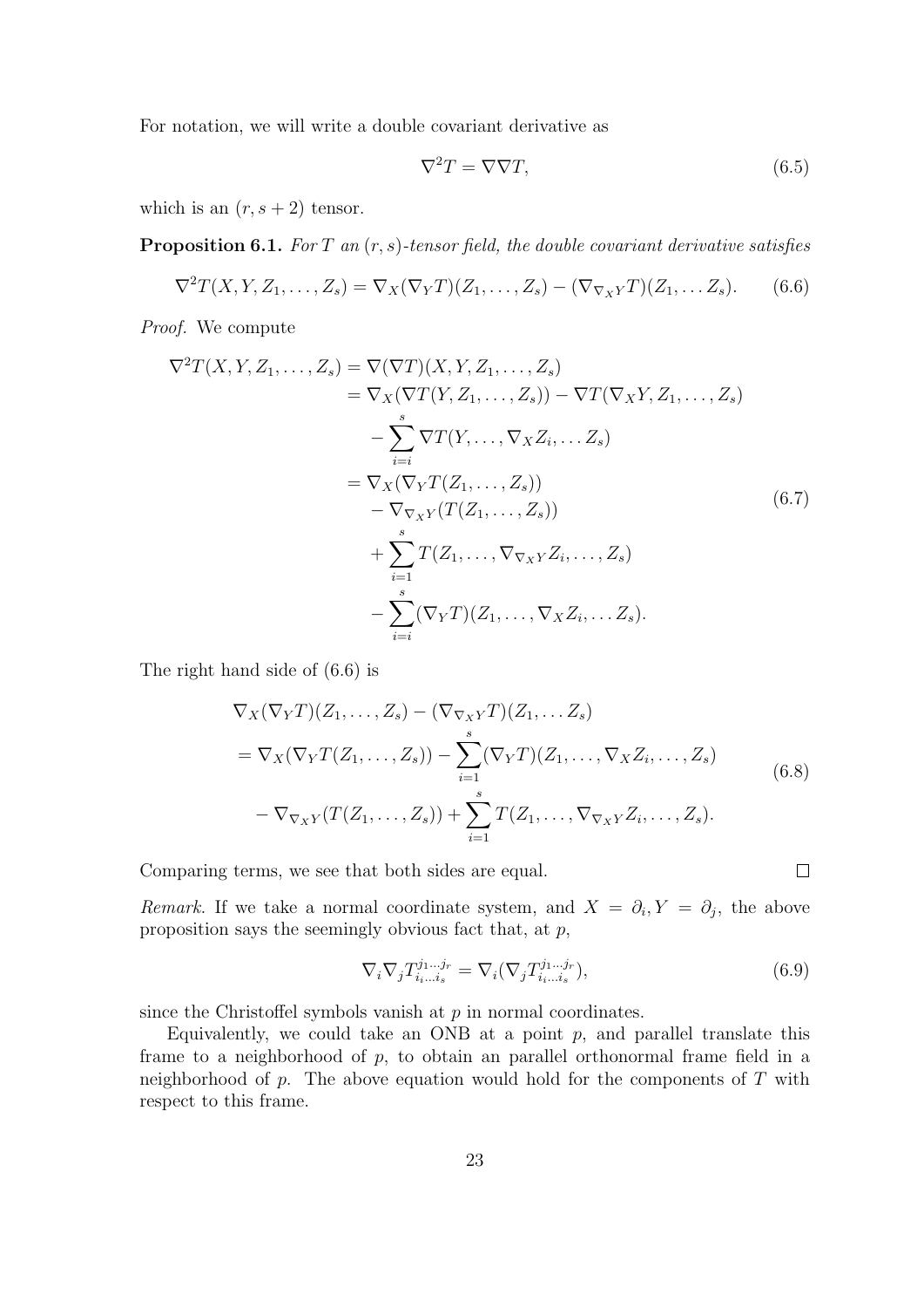For notation, we will write a double covariant derivative as

$$\nabla^2 T = \nabla \nabla T, \tag{6.5}$$

which is an $(r, s+2)$ tensor.

**Proposition 6.1.** *For $T$ an $(r,s)$-tensor field, the double covariant derivative satisfies*

$$\nabla^2 T(X, Y, Z_1, \ldots, Z_s) = \nabla_X(\nabla_Y T)(Z_1, \ldots, Z_s) - (\nabla_{\nabla_X Y} T)(Z_1, \ldots Z_s). \tag{6.6}$$

*Proof.* We compute

$$\begin{aligned}
\nabla^2 T(X, Y, Z_1, \ldots, Z_s) &= \nabla(\nabla T)(X, Y, Z_1, \ldots, Z_s) \\
&= \nabla_X(\nabla T(Y, Z_1, \ldots, Z_s)) - \nabla T(\nabla_X Y, Z_1, \ldots, Z_s) \\
&\quad - \sum_{i=i}^{s} \nabla T(Y, \ldots, \nabla_X Z_i, \ldots Z_s) \\
&= \nabla_X(\nabla_Y T(Z_1, \ldots, Z_s)) \\
&\quad - \nabla_{\nabla_X Y}(T(Z_1, \ldots, Z_s)) \\
&\quad + \sum_{i=1}^{s} T(Z_1, \ldots, \nabla_{\nabla_X Y} Z_i, \ldots, Z_s) \\
&\quad - \sum_{i=i}^{s} (\nabla_Y T)(Z_1, \ldots, \nabla_X Z_i, \ldots Z_s).
\end{aligned} \tag{6.7}$$

The right hand side of (6.6) is

$$\begin{aligned}
&\nabla_X(\nabla_Y T)(Z_1, \ldots, Z_s) - (\nabla_{\nabla_X Y} T)(Z_1, \ldots Z_s) \\
&= \nabla_X(\nabla_Y T(Z_1, \ldots, Z_s)) - \sum_{i=1}^{s} (\nabla_Y T)(Z_1, \ldots, \nabla_X Z_i, \ldots, Z_s) \\
&\quad - \nabla_{\nabla_X Y}(T(Z_1, \ldots, Z_s)) + \sum_{i=1}^{s} T(Z_1, \ldots, \nabla_{\nabla_X Y} Z_i, \ldots, Z_s).
\end{aligned} \tag{6.8}$$

Comparing terms, we see that both sides are equal. $\square$

*Remark.* If we take a normal coordinate system, and $X = \partial_i, Y = \partial_j$, the above proposition says the seemingly obvious fact that, at $p$,

$$\nabla_i \nabla_j T^{j_1 \ldots j_r}_{i_1 \ldots i_s} = \nabla_i (\nabla_j T^{j_1 \ldots j_r}_{i_1 \ldots i_s}), \tag{6.9}$$

since the Christoffel symbols vanish at $p$ in normal coordinates.

Equivalently, we could take an ONB at a point $p$, and parallel translate this frame to a neighborhood of $p$, to obtain an parallel orthonormal frame field in a neighborhood of $p$. The above equation would hold for the components of $T$ with respect to this frame.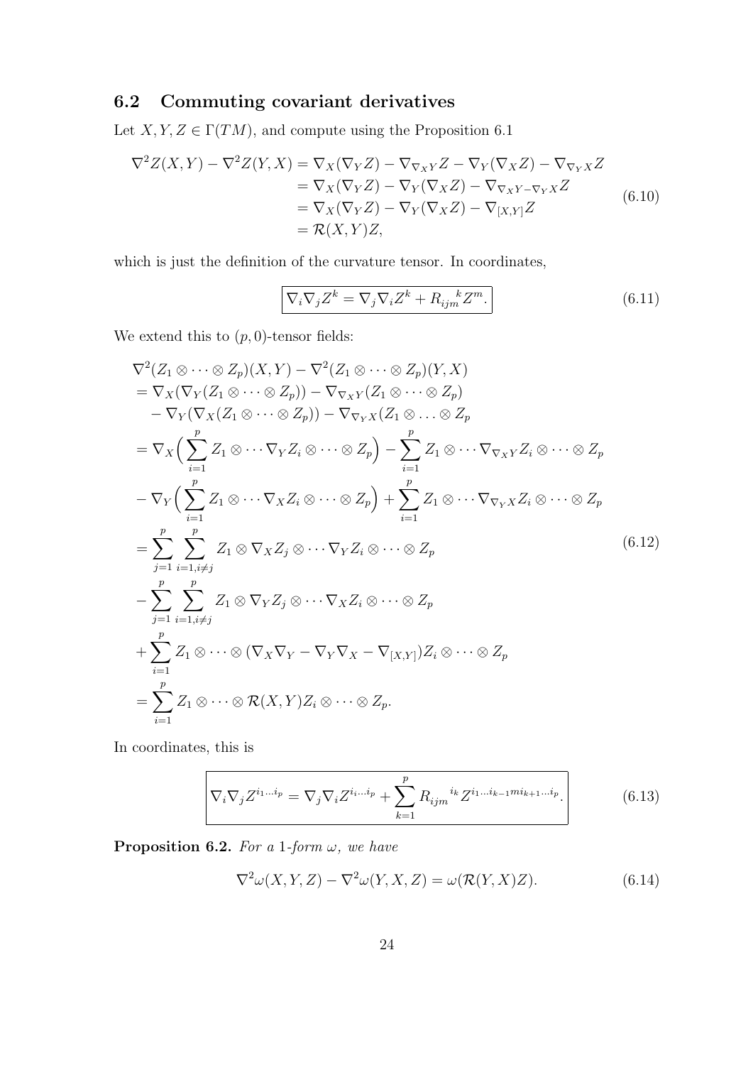### 6.2 Commuting covariant derivatives

Let $X, Y, Z \in \Gamma(TM)$, and compute using the Proposition 6.1

$$
\begin{aligned}
\nabla^2 Z(X,Y) - \nabla^2 Z(Y,X) &= \nabla_X(\nabla_Y Z) - \nabla_{\nabla_X Y} Z - \nabla_Y(\nabla_X Z) - \nabla_{\nabla_Y X} Z \\
&= \nabla_X(\nabla_Y Z) - \nabla_Y(\nabla_X Z) - \nabla_{\nabla_X Y - \nabla_Y X} Z \\
&= \nabla_X(\nabla_Y Z) - \nabla_Y(\nabla_X Z) - \nabla_{[X,Y]} Z \\
&= \mathcal{R}(X,Y)Z,
\end{aligned}
\tag{6.10}
$$

which is just the definition of the curvature tensor. In coordinates,

$$
\boxed{\nabla_i \nabla_j Z^k = \nabla_j \nabla_i Z^k + R_{ijm}{}^k Z^m.}
\tag{6.11}
$$

We extend this to $(p,0)$-tensor fields:

$$
\begin{aligned}
&\nabla^2(Z_1 \otimes \cdots \otimes Z_p)(X,Y) - \nabla^2(Z_1 \otimes \cdots \otimes Z_p)(Y,X) \\
&= \nabla_X(\nabla_Y(Z_1 \otimes \cdots \otimes Z_p)) - \nabla_{\nabla_X Y}(Z_1 \otimes \cdots \otimes Z_p) \\
&\quad - \nabla_Y(\nabla_X(Z_1 \otimes \cdots \otimes Z_p)) - \nabla_{\nabla_Y X}(Z_1 \otimes \ldots \otimes Z_p \\
&= \nabla_X\Big(\sum_{i=1}^p Z_1 \otimes \cdots \nabla_Y Z_i \otimes \cdots \otimes Z_p\Big) - \sum_{i=1}^p Z_1 \otimes \cdots \nabla_{\nabla_X Y} Z_i \otimes \cdots \otimes Z_p \\
&\quad - \nabla_Y\Big(\sum_{i=1}^p Z_1 \otimes \cdots \nabla_X Z_i \otimes \cdots \otimes Z_p\Big) + \sum_{i=1}^p Z_1 \otimes \cdots \nabla_{\nabla_Y X} Z_i \otimes \cdots \otimes Z_p \\
&= \sum_{j=1}^p \sum_{i=1, i\neq j}^p Z_1 \otimes \nabla_X Z_j \otimes \cdots \nabla_Y Z_i \otimes \cdots \otimes Z_p \\
&\quad - \sum_{j=1}^p \sum_{i=1, i\neq j}^p Z_1 \otimes \nabla_Y Z_j \otimes \cdots \nabla_X Z_i \otimes \cdots \otimes Z_p \\
&\quad + \sum_{i=1}^p Z_1 \otimes \cdots \otimes (\nabla_X \nabla_Y - \nabla_Y \nabla_X - \nabla_{[X,Y]}) Z_i \otimes \cdots \otimes Z_p \\
&= \sum_{i=1}^p Z_1 \otimes \cdots \otimes \mathcal{R}(X,Y) Z_i \otimes \cdots \otimes Z_p.
\end{aligned}
\tag{6.12}
$$

In coordinates, this is

$$
\boxed{\nabla_i \nabla_j Z^{i_1 \ldots i_p} = \nabla_j \nabla_i Z^{i_i \ldots i_p} + \sum_{k=1}^p R_{ijm}{}^{i_k} Z^{i_1 \ldots i_{k-1} m i_{k+1} \ldots i_p}.}
\tag{6.13}
$$

**Proposition 6.2.** *For a 1-form $\omega$, we have*

$$
\nabla^2 \omega(X,Y,Z) - \nabla^2 \omega(Y,X,Z) = \omega(\mathcal{R}(Y,X)Z).
\tag{6.14}
$$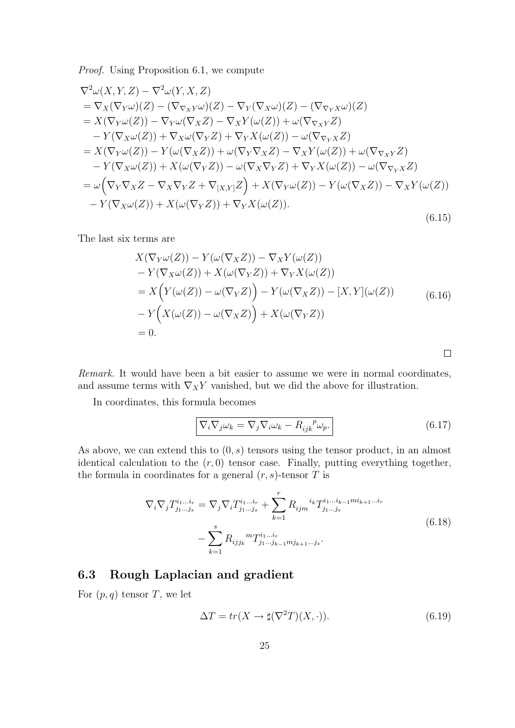*Proof.* Using Proposition 6.1, we compute

$$
\begin{aligned}
&\nabla^2\omega(X,Y,Z) - \nabla^2\omega(Y,X,Z) \\
&= \nabla_X(\nabla_Y\omega)(Z) - (\nabla_{\nabla_X Y}\omega)(Z) - \nabla_Y(\nabla_X\omega)(Z) - (\nabla_{\nabla_Y X}\omega)(Z) \\
&= X(\nabla_Y\omega(Z)) - \nabla_Y\omega(\nabla_X Z) - \nabla_X Y(\omega(Z)) + \omega(\nabla_{\nabla_X Y}Z) \\
&\quad - Y(\nabla_X\omega(Z)) + \nabla_X\omega(\nabla_Y Z) + \nabla_Y X(\omega(Z)) - \omega(\nabla_{\nabla_Y X}Z) \\
&= X(\nabla_Y\omega(Z)) - Y(\omega(\nabla_X Z)) + \omega(\nabla_Y\nabla_X Z) - \nabla_X Y(\omega(Z)) + \omega(\nabla_{\nabla_X Y}Z) \\
&\quad - Y(\nabla_X\omega(Z)) + X(\omega(\nabla_Y Z)) - \omega(\nabla_X\nabla_Y Z) + \nabla_Y X(\omega(Z)) - \omega(\nabla_{\nabla_Y X}Z) \\
&= \omega\Big(\nabla_Y\nabla_X Z - \nabla_X\nabla_Y Z + \nabla_{[X,Y]}Z\Big) + X(\nabla_Y\omega(Z)) - Y(\omega(\nabla_X Z)) - \nabla_X Y(\omega(Z)) \\
&\quad - Y(\nabla_X\omega(Z)) + X(\omega(\nabla_Y Z)) + \nabla_Y X(\omega(Z)).
\end{aligned}
\tag{6.15}
$$

The last six terms are

$$
\begin{aligned}
&X(\nabla_Y\omega(Z)) - Y(\omega(\nabla_X Z)) - \nabla_X Y(\omega(Z)) \\
&- Y(\nabla_X\omega(Z)) + X(\omega(\nabla_Y Z)) + \nabla_Y X(\omega(Z)) \\
&= X\Big(Y(\omega(Z)) - \omega(\nabla_Y Z)\Big) - Y(\omega(\nabla_X Z)) - [X,Y](\omega(Z)) \\
&- Y\Big(X(\omega(Z)) - \omega(\nabla_X Z)\Big) + X(\omega(\nabla_Y Z)) \\
&= 0.
\end{aligned}
\tag{6.16}
$$

□

*Remark.* It would have been a bit easier to assume we were in normal coordinates, and assume terms with $\nabla_X Y$ vanished, but we did the above for illustration.

In coordinates, this formula becomes

$$
\boxed{\nabla_i\nabla_j\omega_k = \nabla_j\nabla_i\omega_k - R_{ijk}{}^{p}\omega_p.}
\tag{6.17}
$$

As above, we can extend this to $(0,s)$ tensors using the tensor product, in an almost identical calculation to the $(r,0)$ tensor case. Finally, putting everything together, the formula in coordinates for a general $(r,s)$-tensor $T$ is

$$
\begin{aligned}
\nabla_i\nabla_j T^{i_1\ldots i_r}_{j_1\ldots j_s} = \nabla_j\nabla_i T^{i_1\ldots i_r}_{j_1\ldots j_s} &+ \sum_{k=1}^{r} R_{ijm}{}^{i_k} T^{i_1\ldots i_{k-1} m i_{k+1}\ldots i_r}_{j_1\ldots j_s} \\
&- \sum_{k=1}^{s} R_{ijj_k}{}^{m} T^{i_1\ldots i_r}_{j_1\ldots j_{k-1} m j_{k+1}\ldots j_s}.
\end{aligned}
\tag{6.18}
$$

## 6.3 Rough Laplacian and gradient

For $(p,q)$ tensor $T$, we let

$$
\Delta T = tr(X \to \sharp(\nabla^2 T)(X,\cdot)).
\tag{6.19}
$$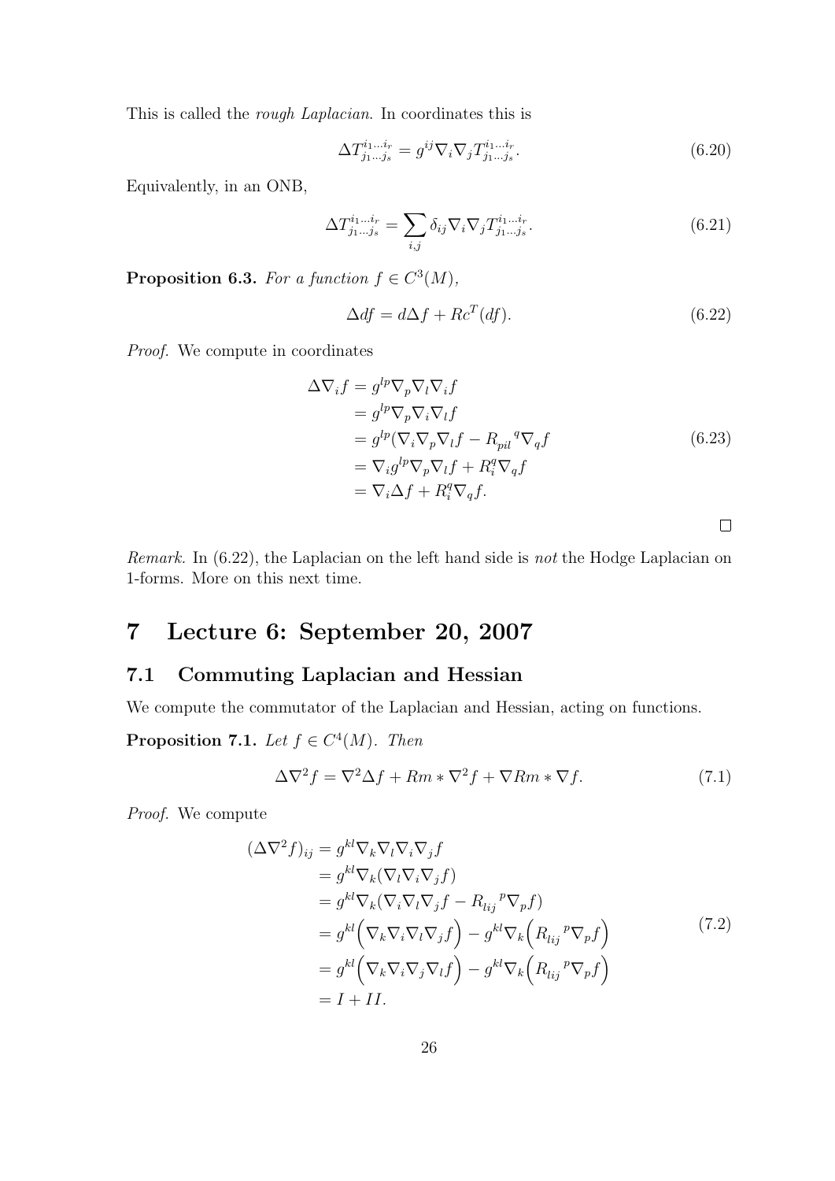This is called the *rough Laplacian*. In coordinates this is

$$\Delta T^{i_1 \ldots i_r}_{j_1 \ldots j_s} = g^{ij} \nabla_i \nabla_j T^{i_1 \ldots i_r}_{j_1 \ldots j_s}. \tag{6.20}$$

Equivalently, in an ONB,

$$\Delta T^{i_1 \ldots i_r}_{j_1 \ldots j_s} = \sum_{i,j} \delta_{ij} \nabla_i \nabla_j T^{i_1 \ldots i_r}_{j_1 \ldots j_s}. \tag{6.21}$$

**Proposition 6.3.** *For a function $f \in C^3(M)$,*

$$\Delta df = d\Delta f + Rc^T(df). \tag{6.22}$$

*Proof.* We compute in coordinates

$$\begin{aligned}
\Delta \nabla_i f &= g^{lp} \nabla_p \nabla_l \nabla_i f \\
&= g^{lp} \nabla_p \nabla_i \nabla_l f \\
&= g^{lp} (\nabla_i \nabla_p \nabla_l f - R_{pil}{}^q \nabla_q f \\
&= \nabla_i g^{lp} \nabla_p \nabla_l f + R_i^q \nabla_q f \\
&= \nabla_i \Delta f + R_i^q \nabla_q f.
\end{aligned} \tag{6.23}$$

□

*Remark.* In (6.22), the Laplacian on the left hand side is *not* the Hodge Laplacian on 1-forms. More on this next time.

# 7 Lecture 6: September 20, 2007

## 7.1 Commuting Laplacian and Hessian

We compute the commutator of the Laplacian and Hessian, acting on functions.

**Proposition 7.1.** *Let $f \in C^4(M)$. Then*

$$\Delta \nabla^2 f = \nabla^2 \Delta f + Rm * \nabla^2 f + \nabla Rm * \nabla f. \tag{7.1}$$

*Proof.* We compute

$$\begin{aligned}
(\Delta \nabla^2 f)_{ij} &= g^{kl} \nabla_k \nabla_l \nabla_i \nabla_j f \\
&= g^{kl} \nabla_k (\nabla_l \nabla_i \nabla_j f) \\
&= g^{kl} \nabla_k (\nabla_i \nabla_l \nabla_j f - R_{lij}{}^p \nabla_p f) \\
&= g^{kl} \Big( \nabla_k \nabla_i \nabla_l \nabla_j f \Big) - g^{kl} \nabla_k \Big( R_{lij}{}^p \nabla_p f \Big) \\
&= g^{kl} \Big( \nabla_k \nabla_i \nabla_j \nabla_l f \Big) - g^{kl} \nabla_k \Big( R_{lij}{}^p \nabla_p f \Big) \\
&= I + II.
\end{aligned} \tag{7.2}$$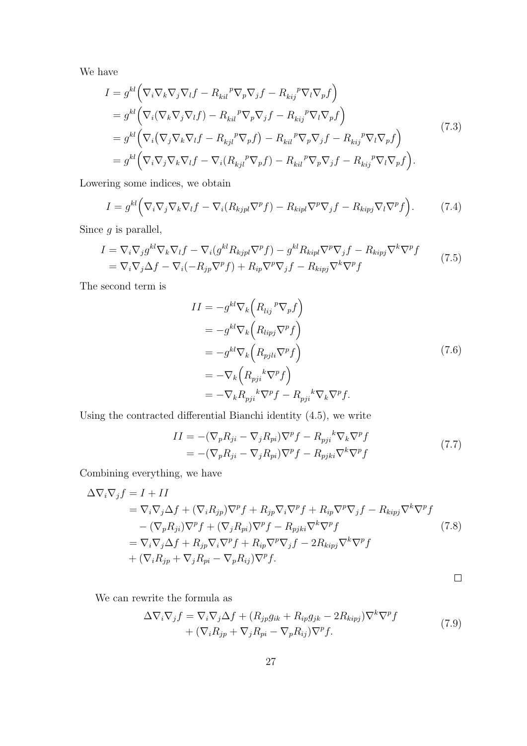We have

$$
\begin{aligned}
I &= g^{kl}\Big(\nabla_i\nabla_k\nabla_j\nabla_l f - {R_{kil}}^p\nabla_p\nabla_j f - {R_{kij}}^p\nabla_l\nabla_p f\Big)\\
&= g^{kl}\Big(\nabla_i(\nabla_k\nabla_j\nabla_l f) - {R_{kil}}^p\nabla_p\nabla_j f - {R_{kij}}^p\nabla_l\nabla_p f\Big)\\
&= g^{kl}\Big(\nabla_i\big(\nabla_j\nabla_k\nabla_l f - {R_{kjl}}^p\nabla_p f\big) - {R_{kil}}^p\nabla_p\nabla_j f - {R_{kij}}^p\nabla_l\nabla_p f\Big)\\
&= g^{kl}\Big(\nabla_i\nabla_j\nabla_k\nabla_l f - \nabla_i({R_{kjl}}^p\nabla_p f) - {R_{kil}}^p\nabla_p\nabla_j f - {R_{kij}}^p\nabla_l\nabla_p f\Big).
\end{aligned}
\tag{7.3}
$$

Lowering some indices, we obtain

$$
I = g^{kl}\Big(\nabla_i\nabla_j\nabla_k\nabla_l f - \nabla_i(R_{kjpl}\nabla^p f) - R_{kipl}\nabla^p\nabla_j f - R_{kipj}\nabla_l\nabla^p f\Big). \tag{7.4}
$$

Since $g$ is parallel,

$$
\begin{aligned}
I &= \nabla_i\nabla_j g^{kl}\nabla_k\nabla_l f - \nabla_i(g^{kl}R_{kjpl}\nabla^p f) - g^{kl}R_{kipl}\nabla^p\nabla_j f - R_{kipj}\nabla^k\nabla^p f\\
&= \nabla_i\nabla_j\Delta f - \nabla_i(-R_{jp}\nabla^p f) + R_{ip}\nabla^p\nabla_j f - R_{kipj}\nabla^k\nabla^p f
\end{aligned}
\tag{7.5}
$$

The second term is

$$
\begin{aligned}
II &= -g^{kl}\nabla_k\Big({R_{lij}}^p\nabla_p f\Big)\\
&= -g^{kl}\nabla_k\Big(R_{lipj}\nabla^p f\Big)\\
&= -g^{kl}\nabla_k\Big(R_{pjli}\nabla^p f\Big)\\
&= -\nabla_k\Big({R_{pji}}^k\nabla^p f\Big)\\
&= -\nabla_k{R_{pji}}^k\nabla^p f - {R_{pji}}^k\nabla_k\nabla^p f.
\end{aligned}
\tag{7.6}
$$

Using the contracted differential Bianchi identity (4.5), we write

$$
\begin{aligned}
II &= -(\nabla_p R_{ji} - \nabla_j R_{pi})\nabla^p f - {R_{pji}}^k\nabla_k\nabla^p f\\
&= -(\nabla_p R_{ji} - \nabla_j R_{pi})\nabla^p f - R_{pjki}\nabla^k\nabla^p f
\end{aligned}
\tag{7.7}
$$

Combining everything, we have

$$
\begin{aligned}
\Delta\nabla_i\nabla_j f &= I + II\\
&= \nabla_i\nabla_j\Delta f + (\nabla_i R_{jp})\nabla^p f + R_{jp}\nabla_i\nabla^p f + R_{ip}\nabla^p\nabla_j f - R_{kipj}\nabla^k\nabla^p f\\
&\quad - (\nabla_p R_{ji})\nabla^p f + (\nabla_j R_{pi})\nabla^p f - R_{pjki}\nabla^k\nabla^p f\\
&= \nabla_i\nabla_j\Delta f + R_{jp}\nabla_i\nabla^p f + R_{ip}\nabla^p\nabla_j f - 2R_{kipj}\nabla^k\nabla^p f\\
&\quad + (\nabla_i R_{jp} + \nabla_j R_{pi} - \nabla_p R_{ij})\nabla^p f.
\end{aligned}
\tag{7.8}
$$

□

We can rewrite the formula as

$$
\begin{aligned}
\Delta\nabla_i\nabla_j f &= \nabla_i\nabla_j\Delta f + (R_{jp}g_{ik} + R_{ip}g_{jk} - 2R_{kipj})\nabla^k\nabla^p f\\
&\quad + (\nabla_i R_{jp} + \nabla_j R_{pi} - \nabla_p R_{ij})\nabla^p f.
\end{aligned}
\tag{7.9}
$$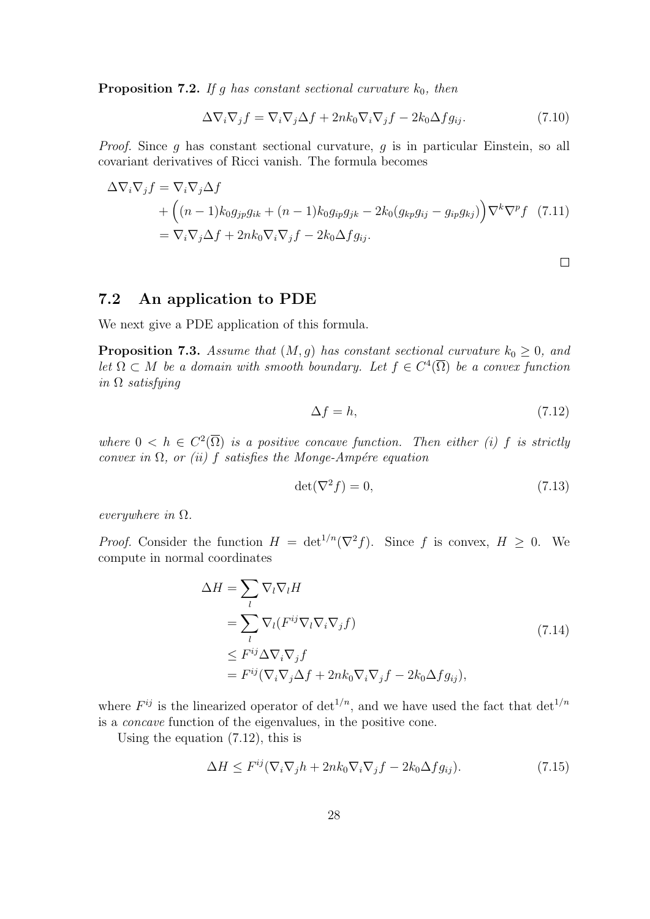**Proposition 7.2.** *If $g$ has constant sectional curvature $k_0$, then*

$$\Delta \nabla_i \nabla_j f = \nabla_i \nabla_j \Delta f + 2nk_0 \nabla_i \nabla_j f - 2k_0 \Delta f g_{ij}. \tag{7.10}$$

*Proof.* Since $g$ has constant sectional curvature, $g$ is in particular Einstein, so all covariant derivatives of Ricci vanish. The formula becomes

$$\begin{aligned}
\Delta \nabla_i \nabla_j f &= \nabla_i \nabla_j \Delta f \\
&\quad + \Big( (n-1)k_0 g_{jp} g_{ik} + (n-1)k_0 g_{ip} g_{jk} - 2k_0 (g_{kp} g_{ij} - g_{ip} g_{kj}) \Big) \nabla^k \nabla^p f \\
&= \nabla_i \nabla_j \Delta f + 2nk_0 \nabla_i \nabla_j f - 2k_0 \Delta f g_{ij}.
\end{aligned} \tag{7.11}$$

□

## 7.2 An application to PDE

We next give a PDE application of this formula.

**Proposition 7.3.** *Assume that $(M, g)$ has constant sectional curvature $k_0 \geq 0$, and let $\Omega \subset M$ be a domain with smooth boundary. Let $f \in C^4(\overline{\Omega})$ be a convex function in $\Omega$ satisfying*

$$\Delta f = h, \tag{7.12}$$

*where $0 < h \in C^2(\overline{\Omega})$ is a positive concave function. Then either (i) $f$ is strictly convex in $\Omega$, or (ii) $f$ satisfies the Monge-Ampére equation*

$$\det(\nabla^2 f) = 0, \tag{7.13}$$

*everywhere in $\Omega$.*

*Proof.* Consider the function $H = \det^{1/n}(\nabla^2 f)$. Since $f$ is convex, $H \geq 0$. We compute in normal coordinates

$$\begin{aligned}
\Delta H &= \sum_l \nabla_l \nabla_l H \\
&= \sum_l \nabla_l (F^{ij} \nabla_l \nabla_i \nabla_j f) \\
&\leq F^{ij} \Delta \nabla_i \nabla_j f \\
&= F^{ij} (\nabla_i \nabla_j \Delta f + 2nk_0 \nabla_i \nabla_j f - 2k_0 \Delta f g_{ij}),
\end{aligned} \tag{7.14}$$

where $F^{ij}$ is the linearized operator of $\det^{1/n}$, and we have used the fact that $\det^{1/n}$ is a *concave* function of the eigenvalues, in the positive cone.

Using the equation (7.12), this is

$$\Delta H \leq F^{ij} (\nabla_i \nabla_j h + 2nk_0 \nabla_i \nabla_j f - 2k_0 \Delta f g_{ij}). \tag{7.15}$$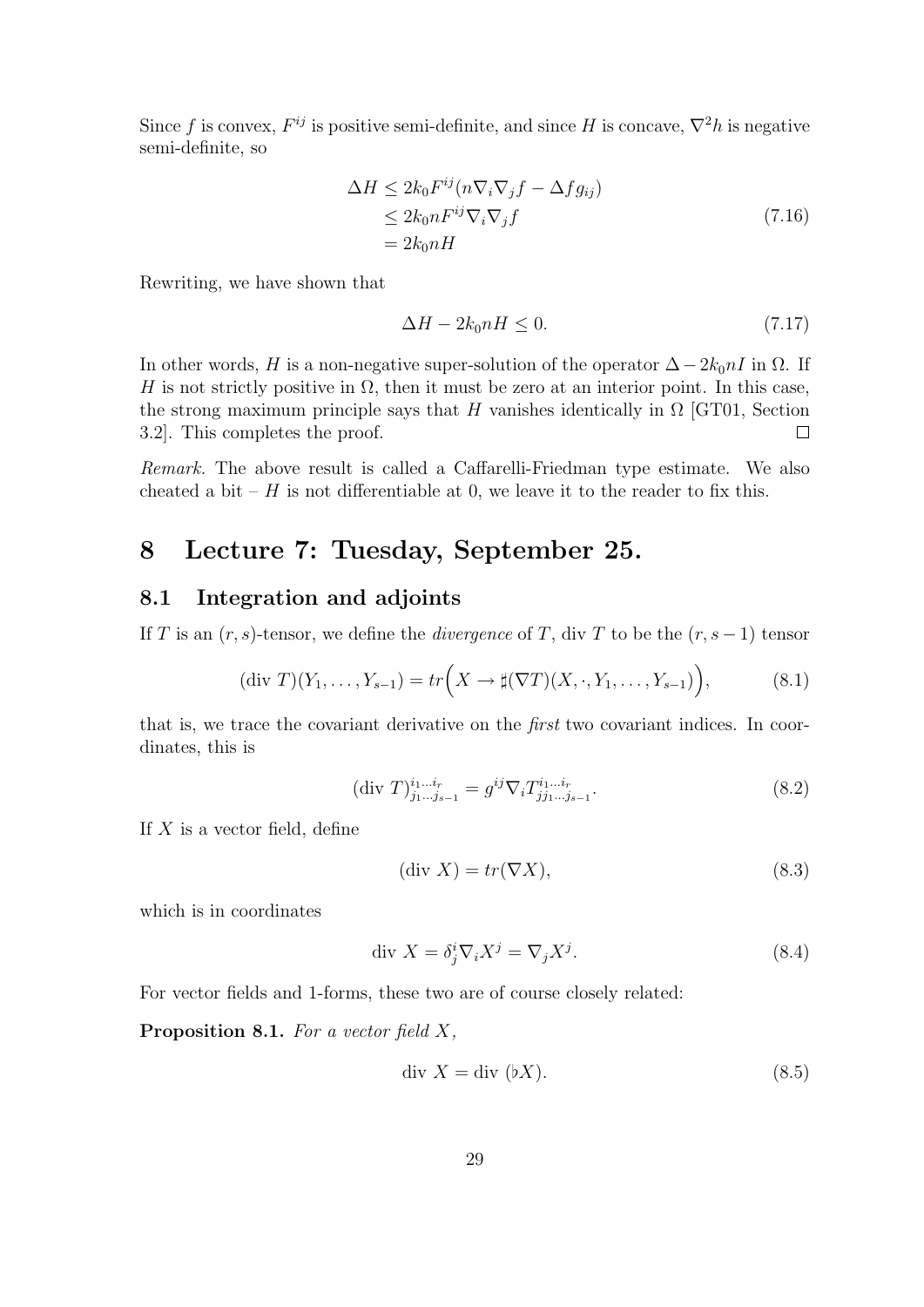Since $f$ is convex, $F^{ij}$ is positive semi-definite, and since $H$ is concave, $\nabla^2 h$ is negative semi-definite, so

$$
\begin{aligned}
\Delta H &\leq 2k_0 F^{ij}(n\nabla_i\nabla_j f - \Delta f g_{ij}) \\
&\leq 2k_0 n F^{ij}\nabla_i\nabla_j f \\
&= 2k_0 n H
\end{aligned}
\tag{7.16}
$$

Rewriting, we have shown that

$$
\Delta H - 2k_0 n H \leq 0. \tag{7.17}
$$

In other words, $H$ is a non-negative super-solution of the operator $\Delta - 2k_0 n I$ in $\Omega$. If $H$ is not strictly positive in $\Omega$, then it must be zero at an interior point. In this case, the strong maximum principle says that $H$ vanishes identically in $\Omega$ [GT01, Section 3.2]. This completes the proof. □

*Remark.* The above result is called a Caffarelli-Friedman type estimate. We also cheated a bit – $H$ is not differentiable at 0, we leave it to the reader to fix this.

# 8 Lecture 7: Tuesday, September 25.

## 8.1 Integration and adjoints

If $T$ is an $(r,s)$-tensor, we define the *divergence* of $T$, div $T$ to be the $(r, s-1)$ tensor

$$
(\text{div } T)(Y_1, \ldots, Y_{s-1}) = tr\Big(X \to \sharp(\nabla T)(X, \cdot, Y_1, \ldots, Y_{s-1})\Big), \tag{8.1}
$$

that is, we trace the covariant derivative on the *first* two covariant indices. In coordinates, this is

$$
(\text{div } T)^{i_1\ldots i_r}_{j_1\ldots j_{s-1}} = g^{ij}\nabla_i T^{i_1\ldots i_r}_{jj_1\ldots j_{s-1}}. \tag{8.2}
$$

If $X$ is a vector field, define

$$
(\text{div } X) = tr(\nabla X), \tag{8.3}
$$

which is in coordinates

$$
\text{div } X = \delta^i_j \nabla_i X^j = \nabla_j X^j. \tag{8.4}
$$

For vector fields and 1-forms, these two are of course closely related:

**Proposition 8.1.** *For a vector field $X$,*

$$
\text{div } X = \text{div } (\flat X). \tag{8.5}
$$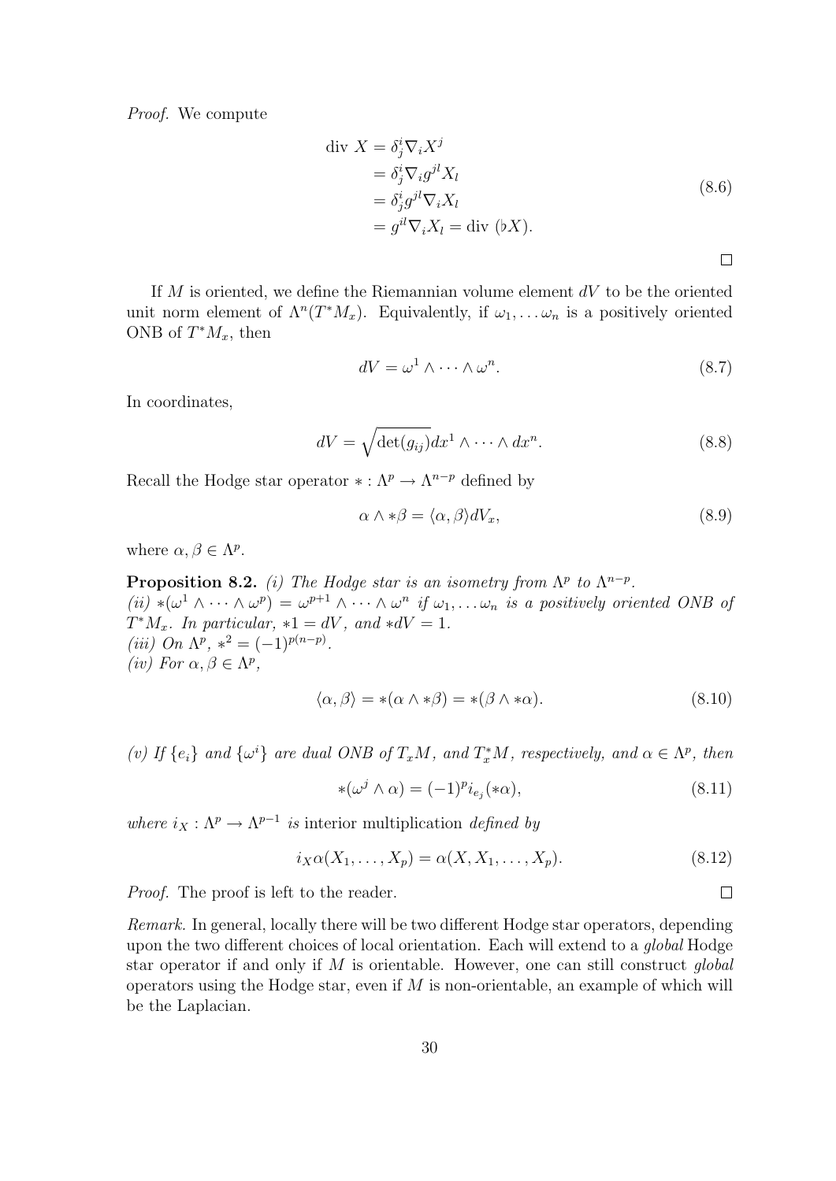*Proof.* We compute

$$
\begin{aligned}
\text{div } X &= \delta^i_j \nabla_i X^j \\
&= \delta^i_j \nabla_i g^{jl} X_l \\
&= \delta^i_j g^{jl} \nabla_i X_l \\
&= g^{il} \nabla_i X_l = \text{div } (\flat X).
\end{aligned}
\tag{8.6}
$$

□

If $M$ is oriented, we define the Riemannian volume element $dV$ to be the oriented unit norm element of $\Lambda^n(T^*M_x)$. Equivalently, if $\omega_1, \dots \omega_n$ is a positively oriented ONB of $T^*M_x$, then

$$
dV = \omega^1 \wedge \cdots \wedge \omega^n. \tag{8.7}
$$

In coordinates,

$$
dV = \sqrt{\det(g_{ij})} dx^1 \wedge \cdots \wedge dx^n. \tag{8.8}
$$

Recall the Hodge star operator $* : \Lambda^p \to \Lambda^{n-p}$ defined by

$$
\alpha \wedge *\beta = \langle \alpha, \beta \rangle dV_x, \tag{8.9}
$$

where $\alpha, \beta \in \Lambda^p$.

**Proposition 8.2.** *(i) The Hodge star is an isometry from $\Lambda^p$ to $\Lambda^{n-p}$.*
*(ii) $*(\omega^1 \wedge \cdots \wedge \omega^p) = \omega^{p+1} \wedge \cdots \wedge \omega^n$ if $\omega_1, \dots \omega_n$ is a positively oriented ONB of $T^*M_x$. In particular, $*1 = dV$, and $*dV = 1$.*
*(iii) On $\Lambda^p$, $*^2 = (-1)^{p(n-p)}$.*
*(iv) For $\alpha, \beta \in \Lambda^p$,*

$$
\langle \alpha, \beta \rangle = *(\alpha \wedge *\beta) = *(\beta \wedge *\alpha). \tag{8.10}
$$

*(v) If $\{e_i\}$ and $\{\omega^i\}$ are dual ONB of $T_xM$, and $T^*_xM$, respectively, and $\alpha \in \Lambda^p$, then*

$$
*(\omega^j \wedge \alpha) = (-1)^p i_{e_j}(*\alpha), \tag{8.11}
$$

*where $i_X : \Lambda^p \to \Lambda^{p-1}$ is* interior multiplication *defined by*

$$
i_X\alpha(X_1, \dots, X_p) = \alpha(X, X_1, \dots, X_p). \tag{8.12}
$$

*Proof.* The proof is left to the reader. □

*Remark.* In general, locally there will be two different Hodge star operators, depending upon the two different choices of local orientation. Each will extend to a *global* Hodge star operator if and only if $M$ is orientable. However, one can still construct *global* operators using the Hodge star, even if $M$ is non-orientable, an example of which will be the Laplacian.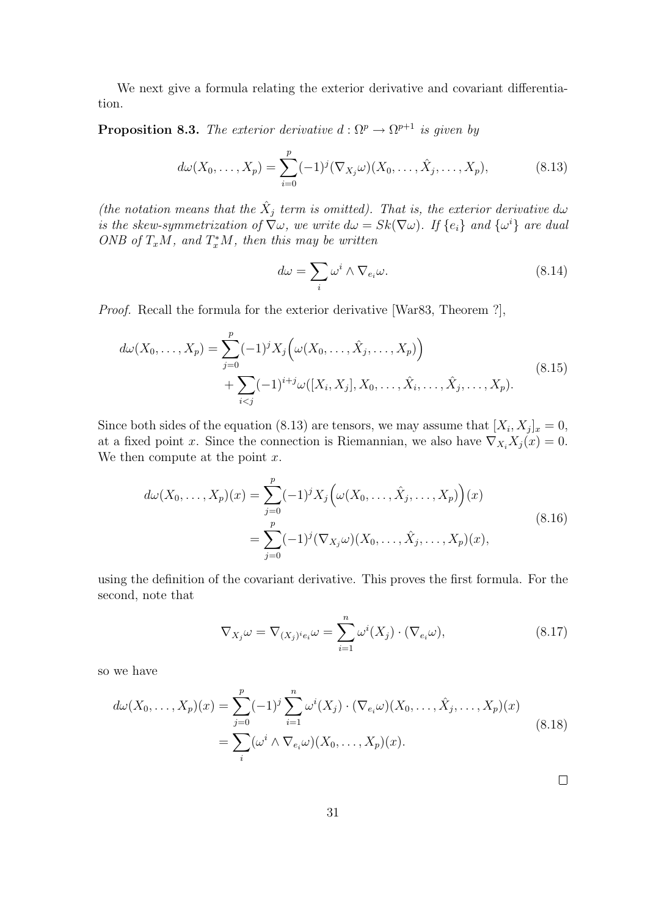We next give a formula relating the exterior derivative and covariant differentiation.

**Proposition 8.3.** *The exterior derivative $d : \Omega^p \to \Omega^{p+1}$ is given by*

$$d\omega(X_0, \ldots, X_p) = \sum_{i=0}^{p} (-1)^j (\nabla_{X_j}\omega)(X_0, \ldots, \hat{X}_j, \ldots, X_p), \tag{8.13}$$

*(the notation means that the $\hat{X}_j$ term is omitted). That is, the exterior derivative $d\omega$ is the skew-symmetrization of $\nabla\omega$, we write $d\omega = Sk(\nabla\omega)$. If $\{e_i\}$ and $\{\omega^i\}$ are dual ONB of $T_xM$, and $T_x^*M$, then this may be written*

$$d\omega = \sum_i \omega^i \wedge \nabla_{e_i}\omega. \tag{8.14}$$

*Proof.* Recall the formula for the exterior derivative [War83, Theorem ?],

$$\begin{aligned} d\omega(X_0, \ldots, X_p) = &\sum_{j=0}^{p} (-1)^j X_j \Big( \omega(X_0, \ldots, \hat{X}_j, \ldots, X_p) \Big) \\ &+ \sum_{i<j} (-1)^{i+j} \omega([X_i, X_j], X_0, \ldots, \hat{X}_i, \ldots, \hat{X}_j, \ldots, X_p). \end{aligned} \tag{8.15}$$

Since both sides of the equation (8.13) are tensors, we may assume that $[X_i, X_j]_x = 0$, at a fixed point $x$. Since the connection is Riemannian, we also have $\nabla_{X_i} X_j(x) = 0$. We then compute at the point $x$.

$$\begin{aligned} d\omega(X_0, \ldots, X_p)(x) &= \sum_{j=0}^{p} (-1)^j X_j \Big( \omega(X_0, \ldots, \hat{X}_j, \ldots, X_p) \Big)(x) \\ &= \sum_{j=0}^{p} (-1)^j (\nabla_{X_j}\omega)(X_0, \ldots, \hat{X}_j, \ldots, X_p)(x), \end{aligned} \tag{8.16}$$

using the definition of the covariant derivative. This proves the first formula. For the second, note that

$$\nabla_{X_j}\omega = \nabla_{(X_j)^i e_i}\omega = \sum_{i=1}^{n} \omega^i(X_j) \cdot (\nabla_{e_i}\omega), \tag{8.17}$$

so we have

$$\begin{aligned} d\omega(X_0, \ldots, X_p)(x) &= \sum_{j=0}^{p} (-1)^j \sum_{i=1}^{n} \omega^i(X_j) \cdot (\nabla_{e_i}\omega)(X_0, \ldots, \hat{X}_j, \ldots, X_p)(x) \\ &= \sum_i (\omega^i \wedge \nabla_{e_i}\omega)(X_0, \ldots, X_p)(x). \end{aligned} \tag{8.18}$$

$\square$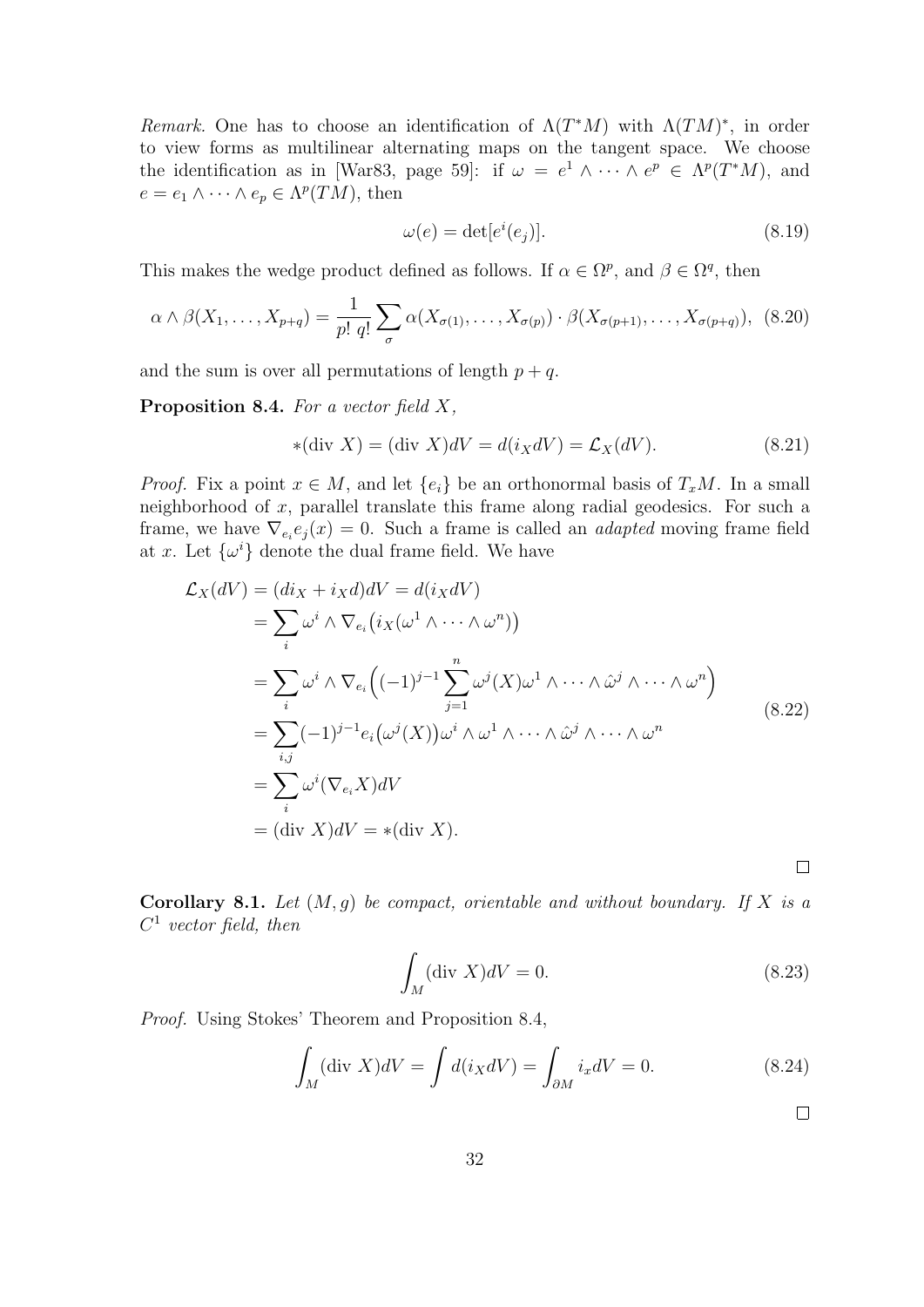*Remark.* One has to choose an identification of $\Lambda(T^*M)$ with $\Lambda(TM)^*$, in order to view forms as multilinear alternating maps on the tangent space. We choose the identification as in [War83, page 59]: if $\omega = e^1 \wedge \cdots \wedge e^p \in \Lambda^p(T^*M)$, and $e = e_1 \wedge \cdots \wedge e_p \in \Lambda^p(TM)$, then

$$\omega(e) = \det[e^i(e_j)]. \tag{8.19}$$

This makes the wedge product defined as follows. If $\alpha \in \Omega^p$, and $\beta \in \Omega^q$, then

$$\alpha \wedge \beta(X_1, \ldots, X_{p+q}) = \frac{1}{p!\, q!} \sum_{\sigma} \alpha(X_{\sigma(1)}, \ldots, X_{\sigma(p)}) \cdot \beta(X_{\sigma(p+1)}, \ldots, X_{\sigma(p+q)}), \tag{8.20}$$

and the sum is over all permutations of length $p + q$.

**Proposition 8.4.** *For a vector field $X$,*

$$*(\text{div } X) = (\text{div } X)dV = d(i_X dV) = \mathcal{L}_X(dV). \tag{8.21}$$

*Proof.* Fix a point $x \in M$, and let $\{e_i\}$ be an orthonormal basis of $T_xM$. In a small neighborhood of $x$, parallel translate this frame along radial geodesics. For such a frame, we have $\nabla_{e_i} e_j(x) = 0$. Such a frame is called an *adapted* moving frame field at $x$. Let $\{\omega^i\}$ denote the dual frame field. We have

$$\begin{aligned}
\mathcal{L}_X(dV) &= (di_X + i_X d)dV = d(i_X dV) \\
&= \sum_i \omega^i \wedge \nabla_{e_i}\big(i_X(\omega^1 \wedge \cdots \wedge \omega^n)\big) \\
&= \sum_i \omega^i \wedge \nabla_{e_i}\Big((-1)^{j-1} \sum_{j=1}^{n} \omega^j(X) \omega^1 \wedge \cdots \wedge \hat{\omega}^j \wedge \cdots \wedge \omega^n\Big) \\
&= \sum_{i,j} (-1)^{j-1} e_i\big(\omega^j(X)\big) \omega^i \wedge \omega^1 \wedge \cdots \wedge \hat{\omega}^j \wedge \cdots \wedge \omega^n \\
&= \sum_i \omega^i(\nabla_{e_i} X) dV \\
&= (\text{div } X)dV = *(\text{div } X).
\end{aligned} \tag{8.22}$$

□

**Corollary 8.1.** *Let $(M, g)$ be compact, orientable and without boundary. If $X$ is a $C^1$ vector field, then*

$$\int_M (\text{div } X) dV = 0. \tag{8.23}$$

*Proof.* Using Stokes' Theorem and Proposition 8.4,

$$\int_M (\text{div } X) dV = \int d(i_X dV) = \int_{\partial M} i_x dV = 0. \tag{8.24}$$

□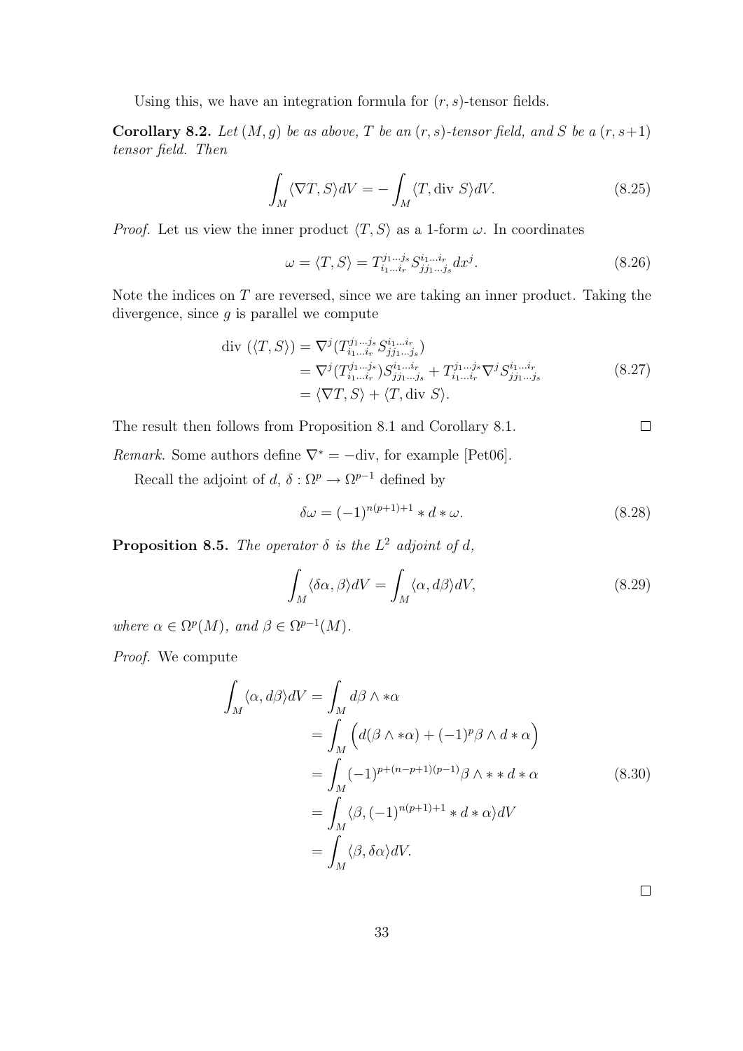Using this, we have an integration formula for $(r, s)$-tensor fields.

**Corollary 8.2.** *Let $(M, g)$ be as above, $T$ be an $(r, s)$-tensor field, and $S$ be a $(r, s+1)$ tensor field. Then*

$$\int_M \langle \nabla T, S \rangle dV = -\int_M \langle T, \text{div } S \rangle dV. \tag{8.25}$$

*Proof.* Let us view the inner product $\langle T, S \rangle$ as a 1-form $\omega$. In coordinates

$$\omega = \langle T, S \rangle = T^{j_1 \dots j_s}_{i_1 \dots i_r} S^{i_1 \dots i_r}_{j j_1 \dots j_s} dx^j. \tag{8.26}$$

Note the indices on $T$ are reversed, since we are taking an inner product. Taking the divergence, since $g$ is parallel we compute

$$\begin{aligned} \text{div } (\langle T, S \rangle) &= \nabla^j (T^{j_1 \dots j_s}_{i_1 \dots i_r} S^{i_1 \dots i_r}_{j j_1 \dots j_s}) \\ &= \nabla^j (T^{j_1 \dots j_s}_{i_1 \dots i_r}) S^{i_1 \dots i_r}_{j j_1 \dots j_s} + T^{j_1 \dots j_s}_{i_1 \dots i_r} \nabla^j S^{i_1 \dots i_r}_{j j_1 \dots j_s} \\ &= \langle \nabla T, S \rangle + \langle T, \text{div } S \rangle. \end{aligned} \tag{8.27}$$

The result then follows from Proposition 8.1 and Corollary 8.1. $\square$

*Remark.* Some authors define $\nabla^* = -\text{div}$, for example [Pet06].

Recall the adjoint of $d$, $\delta : \Omega^p \to \Omega^{p-1}$ defined by

$$\delta \omega = (-1)^{n(p+1)+1} * d * \omega. \tag{8.28}$$

**Proposition 8.5.** *The operator $\delta$ is the $L^2$ adjoint of $d$,*

$$\int_M \langle \delta \alpha, \beta \rangle dV = \int_M \langle \alpha, d\beta \rangle dV, \tag{8.29}$$

*where $\alpha \in \Omega^p(M)$, and $\beta \in \Omega^{p-1}(M)$.*

*Proof.* We compute

$$\begin{aligned} \int_M \langle \alpha, d\beta \rangle dV &= \int_M d\beta \wedge * \alpha \\ &= \int_M \Big( d(\beta \wedge * \alpha) + (-1)^p \beta \wedge d * \alpha \Big) \\ &= \int_M (-1)^{p + (n-p+1)(p-1)} \beta \wedge * * d * \alpha \\ &= \int_M \langle \beta, (-1)^{n(p+1)+1} * d * \alpha \rangle dV \\ &= \int_M \langle \beta, \delta \alpha \rangle dV. \end{aligned} \tag{8.30}$$

$\square$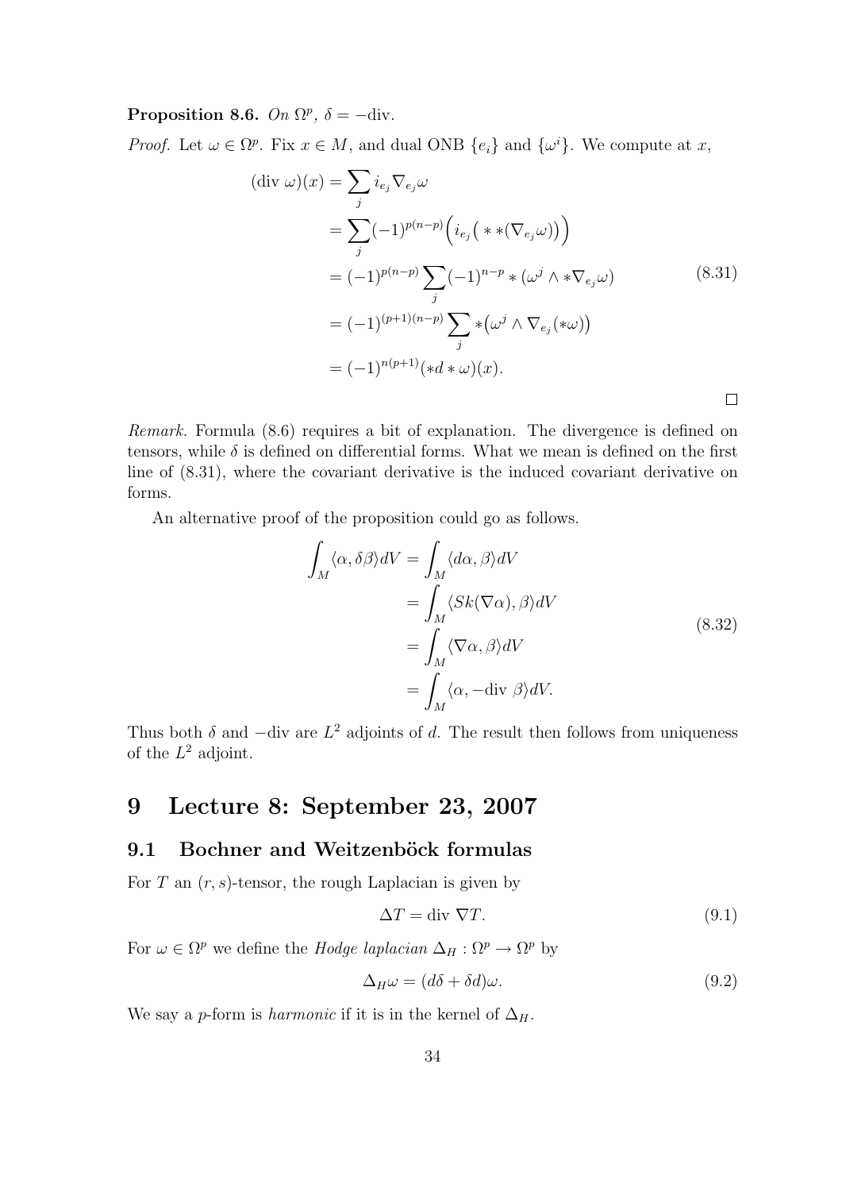**Proposition 8.6.** *On $\Omega^p$, $\delta = -\text{div}$.*

*Proof.* Let $\omega \in \Omega^p$. Fix $x \in M$, and dual ONB $\{e_i\}$ and $\{\omega^i\}$. We compute at $x$,

$$
\begin{aligned}
(\text{div } \omega)(x) &= \sum_j i_{e_j} \nabla_{e_j} \omega \\
&= \sum_j (-1)^{p(n-p)} \Big( i_{e_j} \big( * * (\nabla_{e_j} \omega) \big) \Big) \\
&= (-1)^{p(n-p)} \sum_j (-1)^{n-p} * (\omega^j \wedge * \nabla_{e_j} \omega) \\
&= (-1)^{(p+1)(n-p)} \sum_j * \big( \omega^j \wedge \nabla_{e_j} (*\omega) \big) \\
&= (-1)^{n(p+1)} (*d*\omega)(x).
\end{aligned}
\tag{8.31}
$$

$\square$

*Remark.* Formula (8.6) requires a bit of explanation. The divergence is defined on tensors, while $\delta$ is defined on differential forms. What we mean is defined on the first line of (8.31), where the covariant derivative is the induced covariant derivative on forms.

An alternative proof of the proposition could go as follows.

$$
\begin{aligned}
\int_M \langle \alpha, \delta \beta \rangle dV &= \int_M \langle d\alpha, \beta \rangle dV \\
&= \int_M \langle Sk(\nabla \alpha), \beta \rangle dV \\
&= \int_M \langle \nabla \alpha, \beta \rangle dV \\
&= \int_M \langle \alpha, -\text{div } \beta \rangle dV.
\end{aligned}
\tag{8.32}
$$

Thus both $\delta$ and $-\text{div}$ are $L^2$ adjoints of $d$. The result then follows from uniqueness of the $L^2$ adjoint.

# 9 Lecture 8: September 23, 2007

## 9.1 Bochner and Weitzenböck formulas

For $T$ an $(r, s)$-tensor, the rough Laplacian is given by

$$
\Delta T = \text{div } \nabla T. \tag{9.1}
$$

For $\omega \in \Omega^p$ we define the *Hodge laplacian* $\Delta_H : \Omega^p \to \Omega^p$ by

$$
\Delta_H \omega = (d\delta + \delta d)\omega. \tag{9.2}
$$

We say a $p$-form is *harmonic* if it is in the kernel of $\Delta_H$.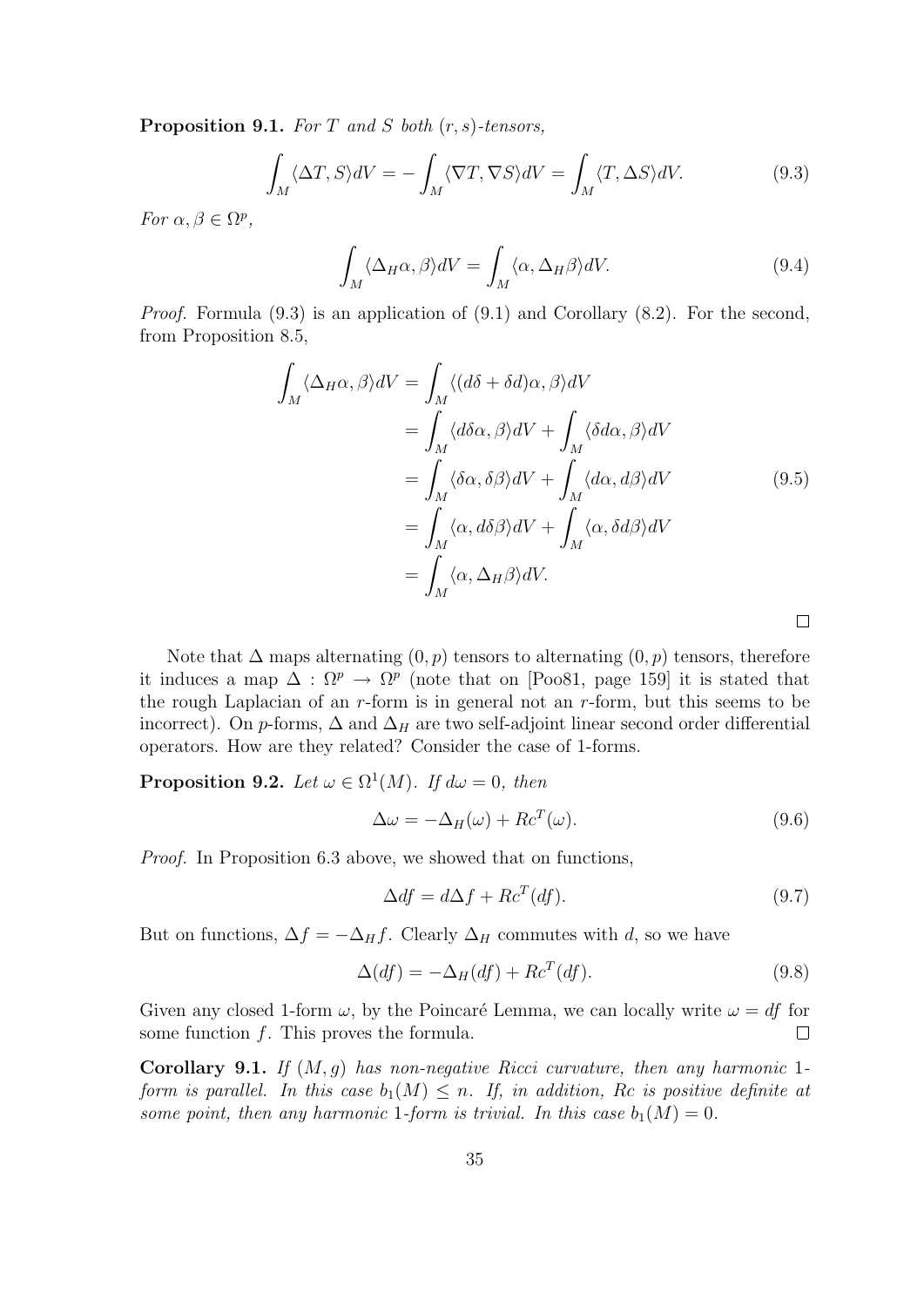**Proposition 9.1.** *For $T$ and $S$ both $(r,s)$-tensors,*

$$\int_M \langle \Delta T, S\rangle dV = -\int_M \langle \nabla T, \nabla S\rangle dV = \int_M \langle T, \Delta S\rangle dV. \tag{9.3}$$

*For $\alpha, \beta \in \Omega^p$,*

$$\int_M \langle \Delta_H \alpha, \beta\rangle dV = \int_M \langle \alpha, \Delta_H \beta\rangle dV. \tag{9.4}$$

*Proof.* Formula (9.3) is an application of (9.1) and Corollary (8.2). For the second, from Proposition 8.5,

$$\begin{aligned}
\int_M \langle \Delta_H \alpha, \beta\rangle dV &= \int_M \langle (d\delta + \delta d)\alpha, \beta\rangle dV \\
&= \int_M \langle d\delta\alpha, \beta\rangle dV + \int_M \langle \delta d\alpha, \beta\rangle dV \\
&= \int_M \langle \delta\alpha, \delta\beta\rangle dV + \int_M \langle d\alpha, d\beta\rangle dV \\
&= \int_M \langle \alpha, d\delta\beta\rangle dV + \int_M \langle \alpha, \delta d\beta\rangle dV \\
&= \int_M \langle \alpha, \Delta_H \beta\rangle dV.
\end{aligned} \tag{9.5}$$

□

Note that $\Delta$ maps alternating $(0,p)$ tensors to alternating $(0,p)$ tensors, therefore it induces a map $\Delta : \Omega^p \to \Omega^p$ (note that on [Poo81, page 159] it is stated that the rough Laplacian of an $r$-form is in general not an $r$-form, but this seems to be incorrect). On $p$-forms, $\Delta$ and $\Delta_H$ are two self-adjoint linear second order differential operators. How are they related? Consider the case of 1-forms.

**Proposition 9.2.** *Let $\omega \in \Omega^1(M)$. If $d\omega = 0$, then*

$$\Delta\omega = -\Delta_H(\omega) + Rc^T(\omega). \tag{9.6}$$

*Proof.* In Proposition 6.3 above, we showed that on functions,

$$\Delta df = d\Delta f + Rc^T(df). \tag{9.7}$$

But on functions, $\Delta f = -\Delta_H f$. Clearly $\Delta_H$ commutes with $d$, so we have

$$\Delta(df) = -\Delta_H(df) + Rc^T(df). \tag{9.8}$$

Given any closed 1-form $\omega$, by the Poincaré Lemma, we can locally write $\omega = df$ for some function $f$. This proves the formula. □

**Corollary 9.1.** *If $(M,g)$ has non-negative Ricci curvature, then any harmonic 1-form is parallel. In this case $b_1(M) \leq n$. If, in addition, $Rc$ is positive definite at some point, then any harmonic 1-form is trivial. In this case $b_1(M) = 0$.*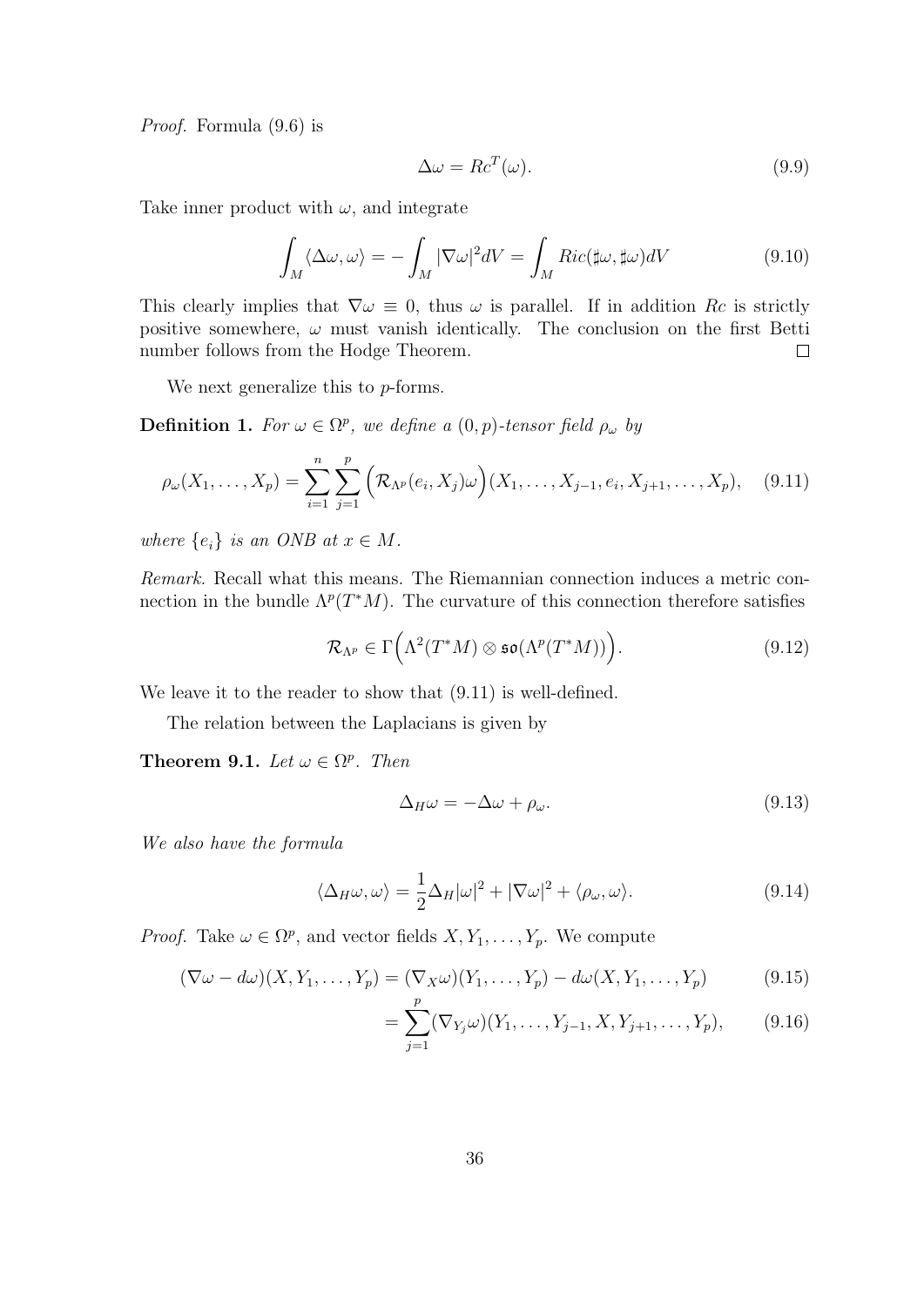*Proof.* Formula (9.6) is

$$\Delta\omega = Rc^T(\omega). \tag{9.9}$$

Take inner product with $\omega$, and integrate

$$\int_M \langle \Delta\omega, \omega\rangle = -\int_M |\nabla\omega|^2 dV = \int_M Ric(\sharp\omega, \sharp\omega) dV \tag{9.10}$$

This clearly implies that $\nabla\omega \equiv 0$, thus $\omega$ is parallel. If in addition $Rc$ is strictly positive somewhere, $\omega$ must vanish identically. The conclusion on the first Betti number follows from the Hodge Theorem. $\square$

We next generalize this to $p$-forms.

**Definition 1.** *For $\omega \in \Omega^p$, we define a $(0,p)$-tensor field $\rho_\omega$ by*

$$\rho_\omega(X_1, \ldots, X_p) = \sum_{i=1}^{n}\sum_{j=1}^{p}\Big(\mathcal{R}_{\Lambda^p}(e_i, X_j)\omega\Big)(X_1, \ldots, X_{j-1}, e_i, X_{j+1}, \ldots, X_p), \tag{9.11}$$

*where $\{e_i\}$ is an ONB at $x \in M$.*

*Remark.* Recall what this means. The Riemannian connection induces a metric connection in the bundle $\Lambda^p(T^*M)$. The curvature of this connection therefore satisfies

$$\mathcal{R}_{\Lambda^p} \in \Gamma\Big(\Lambda^2(T^*M) \otimes \mathfrak{so}(\Lambda^p(T^*M))\Big). \tag{9.12}$$

We leave it to the reader to show that (9.11) is well-defined.

The relation between the Laplacians is given by

**Theorem 9.1.** *Let $\omega \in \Omega^p$. Then*

$$\Delta_H \omega = -\Delta\omega + \rho_\omega. \tag{9.13}$$

*We also have the formula*

$$\langle \Delta_H\omega, \omega\rangle = \frac{1}{2}\Delta_H|\omega|^2 + |\nabla\omega|^2 + \langle \rho_\omega, \omega\rangle. \tag{9.14}$$

*Proof.* Take $\omega \in \Omega^p$, and vector fields $X, Y_1, \ldots, Y_p$. We compute

$$(\nabla\omega - d\omega)(X, Y_1, \ldots, Y_p) = (\nabla_X\omega)(Y_1, \ldots, Y_p) - d\omega(X, Y_1, \ldots, Y_p) \tag{9.15}$$

$$= \sum_{j=1}^{p}(\nabla_{Y_j}\omega)(Y_1, \ldots, Y_{j-1}, X, Y_{j+1}, \ldots, Y_p), \tag{9.16}$$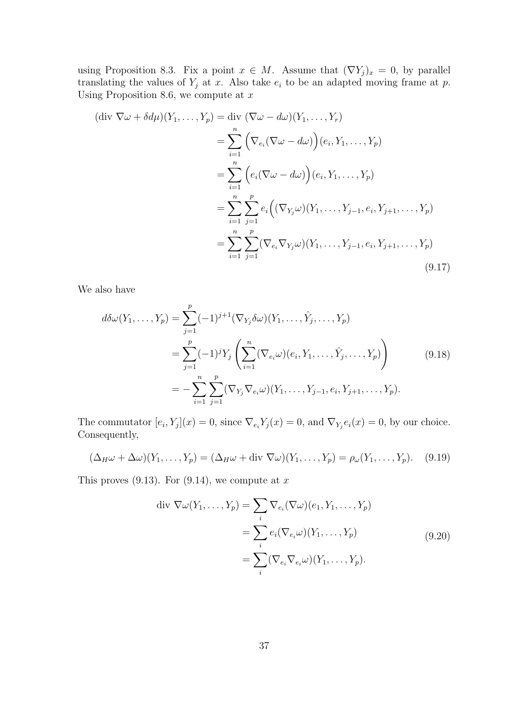using Proposition 8.3. Fix a point $x \in M$. Assume that $(\nabla Y_j)_x = 0$, by parallel translating the values of $Y_j$ at $x$. Also take $e_i$ to be an adapted moving frame at $p$. Using Proposition 8.6, we compute at $x$

$$
\begin{aligned}
(\text{div } \nabla\omega + \delta d\mu)(Y_1, \ldots, Y_p) &= \text{div } (\nabla\omega - d\omega)(Y_1, \ldots, Y_r) \\
&= \sum_{i=1}^{n} \Big(\nabla_{e_i}(\nabla\omega - d\omega)\Big)(e_i, Y_1, \ldots, Y_p) \\
&= \sum_{i=1}^{n} \Big(e_i(\nabla\omega - d\omega)\Big)(e_i, Y_1, \ldots, Y_p) \\
&= \sum_{i=1}^{n} \sum_{j=1}^{p} e_i\Big((\nabla_{Y_j}\omega)(Y_1, \ldots, Y_{j-1}, e_i, Y_{j+1}, \ldots, Y_p) \\
&= \sum_{i=1}^{n} \sum_{j=1}^{p} (\nabla_{e_i}\nabla_{Y_j}\omega)(Y_1, \ldots, Y_{j-1}, e_i, Y_{j+1}, \ldots, Y_p)
\end{aligned}
\tag{9.17}
$$

We also have

$$
\begin{aligned}
d\delta\omega(Y_1, \ldots, Y_p) &= \sum_{j=1}^{p} (-1)^{j+1} (\nabla_{Y_j}\delta\omega)(Y_1, \ldots, \hat{Y}_j, \ldots, Y_p) \\
&= \sum_{j=1}^{p} (-1)^{j} Y_j \left( \sum_{i=1}^{n} (\nabla_{e_i}\omega)(e_i, Y_1, \ldots, \hat{Y}_j, \ldots, Y_p) \right) \\
&= -\sum_{i=1}^{n} \sum_{j=1}^{p} (\nabla_{Y_j}\nabla_{e_i}\omega)(Y_1, \ldots, Y_{j-1}, e_i, Y_{j+1}, \ldots, Y_p).
\end{aligned}
\tag{9.18}
$$

The commutator $[e_i, Y_j](x) = 0$, since $\nabla_{e_i} Y_j(x) = 0$, and $\nabla_{Y_j} e_i(x) = 0$, by our choice. Consequently,

$$
(\Delta_H \omega + \Delta\omega)(Y_1, \ldots, Y_p) = (\Delta_H \omega + \text{div } \nabla\omega)(Y_1, \ldots, Y_p) = \rho_\omega(Y_1, \ldots, Y_p). \tag{9.19}
$$

This proves (9.13). For (9.14), we compute at $x$

$$
\begin{aligned}
\text{div } \nabla\omega(Y_1, \ldots, Y_p) &= \sum_i \nabla_{e_i}(\nabla\omega)(e_1, Y_1, \ldots, Y_p) \\
&= \sum_i e_i(\nabla_{e_i}\omega)(Y_1, \ldots, Y_p) \\
&= \sum_i (\nabla_{e_i}\nabla_{e_i}\omega)(Y_1, \ldots, Y_p).
\end{aligned}
\tag{9.20}
$$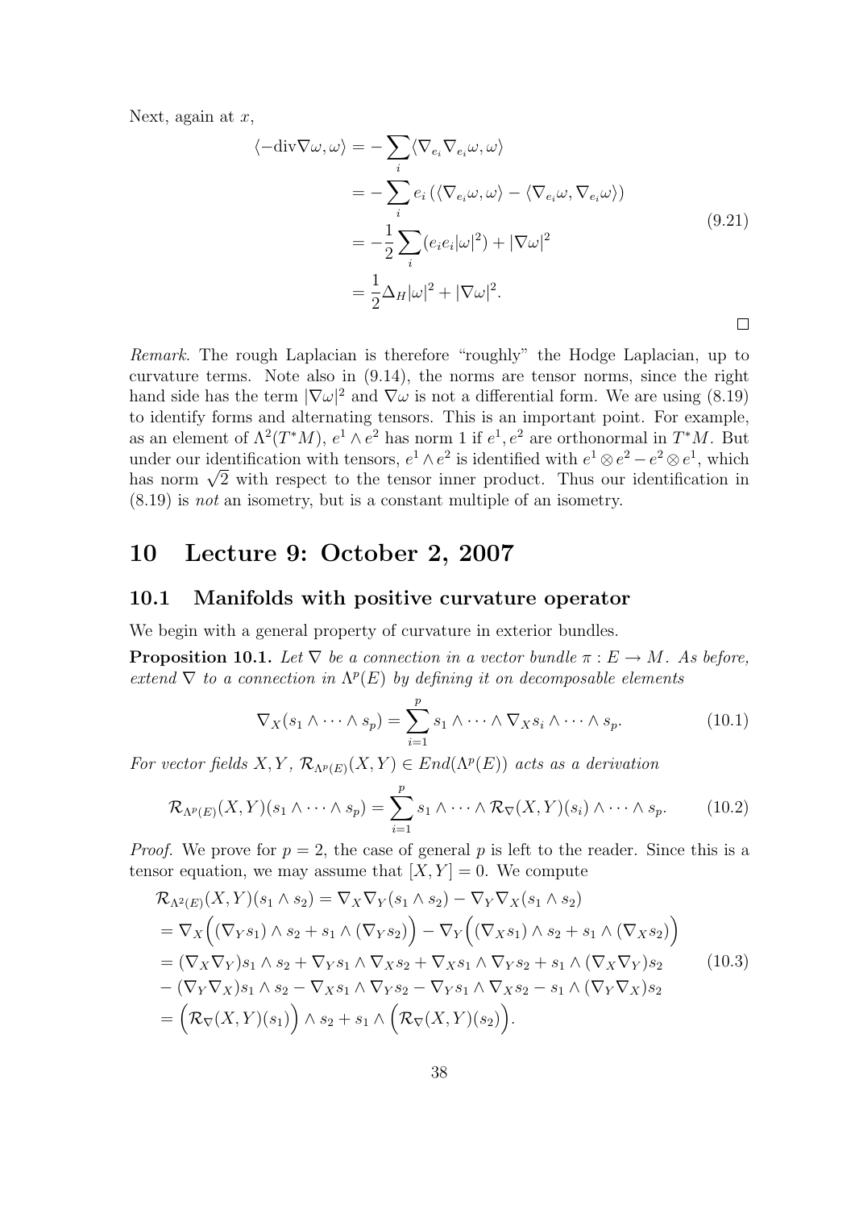Next, again at $x$,

$$
\begin{aligned}
\langle -\mathrm{div}\nabla\omega, \omega\rangle &= -\sum_i \langle \nabla_{e_i}\nabla_{e_i}\omega, \omega\rangle \\
&= -\sum_i e_i\left(\langle \nabla_{e_i}\omega, \omega\rangle - \langle \nabla_{e_i}\omega, \nabla_{e_i}\omega\rangle\right) \\
&= -\frac{1}{2}\sum_i (e_i e_i |\omega|^2) + |\nabla\omega|^2 \\
&= \frac{1}{2}\Delta_H |\omega|^2 + |\nabla\omega|^2.
\end{aligned}
\tag{9.21}
$$

□

*Remark.* The rough Laplacian is therefore "roughly" the Hodge Laplacian, up to curvature terms. Note also in (9.14), the norms are tensor norms, since the right hand side has the term $|\nabla\omega|^2$ and $\nabla\omega$ is not a differential form. We are using (8.19) to identify forms and alternating tensors. This is an important point. For example, as an element of $\Lambda^2(T^*M)$, $e^1 \wedge e^2$ has norm 1 if $e^1, e^2$ are orthonormal in $T^*M$. But under our identification with tensors, $e^1 \wedge e^2$ is identified with $e^1 \otimes e^2 - e^2 \otimes e^1$, which has norm $\sqrt{2}$ with respect to the tensor inner product. Thus our identification in (8.19) is *not* an isometry, but is a constant multiple of an isometry.

# 10 Lecture 9: October 2, 2007

## 10.1 Manifolds with positive curvature operator

We begin with a general property of curvature in exterior bundles.

**Proposition 10.1.** *Let $\nabla$ be a connection in a vector bundle $\pi : E \to M$. As before, extend $\nabla$ to a connection in $\Lambda^p(E)$ by defining it on decomposable elements*

$$
\nabla_X(s_1 \wedge \cdots \wedge s_p) = \sum_{i=1}^p s_1 \wedge \cdots \wedge \nabla_X s_i \wedge \cdots \wedge s_p. \tag{10.1}
$$

*For vector fields $X, Y$, $\mathcal{R}_{\Lambda^p(E)}(X,Y) \in End(\Lambda^p(E))$ acts as a derivation*

$$
\mathcal{R}_{\Lambda^p(E)}(X,Y)(s_1 \wedge \cdots \wedge s_p) = \sum_{i=1}^p s_1 \wedge \cdots \wedge \mathcal{R}_\nabla(X,Y)(s_i) \wedge \cdots \wedge s_p. \tag{10.2}
$$

*Proof.* We prove for $p = 2$, the case of general $p$ is left to the reader. Since this is a tensor equation, we may assume that $[X,Y] = 0$. We compute

$$
\begin{aligned}
&\mathcal{R}_{\Lambda^2(E)}(X,Y)(s_1 \wedge s_2) = \nabla_X\nabla_Y(s_1 \wedge s_2) - \nabla_Y\nabla_X(s_1 \wedge s_2) \\
&= \nabla_X\Big((\nabla_Y s_1) \wedge s_2 + s_1 \wedge (\nabla_Y s_2)\Big) - \nabla_Y\Big((\nabla_X s_1) \wedge s_2 + s_1 \wedge (\nabla_X s_2)\Big) \\
&= (\nabla_X\nabla_Y)s_1 \wedge s_2 + \nabla_Y s_1 \wedge \nabla_X s_2 + \nabla_X s_1 \wedge \nabla_Y s_2 + s_1 \wedge (\nabla_X\nabla_Y)s_2 \\
&- (\nabla_Y\nabla_X)s_1 \wedge s_2 - \nabla_X s_1 \wedge \nabla_Y s_2 - \nabla_Y s_1 \wedge \nabla_X s_2 - s_1 \wedge (\nabla_Y\nabla_X)s_2 \\
&= \Big(\mathcal{R}_\nabla(X,Y)(s_1)\Big) \wedge s_2 + s_1 \wedge \Big(\mathcal{R}_\nabla(X,Y)(s_2)\Big).
\end{aligned}
\tag{10.3}
$$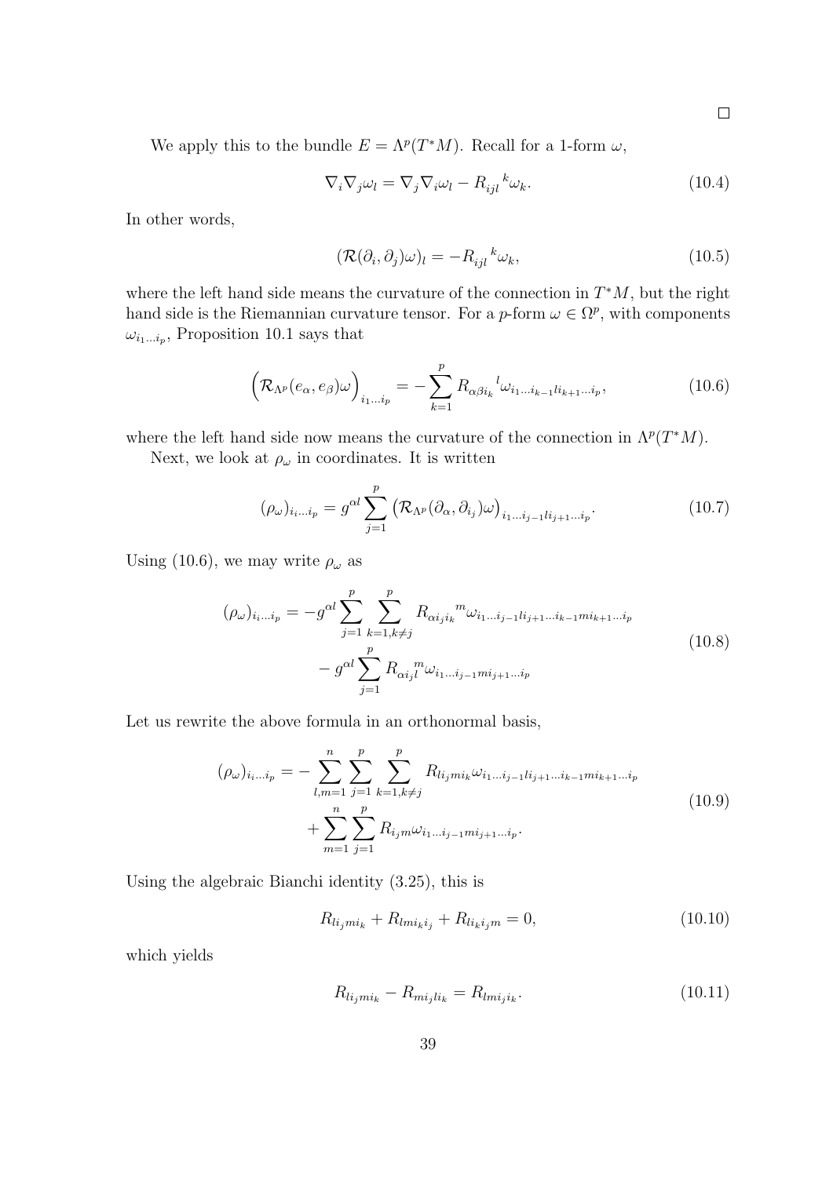□

We apply this to the bundle $E = \Lambda^p(T^*M)$. Recall for a 1-form $\omega$,

$$\nabla_i \nabla_j \omega_l = \nabla_j \nabla_i \omega_l - R_{ijl}{}^k \omega_k. \tag{10.4}$$

In other words,

$$(\mathcal{R}(\partial_i, \partial_j)\omega)_l = -R_{ijl}{}^k \omega_k, \tag{10.5}$$

where the left hand side means the curvature of the connection in $T^*M$, but the right hand side is the Riemannian curvature tensor. For a $p$-form $\omega \in \Omega^p$, with components $\omega_{i_1 \dots i_p}$, Proposition 10.1 says that

$$\left(\mathcal{R}_{\Lambda^p}(e_\alpha, e_\beta)\omega\right)_{i_1 \dots i_p} = -\sum_{k=1}^{p} R_{\alpha\beta i_k}{}^l \omega_{i_1 \dots i_{k-1} l i_{k+1} \dots i_p}, \tag{10.6}$$

where the left hand side now means the curvature of the connection in $\Lambda^p(T^*M)$.

Next, we look at $\rho_\omega$ in coordinates. It is written

$$(\rho_\omega)_{i_i \dots i_p} = g^{\alpha l} \sum_{j=1}^{p} \left(\mathcal{R}_{\Lambda^p}(\partial_\alpha, \partial_{i_j})\omega\right)_{i_1 \dots i_{j-1} l i_{j+1} \dots i_p}. \tag{10.7}$$

Using (10.6), we may write $\rho_\omega$ as

$$\begin{aligned}(\rho_\omega)_{i_i \dots i_p} = &-g^{\alpha l} \sum_{j=1}^{p} \sum_{k=1, k\neq j}^{p} R_{\alpha i_j i_k}{}^m \omega_{i_1 \dots i_{j-1} l i_{j+1} \dots i_{k-1} m i_{k+1} \dots i_p} \\ &- g^{\alpha l} \sum_{j=1}^{p} R_{\alpha i_j l}{}^m \omega_{i_1 \dots i_{j-1} m i_{j+1} \dots i_p}\end{aligned} \tag{10.8}$$

Let us rewrite the above formula in an orthonormal basis,

$$\begin{aligned}(\rho_\omega)_{i_i \dots i_p} = &-\sum_{l,m=1}^{n} \sum_{j=1}^{p} \sum_{k=1, k\neq j}^{p} R_{l i_j m i_k} \omega_{i_1 \dots i_{j-1} l i_{j+1} \dots i_{k-1} m i_{k+1} \dots i_p} \\ &+ \sum_{m=1}^{n} \sum_{j=1}^{p} R_{i_j m} \omega_{i_1 \dots i_{j-1} m i_{j+1} \dots i_p}.\end{aligned} \tag{10.9}$$

Using the algebraic Bianchi identity (3.25), this is

$$R_{l i_j m i_k} + R_{l m i_k i_j} + R_{l i_k i_j m} = 0, \tag{10.10}$$

which yields

$$R_{l i_j m i_k} - R_{m i_j l i_k} = R_{l m i_j i_k}. \tag{10.11}$$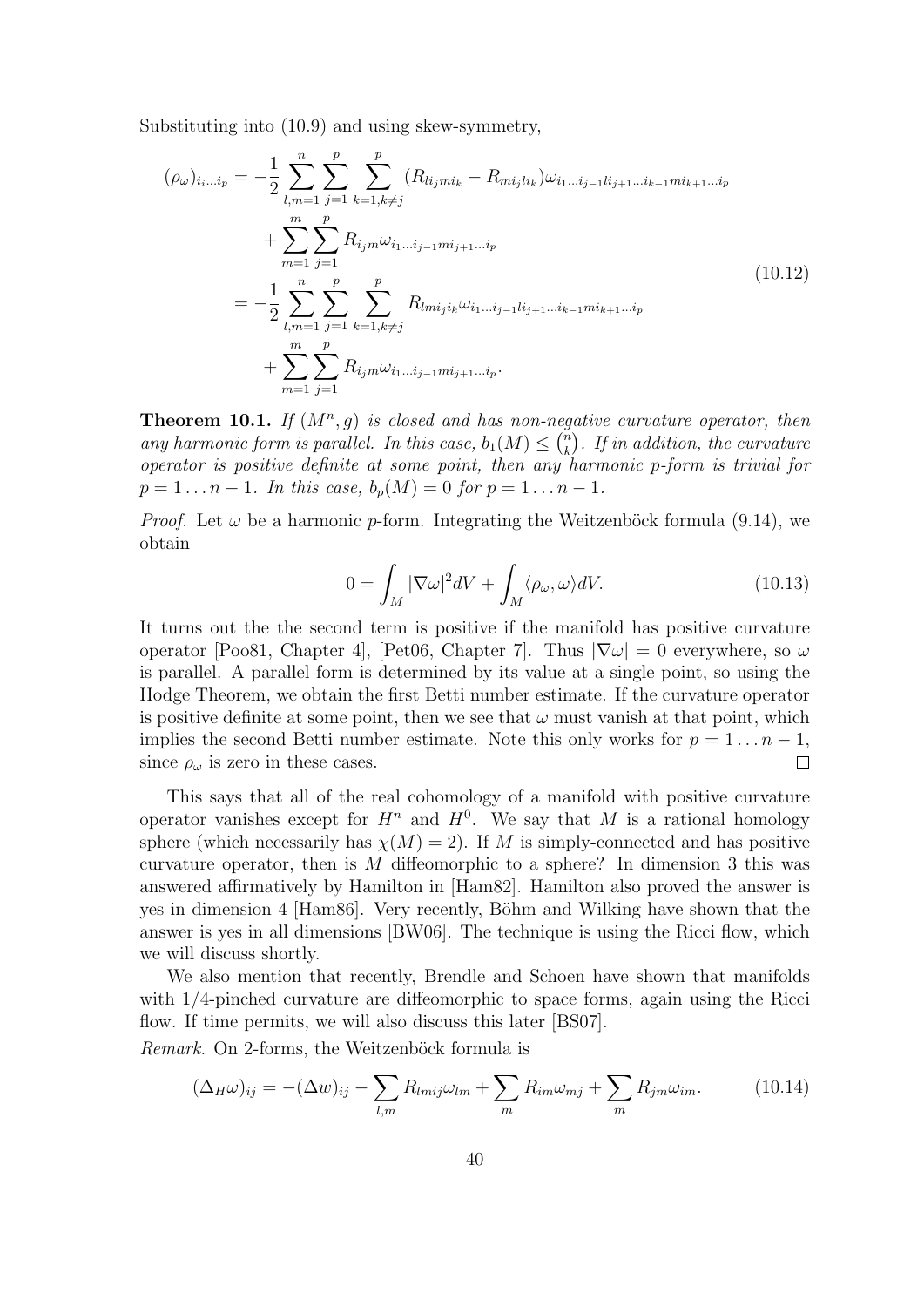Substituting into (10.9) and using skew-symmetry,

$$
\begin{aligned}
(\rho_\omega)_{i_i \dots i_p} &= -\frac{1}{2} \sum_{l,m=1}^{n} \sum_{j=1}^{p} \sum_{k=1,k\neq j}^{p} (R_{l i_j m i_k} - R_{m i_j l i_k}) \omega_{i_1 \dots i_{j-1} l i_{j+1} \dots i_{k-1} m i_{k+1} \dots i_p} \\
&\quad + \sum_{m=1}^{m} \sum_{j=1}^{p} R_{i_j m} \omega_{i_1 \dots i_{j-1} m i_{j+1} \dots i_p} \\
&= -\frac{1}{2} \sum_{l,m=1}^{n} \sum_{j=1}^{p} \sum_{k=1,k\neq j}^{p} R_{l m i_j i_k} \omega_{i_1 \dots i_{j-1} l i_{j+1} \dots i_{k-1} m i_{k+1} \dots i_p} \\
&\quad + \sum_{m=1}^{m} \sum_{j=1}^{p} R_{i_j m} \omega_{i_1 \dots i_{j-1} m i_{j+1} \dots i_p}.
\end{aligned}
\tag{10.12}
$$

**Theorem 10.1.** *If $(M^n, g)$ is closed and has non-negative curvature operator, then any harmonic form is parallel. In this case, $b_1(M) \leq \binom{n}{k}$. If in addition, the curvature operator is positive definite at some point, then any harmonic $p$-form is trivial for $p = 1 \dots n-1$. In this case, $b_p(M) = 0$ for $p = 1 \dots n-1$.*

*Proof.* Let $\omega$ be a harmonic $p$-form. Integrating the Weitzenböck formula (9.14), we obtain

$$
0 = \int_M |\nabla \omega|^2 dV + \int_M \langle \rho_\omega, \omega \rangle dV. \tag{10.13}
$$

It turns out the the second term is positive if the manifold has positive curvature operator [Poo81, Chapter 4], [Pet06, Chapter 7]. Thus $|\nabla \omega| = 0$ everywhere, so $\omega$ is parallel. A parallel form is determined by its value at a single point, so using the Hodge Theorem, we obtain the first Betti number estimate. If the curvature operator is positive definite at some point, then we see that $\omega$ must vanish at that point, which implies the second Betti number estimate. Note this only works for $p = 1 \dots n-1$, since $\rho_\omega$ is zero in these cases. $\square$

This says that all of the real cohomology of a manifold with positive curvature operator vanishes except for $H^n$ and $H^0$. We say that $M$ is a rational homology sphere (which necessarily has $\chi(M) = 2$). If $M$ is simply-connected and has positive curvature operator, then is $M$ diffeomorphic to a sphere? In dimension 3 this was answered affirmatively by Hamilton in [Ham82]. Hamilton also proved the answer is yes in dimension 4 [Ham86]. Very recently, Böhm and Wilking have shown that the answer is yes in all dimensions [BW06]. The technique is using the Ricci flow, which we will discuss shortly.

We also mention that recently, Brendle and Schoen have shown that manifolds with 1/4-pinched curvature are diffeomorphic to space forms, again using the Ricci flow. If time permits, we will also discuss this later [BS07].

*Remark.* On 2-forms, the Weitzenböck formula is

$$
(\Delta_H \omega)_{ij} = -(\Delta w)_{ij} - \sum_{l,m} R_{lmij} \omega_{lm} + \sum_m R_{im} \omega_{mj} + \sum_m R_{jm} \omega_{im}. \tag{10.14}
$$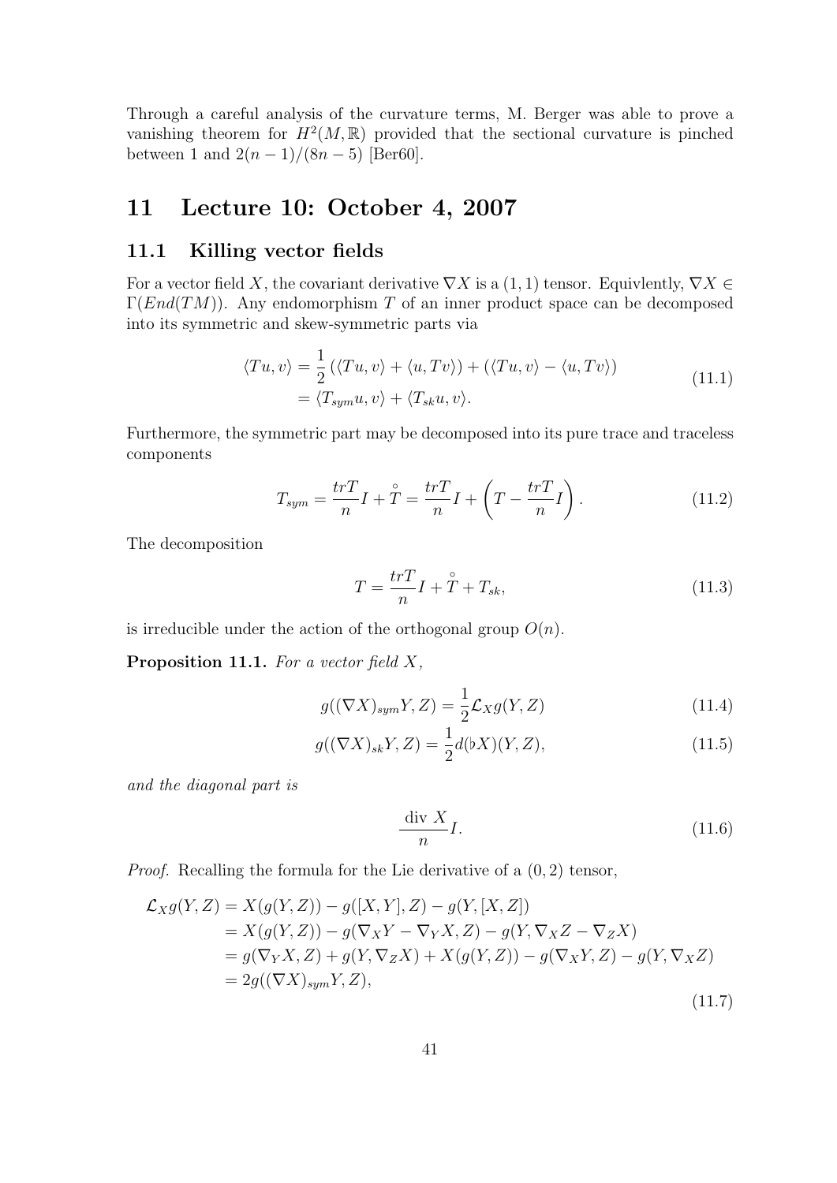Through a careful analysis of the curvature terms, M. Berger was able to prove a vanishing theorem for $H^2(M, \mathbb{R})$ provided that the sectional curvature is pinched between 1 and $2(n-1)/(8n-5)$ [Ber60].

# 11 Lecture 10: October 4, 2007

## 11.1 Killing vector fields

For a vector field $X$, the covariant derivative $\nabla X$ is a $(1,1)$ tensor. Equivlently, $\nabla X \in \Gamma(End(TM))$. Any endomorphism $T$ of an inner product space can be decomposed into its symmetric and skew-symmetric parts via

$$
\begin{aligned}
\langle Tu, v \rangle &= \frac{1}{2}\left(\langle Tu, v\rangle + \langle u, Tv\rangle\right) + \left(\langle Tu, v\rangle - \langle u, Tv\rangle\right) \\
&= \langle T_{sym} u, v\rangle + \langle T_{sk} u, v\rangle.
\end{aligned}
\tag{11.1}
$$

Furthermore, the symmetric part may be decomposed into its pure trace and traceless components

$$
T_{sym} = \frac{trT}{n} I + \overset{\circ}{T} = \frac{trT}{n} I + \left( T - \frac{trT}{n} I \right). \tag{11.2}
$$

The decomposition

$$
T = \frac{trT}{n} I + \overset{\circ}{T} + T_{sk}, \tag{11.3}
$$

is irreducible under the action of the orthogonal group $O(n)$.

**Proposition 11.1.** *For a vector field $X$,*

$$
g((\nabla X)_{sym} Y, Z) = \frac{1}{2} \mathcal{L}_X g(Y, Z) \tag{11.4}
$$

$$
g((\nabla X)_{sk} Y, Z) = \frac{1}{2} d(\flat X)(Y, Z), \tag{11.5}
$$

*and the diagonal part is*

$$
\frac{\operatorname{div} X}{n} I. \tag{11.6}
$$

*Proof.* Recalling the formula for the Lie derivative of a $(0,2)$ tensor,

$$
\begin{aligned}
\mathcal{L}_X g(Y, Z) &= X(g(Y, Z)) - g([X, Y], Z) - g(Y, [X, Z]) \\
&= X(g(Y, Z)) - g(\nabla_X Y - \nabla_Y X, Z) - g(Y, \nabla_X Z - \nabla_Z X) \\
&= g(\nabla_Y X, Z) + g(Y, \nabla_Z X) + X(g(Y, Z)) - g(\nabla_X Y, Z) - g(Y, \nabla_X Z) \\
&= 2g((\nabla X)_{sym} Y, Z),
\end{aligned}
\tag{11.7}
$$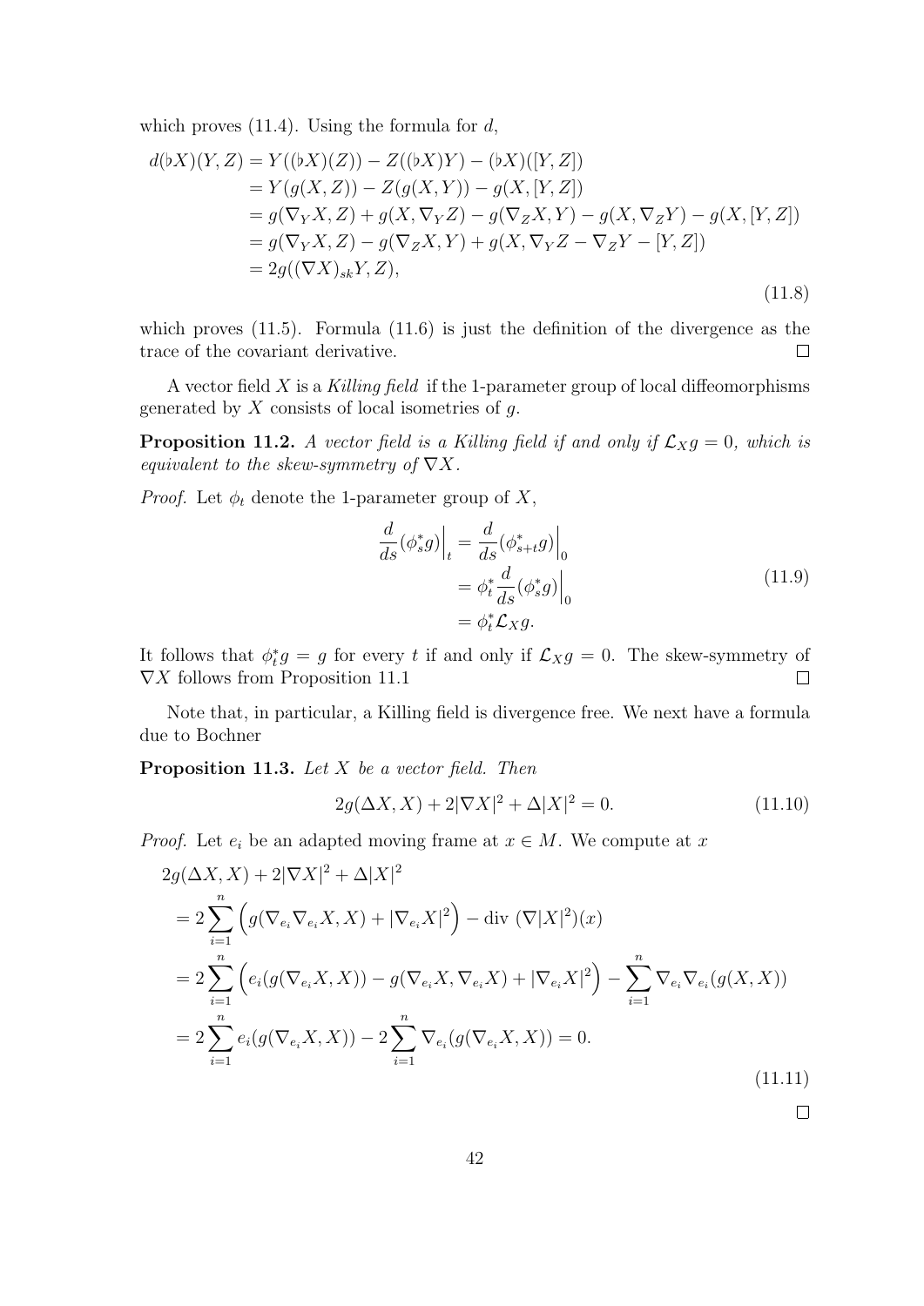which proves (11.4). Using the formula for $d$,

$$
\begin{aligned}
d(\flat X)(Y,Z) &= Y((\flat X)(Z)) - Z((\flat X)Y) - (\flat X)([Y,Z]) \\
&= Y(g(X,Z)) - Z(g(X,Y)) - g(X,[Y,Z]) \\
&= g(\nabla_Y X, Z) + g(X, \nabla_Y Z) - g(\nabla_Z X, Y) - g(X, \nabla_Z Y) - g(X,[Y,Z]) \\
&= g(\nabla_Y X, Z) - g(\nabla_Z X, Y) + g(X, \nabla_Y Z - \nabla_Z Y - [Y,Z]) \\
&= 2g((\nabla X)_{sk} Y, Z),
\end{aligned}
\tag{11.8}
$$

which proves (11.5). Formula (11.6) is just the definition of the divergence as the trace of the covariant derivative. $\square$

A vector field $X$ is a *Killing field* if the 1-parameter group of local diffeomorphisms generated by $X$ consists of local isometries of $g$.

**Proposition 11.2.** *A vector field is a Killing field if and only if $\mathcal{L}_X g = 0$, which is equivalent to the skew-symmetry of $\nabla X$.*

*Proof.* Let $\phi_t$ denote the 1-parameter group of $X$,

$$
\begin{aligned}
\frac{d}{ds}(\phi_s^* g)\Big|_t &= \frac{d}{ds}(\phi_{s+t}^* g)\Big|_0 \\
&= \phi_t^* \frac{d}{ds}(\phi_s^* g)\Big|_0 \\
&= \phi_t^* \mathcal{L}_X g.
\end{aligned}
\tag{11.9}
$$

It follows that $\phi_t^* g = g$ for every $t$ if and only if $\mathcal{L}_X g = 0$. The skew-symmetry of $\nabla X$ follows from Proposition 11.1 $\square$

Note that, in particular, a Killing field is divergence free. We next have a formula due to Bochner

**Proposition 11.3.** *Let $X$ be a vector field. Then*

$$
2g(\Delta X, X) + 2|\nabla X|^2 + \Delta |X|^2 = 0. \tag{11.10}
$$

*Proof.* Let $e_i$ be an adapted moving frame at $x \in M$. We compute at $x$

$$
\begin{aligned}
&2g(\Delta X, X) + 2|\nabla X|^2 + \Delta |X|^2 \\
&= 2\sum_{i=1}^n \Big( g(\nabla_{e_i}\nabla_{e_i} X, X) + |\nabla_{e_i} X|^2 \Big) - \text{div } (\nabla |X|^2)(x) \\
&= 2\sum_{i=1}^n \Big( e_i(g(\nabla_{e_i} X, X)) - g(\nabla_{e_i} X, \nabla_{e_i} X) + |\nabla_{e_i} X|^2 \Big) - \sum_{i=1}^n \nabla_{e_i}\nabla_{e_i}(g(X,X)) \\
&= 2\sum_{i=1}^n e_i(g(\nabla_{e_i} X, X)) - 2\sum_{i=1}^n \nabla_{e_i}(g(\nabla_{e_i} X, X)) = 0.
\end{aligned}
\tag{11.11}
$$

$\square$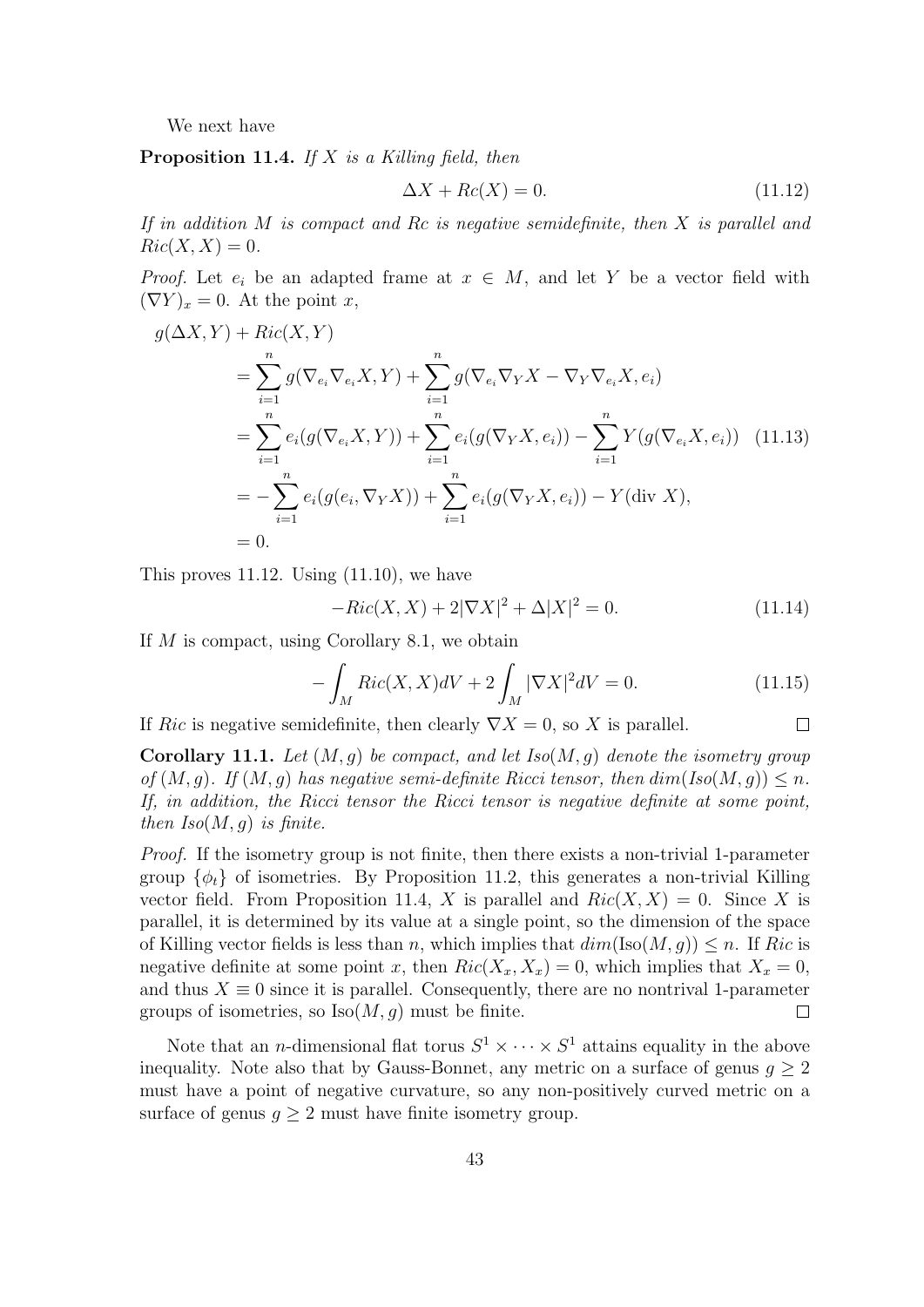We next have

**Proposition 11.4.** *If $X$ is a Killing field, then*

$$\Delta X + Rc(X) = 0. \tag{11.12}$$

*If in addition $M$ is compact and $Rc$ is negative semidefinite, then $X$ is parallel and $Ric(X, X) = 0$.*

*Proof.* Let $e_i$ be an adapted frame at $x \in M$, and let $Y$ be a vector field with $(\nabla Y)_x = 0$. At the point $x$,

$$\begin{aligned}
g(\Delta X, Y) &+ Ric(X, Y) \\
&= \sum_{i=1}^{n} g(\nabla_{e_i} \nabla_{e_i} X, Y) + \sum_{i=1}^{n} g(\nabla_{e_i} \nabla_Y X - \nabla_Y \nabla_{e_i} X, e_i) \\
&= \sum_{i=1}^{n} e_i(g(\nabla_{e_i} X, Y)) + \sum_{i=1}^{n} e_i(g(\nabla_Y X, e_i)) - \sum_{i=1}^{n} Y(g(\nabla_{e_i} X, e_i)) \qquad (11.13) \\
&= -\sum_{i=1}^{n} e_i(g(e_i, \nabla_Y X)) + \sum_{i=1}^{n} e_i(g(\nabla_Y X, e_i)) - Y(\text{div } X), \\
&= 0.
\end{aligned}$$

This proves 11.12. Using (11.10), we have

$$-Ric(X, X) + 2|\nabla X|^2 + \Delta |X|^2 = 0. \tag{11.14}$$

If $M$ is compact, using Corollary 8.1, we obtain

$$-\int_M Ric(X, X) dV + 2 \int_M |\nabla X|^2 dV = 0. \tag{11.15}$$

If $Ric$ is negative semidefinite, then clearly $\nabla X = 0$, so $X$ is parallel. $\square$

**Corollary 11.1.** *Let $(M, g)$ be compact, and let $Iso(M, g)$ denote the isometry group of $(M, g)$. If $(M, g)$ has negative semi-definite Ricci tensor, then $dim(Iso(M, g)) \leq n$. If, in addition, the Ricci tensor the Ricci tensor is negative definite at some point, then $Iso(M, g)$ is finite.*

*Proof.* If the isometry group is not finite, then there exists a non-trivial 1-parameter group $\{\phi_t\}$ of isometries. By Proposition 11.2, this generates a non-trivial Killing vector field. From Proposition 11.4, $X$ is parallel and $Ric(X, X) = 0$. Since $X$ is parallel, it is determined by its value at a single point, so the dimension of the space of Killing vector fields is less than $n$, which implies that $dim(\text{Iso}(M, g)) \leq n$. If $Ric$ is negative definite at some point $x$, then $Ric(X_x, X_x) = 0$, which implies that $X_x = 0$, and thus $X \equiv 0$ since it is parallel. Consequently, there are no nontrival 1-parameter groups of isometries, so $\text{Iso}(M, g)$ must be finite. $\square$

Note that an $n$-dimensional flat torus $S^1 \times \cdots \times S^1$ attains equality in the above inequality. Note also that by Gauss-Bonnet, any metric on a surface of genus $g \geq 2$ must have a point of negative curvature, so any non-positively curved metric on a surface of genus $g \geq 2$ must have finite isometry group.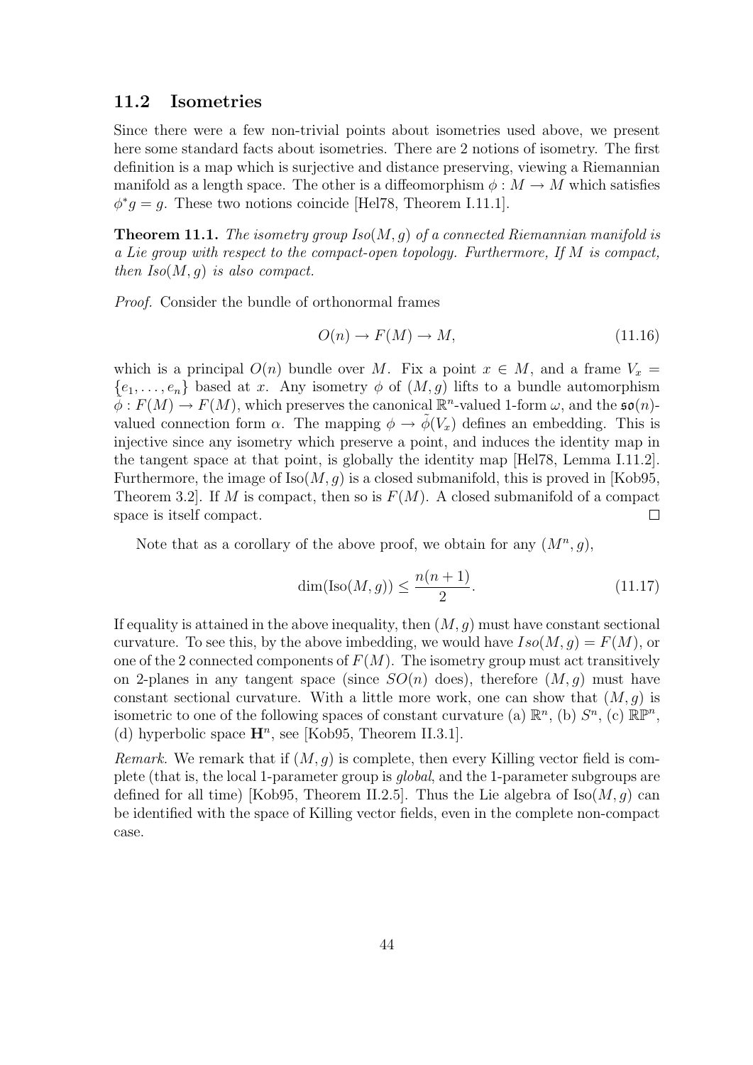### 11.2 Isometries

Since there were a few non-trivial points about isometries used above, we present here some standard facts about isometries. There are 2 notions of isometry. The first definition is a map which is surjective and distance preserving, viewing a Riemannian manifold as a length space. The other is a diffeomorphism $\phi : M \to M$ which satisfies $\phi^* g = g$. These two notions coincide [Hel78, Theorem I.11.1].

**Theorem 11.1.** *The isometry group $Iso(M, g)$ of a connected Riemannian manifold is a Lie group with respect to the compact-open topology. Furthermore, If $M$ is compact, then $Iso(M, g)$ is also compact.*

*Proof.* Consider the bundle of orthonormal frames

$$O(n) \to F(M) \to M, \tag{11.16}$$

which is a principal $O(n)$ bundle over $M$. Fix a point $x \in M$, and a frame $V_x = \{e_1, \ldots, e_n\}$ based at $x$. Any isometry $\phi$ of $(M, g)$ lifts to a bundle automorphism $\tilde{\phi} : F(M) \to F(M)$, which preserves the canonical $\mathbb{R}^n$-valued 1-form $\omega$, and the $\mathfrak{so}(n)$-valued connection form $\alpha$. The mapping $\phi \to \tilde{\phi}(V_x)$ defines an embedding. This is injective since any isometry which preserve a point, and induces the identity map in the tangent space at that point, is globally the identity map [Hel78, Lemma I.11.2]. Furthermore, the image of $\mathrm{Iso}(M, g)$ is a closed submanifold, this is proved in [Kob95, Theorem 3.2]. If $M$ is compact, then so is $F(M)$. A closed submanifold of a compact space is itself compact. $\square$

Note that as a corollary of the above proof, we obtain for any $(M^n, g)$,

$$\dim(\mathrm{Iso}(M, g)) \leq \frac{n(n+1)}{2}. \tag{11.17}$$

If equality is attained in the above inequality, then $(M, g)$ must have constant sectional curvature. To see this, by the above imbedding, we would have $Iso(M, g) = F(M)$, or one of the 2 connected components of $F(M)$. The isometry group must act transitively on 2-planes in any tangent space (since $SO(n)$ does), therefore $(M, g)$ must have constant sectional curvature. With a little more work, one can show that $(M, g)$ is isometric to one of the following spaces of constant curvature (a) $\mathbb{R}^n$, (b) $S^n$, (c) $\mathbb{RP}^n$, (d) hyperbolic space $\mathbf{H}^n$, see [Kob95, Theorem II.3.1].

*Remark.* We remark that if $(M, g)$ is complete, then every Killing vector field is complete (that is, the local 1-parameter group is *global*, and the 1-parameter subgroups are defined for all time) [Kob95, Theorem II.2.5]. Thus the Lie algebra of $\mathrm{Iso}(M, g)$ can be identified with the space of Killing vector fields, even in the complete non-compact case.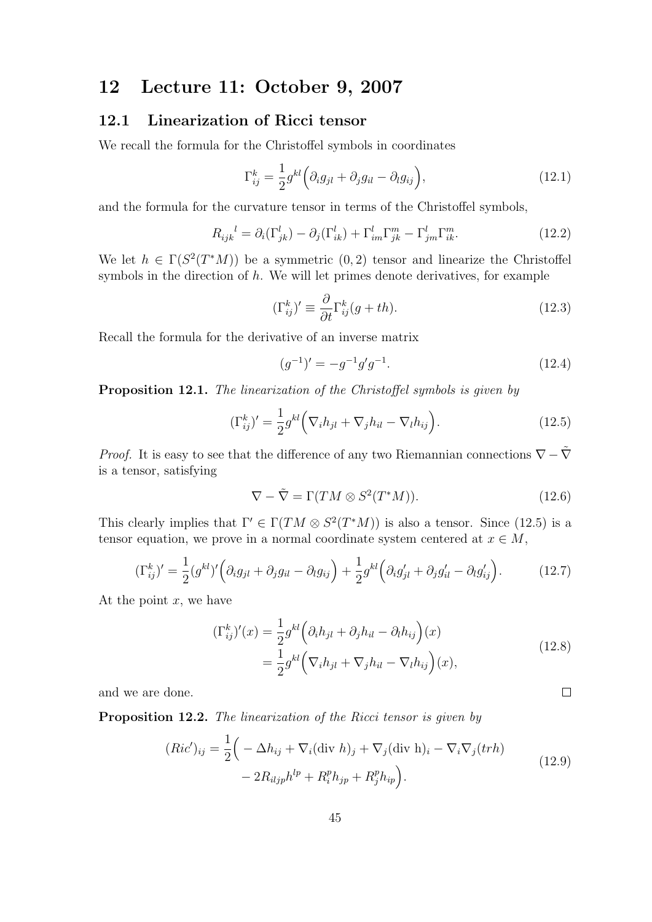# 12 Lecture 11: October 9, 2007

## 12.1 Linearization of Ricci tensor

We recall the formula for the Christoffel symbols in coordinates

$$\Gamma_{ij}^{k} = \frac{1}{2} g^{kl} \Big( \partial_i g_{jl} + \partial_j g_{il} - \partial_l g_{ij} \Big), \tag{12.1}$$

and the formula for the curvature tensor in terms of the Christoffel symbols,

$$R_{ijk}{}^{l} = \partial_i (\Gamma_{jk}^{l}) - \partial_j (\Gamma_{ik}^{l}) + \Gamma_{im}^{l} \Gamma_{jk}^{m} - \Gamma_{jm}^{l} \Gamma_{ik}^{m}. \tag{12.2}$$

We let $h \in \Gamma(S^2(T^*M))$ be a symmetric $(0,2)$ tensor and linearize the Christoffel symbols in the direction of $h$. We will let primes denote derivatives, for example

$$(\Gamma_{ij}^{k})' \equiv \frac{\partial}{\partial t} \Gamma_{ij}^{k}(g + th). \tag{12.3}$$

Recall the formula for the derivative of an inverse matrix

$$(g^{-1})' = -g^{-1} g' g^{-1}. \tag{12.4}$$

**Proposition 12.1.** *The linearization of the Christoffel symbols is given by*

$$(\Gamma_{ij}^{k})' = \frac{1}{2} g^{kl} \Big( \nabla_i h_{jl} + \nabla_j h_{il} - \nabla_l h_{ij} \Big). \tag{12.5}$$

*Proof.* It is easy to see that the difference of any two Riemannian connections $\nabla - \tilde{\nabla}$ is a tensor, satisfying

$$\nabla - \tilde{\nabla} = \Gamma(TM \otimes S^2(T^*M)). \tag{12.6}$$

This clearly implies that $\Gamma' \in \Gamma(TM \otimes S^2(T^*M))$ is also a tensor. Since (12.5) is a tensor equation, we prove in a normal coordinate system centered at $x \in M$,

$$(\Gamma_{ij}^{k})' = \frac{1}{2} (g^{kl})' \Big( \partial_i g_{jl} + \partial_j g_{il} - \partial_l g_{ij} \Big) + \frac{1}{2} g^{kl} \Big( \partial_i g'_{jl} + \partial_j g'_{il} - \partial_l g'_{ij} \Big). \tag{12.7}$$

At the point $x$, we have

$$\begin{aligned}
(\Gamma_{ij}^{k})'(x) &= \frac{1}{2} g^{kl} \Big( \partial_i h_{jl} + \partial_j h_{il} - \partial_l h_{ij} \Big)(x) \\
&= \frac{1}{2} g^{kl} \Big( \nabla_i h_{jl} + \nabla_j h_{il} - \nabla_l h_{ij} \Big)(x),
\end{aligned} \tag{12.8}$$

and we are done. ∎

**Proposition 12.2.** *The linearization of the Ricci tensor is given by*

$$\begin{aligned}
(Ric')_{ij} = \frac{1}{2} \Big( & -\Delta h_{ij} + \nabla_i (\text{div } h)_j + \nabla_j (\text{div h})_i - \nabla_i \nabla_j (trh) \\
& - 2 R_{iljp} h^{lp} + R_i^p h_{jp} + R_j^p h_{ip} \Big).
\end{aligned} \tag{12.9}$$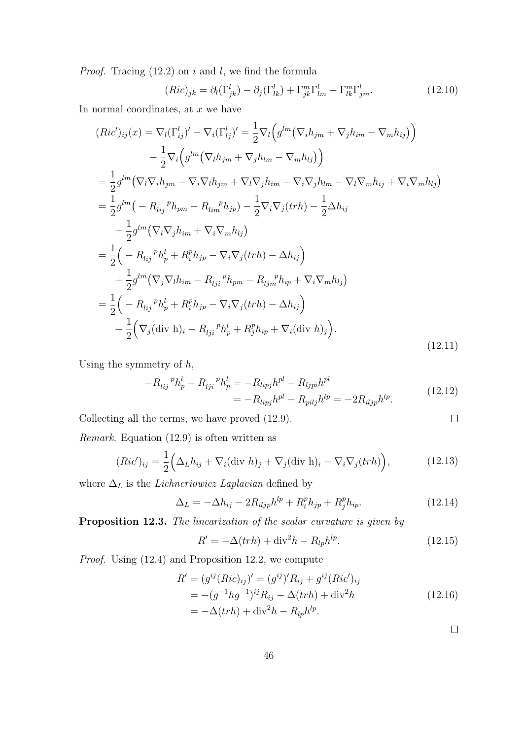*Proof.* Tracing (12.2) on $i$ and $l$, we find the formula

$$(Ric)_{jk} = \partial_l(\Gamma^l_{jk}) - \partial_j(\Gamma^l_{lk}) + \Gamma^m_{jk}\Gamma^l_{lm} - \Gamma^m_{lk}\Gamma^l_{jm}. \tag{12.10}$$

In normal coordinates, at $x$ we have

$$\begin{aligned}
(Ric')_{ij}(x) &= \nabla_l(\Gamma^l_{ij})' - \nabla_i(\Gamma^l_{lj})' = \frac{1}{2}\nabla_l\Big(g^{lm}\big(\nabla_i h_{jm} + \nabla_j h_{im} - \nabla_m h_{ij}\big)\Big)\\
&\quad - \frac{1}{2}\nabla_i\Big(g^{lm}\big(\nabla_l h_{jm} + \nabla_j h_{lm} - \nabla_m h_{lj}\big)\Big)\\
&= \frac{1}{2}g^{lm}\big(\nabla_l\nabla_i h_{jm} - \nabla_i\nabla_l h_{jm} + \nabla_l\nabla_j h_{im} - \nabla_i\nabla_j h_{lm} - \nabla_l\nabla_m h_{ij} + \nabla_i\nabla_m h_{lj}\big)\\
&= \frac{1}{2}g^{lm}\big(-R_{lij}{}^p h_{pm} - R_{lim}{}^p h_{jp}\big) - \frac{1}{2}\nabla_i\nabla_j(trh) - \frac{1}{2}\Delta h_{ij}\\
&\quad + \frac{1}{2}g^{lm}\big(\nabla_l\nabla_j h_{im} + \nabla_i\nabla_m h_{lj}\big)\\
&= \frac{1}{2}\Big(-R_{lij}{}^p h^l_p + R^p_i h_{jp} - \nabla_i\nabla_j(trh) - \Delta h_{ij}\Big)\\
&\quad + \frac{1}{2}g^{lm}\big(\nabla_j\nabla_l h_{im} - R_{lji}{}^p h_{pm} - R_{ljm}{}^p h_{ip} + \nabla_i\nabla_m h_{lj}\big)\\
&= \frac{1}{2}\Big(-R_{lij}{}^p h^l_p + R^p_i h_{jp} - \nabla_i\nabla_j(trh) - \Delta h_{ij}\Big)\\
&\quad + \frac{1}{2}\Big(\nabla_j(\text{div h})_i - R_{lji}{}^p h^l_p + R^p_j h_{ip} + \nabla_i(\text{div } h)_j\Big).
\end{aligned} \tag{12.11}$$

Using the symmetry of $h$,

$$\begin{aligned}
-R_{lij}{}^p h^l_p - R_{lji}{}^p h^l_p &= -R_{lipj}h^{pl} - R_{ljpi}h^{pl}\\
&= -R_{lipj}h^{pl} - R_{pilj}h^{lp} = -2R_{iljp}h^{lp}.
\end{aligned} \tag{12.12}$$

Collecting all the terms, we have proved (12.9). □

*Remark.* Equation (12.9) is often written as

$$(Ric')_{ij} = \frac{1}{2}\Big(\Delta_L h_{ij} + \nabla_i(\text{div } h)_j + \nabla_j(\text{div h})_i - \nabla_i\nabla_j(trh)\Big), \tag{12.13}$$

where $\Delta_L$ is the *Lichneriowicz Laplacian* defined by

$$\Delta_L = -\Delta h_{ij} - 2R_{iljp}h^{lp} + R^p_i h_{jp} + R^p_j h_{ip}. \tag{12.14}$$

**Proposition 12.3.** *The linearization of the scalar curvature is given by*

$$R' = -\Delta(trh) + \text{div}^2 h - R_{lp}h^{lp}. \tag{12.15}$$

*Proof.* Using (12.4) and Proposition 12.2, we compute

$$\begin{aligned}
R' = (g^{ij}(Ric)_{ij})' &= (g^{ij})'R_{ij} + g^{ij}(Ric')_{ij}\\
&= -(g^{-1}hg^{-1})^{ij}R_{ij} - \Delta(trh) + \text{div}^2 h\\
&= -\Delta(trh) + \text{div}^2 h - R_{lp}h^{lp}.
\end{aligned} \tag{12.16}$$

□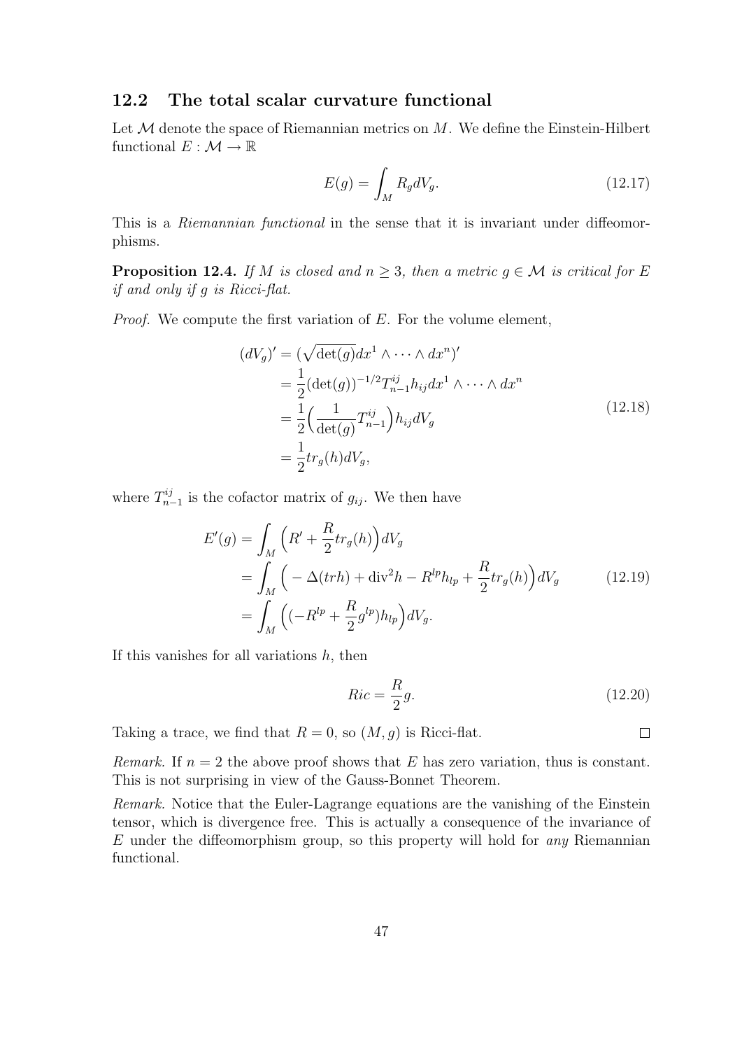## 12.2 The total scalar curvature functional

Let $\mathcal{M}$ denote the space of Riemannian metrics on $M$. We define the Einstein-Hilbert functional $E : \mathcal{M} \to \mathbb{R}$

$$E(g) = \int_M R_g dV_g. \tag{12.17}$$

This is a *Riemannian functional* in the sense that it is invariant under diffeomorphisms.

**Proposition 12.4.** *If $M$ is closed and $n \geq 3$, then a metric $g \in \mathcal{M}$ is critical for $E$ if and only if $g$ is Ricci-flat.*

*Proof.* We compute the first variation of $E$. For the volume element,

$$\begin{aligned}
(dV_g)' &= (\sqrt{\det(g)} dx^1 \wedge \cdots \wedge dx^n)' \\
&= \frac{1}{2}(\det(g))^{-1/2} T^{ij}_{n-1} h_{ij} dx^1 \wedge \cdots \wedge dx^n \\
&= \frac{1}{2}\Big(\frac{1}{\det(g)} T^{ij}_{n-1}\Big) h_{ij} dV_g \\
&= \frac{1}{2} tr_g(h) dV_g,
\end{aligned} \tag{12.18}$$

where $T^{ij}_{n-1}$ is the cofactor matrix of $g_{ij}$. We then have

$$\begin{aligned}
E'(g) &= \int_M \Big(R' + \frac{R}{2} tr_g(h)\Big) dV_g \\
&= \int_M \Big( -\Delta(trh) + \mathrm{div}^2 h - R^{lp} h_{lp} + \frac{R}{2} tr_g(h)\Big) dV_g \\
&= \int_M \Big( (-R^{lp} + \frac{R}{2} g^{lp}) h_{lp}\Big) dV_g.
\end{aligned} \tag{12.19}$$

If this vanishes for all variations $h$, then

$$Ric = \frac{R}{2} g. \tag{12.20}$$

Taking a trace, we find that $R = 0$, so $(M, g)$ is Ricci-flat. □

*Remark.* If $n = 2$ the above proof shows that $E$ has zero variation, thus is constant. This is not surprising in view of the Gauss-Bonnet Theorem.

*Remark.* Notice that the Euler-Lagrange equations are the vanishing of the Einstein tensor, which is divergence free. This is actually a consequence of the invariance of $E$ under the diffeomorphism group, so this property will hold for *any* Riemannian functional.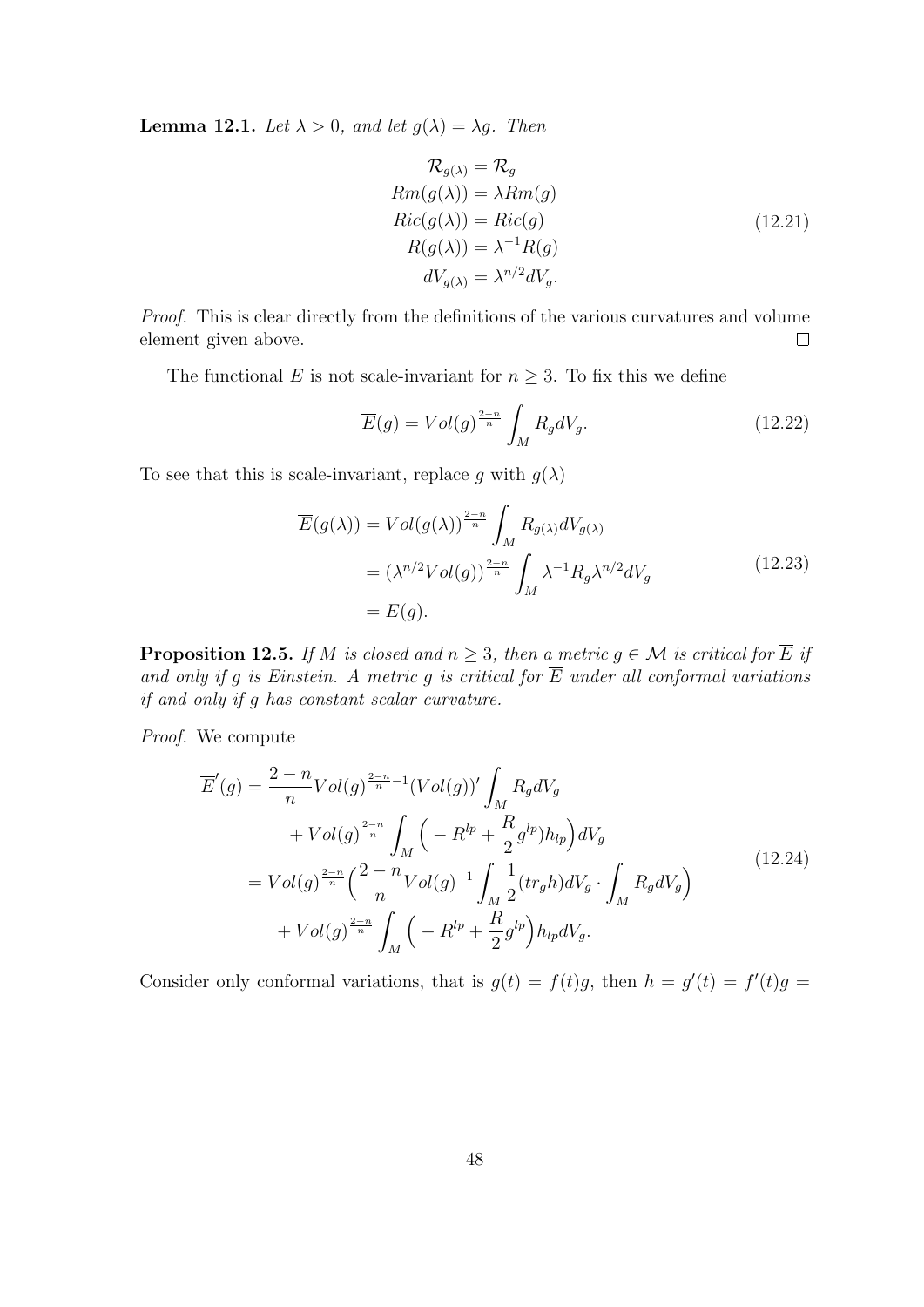**Lemma 12.1.** *Let $\lambda > 0$, and let $g(\lambda) = \lambda g$. Then*

$$
\begin{aligned}
\mathcal{R}_{g(\lambda)} &= \mathcal{R}_g \\
Rm(g(\lambda)) &= \lambda Rm(g) \\
Ric(g(\lambda)) &= Ric(g) \\
R(g(\lambda)) &= \lambda^{-1} R(g) \\
dV_{g(\lambda)} &= \lambda^{n/2} dV_g.
\end{aligned}
\tag{12.21}
$$

*Proof.* This is clear directly from the definitions of the various curvatures and volume element given above. $\square$

The functional $E$ is not scale-invariant for $n \geq 3$. To fix this we define

$$
\overline{E}(g) = Vol(g)^{\frac{2-n}{n}} \int_M R_g dV_g. \tag{12.22}
$$

To see that this is scale-invariant, replace $g$ with $g(\lambda)$

$$
\begin{aligned}
\overline{E}(g(\lambda)) &= Vol(g(\lambda))^{\frac{2-n}{n}} \int_M R_{g(\lambda)} dV_{g(\lambda)} \\
&= (\lambda^{n/2} Vol(g))^{\frac{2-n}{n}} \int_M \lambda^{-1} R_g \lambda^{n/2} dV_g \\
&= E(g).
\end{aligned}
\tag{12.23}
$$

**Proposition 12.5.** *If $M$ is closed and $n \geq 3$, then a metric $g \in \mathcal{M}$ is critical for $\overline{E}$ if and only if $g$ is Einstein. A metric $g$ is critical for $\overline{E}$ under all conformal variations if and only if $g$ has constant scalar curvature.*

*Proof.* We compute

$$
\begin{aligned}
\overline{E}'(g) &= \frac{2-n}{n} Vol(g)^{\frac{2-n}{n}-1} (Vol(g))' \int_M R_g dV_g \\
&\quad + Vol(g)^{\frac{2-n}{n}} \int_M \Big( -R^{lp} + \frac{R}{2} g^{lp}) h_{lp} \Big) dV_g \\
&= Vol(g)^{\frac{2-n}{n}} \Big( \frac{2-n}{n} Vol(g)^{-1} \int_M \frac{1}{2} (tr_g h) dV_g \cdot \int_M R_g dV_g \Big) \\
&\quad + Vol(g)^{\frac{2-n}{n}} \int_M \Big( -R^{lp} + \frac{R}{2} g^{lp} \Big) h_{lp} dV_g.
\end{aligned}
\tag{12.24}
$$

Consider only conformal variations, that is $g(t) = f(t)g$, then $h = g'(t) = f'(t)g =$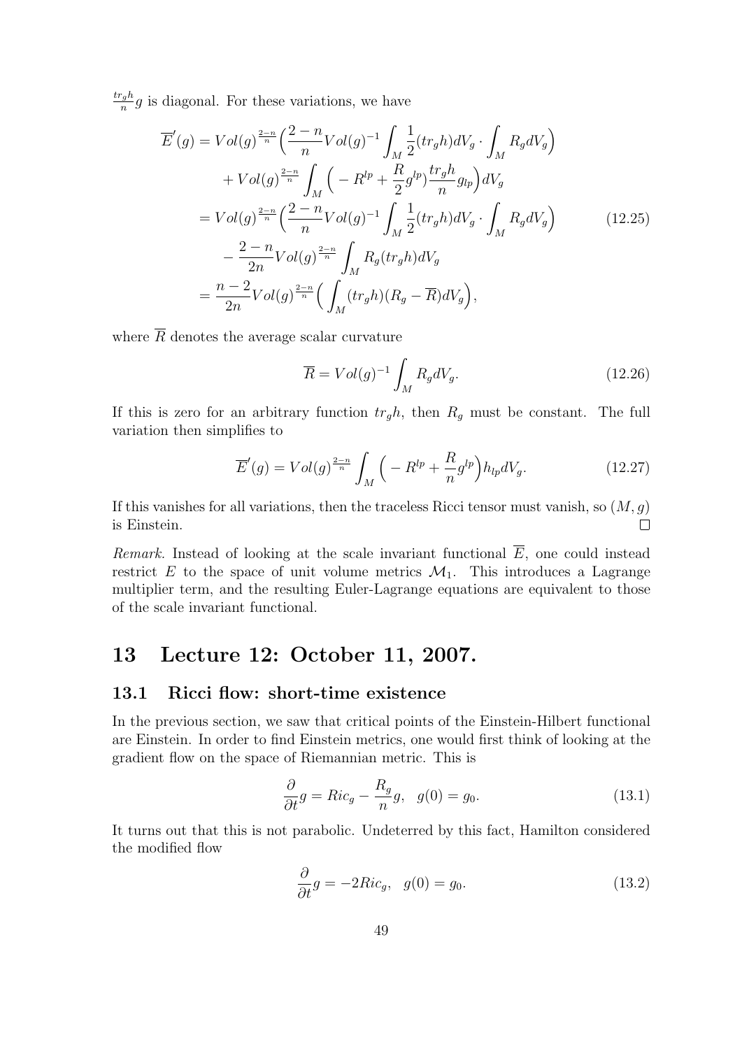$\frac{tr_g h}{n} g$ is diagonal. For these variations, we have

$$
\begin{aligned}
\overline{E}'(g) &= Vol(g)^{\frac{2-n}{n}} \Big( \frac{2-n}{n} Vol(g)^{-1} \int_M \frac{1}{2}(tr_g h) dV_g \cdot \int_M R_g dV_g \Big) \\
&\quad + Vol(g)^{\frac{2-n}{n}} \int_M \Big( -R^{lp} + \frac{R}{2} g^{lp} \Big) \frac{tr_g h}{n} g_{lp} \Big) dV_g \\
&= Vol(g)^{\frac{2-n}{n}} \Big( \frac{2-n}{n} Vol(g)^{-1} \int_M \frac{1}{2}(tr_g h) dV_g \cdot \int_M R_g dV_g \Big) \qquad (12.25) \\
&\quad - \frac{2-n}{2n} Vol(g)^{\frac{2-n}{n}} \int_M R_g (tr_g h) dV_g \\
&= \frac{n-2}{2n} Vol(g)^{\frac{2-n}{n}} \Big( \int_M (tr_g h)(R_g - \overline{R}) dV_g \Big),
\end{aligned}
$$

where $\overline{R}$ denotes the average scalar curvature

$$
\overline{R} = Vol(g)^{-1} \int_M R_g dV_g. \qquad (12.26)
$$

If this is zero for an arbitrary function $tr_g h$, then $R_g$ must be constant. The full variation then simplifies to

$$
\overline{E}'(g) = Vol(g)^{\frac{2-n}{n}} \int_M \Big( -R^{lp} + \frac{R}{n} g^{lp} \Big) h_{lp} dV_g. \qquad (12.27)
$$

If this vanishes for all variations, then the traceless Ricci tensor must vanish, so $(M, g)$ is Einstein. □

*Remark.* Instead of looking at the scale invariant functional $\overline{E}$, one could instead restrict $E$ to the space of unit volume metrics $\mathcal{M}_1$. This introduces a Lagrange multiplier term, and the resulting Euler-Lagrange equations are equivalent to those of the scale invariant functional.

# 13 Lecture 12: October 11, 2007.

## 13.1 Ricci flow: short-time existence

In the previous section, we saw that critical points of the Einstein-Hilbert functional are Einstein. In order to find Einstein metrics, one would first think of looking at the gradient flow on the space of Riemannian metric. This is

$$
\frac{\partial}{\partial t} g = Ric_g - \frac{R_g}{n} g, \quad g(0) = g_0. \qquad (13.1)
$$

It turns out that this is not parabolic. Undeterred by this fact, Hamilton considered the modified flow

$$
\frac{\partial}{\partial t} g = -2 Ric_g, \quad g(0) = g_0. \qquad (13.2)
$$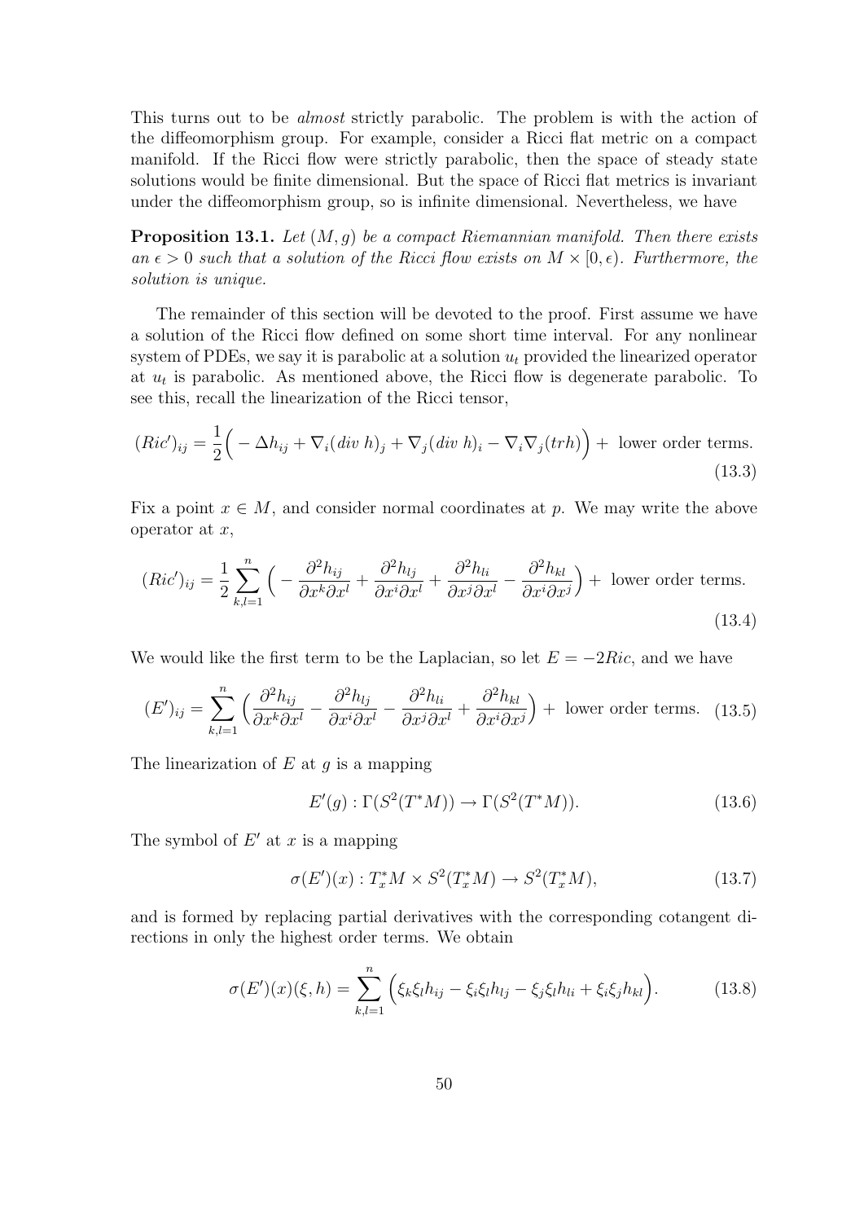This turns out to be *almost* strictly parabolic. The problem is with the action of the diffeomorphism group. For example, consider a Ricci flat metric on a compact manifold. If the Ricci flow were strictly parabolic, then the space of steady state solutions would be finite dimensional. But the space of Ricci flat metrics is invariant under the diffeomorphism group, so is infinite dimensional. Nevertheless, we have

**Proposition 13.1.** *Let $(M, g)$ be a compact Riemannian manifold. Then there exists an $\epsilon > 0$ such that a solution of the Ricci flow exists on $M \times [0, \epsilon)$. Furthermore, the solution is unique.*

The remainder of this section will be devoted to the proof. First assume we have a solution of the Ricci flow defined on some short time interval. For any nonlinear system of PDEs, we say it is parabolic at a solution $u_t$ provided the linearized operator at $u_t$ is parabolic. As mentioned above, the Ricci flow is degenerate parabolic. To see this, recall the linearization of the Ricci tensor,

$$(Ric')_{ij} = \frac{1}{2}\Big( - \Delta h_{ij} + \nabla_i (div\ h)_j + \nabla_j (div\ h)_i - \nabla_i \nabla_j (trh) \Big) + \text{ lower order terms.} \tag{13.3}$$

Fix a point $x \in M$, and consider normal coordinates at $p$. We may write the above operator at $x$,

$$(Ric')_{ij} = \frac{1}{2} \sum_{k,l=1}^{n} \Big( - \frac{\partial^2 h_{ij}}{\partial x^k \partial x^l} + \frac{\partial^2 h_{lj}}{\partial x^i \partial x^l} + \frac{\partial^2 h_{li}}{\partial x^j \partial x^l} - \frac{\partial^2 h_{kl}}{\partial x^i \partial x^j} \Big) + \text{ lower order terms.} \tag{13.4}$$

We would like the first term to be the Laplacian, so let $E = -2Ric$, and we have

$$(E')_{ij} = \sum_{k,l=1}^{n} \Big( \frac{\partial^2 h_{ij}}{\partial x^k \partial x^l} - \frac{\partial^2 h_{lj}}{\partial x^i \partial x^l} - \frac{\partial^2 h_{li}}{\partial x^j \partial x^l} + \frac{\partial^2 h_{kl}}{\partial x^i \partial x^j} \Big) + \text{ lower order terms.} \tag{13.5}$$

The linearization of $E$ at $g$ is a mapping

$$E'(g) : \Gamma(S^2(T^*M)) \to \Gamma(S^2(T^*M)). \tag{13.6}$$

The symbol of $E'$ at $x$ is a mapping

$$\sigma(E')(x) : T^*_x M \times S^2(T^*_x M) \to S^2(T^*_x M), \tag{13.7}$$

and is formed by replacing partial derivatives with the corresponding cotangent directions in only the highest order terms. We obtain

$$\sigma(E')(x)(\xi, h) = \sum_{k,l=1}^{n} \Big( \xi_k \xi_l h_{ij} - \xi_i \xi_l h_{lj} - \xi_j \xi_l h_{li} + \xi_i \xi_j h_{kl} \Big). \tag{13.8}$$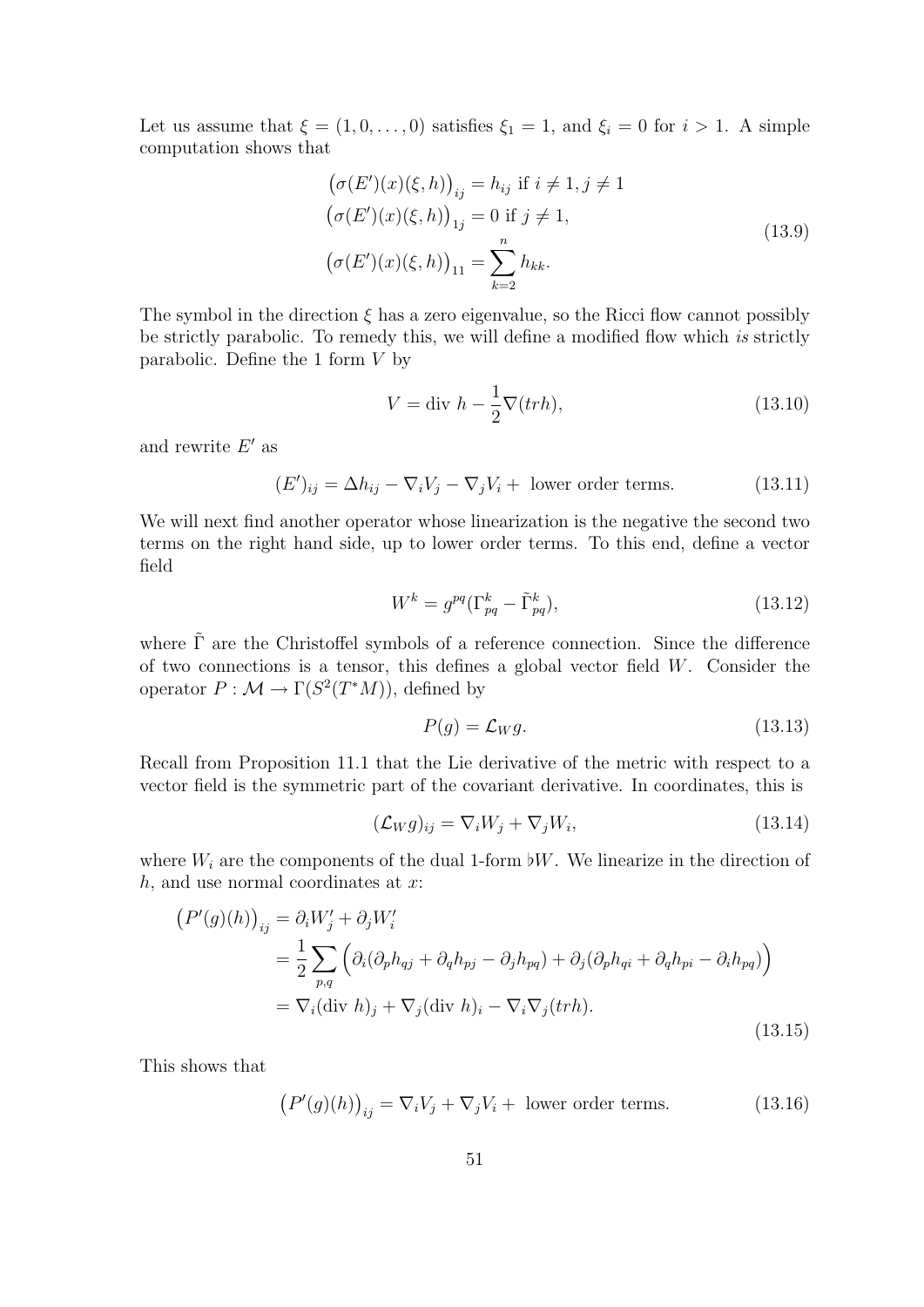Let us assume that $\xi = (1, 0, \ldots, 0)$ satisfies $\xi_1 = 1$, and $\xi_i = 0$ for $i > 1$. A simple computation shows that

$$
\begin{aligned}
\big(\sigma(E')(x)(\xi, h)\big)_{ij} &= h_{ij} \text{ if } i \neq 1, j \neq 1 \\
\big(\sigma(E')(x)(\xi, h)\big)_{1j} &= 0 \text{ if } j \neq 1, \\
\big(\sigma(E')(x)(\xi, h)\big)_{11} &= \sum_{k=2}^{n} h_{kk}.
\end{aligned}
\tag{13.9}
$$

The symbol in the direction $\xi$ has a zero eigenvalue, so the Ricci flow cannot possibly be strictly parabolic. To remedy this, we will define a modified flow which *is* strictly parabolic. Define the 1 form $V$ by

$$
V = \text{div } h - \frac{1}{2}\nabla(trh), \tag{13.10}
$$

and rewrite $E'$ as

$$
(E')_{ij} = \Delta h_{ij} - \nabla_i V_j - \nabla_j V_i + \text{ lower order terms.} \tag{13.11}
$$

We will next find another operator whose linearization is the negative the second two terms on the right hand side, up to lower order terms. To this end, define a vector field

$$
W^k = g^{pq}(\Gamma^k_{pq} - \tilde{\Gamma}^k_{pq}), \tag{13.12}
$$

where $\tilde{\Gamma}$ are the Christoffel symbols of a reference connection. Since the difference of two connections is a tensor, this defines a global vector field $W$. Consider the operator $P : \mathcal{M} \to \Gamma(S^2(T^*M))$, defined by

$$
P(g) = \mathcal{L}_W g. \tag{13.13}
$$

Recall from Proposition 11.1 that the Lie derivative of the metric with respect to a vector field is the symmetric part of the covariant derivative. In coordinates, this is

$$
(\mathcal{L}_W g)_{ij} = \nabla_i W_j + \nabla_j W_i, \tag{13.14}
$$

where $W_i$ are the components of the dual 1-form $\flat W$. We linearize in the direction of $h$, and use normal coordinates at $x$:

$$
\begin{aligned}
\big(P'(g)(h)\big)_{ij} &= \partial_i W'_j + \partial_j W'_i \\
&= \frac{1}{2}\sum_{p,q}\Big(\partial_i(\partial_p h_{qj} + \partial_q h_{pj} - \partial_j h_{pq}) + \partial_j(\partial_p h_{qi} + \partial_q h_{pi} - \partial_i h_{pq})\Big) \\
&= \nabla_i(\text{div } h)_j + \nabla_j(\text{div } h)_i - \nabla_i\nabla_j(trh).
\end{aligned}
\tag{13.15}
$$

This shows that

$$
\big(P'(g)(h)\big)_{ij} = \nabla_i V_j + \nabla_j V_i + \text{ lower order terms.} \tag{13.16}
$$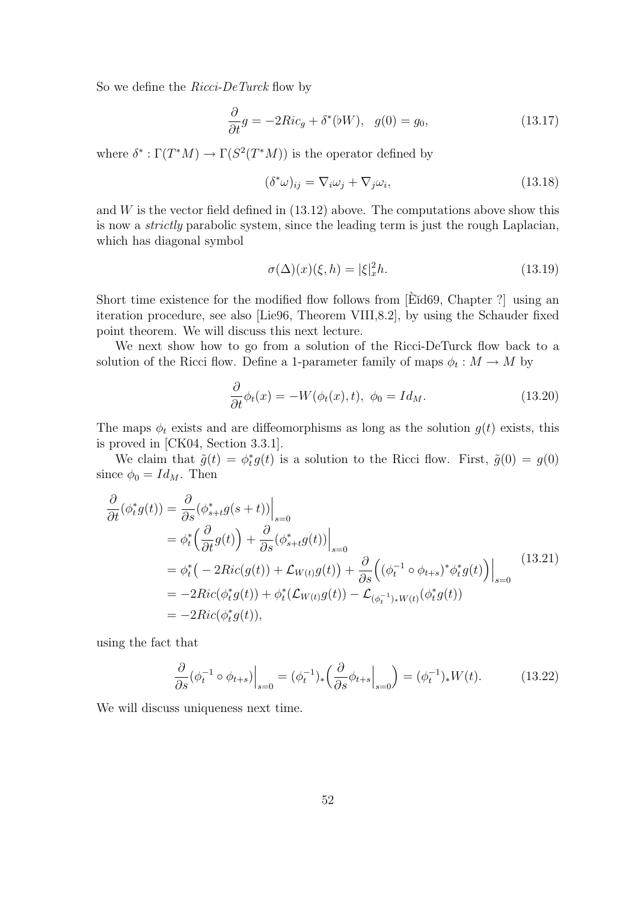So we define the *Ricci-DeTurck* flow by

$$\frac{\partial}{\partial t} g = -2Ric_g + \delta^*(\flat W), \quad g(0) = g_0, \tag{13.17}$$

where $\delta^* : \Gamma(T^*M) \to \Gamma(S^2(T^*M))$ is the operator defined by

$$(\delta^* \omega)_{ij} = \nabla_i \omega_j + \nabla_j \omega_i, \tag{13.18}$$

and $W$ is the vector field defined in (13.12) above. The computations above show this is now a *strictly* parabolic system, since the leading term is just the rough Laplacian, which has diagonal symbol

$$\sigma(\Delta)(x)(\xi, h) = |\xi|_x^2 h. \tag{13.19}$$

Short time existence for the modified flow follows from [Èĭd69, Chapter ?] using an iteration procedure, see also [Lie96, Theorem VIII,8.2], by using the Schauder fixed point theorem. We will discuss this next lecture.

We next show how to go from a solution of the Ricci-DeTurck flow back to a solution of the Ricci flow. Define a 1-parameter family of maps $\phi_t : M \to M$ by

$$\frac{\partial}{\partial t} \phi_t(x) = -W(\phi_t(x), t), \; \phi_0 = Id_M. \tag{13.20}$$

The maps $\phi_t$ exists and are diffeomorphisms as long as the solution $g(t)$ exists, this is proved in [CK04, Section 3.3.1].

We claim that $\tilde{g}(t) = \phi_t^* g(t)$ is a solution to the Ricci flow. First, $\tilde{g}(0) = g(0)$ since $\phi_0 = Id_M$. Then

$$\begin{aligned}
\frac{\partial}{\partial t}(\phi_t^* g(t)) &= \frac{\partial}{\partial s}(\phi_{s+t}^* g(s+t))\Big|_{s=0} \\
&= \phi_t^* \Big( \frac{\partial}{\partial t} g(t) \Big) + \frac{\partial}{\partial s}(\phi_{s+t}^* g(t))\Big|_{s=0} \\
&= \phi_t^* \big( -2Ric(g(t)) + \mathcal{L}_{W(t)} g(t) \big) + \frac{\partial}{\partial s}\Big( (\phi_t^{-1} \circ \phi_{t+s})^* \phi_t^* g(t) \Big)\Big|_{s=0} \\
&= -2Ric(\phi_t^* g(t)) + \phi_t^*(\mathcal{L}_{W(t)} g(t)) - \mathcal{L}_{(\phi_t^{-1})_* W(t)}(\phi_t^* g(t)) \\
&= -2Ric(\phi_t^* g(t)),
\end{aligned} \tag{13.21}$$

using the fact that

$$\frac{\partial}{\partial s}(\phi_t^{-1} \circ \phi_{t+s})\Big|_{s=0} = (\phi_t^{-1})_* \Big( \frac{\partial}{\partial s} \phi_{t+s} \Big|_{s=0} \Big) = (\phi_t^{-1})_* W(t). \tag{13.22}$$

We will discuss uniqueness next time.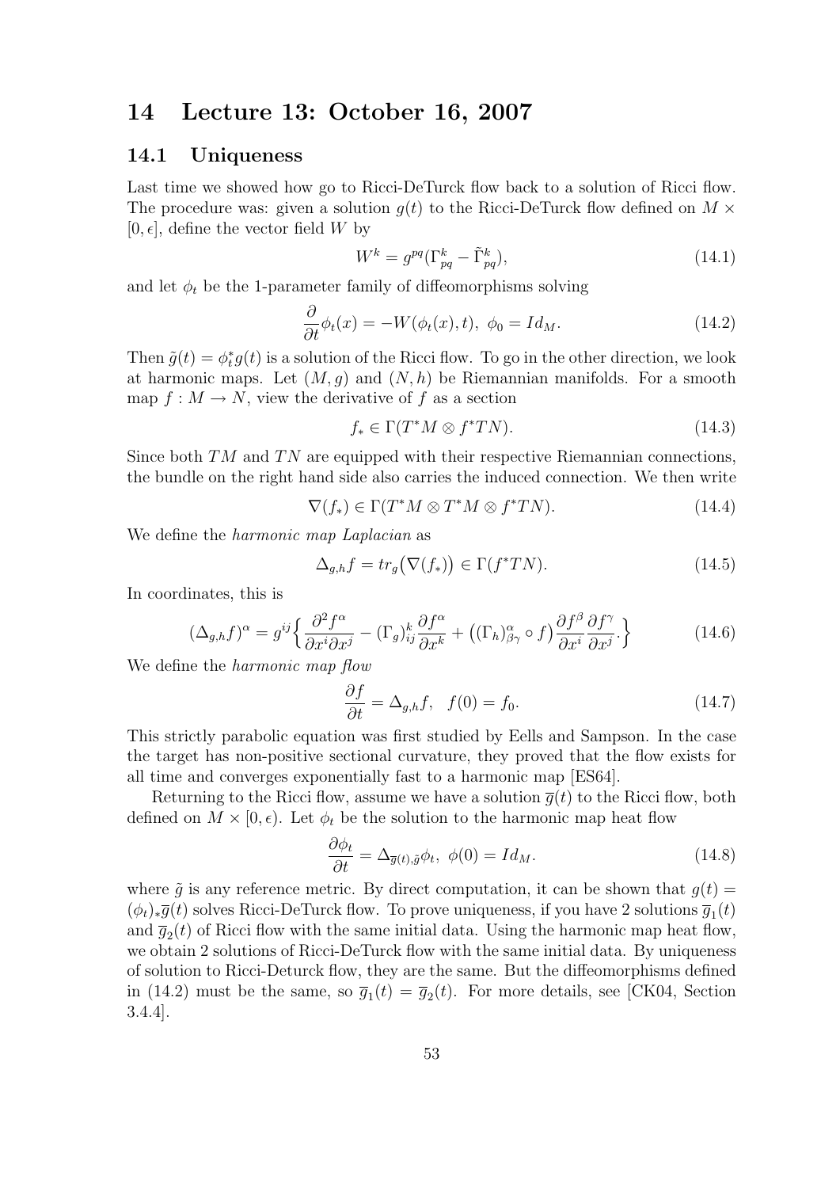# 14 Lecture 13: October 16, 2007

## 14.1 Uniqueness

Last time we showed how go to Ricci-DeTurck flow back to a solution of Ricci flow. The procedure was: given a solution $g(t)$ to the Ricci-DeTurck flow defined on $M \times [0, \epsilon]$, define the vector field $W$ by

$$W^k = g^{pq}(\Gamma^k_{pq} - \tilde{\Gamma}^k_{pq}), \tag{14.1}$$

and let $\phi_t$ be the 1-parameter family of diffeomorphisms solving

$$\frac{\partial}{\partial t}\phi_t(x) = -W(\phi_t(x), t), \ \phi_0 = Id_M. \tag{14.2}$$

Then $\tilde{g}(t) = \phi_t^* g(t)$ is a solution of the Ricci flow. To go in the other direction, we look at harmonic maps. Let $(M, g)$ and $(N, h)$ be Riemannian manifolds. For a smooth map $f : M \to N$, view the derivative of $f$ as a section

$$f_* \in \Gamma(T^*M \otimes f^*TN). \tag{14.3}$$

Since both $TM$ and $TN$ are equipped with their respective Riemannian connections, the bundle on the right hand side also carries the induced connection. We then write

$$\nabla(f_*) \in \Gamma(T^*M \otimes T^*M \otimes f^*TN). \tag{14.4}$$

We define the *harmonic map Laplacian* as

$$\Delta_{g,h} f = tr_g\big(\nabla(f_*)\big) \in \Gamma(f^*TN). \tag{14.5}$$

In coordinates, this is

$$(\Delta_{g,h}f)^\alpha = g^{ij}\Big\{\frac{\partial^2 f^\alpha}{\partial x^i \partial x^j} - (\Gamma_g)^k_{ij}\frac{\partial f^\alpha}{\partial x^k} + \big((\Gamma_h)^\alpha_{\beta\gamma} \circ f\big)\frac{\partial f^\beta}{\partial x^i}\frac{\partial f^\gamma}{\partial x^j}.\Big\} \tag{14.6}$$

We define the *harmonic map flow*

$$\frac{\partial f}{\partial t} = \Delta_{g,h} f, \quad f(0) = f_0. \tag{14.7}$$

This strictly parabolic equation was first studied by Eells and Sampson. In the case the target has non-positive sectional curvature, they proved that the flow exists for all time and converges exponentially fast to a harmonic map [ES64].

Returning to the Ricci flow, assume we have a solution $\overline{g}(t)$ to the Ricci flow, both defined on $M \times [0, \epsilon)$. Let $\phi_t$ be the solution to the harmonic map heat flow

$$\frac{\partial \phi_t}{\partial t} = \Delta_{\overline{g}(t),\tilde{g}}\phi_t, \ \phi(0) = Id_M. \tag{14.8}$$

where $\tilde{g}$ is any reference metric. By direct computation, it can be shown that $g(t) = (\phi_t)_* \overline{g}(t)$ solves Ricci-DeTurck flow. To prove uniqueness, if you have 2 solutions $\overline{g}_1(t)$ and $\overline{g}_2(t)$ of Ricci flow with the same initial data. Using the harmonic map heat flow, we obtain 2 solutions of Ricci-DeTurck flow with the same initial data. By uniqueness of solution to Ricci-Deturck flow, they are the same. But the diffeomorphisms defined in (14.2) must be the same, so $\overline{g}_1(t) = \overline{g}_2(t)$. For more details, see [CK04, Section 3.4.4].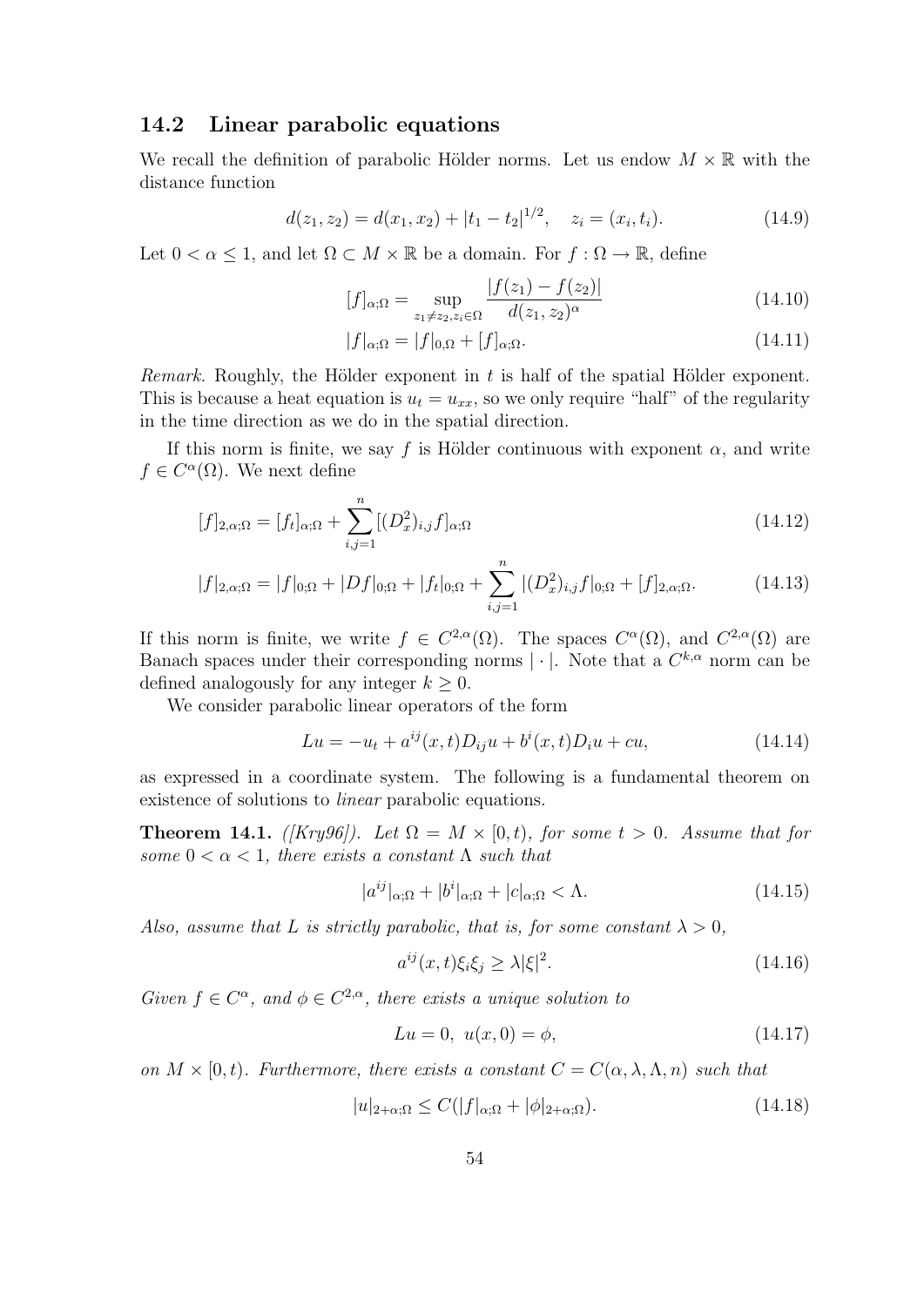### 14.2 Linear parabolic equations

We recall the definition of parabolic Hölder norms. Let us endow $M \times \mathbb{R}$ with the distance function

$$d(z_1, z_2) = d(x_1, x_2) + |t_1 - t_2|^{1/2}, \quad z_i = (x_i, t_i). \tag{14.9}$$

Let $0 < \alpha \leq 1$, and let $\Omega \subset M \times \mathbb{R}$ be a domain. For $f : \Omega \to \mathbb{R}$, define

$$[f]_{\alpha;\Omega} = \sup_{z_1 \neq z_2, z_i \in \Omega} \frac{|f(z_1) - f(z_2)|}{d(z_1, z_2)^\alpha} \tag{14.10}$$

$$|f|_{\alpha;\Omega} = |f|_{0,\Omega} + [f]_{\alpha;\Omega}. \tag{14.11}$$

*Remark.* Roughly, the Hölder exponent in $t$ is half of the spatial Hölder exponent. This is because a heat equation is $u_t = u_{xx}$, so we only require "half" of the regularity in the time direction as we do in the spatial direction.

If this norm is finite, we say $f$ is Hölder continuous with exponent $\alpha$, and write $f \in C^\alpha(\Omega)$. We next define

$$[f]_{2,\alpha;\Omega} = [f_t]_{\alpha;\Omega} + \sum_{i,j=1}^{n} [(D_x^2)_{i,j} f]_{\alpha;\Omega} \tag{14.12}$$

$$|f|_{2,\alpha;\Omega} = |f|_{0;\Omega} + |Df|_{0;\Omega} + |f_t|_{0;\Omega} + \sum_{i,j=1}^{n} |(D_x^2)_{i,j} f|_{0;\Omega} + [f]_{2,\alpha;\Omega}. \tag{14.13}$$

If this norm is finite, we write $f \in C^{2,\alpha}(\Omega)$. The spaces $C^\alpha(\Omega)$, and $C^{2,\alpha}(\Omega)$ are Banach spaces under their corresponding norms $|\cdot|$. Note that a $C^{k,\alpha}$ norm can be defined analogously for any integer $k \geq 0$.

We consider parabolic linear operators of the form

$$Lu = -u_t + a^{ij}(x,t) D_{ij} u + b^i(x,t) D_i u + cu, \tag{14.14}$$

as expressed in a coordinate system. The following is a fundamental theorem on existence of solutions to *linear* parabolic equations.

**Theorem 14.1.** *([Kry96]). Let $\Omega = M \times [0, t)$, for some $t > 0$. Assume that for some $0 < \alpha < 1$, there exists a constant $\Lambda$ such that*

$$|a^{ij}|_{\alpha;\Omega} + |b^i|_{\alpha;\Omega} + |c|_{\alpha;\Omega} < \Lambda. \tag{14.15}$$

*Also, assume that $L$ is strictly parabolic, that is, for some constant $\lambda > 0$,*

$$a^{ij}(x,t)\xi_i\xi_j \geq \lambda |\xi|^2. \tag{14.16}$$

*Given $f \in C^\alpha$, and $\phi \in C^{2,\alpha}$, there exists a unique solution to*

$$Lu = 0, \ u(x, 0) = \phi, \tag{14.17}$$

*on $M \times [0, t)$. Furthermore, there exists a constant $C = C(\alpha, \lambda, \Lambda, n)$ such that*

$$|u|_{2+\alpha;\Omega} \leq C(|f|_{\alpha;\Omega} + |\phi|_{2+\alpha;\Omega}). \tag{14.18}$$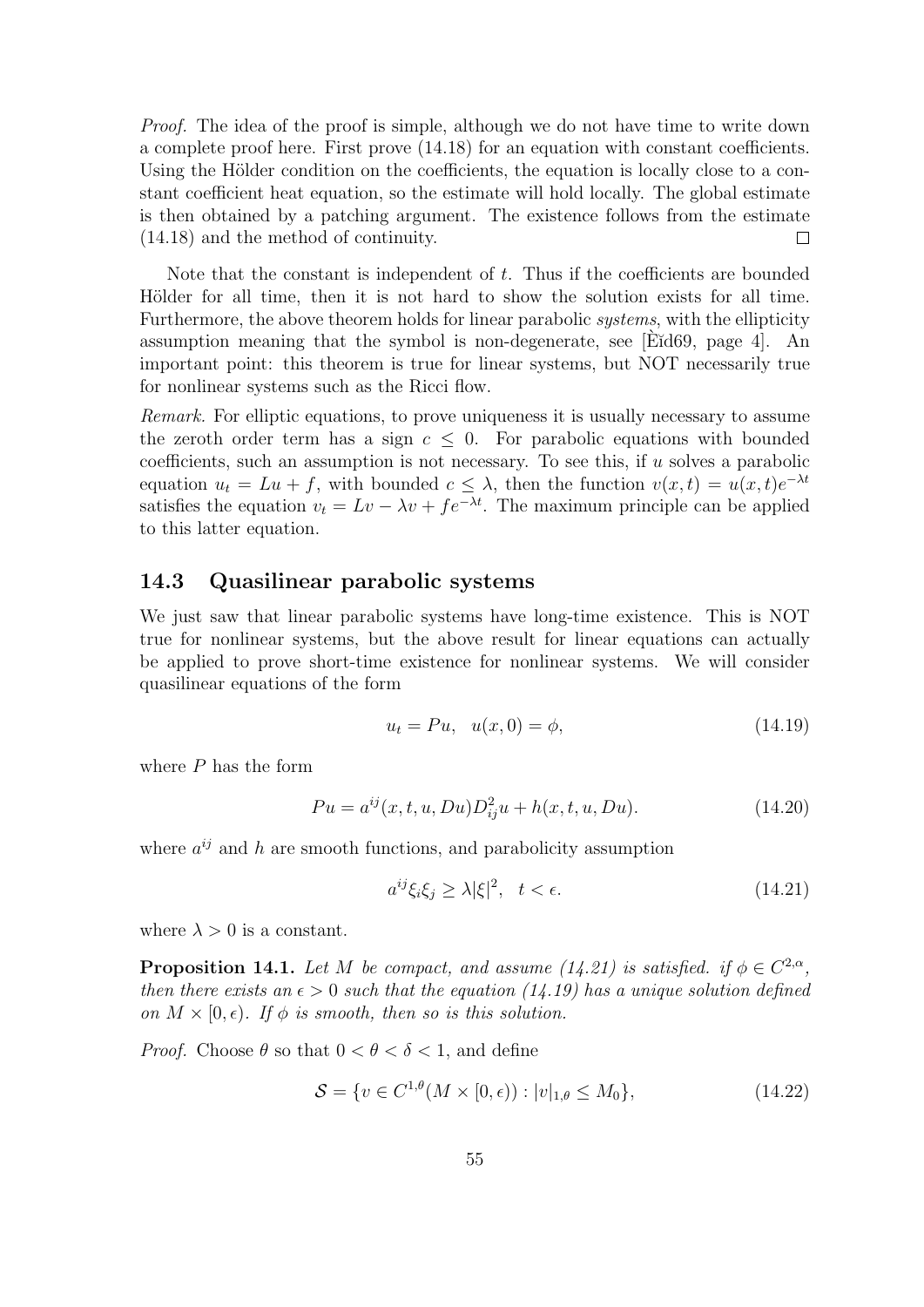*Proof.* The idea of the proof is simple, although we do not have time to write down a complete proof here. First prove (14.18) for an equation with constant coefficients. Using the Hölder condition on the coefficients, the equation is locally close to a constant coefficient heat equation, so the estimate will hold locally. The global estimate is then obtained by a patching argument. The existence follows from the estimate (14.18) and the method of continuity. □

Note that the constant is independent of $t$. Thus if the coefficients are bounded Hölder for all time, then it is not hard to show the solution exists for all time. Furthermore, the above theorem holds for linear parabolic *systems*, with the ellipticity assumption meaning that the symbol is non-degenerate, see [Èĭd69, page 4]. An important point: this theorem is true for linear systems, but NOT necessarily true for nonlinear systems such as the Ricci flow.

*Remark.* For elliptic equations, to prove uniqueness it is usually necessary to assume the zeroth order term has a sign $c \leq 0$. For parabolic equations with bounded coefficients, such an assumption is not necessary. To see this, if $u$ solves a parabolic equation $u_t = Lu + f$, with bounded $c \leq \lambda$, then the function $v(x,t) = u(x,t)e^{-\lambda t}$ satisfies the equation $v_t = Lv - \lambda v + fe^{-\lambda t}$. The maximum principle can be applied to this latter equation.

### 14.3 Quasilinear parabolic systems

We just saw that linear parabolic systems have long-time existence. This is NOT true for nonlinear systems, but the above result for linear equations can actually be applied to prove short-time existence for nonlinear systems. We will consider quasilinear equations of the form

$$u_t = Pu, \quad u(x,0) = \phi, \tag{14.19}$$

where $P$ has the form

$$Pu = a^{ij}(x,t,u,Du)D^2_{ij}u + h(x,t,u,Du). \tag{14.20}$$

where $a^{ij}$ and $h$ are smooth functions, and parabolicity assumption

$$a^{ij}\xi_i\xi_j \geq \lambda|\xi|^2, \quad t < \epsilon. \tag{14.21}$$

where $\lambda > 0$ is a constant.

**Proposition 14.1.** *Let $M$ be compact, and assume (14.21) is satisfied. if $\phi \in C^{2,\alpha}$, then there exists an $\epsilon > 0$ such that the equation (14.19) has a unique solution defined on $M \times [0,\epsilon)$. If $\phi$ is smooth, then so is this solution.*

*Proof.* Choose $\theta$ so that $0 < \theta < \delta < 1$, and define

$$\mathcal{S} = \{v \in C^{1,\theta}(M \times [0,\epsilon)) : |v|_{1,\theta} \leq M_0\}, \tag{14.22}$$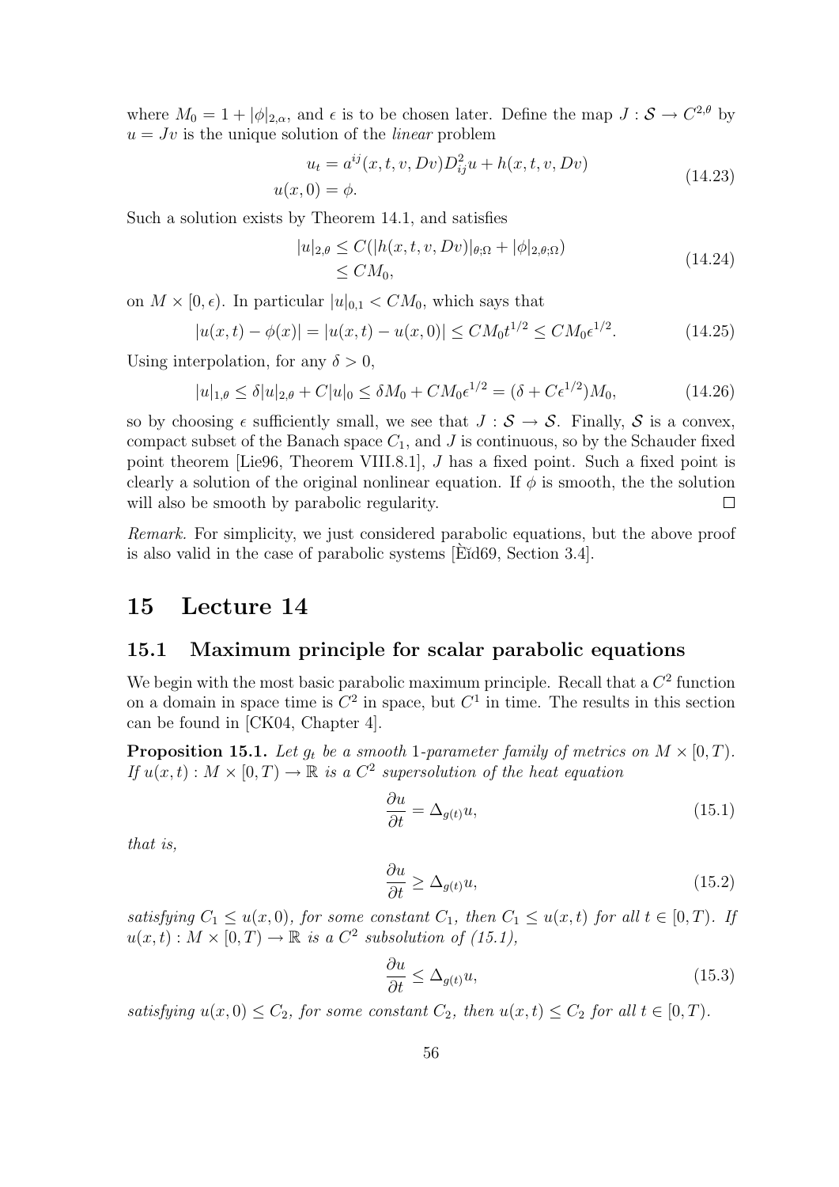where $M_0 = 1 + |\phi|_{2,\alpha}$, and $\epsilon$ is to be chosen later. Define the map $J : \mathcal{S} \to C^{2,\theta}$ by $u = Jv$ is the unique solution of the *linear* problem

$$
\begin{aligned}
u_t &= a^{ij}(x,t,v,Dv)D^2_{ij}u + h(x,t,v,Dv) \\
u(x,0) &= \phi.
\end{aligned}
\tag{14.23}
$$

Such a solution exists by Theorem 14.1, and satisfies

$$
\begin{aligned}
|u|_{2,\theta} &\leq C(|h(x,t,v,Dv)|_{\theta;\Omega} + |\phi|_{2,\theta;\Omega}) \\
&\leq CM_0,
\end{aligned}
\tag{14.24}
$$

on $M \times [0,\epsilon)$. In particular $|u|_{0,1} < CM_0$, which says that

$$
|u(x,t) - \phi(x)| = |u(x,t) - u(x,0)| \leq CM_0 t^{1/2} \leq CM_0 \epsilon^{1/2}. \tag{14.25}
$$

Using interpolation, for any $\delta > 0$,

$$
|u|_{1,\theta} \leq \delta |u|_{2,\theta} + C|u|_0 \leq \delta M_0 + CM_0\epsilon^{1/2} = (\delta + C\epsilon^{1/2})M_0, \tag{14.26}
$$

so by choosing $\epsilon$ sufficiently small, we see that $J : \mathcal{S} \to \mathcal{S}$. Finally, $\mathcal{S}$ is a convex, compact subset of the Banach space $C_1$, and $J$ is continuous, so by the Schauder fixed point theorem [Lie96, Theorem VIII.8.1], $J$ has a fixed point. Such a fixed point is clearly a solution of the original nonlinear equation. If $\phi$ is smooth, the the solution will also be smooth by parabolic regularity. □

*Remark.* For simplicity, we just considered parabolic equations, but the above proof is also valid in the case of parabolic systems [Èĭd69, Section 3.4].

# 15 Lecture 14

## 15.1 Maximum principle for scalar parabolic equations

We begin with the most basic parabolic maximum principle. Recall that a $C^2$ function on a domain in space time is $C^2$ in space, but $C^1$ in time. The results in this section can be found in [CK04, Chapter 4].

**Proposition 15.1.** *Let $g_t$ be a smooth 1-parameter family of metrics on $M \times [0,T)$. If $u(x,t) : M \times [0,T) \to \mathbb{R}$ is a $C^2$ supersolution of the heat equation*

$$
\frac{\partial u}{\partial t} = \Delta_{g(t)} u, \tag{15.1}
$$

*that is,*

$$
\frac{\partial u}{\partial t} \geq \Delta_{g(t)} u, \tag{15.2}
$$

*satisfying $C_1 \leq u(x,0)$, for some constant $C_1$, then $C_1 \leq u(x,t)$ for all $t \in [0,T)$. If $u(x,t) : M \times [0,T) \to \mathbb{R}$ is a $C^2$ subsolution of (15.1),*

$$
\frac{\partial u}{\partial t} \leq \Delta_{g(t)} u, \tag{15.3}
$$

*satisfying $u(x,0) \leq C_2$, for some constant $C_2$, then $u(x,t) \leq C_2$ for all $t \in [0,T)$.*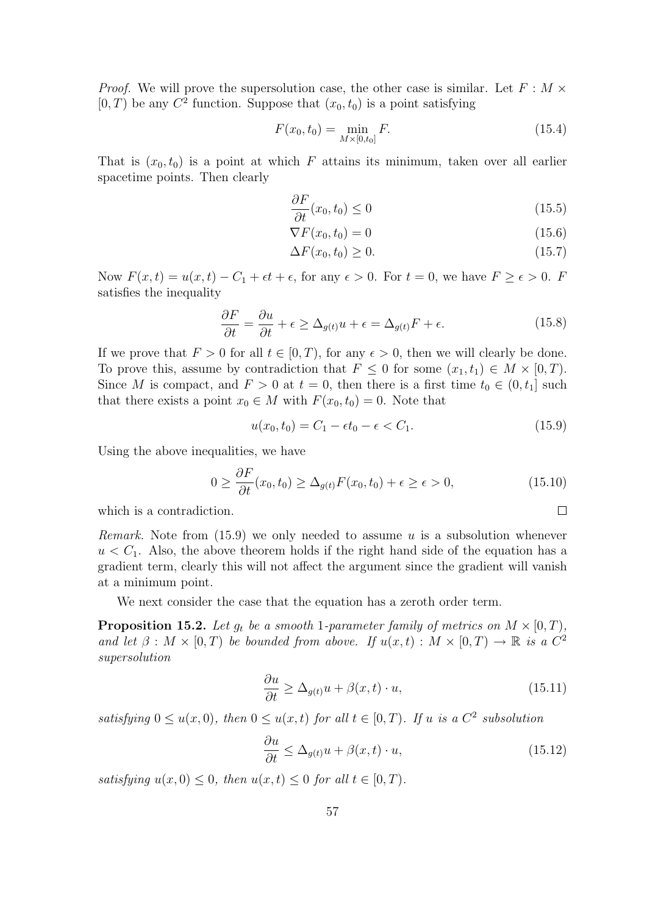*Proof.* We will prove the supersolution case, the other case is similar. Let $F : M \times [0, T)$ be any $C^2$ function. Suppose that $(x_0, t_0)$ is a point satisfying

$$F(x_0, t_0) = \min_{M \times [0,t_0]} F. \tag{15.4}$$

That is $(x_0, t_0)$ is a point at which $F$ attains its minimum, taken over all earlier spacetime points. Then clearly

$$\frac{\partial F}{\partial t}(x_0, t_0) \leq 0 \tag{15.5}$$

$$\nabla F(x_0, t_0) = 0 \tag{15.6}$$

$$\Delta F(x_0, t_0) \geq 0. \tag{15.7}$$

Now $F(x, t) = u(x, t) - C_1 + \epsilon t + \epsilon$, for any $\epsilon > 0$. For $t = 0$, we have $F \geq \epsilon > 0$. $F$ satisfies the inequality

$$\frac{\partial F}{\partial t} = \frac{\partial u}{\partial t} + \epsilon \geq \Delta_{g(t)} u + \epsilon = \Delta_{g(t)} F + \epsilon. \tag{15.8}$$

If we prove that $F > 0$ for all $t \in [0, T)$, for any $\epsilon > 0$, then we will clearly be done. To prove this, assume by contradiction that $F \leq 0$ for some $(x_1, t_1) \in M \times [0, T)$. Since $M$ is compact, and $F > 0$ at $t = 0$, then there is a first time $t_0 \in (0, t_1]$ such that there exists a point $x_0 \in M$ with $F(x_0, t_0) = 0$. Note that

$$u(x_0, t_0) = C_1 - \epsilon t_0 - \epsilon < C_1. \tag{15.9}$$

Using the above inequalities, we have

$$0 \geq \frac{\partial F}{\partial t}(x_0, t_0) \geq \Delta_{g(t)} F(x_0, t_0) + \epsilon \geq \epsilon > 0, \tag{15.10}$$

which is a contradiction. ∎

*Remark.* Note from (15.9) we only needed to assume $u$ is a subsolution whenever $u < C_1$. Also, the above theorem holds if the right hand side of the equation has a gradient term, clearly this will not affect the argument since the gradient will vanish at a minimum point.

We next consider the case that the equation has a zeroth order term.

**Proposition 15.2.** *Let $g_t$ be a smooth 1-parameter family of metrics on $M \times [0, T)$, and let $\beta : M \times [0, T)$ be bounded from above. If $u(x, t) : M \times [0, T) \to \mathbb{R}$ is a $C^2$ supersolution*

$$\frac{\partial u}{\partial t} \geq \Delta_{g(t)} u + \beta(x, t) \cdot u, \tag{15.11}$$

*satisfying $0 \leq u(x, 0)$, then $0 \leq u(x, t)$ for all $t \in [0, T)$. If $u$ is a $C^2$ subsolution*

$$\frac{\partial u}{\partial t} \leq \Delta_{g(t)} u + \beta(x, t) \cdot u, \tag{15.12}$$

*satisfying $u(x, 0) \leq 0$, then $u(x, t) \leq 0$ for all $t \in [0, T)$.*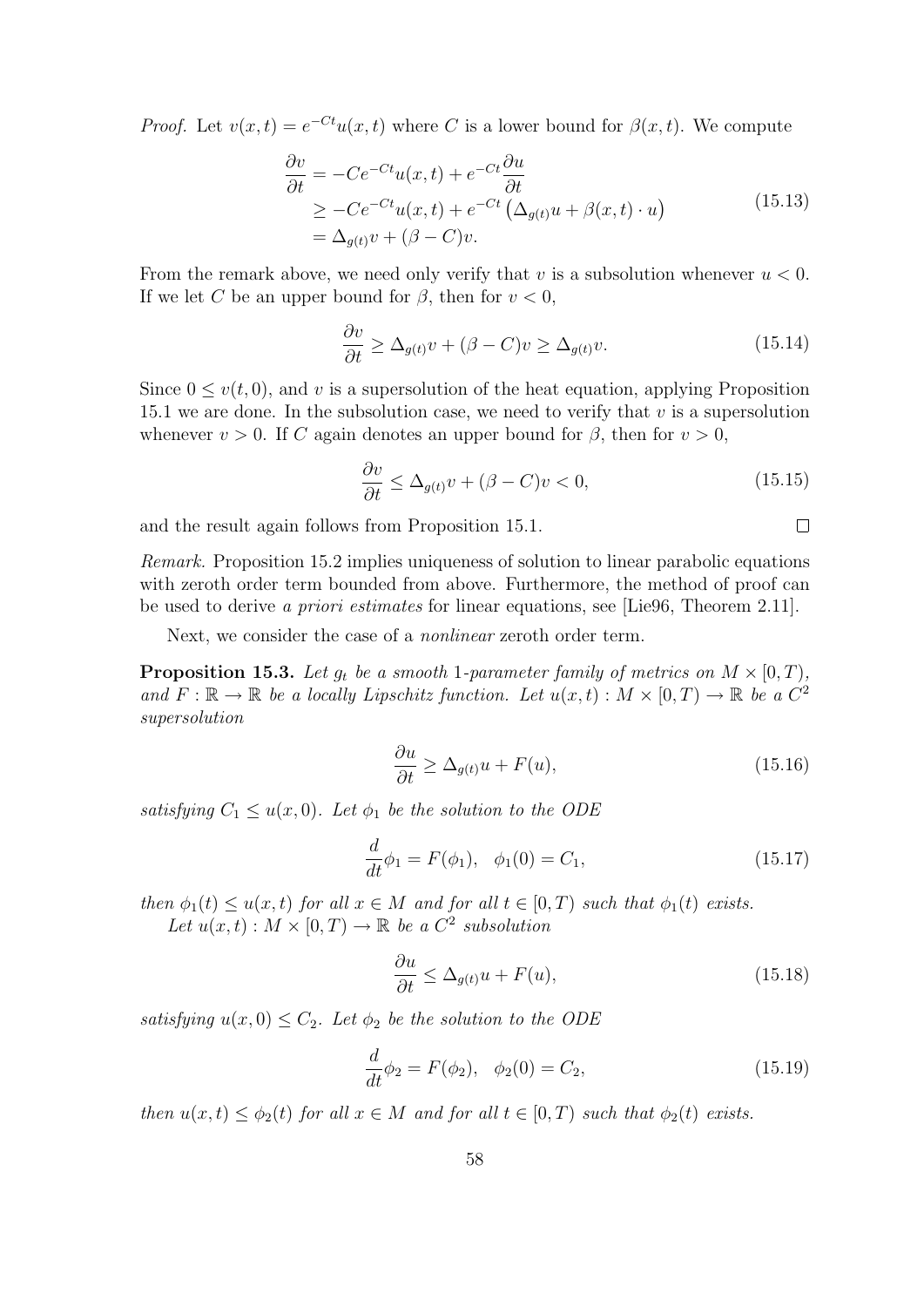*Proof.* Let $v(x,t) = e^{-Ct}u(x,t)$ where $C$ is a lower bound for $\beta(x,t)$. We compute

$$
\begin{aligned}
\frac{\partial v}{\partial t} &= -Ce^{-Ct}u(x,t) + e^{-Ct}\frac{\partial u}{\partial t} \\
&\geq -Ce^{-Ct}u(x,t) + e^{-Ct}\left(\Delta_{g(t)}u + \beta(x,t)\cdot u\right) \\
&= \Delta_{g(t)}v + (\beta - C)v.
\end{aligned}
\tag{15.13}
$$

From the remark above, we need only verify that $v$ is a subsolution whenever $u < 0$. If we let $C$ be an upper bound for $\beta$, then for $v < 0$,

$$
\frac{\partial v}{\partial t} \geq \Delta_{g(t)}v + (\beta - C)v \geq \Delta_{g(t)}v. \tag{15.14}
$$

Since $0 \leq v(t,0)$, and $v$ is a supersolution of the heat equation, applying Proposition 15.1 we are done. In the subsolution case, we need to verify that $v$ is a supersolution whenever $v > 0$. If $C$ again denotes an upper bound for $\beta$, then for $v > 0$,

$$
\frac{\partial v}{\partial t} \leq \Delta_{g(t)}v + (\beta - C)v < 0, \tag{15.15}
$$

and the result again follows from Proposition 15.1. □

*Remark.* Proposition 15.2 implies uniqueness of solution to linear parabolic equations with zeroth order term bounded from above. Furthermore, the method of proof can be used to derive *a priori estimates* for linear equations, see [Lie96, Theorem 2.11].

Next, we consider the case of a *nonlinear* zeroth order term.

**Proposition 15.3.** *Let $g_t$ be a smooth 1-parameter family of metrics on $M \times [0,T)$, and $F : \mathbb{R} \to \mathbb{R}$ be a locally Lipschitz function. Let $u(x,t) : M \times [0,T) \to \mathbb{R}$ be a $C^2$ supersolution*

$$
\frac{\partial u}{\partial t} \geq \Delta_{g(t)}u + F(u), \tag{15.16}
$$

*satisfying $C_1 \leq u(x,0)$. Let $\phi_1$ be the solution to the ODE*

$$
\frac{d}{dt}\phi_1 = F(\phi_1), \quad \phi_1(0) = C_1, \tag{15.17}
$$

*then $\phi_1(t) \leq u(x,t)$ for all $x \in M$ and for all $t \in [0,T)$ such that $\phi_1(t)$ exists.*

*Let $u(x,t) : M \times [0,T) \to \mathbb{R}$ be a $C^2$ subsolution*

$$
\frac{\partial u}{\partial t} \leq \Delta_{g(t)}u + F(u), \tag{15.18}
$$

*satisfying $u(x,0) \leq C_2$. Let $\phi_2$ be the solution to the ODE*

$$
\frac{d}{dt}\phi_2 = F(\phi_2), \quad \phi_2(0) = C_2, \tag{15.19}
$$

*then $u(x,t) \leq \phi_2(t)$ for all $x \in M$ and for all $t \in [0,T)$ such that $\phi_2(t)$ exists.*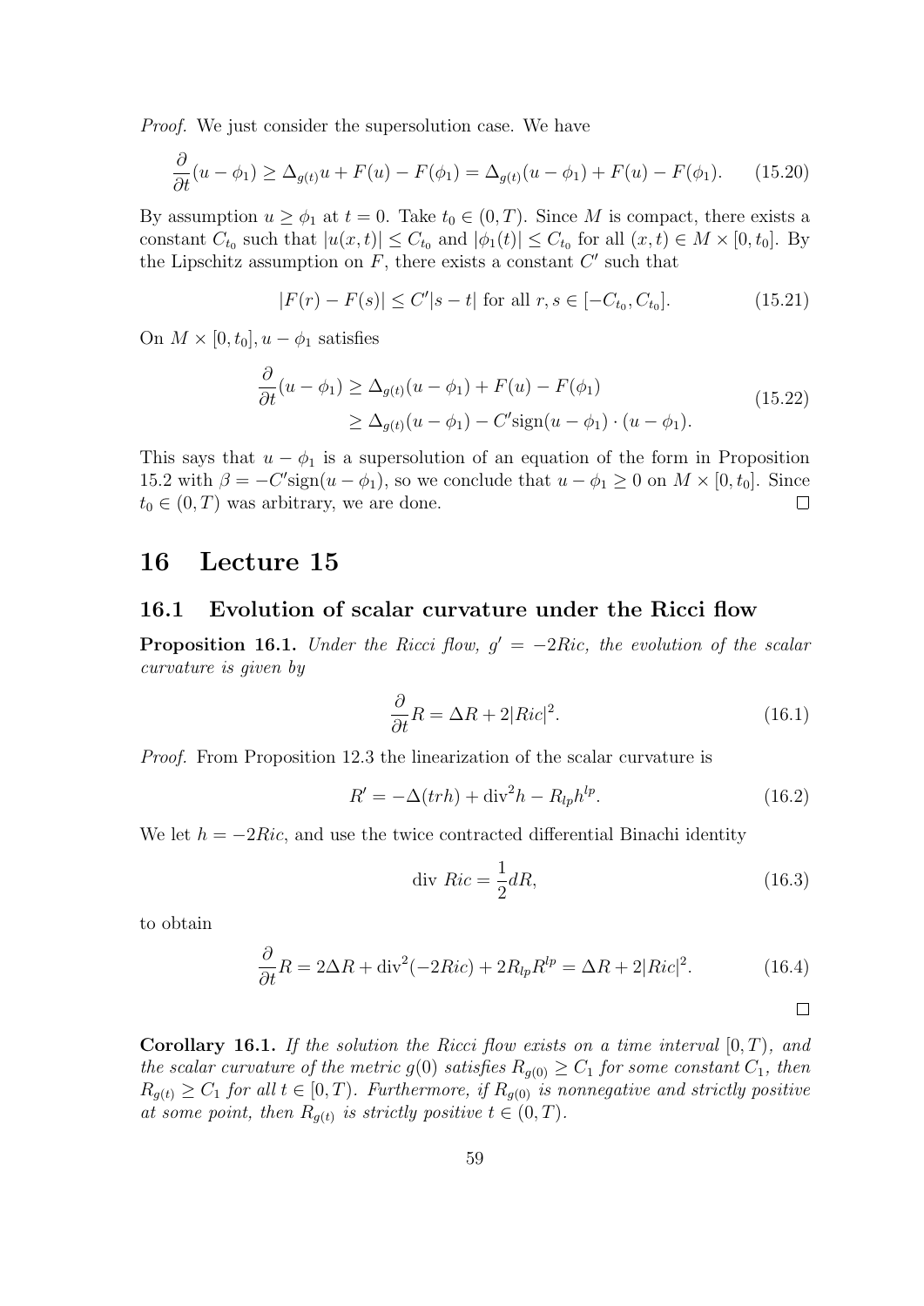*Proof.* We just consider the supersolution case. We have

$$\frac{\partial}{\partial t}(u - \phi_1) \geq \Delta_{g(t)} u + F(u) - F(\phi_1) = \Delta_{g(t)}(u - \phi_1) + F(u) - F(\phi_1). \tag{15.20}$$

By assumption $u \geq \phi_1$ at $t = 0$. Take $t_0 \in (0, T)$. Since $M$ is compact, there exists a constant $C_{t_0}$ such that $|u(x,t)| \leq C_{t_0}$ and $|\phi_1(t)| \leq C_{t_0}$ for all $(x,t) \in M \times [0, t_0]$. By the Lipschitz assumption on $F$, there exists a constant $C'$ such that

$$|F(r) - F(s)| \leq C'|s - t| \text{ for all } r, s \in [-C_{t_0}, C_{t_0}]. \tag{15.21}$$

On $M \times [0, t_0]$, $u - \phi_1$ satisfies

$$\begin{aligned} \frac{\partial}{\partial t}(u - \phi_1) &\geq \Delta_{g(t)}(u - \phi_1) + F(u) - F(\phi_1) \\ &\geq \Delta_{g(t)}(u - \phi_1) - C' \text{sign}(u - \phi_1) \cdot (u - \phi_1). \end{aligned} \tag{15.22}$$

This says that $u - \phi_1$ is a supersolution of an equation of the form in Proposition 15.2 with $\beta = -C'\text{sign}(u - \phi_1)$, so we conclude that $u - \phi_1 \geq 0$ on $M \times [0, t_0]$. Since $t_0 \in (0, T)$ was arbitrary, we are done. $\square$

# 16 Lecture 15

## 16.1 Evolution of scalar curvature under the Ricci flow

**Proposition 16.1.** *Under the Ricci flow, $g' = -2Ric$, the evolution of the scalar curvature is given by*

$$\frac{\partial}{\partial t} R = \Delta R + 2|Ric|^2. \tag{16.1}$$

*Proof.* From Proposition 12.3 the linearization of the scalar curvature is

$$R' = -\Delta(trh) + \text{div}^2 h - R_{lp} h^{lp}. \tag{16.2}$$

We let $h = -2Ric$, and use the twice contracted differential Binachi identity

$$\text{div } Ric = \frac{1}{2} dR, \tag{16.3}$$

to obtain

$$\frac{\partial}{\partial t} R = 2\Delta R + \text{div}^2(-2Ric) + 2R_{lp}R^{lp} = \Delta R + 2|Ric|^2. \tag{16.4}$$

$\square$

**Corollary 16.1.** *If the solution the Ricci flow exists on a time interval $[0, T)$, and the scalar curvature of the metric $g(0)$ satisfies $R_{g(0)} \geq C_1$ for some constant $C_1$, then $R_{g(t)} \geq C_1$ for all $t \in [0, T)$. Furthermore, if $R_{g(0)}$ is nonnegative and strictly positive at some point, then $R_{g(t)}$ is strictly positive $t \in (0, T)$.*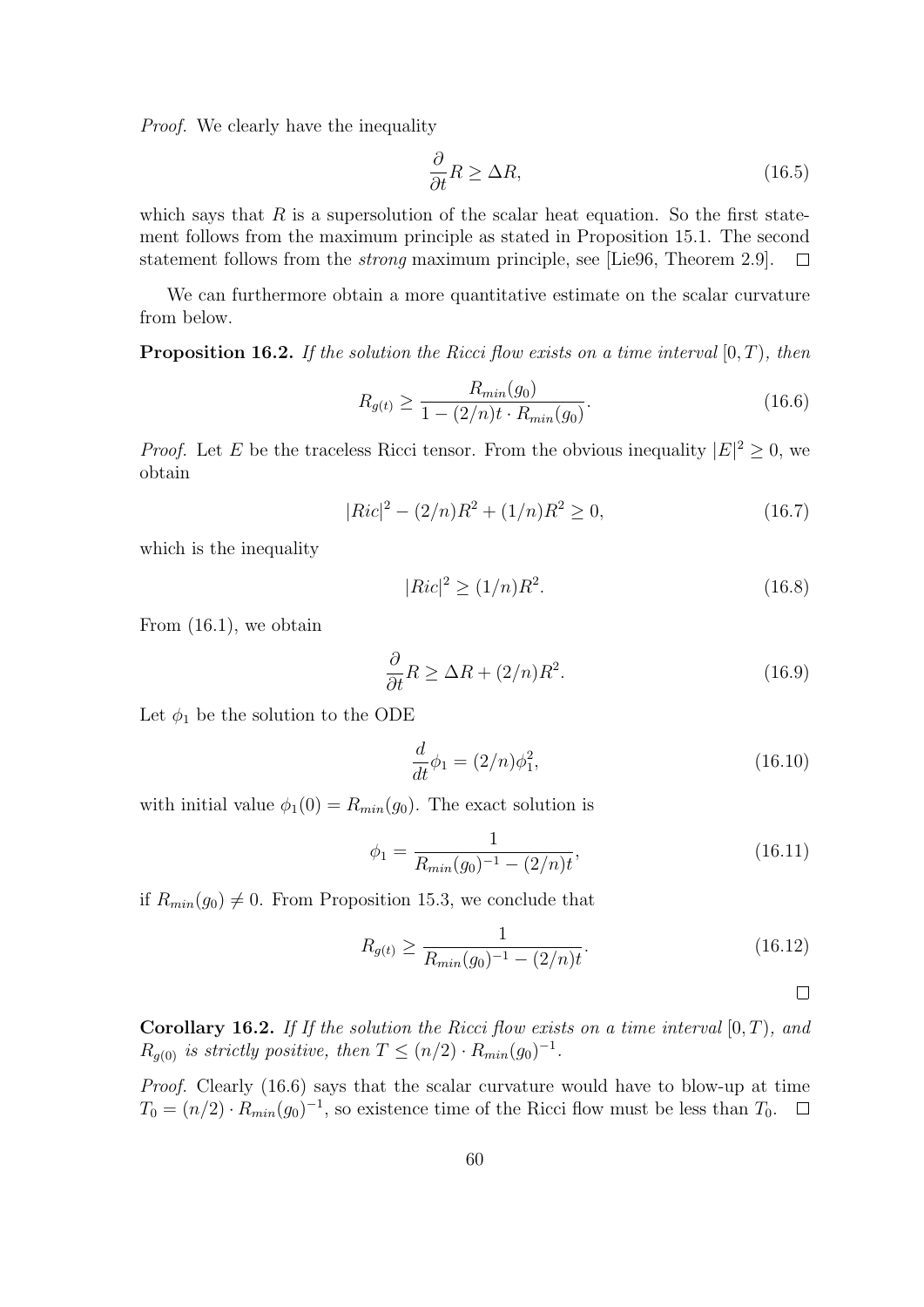*Proof.* We clearly have the inequality

$$\frac{\partial}{\partial t} R \geq \Delta R, \tag{16.5}$$

which says that $R$ is a supersolution of the scalar heat equation. So the first statement follows from the maximum principle as stated in Proposition 15.1. The second statement follows from the *strong* maximum principle, see [Lie96, Theorem 2.9]. ☐

We can furthermore obtain a more quantitative estimate on the scalar curvature from below.

**Proposition 16.2.** *If the solution the Ricci flow exists on a time interval $[0, T)$, then*

$$R_{g(t)} \geq \frac{R_{min}(g_0)}{1 - (2/n)t \cdot R_{min}(g_0)}. \tag{16.6}$$

*Proof.* Let $E$ be the traceless Ricci tensor. From the obvious inequality $|E|^2 \geq 0$, we obtain

$$|Ric|^2 - (2/n)R^2 + (1/n)R^2 \geq 0, \tag{16.7}$$

which is the inequality

$$|Ric|^2 \geq (1/n)R^2. \tag{16.8}$$

From (16.1), we obtain

$$\frac{\partial}{\partial t} R \geq \Delta R + (2/n)R^2. \tag{16.9}$$

Let $\phi_1$ be the solution to the ODE

$$\frac{d}{dt}\phi_1 = (2/n)\phi_1^2, \tag{16.10}$$

with initial value $\phi_1(0) = R_{min}(g_0)$. The exact solution is

$$\phi_1 = \frac{1}{R_{min}(g_0)^{-1} - (2/n)t}, \tag{16.11}$$

if $R_{min}(g_0) \neq 0$. From Proposition 15.3, we conclude that

$$R_{g(t)} \geq \frac{1}{R_{min}(g_0)^{-1} - (2/n)t}. \tag{16.12}$$

☐

**Corollary 16.2.** *If If the solution the Ricci flow exists on a time interval $[0, T)$, and $R_{g(0)}$ is strictly positive, then $T \leq (n/2) \cdot R_{min}(g_0)^{-1}$.*

*Proof.* Clearly (16.6) says that the scalar curvature would have to blow-up at time $T_0 = (n/2) \cdot R_{min}(g_0)^{-1}$, so existence time of the Ricci flow must be less than $T_0$. ☐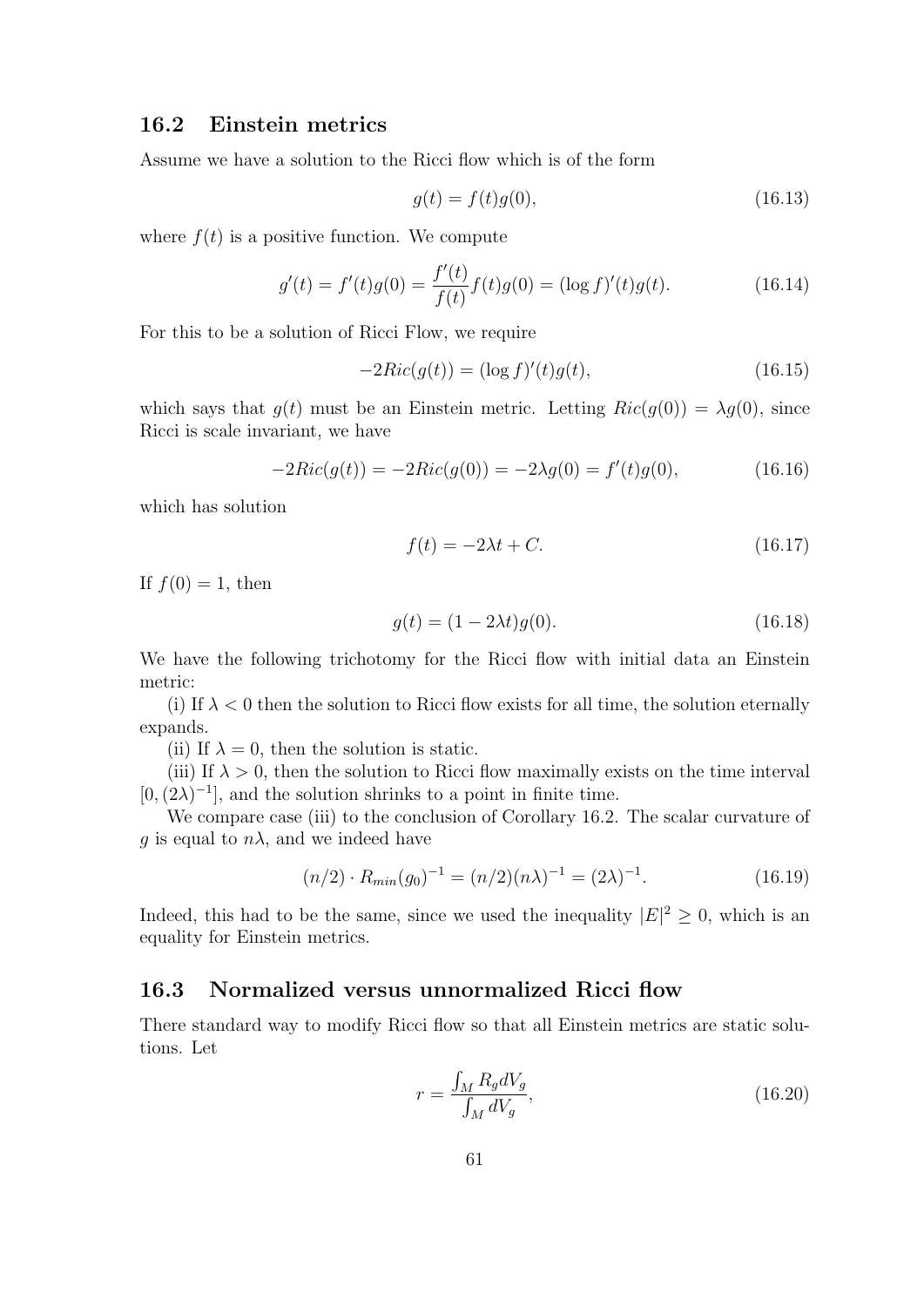## 16.2 Einstein metrics

Assume we have a solution to the Ricci flow which is of the form

$$g(t) = f(t)g(0), \tag{16.13}$$

where $f(t)$ is a positive function. We compute

$$g'(t) = f'(t)g(0) = \frac{f'(t)}{f(t)} f(t)g(0) = (\log f)'(t)g(t). \tag{16.14}$$

For this to be a solution of Ricci Flow, we require

$$-2Ric(g(t)) = (\log f)'(t)g(t), \tag{16.15}$$

which says that $g(t)$ must be an Einstein metric. Letting $Ric(g(0)) = \lambda g(0)$, since Ricci is scale invariant, we have

$$-2Ric(g(t)) = -2Ric(g(0)) = -2\lambda g(0) = f'(t)g(0), \tag{16.16}$$

which has solution

$$f(t) = -2\lambda t + C. \tag{16.17}$$

If $f(0) = 1$, then

$$g(t) = (1 - 2\lambda t)g(0). \tag{16.18}$$

We have the following trichotomy for the Ricci flow with initial data an Einstein metric:

(i) If $\lambda < 0$ then the solution to Ricci flow exists for all time, the solution eternally expands.

(ii) If $\lambda = 0$, then the solution is static.

(iii) If $\lambda > 0$, then the solution to Ricci flow maximally exists on the time interval $[0, (2\lambda)^{-1}]$, and the solution shrinks to a point in finite time.

We compare case (iii) to the conclusion of Corollary 16.2. The scalar curvature of $g$ is equal to $n\lambda$, and we indeed have

$$(n/2) \cdot R_{min}(g_0)^{-1} = (n/2)(n\lambda)^{-1} = (2\lambda)^{-1}. \tag{16.19}$$

Indeed, this had to be the same, since we used the inequality $|E|^2 \geq 0$, which is an equality for Einstein metrics.

## 16.3 Normalized versus unnormalized Ricci flow

There standard way to modify Ricci flow so that all Einstein metrics are static solutions. Let

$$r = \frac{\int_M R_g dV_g}{\int_M dV_g}, \tag{16.20}$$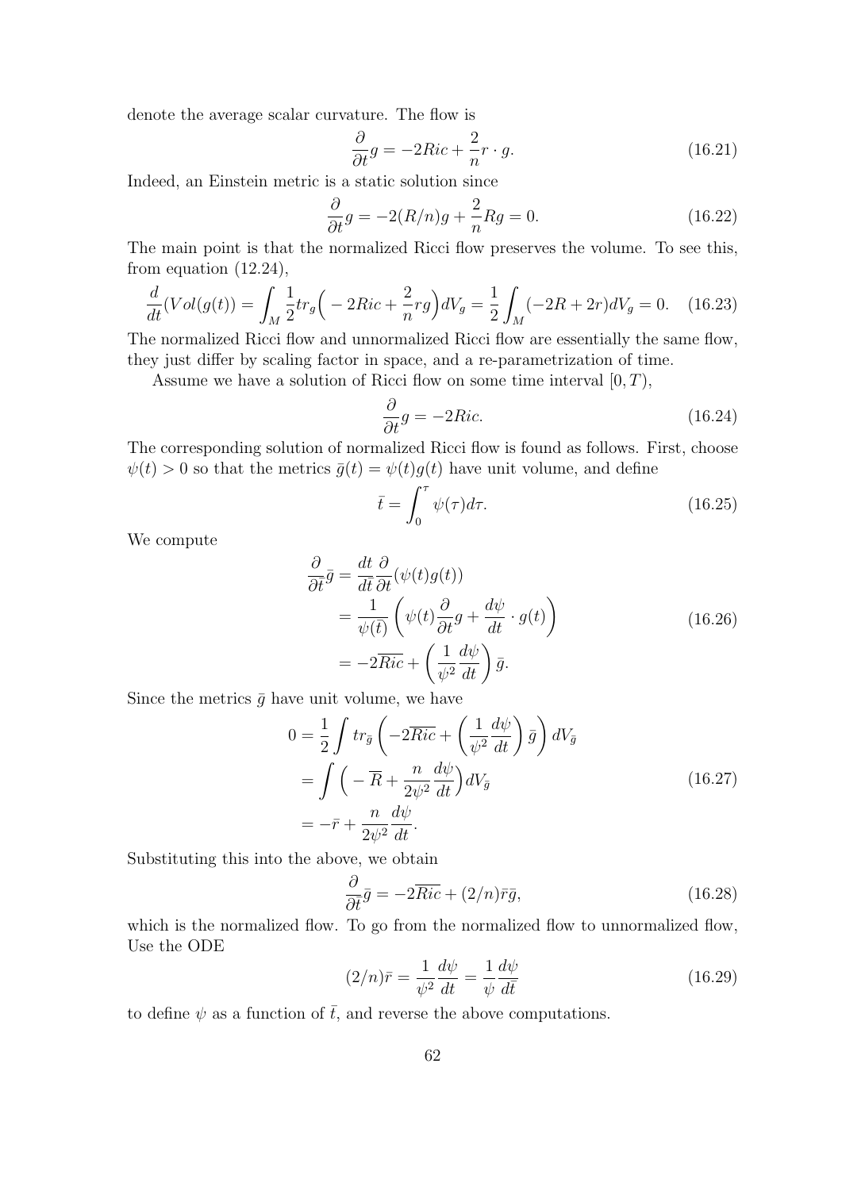denote the average scalar curvature. The flow is

$$\frac{\partial}{\partial t} g = -2Ric + \frac{2}{n} r \cdot g. \tag{16.21}$$

Indeed, an Einstein metric is a static solution since

$$\frac{\partial}{\partial t} g = -2(R/n)g + \frac{2}{n} Rg = 0. \tag{16.22}$$

The main point is that the normalized Ricci flow preserves the volume. To see this, from equation (12.24),

$$\frac{d}{dt}(Vol(g(t)) = \int_M \frac{1}{2} tr_g \Big( -2Ric + \frac{2}{n} rg \Big) dV_g = \frac{1}{2} \int_M (-2R + 2r) dV_g = 0. \tag{16.23}$$

The normalized Ricci flow and unnormalized Ricci flow are essentially the same flow, they just differ by scaling factor in space, and a re-parametrization of time.

Assume we have a solution of Ricci flow on some time interval $[0, T)$,

$$\frac{\partial}{\partial t} g = -2Ric. \tag{16.24}$$

The corresponding solution of normalized Ricci flow is found as follows. First, choose $\psi(t) > 0$ so that the metrics $\bar{g}(t) = \psi(t) g(t)$ have unit volume, and define

$$\bar{t} = \int_0^\tau \psi(\tau) d\tau. \tag{16.25}$$

We compute

$$\begin{aligned} \frac{\partial}{\partial \bar{t}} \bar{g} &= \frac{dt}{d\bar{t}} \frac{\partial}{\partial t} (\psi(t) g(t)) \\ &= \frac{1}{\psi(t)} \left( \psi(t) \frac{\partial}{\partial t} g + \frac{d\psi}{dt} \cdot g(t) \right) \\ &= -2\overline{Ric} + \left( \frac{1}{\psi^2} \frac{d\psi}{dt} \right) \bar{g}. \end{aligned} \tag{16.26}$$

Since the metrics $\bar{g}$ have unit volume, we have

$$\begin{aligned} 0 &= \frac{1}{2} \int tr_{\bar{g}} \left( -2\overline{Ric} + \left( \frac{1}{\psi^2} \frac{d\psi}{dt} \right) \bar{g} \right) dV_{\bar{g}} \\ &= \int \Big( -\overline{R} + \frac{n}{2\psi^2} \frac{d\psi}{dt} \Big) dV_{\bar{g}} \\ &= -\bar{r} + \frac{n}{2\psi^2} \frac{d\psi}{dt}. \end{aligned} \tag{16.27}$$

Substituting this into the above, we obtain

$$\frac{\partial}{\partial \bar{t}} \bar{g} = -2\overline{Ric} + (2/n) \bar{r} \bar{g}, \tag{16.28}$$

which is the normalized flow. To go from the normalized flow to unnormalized flow, Use the ODE

$$(2/n)\bar{r} = \frac{1}{\psi^2} \frac{d\psi}{dt} = \frac{1}{\psi} \frac{d\psi}{d\bar{t}} \tag{16.29}$$

to define $\psi$ as a function of $\bar{t}$, and reverse the above computations.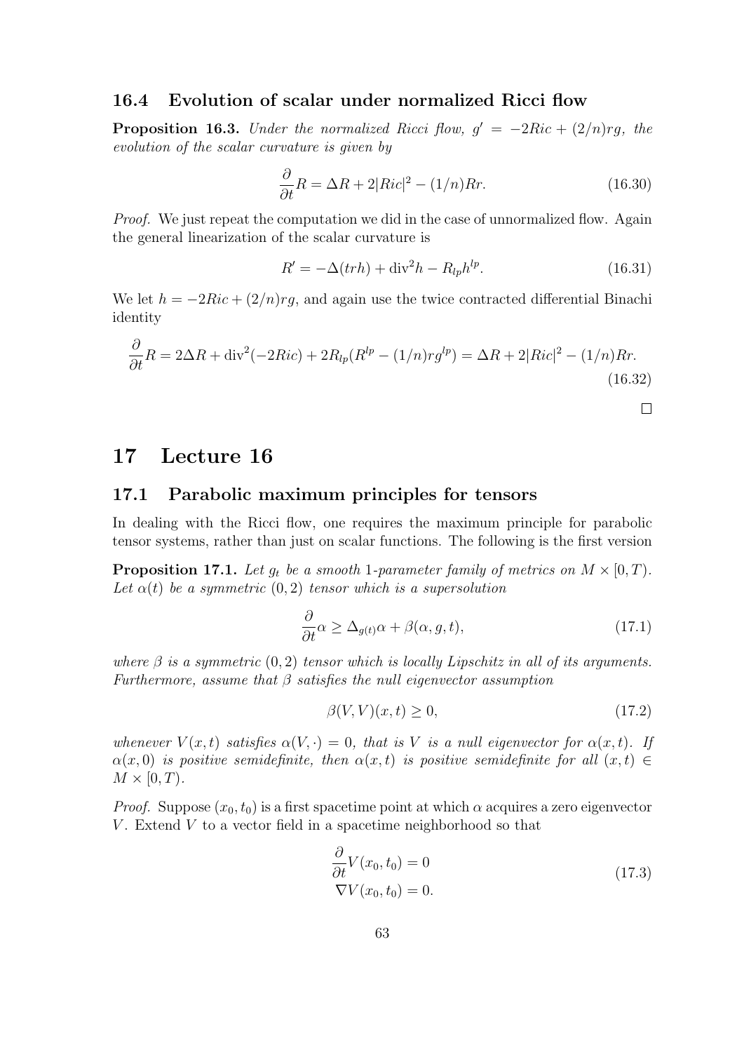### 16.4 Evolution of scalar under normalized Ricci flow

**Proposition 16.3.** *Under the normalized Ricci flow, $g' = -2Ric + (2/n)rg$, the evolution of the scalar curvature is given by*

$$\frac{\partial}{\partial t}R = \Delta R + 2|Ric|^2 - (1/n)Rr. \tag{16.30}$$

*Proof.* We just repeat the computation we did in the case of unnormalized flow. Again the general linearization of the scalar curvature is

$$R' = -\Delta(trh) + \mathrm{div}^2 h - R_{lp}h^{lp}. \tag{16.31}$$

We let $h = -2Ric + (2/n)rg$, and again use the twice contracted differential Binachi identity

$$\frac{\partial}{\partial t}R = 2\Delta R + \mathrm{div}^2(-2Ric) + 2R_{lp}(R^{lp} - (1/n)rg^{lp}) = \Delta R + 2|Ric|^2 - (1/n)Rr. \tag{16.32}$$

□

# 17 Lecture 16

## 17.1 Parabolic maximum principles for tensors

In dealing with the Ricci flow, one requires the maximum principle for parabolic tensor systems, rather than just on scalar functions. The following is the first version

**Proposition 17.1.** *Let $g_t$ be a smooth 1-parameter family of metrics on $M \times [0, T)$. Let $\alpha(t)$ be a symmetric $(0, 2)$ tensor which is a supersolution*

$$\frac{\partial}{\partial t}\alpha \geq \Delta_{g(t)}\alpha + \beta(\alpha, g, t), \tag{17.1}$$

*where $\beta$ is a symmetric $(0, 2)$ tensor which is locally Lipschitz in all of its arguments. Furthermore, assume that $\beta$ satisfies the null eigenvector assumption*

$$\beta(V, V)(x, t) \geq 0, \tag{17.2}$$

*whenever $V(x, t)$ satisfies $\alpha(V, \cdot) = 0$, that is $V$ is a null eigenvector for $\alpha(x, t)$. If $\alpha(x, 0)$ is positive semidefinite, then $\alpha(x, t)$ is positive semidefinite for all $(x, t) \in M \times [0, T)$.*

*Proof.* Suppose $(x_0, t_0)$ is a first spacetime point at which $\alpha$ acquires a zero eigenvector $V$. Extend $V$ to a vector field in a spacetime neighborhood so that

$$\begin{aligned} \frac{\partial}{\partial t}V(x_0, t_0) = 0 \\ \nabla V(x_0, t_0) = 0. \end{aligned} \tag{17.3}$$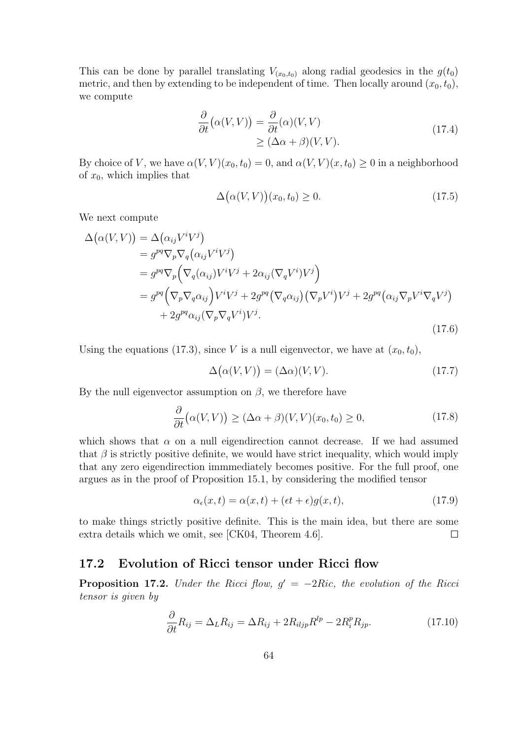This can be done by parallel translating $V_{(x_0,t_0)}$ along radial geodesics in the $g(t_0)$ metric, and then by extending to be independent of time. Then locally around $(x_0, t_0)$, we compute

$$
\begin{aligned}
\frac{\partial}{\partial t}\big(\alpha(V,V)\big) &= \frac{\partial}{\partial t}(\alpha)(V,V) \\
&\geq (\Delta\alpha + \beta)(V,V).
\end{aligned}
\tag{17.4}
$$

By choice of $V$, we have $\alpha(V,V)(x_0,t_0) = 0$, and $\alpha(V,V)(x,t_0) \geq 0$ in a neighborhood of $x_0$, which implies that

$$
\Delta\big(\alpha(V,V)\big)(x_0,t_0) \geq 0. \tag{17.5}
$$

We next compute

$$
\begin{aligned}
\Delta\big(\alpha(V,V)\big) &= \Delta\big(\alpha_{ij}V^iV^j\big) \\
&= g^{pq}\nabla_p\nabla_q\big(\alpha_{ij}V^iV^j\big) \\
&= g^{pq}\nabla_p\Big(\nabla_q(\alpha_{ij})V^iV^j + 2\alpha_{ij}(\nabla_q V^i)V^j\Big) \\
&= g^{pq}\Big(\nabla_p\nabla_q\alpha_{ij}\Big)V^iV^j + 2g^{pq}\big(\nabla_q\alpha_{ij}\big)\big(\nabla_p V^i\big)V^j + 2g^{pq}\big(\alpha_{ij}\nabla_p V^i\nabla_q V^j\big) \\
&\quad + 2g^{pq}\alpha_{ij}(\nabla_p\nabla_q V^i)V^j.
\end{aligned}
\tag{17.6}
$$

Using the equations (17.3), since $V$ is a null eigenvector, we have at $(x_0,t_0)$,

$$
\Delta\big(\alpha(V,V)\big) = (\Delta\alpha)(V,V). \tag{17.7}
$$

By the null eigenvector assumption on $\beta$, we therefore have

$$
\frac{\partial}{\partial t}\big(\alpha(V,V)\big) \geq (\Delta\alpha + \beta)(V,V)(x_0,t_0) \geq 0, \tag{17.8}
$$

which shows that $\alpha$ on a null eigendirection cannot decrease. If we had assumed that $\beta$ is strictly positive definite, we would have strict inequality, which would imply that any zero eigendirection immmediately becomes positive. For the full proof, one argues as in the proof of Proposition 15.1, by considering the modified tensor

$$
\alpha_\epsilon(x,t) = \alpha(x,t) + (\epsilon t + \epsilon)g(x,t), \tag{17.9}
$$

to make things strictly positive definite. This is the main idea, but there are some extra details which we omit, see [CK04, Theorem 4.6]. $\square$

## 17.2 Evolution of Ricci tensor under Ricci flow

**Proposition 17.2.** *Under the Ricci flow, $g' = -2Ric$, the evolution of the Ricci tensor is given by*

$$
\frac{\partial}{\partial t}R_{ij} = \Delta_L R_{ij} = \Delta R_{ij} + 2R_{iljp}R^{lp} - 2R_i^pR_{jp}. \tag{17.10}
$$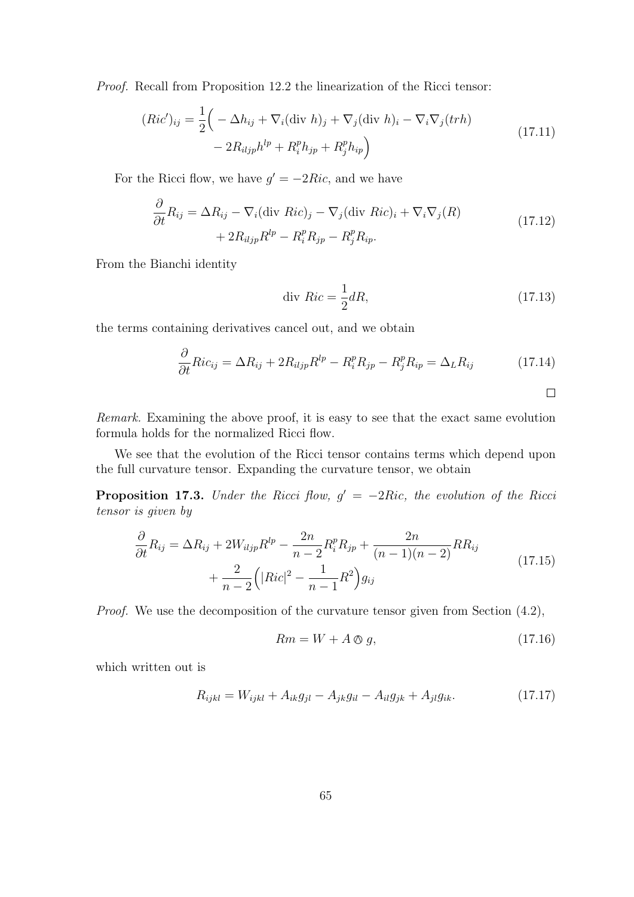*Proof.* Recall from Proposition 12.2 the linearization of the Ricci tensor:

$$
\begin{aligned}
(Ric')_{ij} = \frac{1}{2}\Big( &- \Delta h_{ij} + \nabla_i(\text{div } h)_j + \nabla_j(\text{div } h)_i - \nabla_i\nabla_j(trh) \\
&- 2R_{iljp}h^{lp} + R_i^p h_{jp} + R_j^p h_{ip}\Big)
\end{aligned}
\tag{17.11}
$$

For the Ricci flow, we have $g' = -2Ric$, and we have

$$
\begin{aligned}
\frac{\partial}{\partial t}R_{ij} = \Delta R_{ij} &- \nabla_i(\text{div } Ric)_j - \nabla_j(\text{div } Ric)_i + \nabla_i\nabla_j(R) \\
&+ 2R_{iljp}R^{lp} - R_i^p R_{jp} - R_j^p R_{ip}.
\end{aligned}
\tag{17.12}
$$

From the Bianchi identity

$$
\text{div } Ric = \frac{1}{2}dR, \tag{17.13}
$$

the terms containing derivatives cancel out, and we obtain

$$
\frac{\partial}{\partial t}Ric_{ij} = \Delta R_{ij} + 2R_{iljp}R^{lp} - R_i^p R_{jp} - R_j^p R_{ip} = \Delta_L R_{ij} \tag{17.14}
$$

□

*Remark.* Examining the above proof, it is easy to see that the exact same evolution formula holds for the normalized Ricci flow.

We see that the evolution of the Ricci tensor contains terms which depend upon the full curvature tensor. Expanding the curvature tensor, we obtain

**Proposition 17.3.** *Under the Ricci flow, $g' = -2Ric$, the evolution of the Ricci tensor is given by*

$$
\begin{aligned}
\frac{\partial}{\partial t}R_{ij} = \Delta R_{ij} + 2W_{iljp}R^{lp} &- \frac{2n}{n-2}R_i^p R_{jp} + \frac{2n}{(n-1)(n-2)}RR_{ij} \\
&+ \frac{2}{n-2}\Big(|Ric|^2 - \frac{1}{n-1}R^2\Big)g_{ij}
\end{aligned}
\tag{17.15}
$$

*Proof.* We use the decomposition of the curvature tensor given from Section (4.2),

$$
Rm = W + A \owedge g, \tag{17.16}
$$

which written out is

$$
R_{ijkl} = W_{ijkl} + A_{ik}g_{jl} - A_{jk}g_{il} - A_{il}g_{jk} + A_{jl}g_{ik}. \tag{17.17}
$$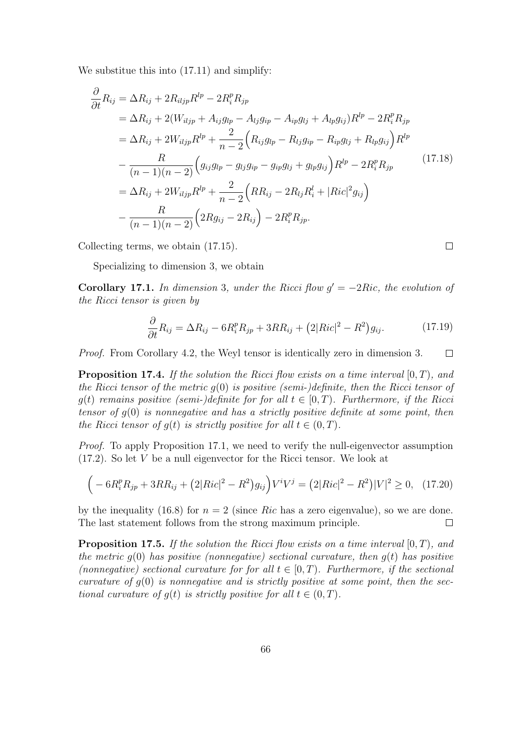We substitue this into (17.11) and simplify:

$$
\begin{aligned}
\frac{\partial}{\partial t} R_{ij} &= \Delta R_{ij} + 2R_{iljp}R^{lp} - 2R_i^p R_{jp} \\
&= \Delta R_{ij} + 2(W_{iljp} + A_{ij}g_{lp} - A_{lj}g_{ip} - A_{ip}g_{lj} + A_{lp}g_{ij})R^{lp} - 2R_i^p R_{jp} \\
&= \Delta R_{ij} + 2W_{iljp}R^{lp} + \frac{2}{n-2}\Big(R_{ij}g_{lp} - R_{lj}g_{ip} - R_{ip}g_{lj} + R_{lp}g_{ij}\Big)R^{lp} \\
&\quad - \frac{R}{(n-1)(n-2)}\Big(g_{ij}g_{lp} - g_{lj}g_{ip} - g_{ip}g_{lj} + g_{lp}g_{ij}\Big)R^{lp} - 2R_i^p R_{jp} \\
&= \Delta R_{ij} + 2W_{iljp}R^{lp} + \frac{2}{n-2}\Big(RR_{ij} - 2R_{lj}R_i^l + |Ric|^2 g_{ij}\Big) \\
&\quad - \frac{R}{(n-1)(n-2)}\Big(2Rg_{ij} - 2R_{ij}\Big) - 2R_i^p R_{jp}.
\end{aligned}
\tag{17.18}
$$

Collecting terms, we obtain (17.15). $\square$

Specializing to dimension 3, we obtain

**Corollary 17.1.** *In dimension* 3*, under the Ricci flow $g' = -2Ric$, the evolution of the Ricci tensor is given by*

$$
\frac{\partial}{\partial t} R_{ij} = \Delta R_{ij} - 6R_i^p R_{jp} + 3RR_{ij} + \big(2|Ric|^2 - R^2\big)g_{ij}. \tag{17.19}
$$

*Proof.* From Corollary 4.2, the Weyl tensor is identically zero in dimension 3. $\square$

**Proposition 17.4.** *If the solution the Ricci flow exists on a time interval $[0, T)$, and the Ricci tensor of the metric $g(0)$ is positive (semi-)definite, then the Ricci tensor of $g(t)$ remains positive (semi-)definite for for all $t \in [0, T)$. Furthermore, if the Ricci tensor of $g(0)$ is nonnegative and has a strictly positive definite at some point, then the Ricci tensor of $g(t)$ is strictly positive for all $t \in (0, T)$.*

*Proof.* To apply Proposition 17.1, we need to verify the null-eigenvector assumption (17.2). So let $V$ be a null eigenvector for the Ricci tensor. We look at

$$
\Big(-6R_i^p R_{jp} + 3RR_{ij} + \big(2|Ric|^2 - R^2\big)g_{ij}\Big)V^iV^j = \big(2|Ric|^2 - R^2\big)|V|^2 \geq 0, \tag{17.20}
$$

by the inequality (16.8) for $n = 2$ (since $Ric$ has a zero eigenvalue), so we are done. The last statement follows from the strong maximum principle. $\square$

**Proposition 17.5.** *If the solution the Ricci flow exists on a time interval $[0, T)$, and the metric $g(0)$ has positive (nonnegative) sectional curvature, then $g(t)$ has positive (nonnegative) sectional curvature for for all $t \in [0, T)$. Furthermore, if the sectional curvature of $g(0)$ is nonnegative and is strictly positive at some point, then the sectional curvature of $g(t)$ is strictly positive for all $t \in (0, T)$.*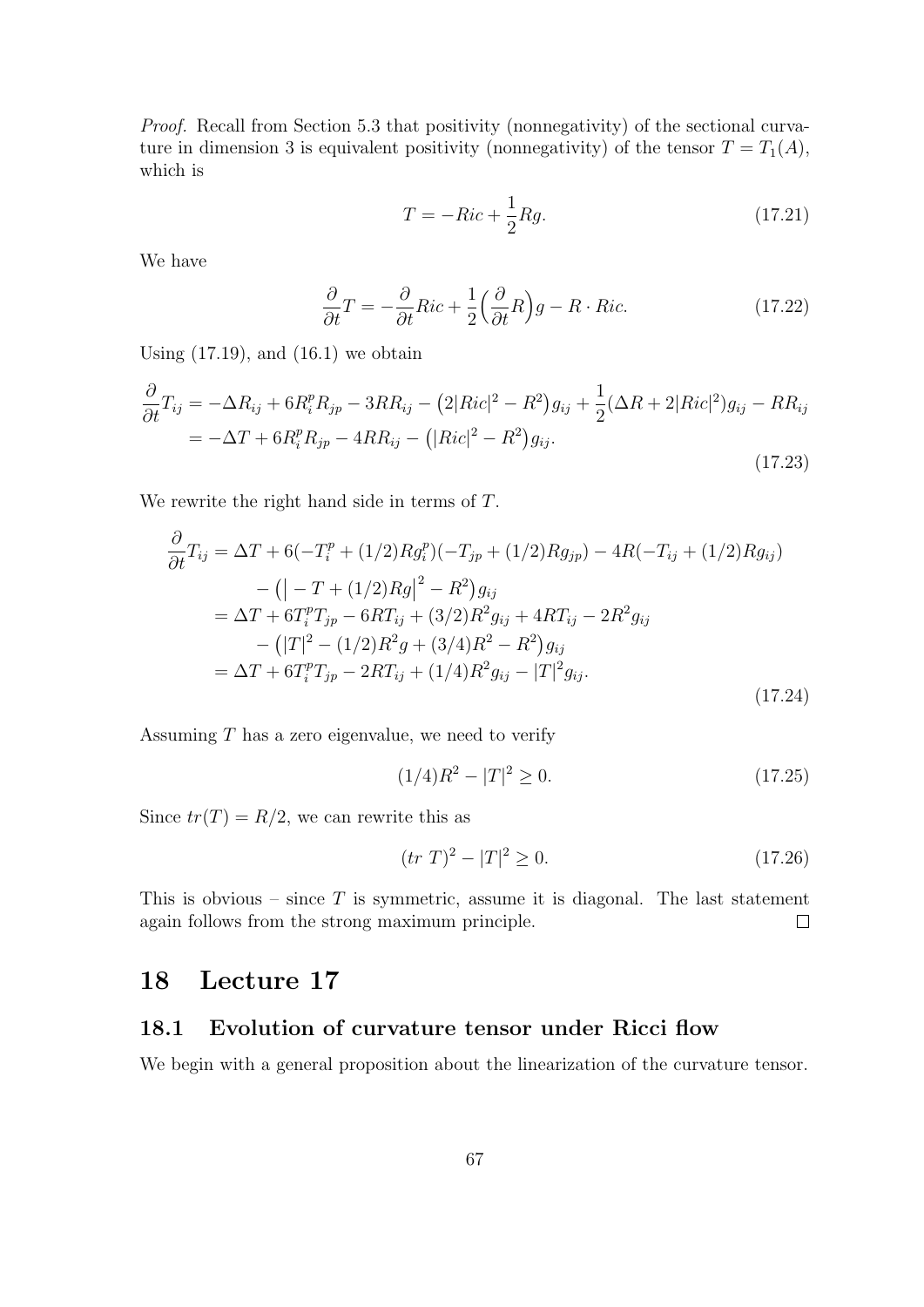*Proof.* Recall from Section 5.3 that positivity (nonnegativity) of the sectional curvature in dimension 3 is equivalent positivity (nonnegativity) of the tensor $T = T_1(A)$, which is

$$T = -Ric + \frac{1}{2}Rg. \tag{17.21}$$

We have

$$\frac{\partial}{\partial t}T = -\frac{\partial}{\partial t}Ric + \frac{1}{2}\Big(\frac{\partial}{\partial t}R\Big)g - R \cdot Ric. \tag{17.22}$$

Using (17.19), and (16.1) we obtain

$$\begin{aligned}
\frac{\partial}{\partial t}T_{ij} &= -\Delta R_{ij} + 6R_i^p R_{jp} - 3RR_{ij} - \big(2|Ric|^2 - R^2\big)g_{ij} + \frac{1}{2}(\Delta R + 2|Ric|^2)g_{ij} - RR_{ij} \\
&= -\Delta T + 6R_i^p R_{jp} - 4RR_{ij} - \big(|Ric|^2 - R^2\big)g_{ij}.
\end{aligned} \tag{17.23}$$

We rewrite the right hand side in terms of $T$.

$$\begin{aligned}
\frac{\partial}{\partial t}T_{ij} &= \Delta T + 6(-T_i^p + (1/2)Rg_i^p)(-T_{jp} + (1/2)Rg_{jp}) - 4R(-T_{ij} + (1/2)Rg_{ij}) \\
&\quad - \big(\big| -T + (1/2)Rg\big|^2 - R^2\big)g_{ij} \\
&= \Delta T + 6T_i^p T_{jp} - 6RT_{ij} + (3/2)R^2 g_{ij} + 4RT_{ij} - 2R^2 g_{ij} \\
&\quad - \big(|T|^2 - (1/2)R^2 g + (3/4)R^2 - R^2\big)g_{ij} \\
&= \Delta T + 6T_i^p T_{jp} - 2RT_{ij} + (1/4)R^2 g_{ij} - |T|^2 g_{ij}.
\end{aligned} \tag{17.24}$$

Assuming $T$ has a zero eigenvalue, we need to verify

$$(1/4)R^2 - |T|^2 \geq 0. \tag{17.25}$$

Since $tr(T) = R/2$, we can rewrite this as

$$(tr\ T)^2 - |T|^2 \geq 0. \tag{17.26}$$

This is obvious – since $T$ is symmetric, assume it is diagonal. The last statement again follows from the strong maximum principle. $\square$

# 18 Lecture 17

## 18.1 Evolution of curvature tensor under Ricci flow

We begin with a general proposition about the linearization of the curvature tensor.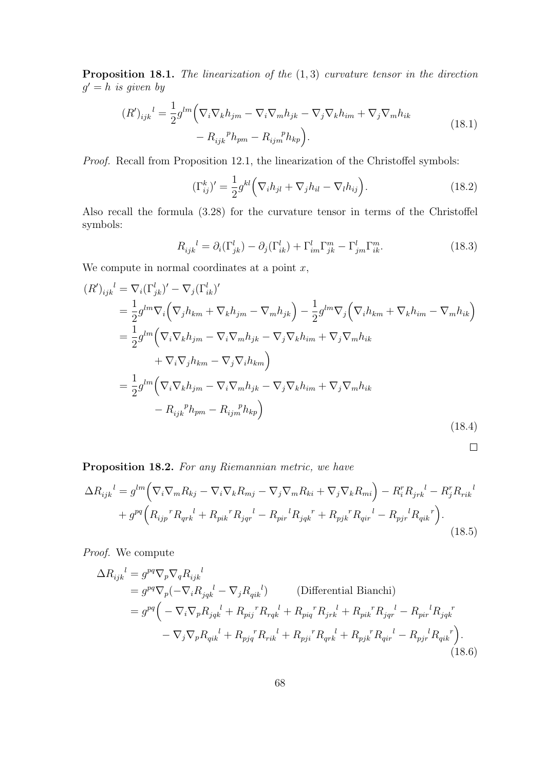**Proposition 18.1.** *The linearization of the $(1, 3)$ curvature tensor in the direction $g' = h$ is given by*

$$
\begin{aligned}
(R')_{ijk}{}^{l} = \frac{1}{2} g^{lm} \Big( & \nabla_i \nabla_k h_{jm} - \nabla_i \nabla_m h_{jk} - \nabla_j \nabla_k h_{im} + \nabla_j \nabla_m h_{ik} \\
& - R_{ijk}{}^{p} h_{pm} - R_{ijm}{}^{p} h_{kp} \Big).
\end{aligned}
\tag{18.1}
$$

*Proof.* Recall from Proposition 12.1, the linearization of the Christoffel symbols:

$$
(\Gamma_{ij}^{k})' = \frac{1}{2} g^{kl} \Big( \nabla_i h_{jl} + \nabla_j h_{il} - \nabla_l h_{ij} \Big). \tag{18.2}
$$

Also recall the formula (3.28) for the curvature tensor in terms of the Christoffel symbols:

$$
R_{ijk}{}^{l} = \partial_i (\Gamma_{jk}^{l}) - \partial_j (\Gamma_{ik}^{l}) + \Gamma_{im}^{l} \Gamma_{jk}^{m} - \Gamma_{jm}^{l} \Gamma_{ik}^{m}. \tag{18.3}
$$

We compute in normal coordinates at a point $x$,

$$
\begin{aligned}
(R')_{ijk}{}^{l} &= \nabla_i (\Gamma_{jk}^{l})' - \nabla_j (\Gamma_{ik}^{l})' \\
&= \frac{1}{2} g^{lm} \nabla_i \Big( \nabla_j h_{km} + \nabla_k h_{jm} - \nabla_m h_{jk} \Big) - \frac{1}{2} g^{lm} \nabla_j \Big( \nabla_i h_{km} + \nabla_k h_{im} - \nabla_m h_{ik} \Big) \\
&= \frac{1}{2} g^{lm} \Big( \nabla_i \nabla_k h_{jm} - \nabla_i \nabla_m h_{jk} - \nabla_j \nabla_k h_{im} + \nabla_j \nabla_m h_{ik} \\
&\qquad + \nabla_i \nabla_j h_{km} - \nabla_j \nabla_i h_{km} \Big) \\
&= \frac{1}{2} g^{lm} \Big( \nabla_i \nabla_k h_{jm} - \nabla_i \nabla_m h_{jk} - \nabla_j \nabla_k h_{im} + \nabla_j \nabla_m h_{ik} \\
&\qquad - R_{ijk}{}^{p} h_{pm} - R_{ijm}{}^{p} h_{kp} \Big)
\end{aligned}
\tag{18.4}
$$

$\square$

**Proposition 18.2.** *For any Riemannian metric, we have*

$$
\begin{aligned}
\Delta R_{ijk}{}^{l} = {} & g^{lm} \Big( \nabla_i \nabla_m R_{kj} - \nabla_i \nabla_k R_{mj} - \nabla_j \nabla_m R_{ki} + \nabla_j \nabla_k R_{mi} \Big) - R_i^r R_{jrk}{}^{l} - R_j^r R_{rik}{}^{l} \\
& + g^{pq} \Big( R_{ijp}{}^{r} R_{qrk}{}^{l} + R_{pik}{}^{r} R_{jqr}{}^{l} - R_{pir}{}^{l} R_{jqk}{}^{r} + R_{pjk}{}^{r} R_{qir}{}^{l} - R_{pjr}{}^{l} R_{qik}{}^{r} \Big).
\end{aligned}
\tag{18.5}
$$

*Proof.* We compute

$$
\begin{aligned}
\Delta R_{ijk}{}^{l} &= g^{pq} \nabla_p \nabla_q R_{ijk}{}^{l} \\
&= g^{pq} \nabla_p ( - \nabla_i R_{jqk}{}^{l} - \nabla_j R_{qik}{}^{l} ) \qquad \text{(Differential Bianchi)} \\
&= g^{pq} \Big( - \nabla_i \nabla_p R_{jqk}{}^{l} + R_{pij}{}^{r} R_{rqk}{}^{l} + R_{piq}{}^{r} R_{jrk}{}^{l} + R_{pik}{}^{r} R_{jqr}{}^{l} - R_{pir}{}^{l} R_{jqk}{}^{r} \\
&\qquad - \nabla_j \nabla_p R_{qik}{}^{l} + R_{pjq}{}^{r} R_{rik}{}^{l} + R_{pji}{}^{r} R_{qrk}{}^{l} + R_{pjk}{}^{r} R_{qir}{}^{l} - R_{pjr}{}^{l} R_{qik}{}^{r} \Big).
\end{aligned}
\tag{18.6}
$$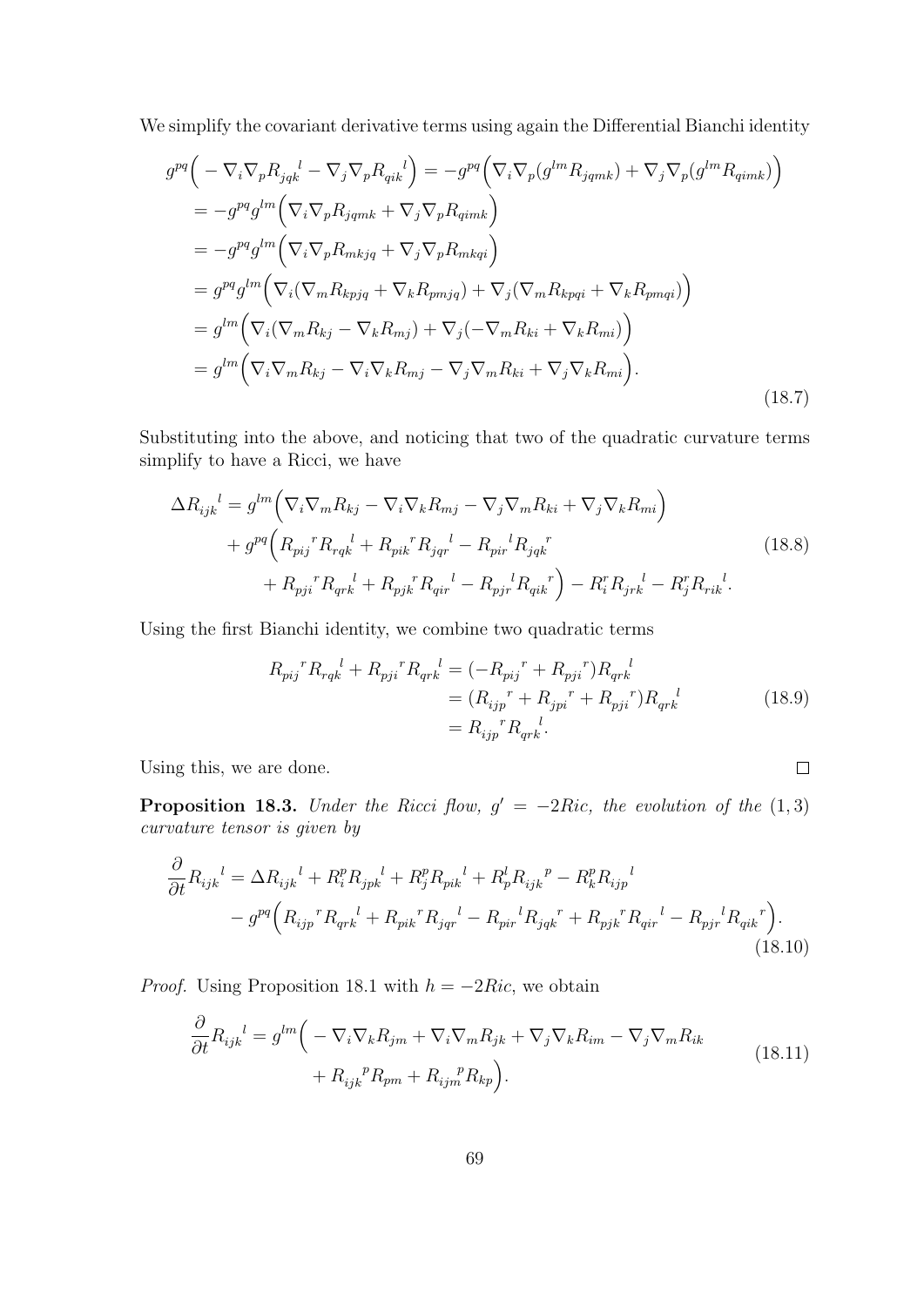We simplify the covariant derivative terms using again the Differential Bianchi identity

$$
\begin{aligned}
g^{pq}\Big(-\nabla_i\nabla_p R_{jqk}{}^{l} - \nabla_j\nabla_p R_{qik}{}^{l}\Big) &= -g^{pq}\Big(\nabla_i\nabla_p(g^{lm}R_{jqmk}) + \nabla_j\nabla_p(g^{lm}R_{qimk})\Big)\\
&= -g^{pq}g^{lm}\Big(\nabla_i\nabla_p R_{jqmk} + \nabla_j\nabla_p R_{qimk}\Big)\\
&= -g^{pq}g^{lm}\Big(\nabla_i\nabla_p R_{mkjq} + \nabla_j\nabla_p R_{mkqi}\Big)\\
&= g^{pq}g^{lm}\Big(\nabla_i(\nabla_m R_{kpjq} + \nabla_k R_{pmjq}) + \nabla_j(\nabla_m R_{kpqi} + \nabla_k R_{pmqi})\Big)\\
&= g^{lm}\Big(\nabla_i(\nabla_m R_{kj} - \nabla_k R_{mj}) + \nabla_j(-\nabla_m R_{ki} + \nabla_k R_{mi})\Big)\\
&= g^{lm}\Big(\nabla_i\nabla_m R_{kj} - \nabla_i\nabla_k R_{mj} - \nabla_j\nabla_m R_{ki} + \nabla_j\nabla_k R_{mi}\Big).
\end{aligned}
\tag{18.7}
$$

Substituting into the above, and noticing that two of the quadratic curvature terms simplify to have a Ricci, we have

$$
\begin{aligned}
\Delta R_{ijk}{}^{l} &= g^{lm}\Big(\nabla_i\nabla_m R_{kj} - \nabla_i\nabla_k R_{mj} - \nabla_j\nabla_m R_{ki} + \nabla_j\nabla_k R_{mi}\Big)\\
&\quad + g^{pq}\Big(R_{pij}{}^{r}R_{rqk}{}^{l} + R_{pik}{}^{r}R_{jqr}{}^{l} - R_{pir}{}^{l}R_{jqk}{}^{r}\\
&\quad + R_{pji}{}^{r}R_{qrk}{}^{l} + R_{pjk}{}^{r}R_{qir}{}^{l} - R_{pjr}{}^{l}R_{qik}{}^{r}\Big) - R_i^r R_{jrk}{}^{l} - R_j^r R_{rik}{}^{l}.
\end{aligned}
\tag{18.8}
$$

Using the first Bianchi identity, we combine two quadratic terms

$$
\begin{aligned}
R_{pij}{}^{r}R_{rqk}{}^{l} + R_{pji}{}^{r}R_{qrk}{}^{l} &= (-R_{pij}{}^{r} + R_{pji}{}^{r})R_{qrk}{}^{l}\\
&= (R_{ijp}{}^{r} + R_{jpi}{}^{r} + R_{pji}{}^{r})R_{qrk}{}^{l}\\
&= R_{ijp}{}^{r}R_{qrk}{}^{l}.
\end{aligned}
\tag{18.9}
$$

Using this, we are done. □

**Proposition 18.3.** *Under the Ricci flow, $g' = -2Ric$, the evolution of the $(1,3)$ curvature tensor is given by*

$$
\begin{aligned}
\frac{\partial}{\partial t}R_{ijk}{}^{l} &= \Delta R_{ijk}{}^{l} + R_i^p R_{jpk}{}^{l} + R_j^p R_{pik}{}^{l} + R_p^l R_{ijk}{}^{p} - R_k^p R_{ijp}{}^{l}\\
&\quad - g^{pq}\Big(R_{ijp}{}^{r}R_{qrk}{}^{l} + R_{pik}{}^{r}R_{jqr}{}^{l} - R_{pir}{}^{l}R_{jqk}{}^{r} + R_{pjk}{}^{r}R_{qir}{}^{l} - R_{pjr}{}^{l}R_{qik}{}^{r}\Big).
\end{aligned}
\tag{18.10}
$$

*Proof.* Using Proposition 18.1 with $h = -2Ric$, we obtain

$$
\begin{aligned}
\frac{\partial}{\partial t}R_{ijk}{}^{l} &= g^{lm}\Big(-\nabla_i\nabla_k R_{jm} + \nabla_i\nabla_m R_{jk} + \nabla_j\nabla_k R_{im} - \nabla_j\nabla_m R_{ik}\\
&\quad + R_{ijk}{}^{p}R_{pm} + R_{ijm}{}^{p}R_{kp}\Big).
\end{aligned}
\tag{18.11}
$$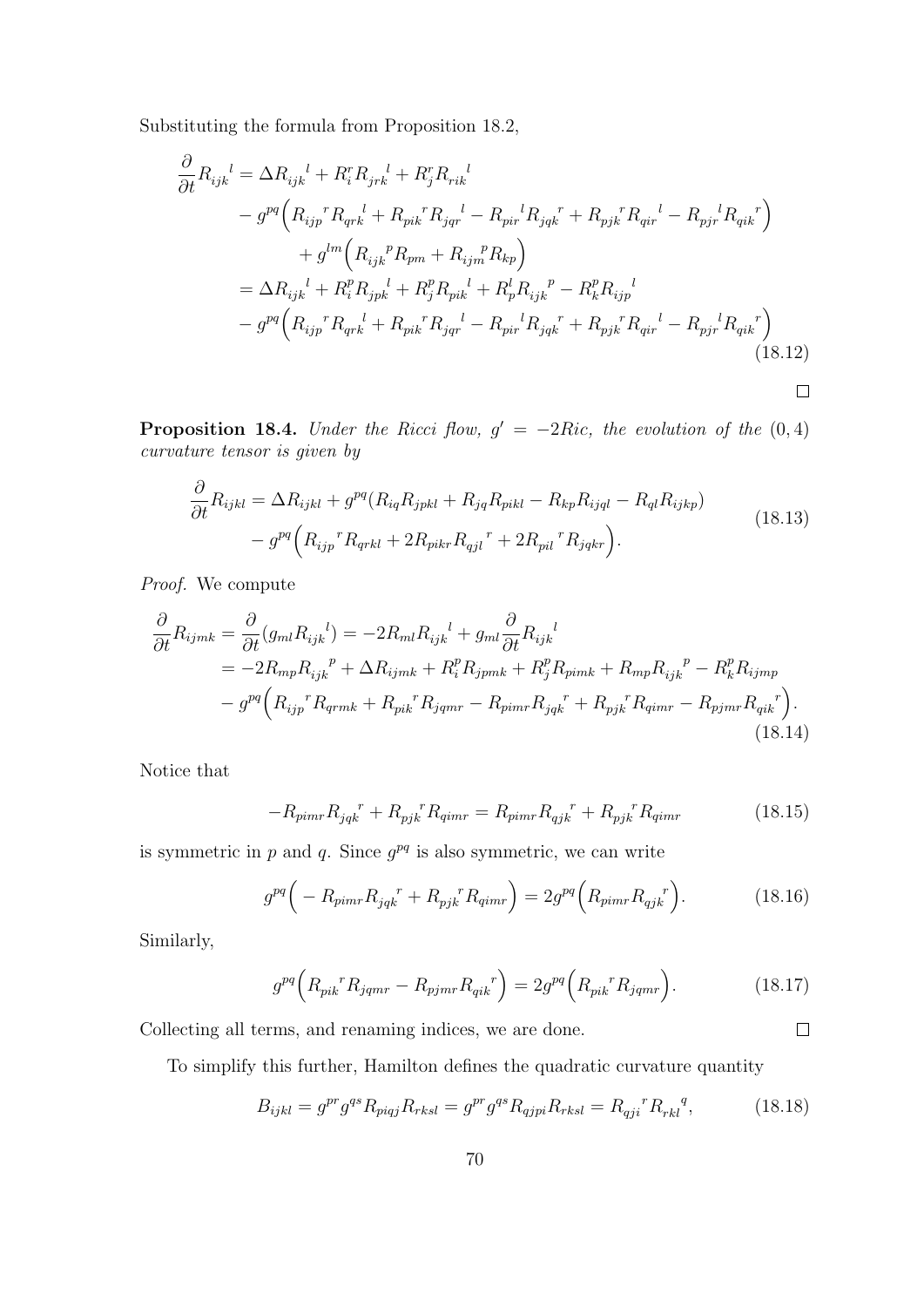Substituting the formula from Proposition 18.2,

$$
\begin{aligned}
\frac{\partial}{\partial t} R_{ijk}{}^{l} &= \Delta R_{ijk}{}^{l} + R_i^r R_{jrk}{}^{l} + R_j^r R_{rik}{}^{l} \\
&\quad - g^{pq}\Big( R_{ijp}{}^{r} R_{qrk}{}^{l} + R_{pik}{}^{r} R_{jqr}{}^{l} - R_{pir}{}^{l} R_{jqk}{}^{r} + R_{pjk}{}^{r} R_{qir}{}^{l} - R_{pjr}{}^{l} R_{qik}{}^{r} \Big) \\
&\qquad + g^{lm}\Big( R_{ijk}{}^{p} R_{pm} + R_{ijm}{}^{p} R_{kp} \Big) \\
&= \Delta R_{ijk}{}^{l} + R_i^p R_{jpk}{}^{l} + R_j^p R_{pik}{}^{l} + R_p^l R_{ijk}{}^{p} - R_k^p R_{ijp}{}^{l} \\
&\quad - g^{pq}\Big( R_{ijp}{}^{r} R_{qrk}{}^{l} + R_{pik}{}^{r} R_{jqr}{}^{l} - R_{pir}{}^{l} R_{jqk}{}^{r} + R_{pjk}{}^{r} R_{qir}{}^{l} - R_{pjr}{}^{l} R_{qik}{}^{r} \Big)
\end{aligned}
\tag{18.12}
$$

□

**Proposition 18.4.** *Under the Ricci flow, $g' = -2Ric$, the evolution of the $(0,4)$ curvature tensor is given by*

$$
\begin{aligned}
\frac{\partial}{\partial t} R_{ijkl} &= \Delta R_{ijkl} + g^{pq}(R_{iq} R_{jpkl} + R_{jq} R_{pikl} - R_{kp} R_{ijql} - R_{ql} R_{ijkp}) \\
&\quad - g^{pq}\Big( R_{ijp}{}^{r} R_{qrkl} + 2R_{pikr} R_{qjl}{}^{r} + 2R_{pil}{}^{r} R_{jqkr} \Big).
\end{aligned}
\tag{18.13}
$$

*Proof.* We compute

$$
\begin{aligned}
\frac{\partial}{\partial t} R_{ijmk} &= \frac{\partial}{\partial t}(g_{ml} R_{ijk}{}^{l}) = -2R_{ml} R_{ijk}{}^{l} + g_{ml} \frac{\partial}{\partial t} R_{ijk}{}^{l} \\
&= -2R_{mp} R_{ijk}{}^{p} + \Delta R_{ijmk} + R_i^p R_{jpmk} + R_j^p R_{pimk} + R_{mp} R_{ijk}{}^{p} - R_k^p R_{ijmp} \\
&\quad - g^{pq}\Big( R_{ijp}{}^{r} R_{qrmk} + R_{pik}{}^{r} R_{jqmr} - R_{pimr} R_{jqk}{}^{r} + R_{pjk}{}^{r} R_{qimr} - R_{pjmr} R_{qik}{}^{r} \Big).
\end{aligned}
\tag{18.14}
$$

Notice that

$$
-R_{pimr} R_{jqk}{}^{r} + R_{pjk}{}^{r} R_{qimr} = R_{pimr} R_{qjk}{}^{r} + R_{pjk}{}^{r} R_{qimr} \tag{18.15}
$$

is symmetric in $p$ and $q$. Since $g^{pq}$ is also symmetric, we can write

$$
g^{pq}\Big( - R_{pimr} R_{jqk}{}^{r} + R_{pjk}{}^{r} R_{qimr} \Big) = 2g^{pq}\Big( R_{pimr} R_{qjk}{}^{r} \Big). \tag{18.16}
$$

Similarly,

$$
g^{pq}\Big( R_{pik}{}^{r} R_{jqmr} - R_{pjmr} R_{qik}{}^{r} \Big) = 2g^{pq}\Big( R_{pik}{}^{r} R_{jqmr} \Big). \tag{18.17}
$$

Collecting all terms, and renaming indices, we are done. □

To simplify this further, Hamilton defines the quadratic curvature quantity

$$
B_{ijkl} = g^{pr} g^{qs} R_{piqj} R_{rksl} = g^{pr} g^{qs} R_{qjpi} R_{rksl} = R_{qji}{}^{r} R_{rkl}{}^{q}, \tag{18.18}
$$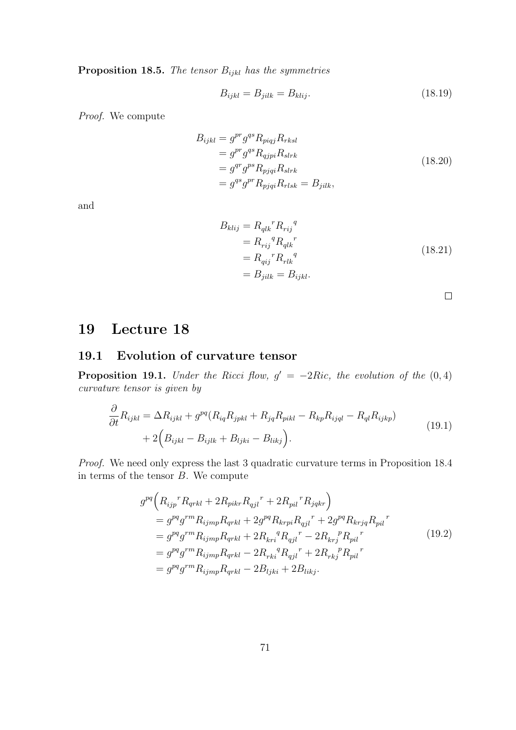**Proposition 18.5.** *The tensor $B_{ijkl}$ has the symmetries*

$$B_{ijkl} = B_{jilk} = B_{klij}. \tag{18.19}$$

*Proof.* We compute

$$\begin{aligned}
B_{ijkl} &= g^{pr}g^{qs}R_{piqj}R_{rksl} \\
&= g^{pr}g^{qs}R_{qjpi}R_{slrk} \\
&= g^{qr}g^{ps}R_{pjqi}R_{slrk} \\
&= g^{qs}g^{pr}R_{pjqi}R_{rlsk} = B_{jilk},
\end{aligned} \tag{18.20}$$

and

$$\begin{aligned}
B_{klij} &= R_{qlk}{}^{r}R_{rij}{}^{q} \\
&= R_{rij}{}^{q}R_{qlk}{}^{r} \\
&= R_{qij}{}^{r}R_{rlk}{}^{q} \\
&= B_{jilk} = B_{ijkl}.
\end{aligned} \tag{18.21}$$

□

# 19 Lecture 18

## 19.1 Evolution of curvature tensor

**Proposition 19.1.** *Under the Ricci flow, $g' = -2Ric$, the evolution of the $(0,4)$ curvature tensor is given by*

$$\begin{aligned}
\frac{\partial}{\partial t}R_{ijkl} &= \Delta R_{ijkl} + g^{pq}(R_{iq}R_{jpkl} + R_{jq}R_{pikl} - R_{kp}R_{ijql} - R_{ql}R_{ijkp}) \\
&\quad + 2\Big(B_{ijkl} - B_{ijlk} + B_{ljki} - B_{likj}\Big).
\end{aligned} \tag{19.1}$$

*Proof.* We need only express the last 3 quadratic curvature terms in Proposition 18.4 in terms of the tensor $B$. We compute

$$\begin{aligned}
g^{pq}&\Big(R_{ijp}{}^{r}R_{qrkl} + 2R_{pikr}R_{qjl}{}^{r} + 2R_{pil}{}^{r}R_{jqkr}\Big) \\
&= g^{pq}g^{rm}R_{ijmp}R_{qrkl} + 2g^{pq}R_{krpi}R_{qjl}{}^{r} + 2g^{pq}R_{krjq}R_{pil}{}^{r} \\
&= g^{pq}g^{rm}R_{ijmp}R_{qrkl} + 2R_{kri}{}^{q}R_{qjl}{}^{r} - 2R_{krj}{}^{p}R_{pil}{}^{r} \\
&= g^{pq}g^{rm}R_{ijmp}R_{qrkl} - 2R_{rki}{}^{q}R_{qjl}{}^{r} + 2R_{rkj}{}^{p}R_{pil}{}^{r} \\
&= g^{pq}g^{rm}R_{ijmp}R_{qrkl} - 2B_{ljki} + 2B_{likj}.
\end{aligned} \tag{19.2}$$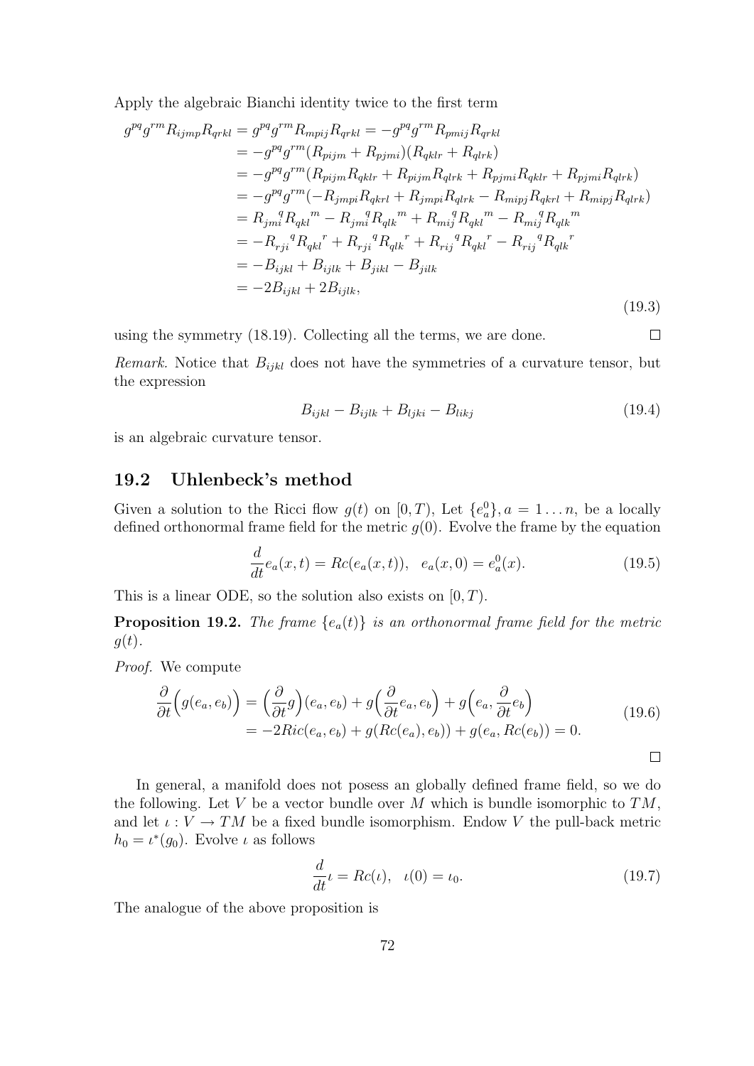Apply the algebraic Bianchi identity twice to the first term

$$
\begin{aligned}
g^{pq}g^{rm}R_{ijmp}R_{qrkl} &= g^{pq}g^{rm}R_{mpij}R_{qrkl} = -g^{pq}g^{rm}R_{pmij}R_{qrkl} \\
&= -g^{pq}g^{rm}(R_{pijm} + R_{pjmi})(R_{qklr} + R_{qlrk}) \\
&= -g^{pq}g^{rm}(R_{pijm}R_{qklr} + R_{pijm}R_{qlrk} + R_{pjmi}R_{qklr} + R_{pjmi}R_{qlrk}) \\
&= -g^{pq}g^{rm}(-R_{jmpi}R_{qkrl} + R_{jmpi}R_{qlrk} - R_{mipj}R_{qkrl} + R_{mipj}R_{qlrk}) \\
&= R_{jmi}{}^{q}R_{qkl}{}^{m} - R_{jmi}{}^{q}R_{qlk}{}^{m} + R_{mij}{}^{q}R_{qkl}{}^{m} - R_{mij}{}^{q}R_{qlk}{}^{m} \\
&= -R_{rji}{}^{q}R_{qkl}{}^{r} + R_{rji}{}^{q}R_{qlk}{}^{r} + R_{rij}{}^{q}R_{qkl}{}^{r} - R_{rij}{}^{q}R_{qlk}{}^{r} \\
&= -B_{ijkl} + B_{ijlk} + B_{jikl} - B_{jilk} \\
&= -2B_{ijkl} + 2B_{ijlk},
\end{aligned}
\tag{19.3}
$$

using the symmetry (18.19). Collecting all the terms, we are done. □

*Remark.* Notice that $B_{ijkl}$ does not have the symmetries of a curvature tensor, but the expression

$$
B_{ijkl} - B_{ijlk} + B_{ljki} - B_{likj} \tag{19.4}
$$

is an algebraic curvature tensor.

## 19.2 Uhlenbeck's method

Given a solution to the Ricci flow $g(t)$ on $[0, T)$, Let $\{e_a^0\}, a = 1 \dots n$, be a locally defined orthonormal frame field for the metric $g(0)$. Evolve the frame by the equation

$$
\frac{d}{dt}e_a(x,t) = Rc(e_a(x,t)), \quad e_a(x,0) = e_a^0(x). \tag{19.5}
$$

This is a linear ODE, so the solution also exists on $[0, T)$.

**Proposition 19.2.** *The frame $\{e_a(t)\}$ is an orthonormal frame field for the metric $g(t)$.*

*Proof.* We compute

$$
\begin{aligned}
\frac{\partial}{\partial t}\Big(g(e_a, e_b)\Big) &= \Big(\frac{\partial}{\partial t}g\Big)(e_a, e_b) + g\Big(\frac{\partial}{\partial t}e_a, e_b\Big) + g\Big(e_a, \frac{\partial}{\partial t}e_b\Big) \\
&= -2Ric(e_a, e_b) + g(Rc(e_a), e_b)) + g(e_a, Rc(e_b)) = 0.
\end{aligned}
\tag{19.6}
$$

□

In general, a manifold does not posess an globally defined frame field, so we do the following. Let $V$ be a vector bundle over $M$ which is bundle isomorphic to $TM$, and let $\iota : V \to TM$ be a fixed bundle isomorphism. Endow $V$ the pull-back metric $h_0 = \iota^*(g_0)$. Evolve $\iota$ as follows

$$
\frac{d}{dt}\iota = Rc(\iota), \quad \iota(0) = \iota_0. \tag{19.7}
$$

The analogue of the above proposition is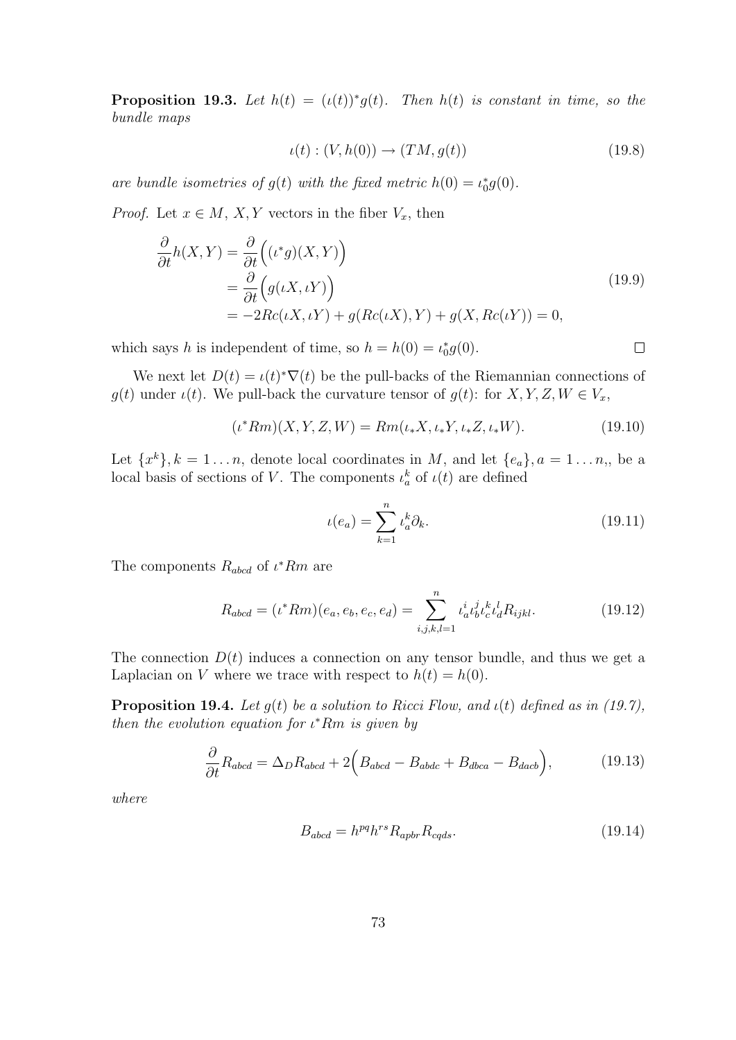**Proposition 19.3.** *Let $h(t) = (\iota(t))^* g(t)$. Then $h(t)$ is constant in time, so the bundle maps*

$$
\iota(t) : (V, h(0)) \to (TM, g(t)) \tag{19.8}
$$

*are bundle isometries of $g(t)$ with the fixed metric $h(0) = \iota_0^* g(0)$.*

*Proof.* Let $x \in M$, $X, Y$ vectors in the fiber $V_x$, then

$$
\begin{aligned}
\frac{\partial}{\partial t} h(X,Y) &= \frac{\partial}{\partial t}\Big( (\iota^* g)(X,Y) \Big) \\
&= \frac{\partial}{\partial t}\Big( g(\iota X, \iota Y) \Big) \\
&= -2Rc(\iota X, \iota Y) + g(Rc(\iota X), Y) + g(X, Rc(\iota Y)) = 0,
\end{aligned} \tag{19.9}
$$

which says $h$ is independent of time, so $h = h(0) = \iota_0^* g(0)$. $\square$

We next let $D(t) = \iota(t)^* \nabla(t)$ be the pull-backs of the Riemannian connections of $g(t)$ under $\iota(t)$. We pull-back the curvature tensor of $g(t)$: for $X, Y, Z, W \in V_x$,

$$
(\iota^* Rm)(X, Y, Z, W) = Rm(\iota_* X, \iota_* Y, \iota_* Z, \iota_* W). \tag{19.10}
$$

Let $\{x^k\}, k = 1 \ldots n$, denote local coordinates in $M$, and let $\{e_a\}, a = 1 \ldots n,$, be a local basis of sections of $V$. The components $\iota_a^k$ of $\iota(t)$ are defined

$$
\iota(e_a) = \sum_{k=1}^{n} \iota_a^k \partial_k. \tag{19.11}
$$

The components $R_{abcd}$ of $\iota^* Rm$ are

$$
R_{abcd} = (\iota^* Rm)(e_a, e_b, e_c, e_d) = \sum_{i,j,k,l=1}^{n} \iota_a^i \iota_b^j \iota_c^k \iota_d^l R_{ijkl}. \tag{19.12}
$$

The connection $D(t)$ induces a connection on any tensor bundle, and thus we get a Laplacian on $V$ where we trace with respect to $h(t) = h(0)$.

**Proposition 19.4.** *Let $g(t)$ be a solution to Ricci Flow, and $\iota(t)$ defined as in (19.7), then the evolution equation for $\iota^* Rm$ is given by*

$$
\frac{\partial}{\partial t} R_{abcd} = \Delta_D R_{abcd} + 2\Big( B_{abcd} - B_{abdc} + B_{dbca} - B_{dacb} \Big), \tag{19.13}
$$

*where*

$$
B_{abcd} = h^{pq} h^{rs} R_{apbr} R_{cqds}. \tag{19.14}
$$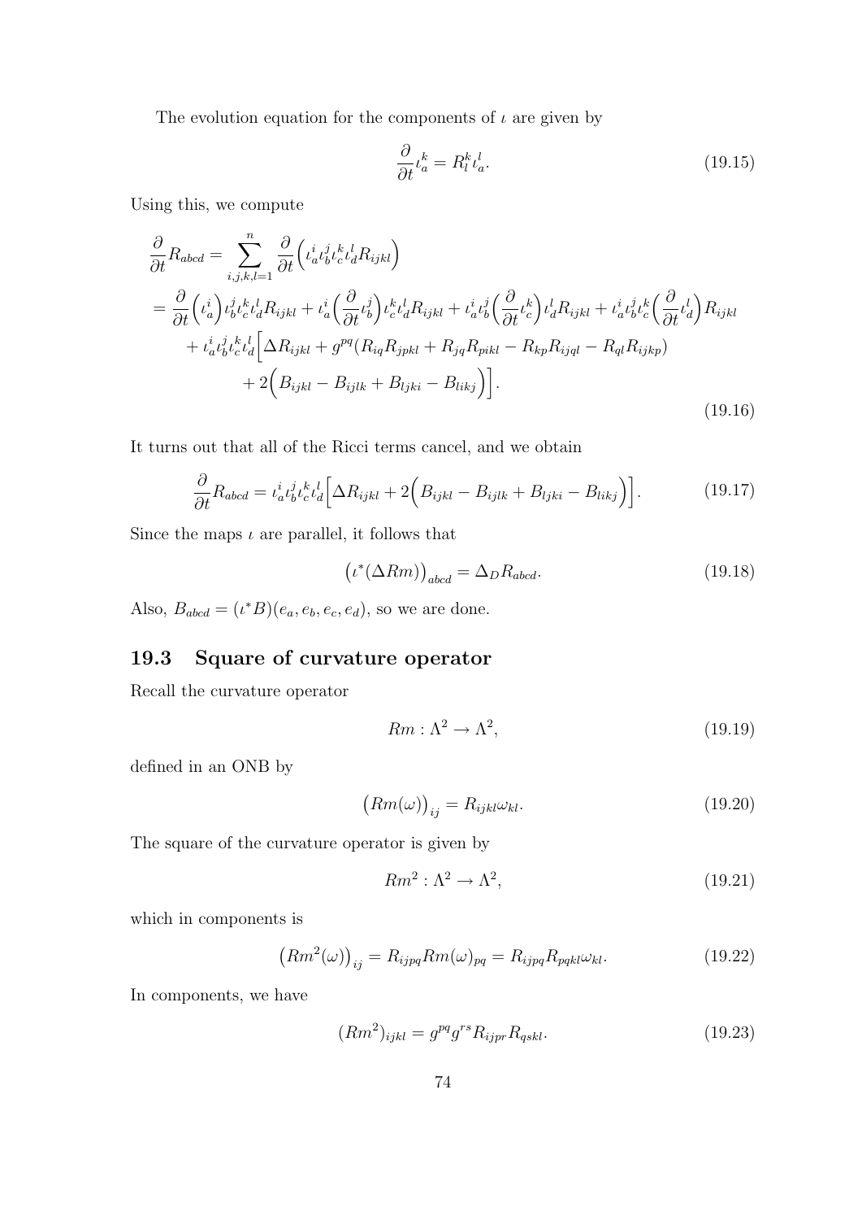The evolution equation for the components of $\iota$ are given by

$$\frac{\partial}{\partial t}\iota_a^k = R_l^k \iota_a^l. \tag{19.15}$$

Using this, we compute

$$\begin{aligned}
\frac{\partial}{\partial t}R_{abcd} &= \sum_{i,j,k,l=1}^{n} \frac{\partial}{\partial t}\Big(\iota_a^i \iota_b^j \iota_c^k \iota_d^l R_{ijkl}\Big) \\
&= \frac{\partial}{\partial t}\Big(\iota_a^i\Big)\iota_b^j \iota_c^k \iota_d^l R_{ijkl} + \iota_a^i\Big(\frac{\partial}{\partial t}\iota_b^j\Big)\iota_c^k \iota_d^l R_{ijkl} + \iota_a^i \iota_b^j\Big(\frac{\partial}{\partial t}\iota_c^k\Big)\iota_d^l R_{ijkl} + \iota_a^i \iota_b^j \iota_c^k\Big(\frac{\partial}{\partial t}\iota_d^l\Big)R_{ijkl} \\
&\quad + \iota_a^i \iota_b^j \iota_c^k \iota_d^l\Big[\Delta R_{ijkl} + g^{pq}(R_{iq}R_{jpkl} + R_{jq}R_{pikl} - R_{kp}R_{ijql} - R_{ql}R_{ijkp}) \\
&\qquad + 2\Big(B_{ijkl} - B_{ijlk} + B_{ljki} - B_{likj}\Big)\Big].
\end{aligned} \tag{19.16}$$

It turns out that all of the Ricci terms cancel, and we obtain

$$\frac{\partial}{\partial t}R_{abcd} = \iota_a^i \iota_b^j \iota_c^k \iota_d^l\Big[\Delta R_{ijkl} + 2\Big(B_{ijkl} - B_{ijlk} + B_{ljki} - B_{likj}\Big)\Big]. \tag{19.17}$$

Since the maps $\iota$ are parallel, it follows that

$$\big(\iota^*(\Delta Rm)\big)_{abcd} = \Delta_D R_{abcd}. \tag{19.18}$$

Also, $B_{abcd} = (\iota^* B)(e_a, e_b, e_c, e_d)$, so we are done.

## 19.3 Square of curvature operator

Recall the curvature operator

$$Rm : \Lambda^2 \to \Lambda^2, \tag{19.19}$$

defined in an ONB by

$$\big(Rm(\omega)\big)_{ij} = R_{ijkl}\omega_{kl}. \tag{19.20}$$

The square of the curvature operator is given by

$$Rm^2 : \Lambda^2 \to \Lambda^2, \tag{19.21}$$

which in components is

$$\big(Rm^2(\omega)\big)_{ij} = R_{ijpq}Rm(\omega)_{pq} = R_{ijpq}R_{pqkl}\omega_{kl}. \tag{19.22}$$

In components, we have

$$(Rm^2)_{ijkl} = g^{pq}g^{rs}R_{ijpr}R_{qskl}. \tag{19.23}$$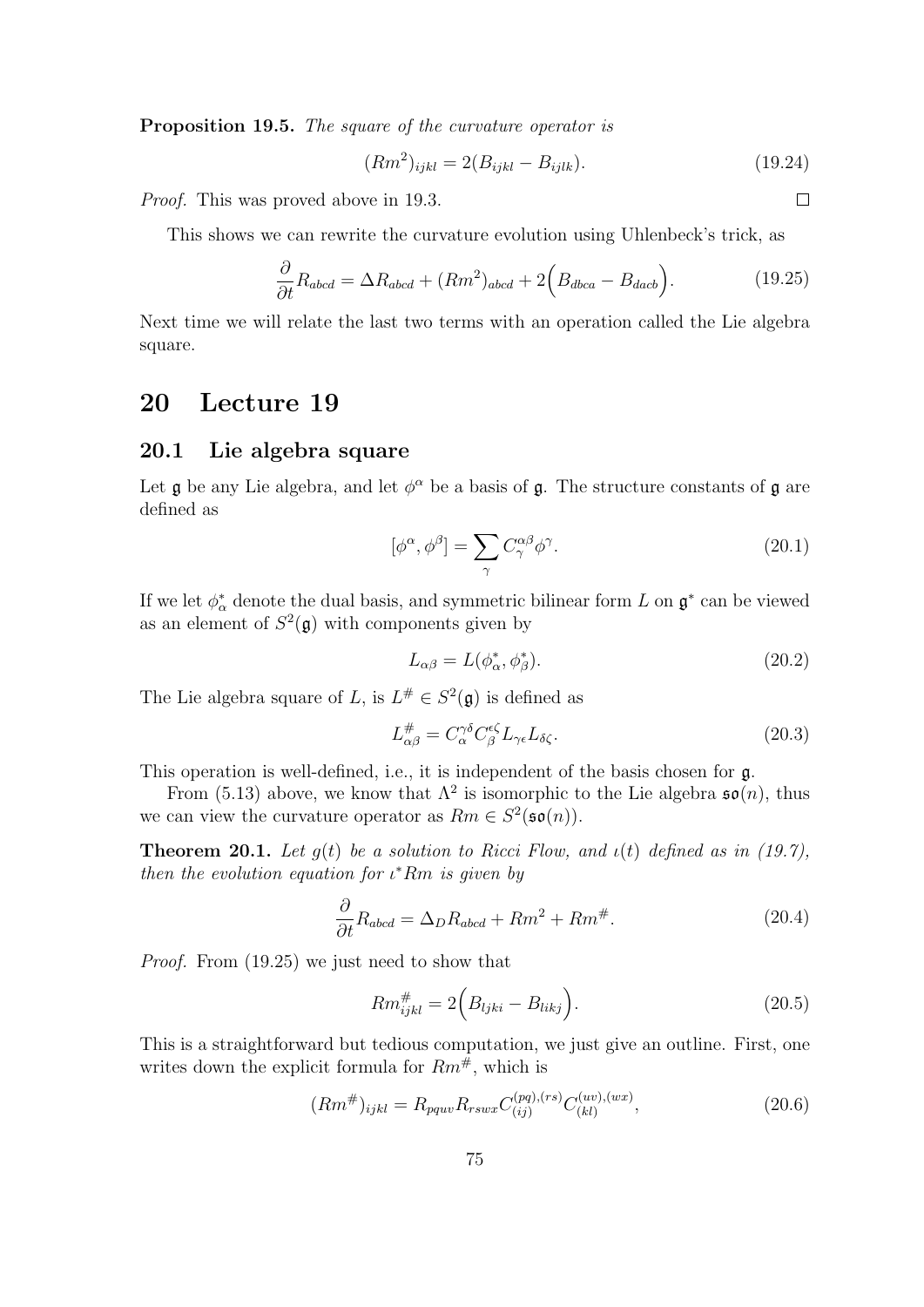**Proposition 19.5.** *The square of the curvature operator is*

$$(Rm^2)_{ijkl} = 2(B_{ijkl} - B_{ijlk}). \tag{19.24}$$

*Proof.* This was proved above in 19.3. $\square$

This shows we can rewrite the curvature evolution using Uhlenbeck's trick, as

$$\frac{\partial}{\partial t} R_{abcd} = \Delta R_{abcd} + (Rm^2)_{abcd} + 2\Big(B_{dbca} - B_{dacb}\Big). \tag{19.25}$$

Next time we will relate the last two terms with an operation called the Lie algebra square.

# 20 Lecture 19

## 20.1 Lie algebra square

Let $\mathfrak{g}$ be any Lie algebra, and let $\phi^\alpha$ be a basis of $\mathfrak{g}$. The structure constants of $\mathfrak{g}$ are defined as

$$[\phi^\alpha, \phi^\beta] = \sum_\gamma C^{\alpha\beta}_\gamma \phi^\gamma. \tag{20.1}$$

If we let $\phi^*_\alpha$ denote the dual basis, and symmetric bilinear form $L$ on $\mathfrak{g}^*$ can be viewed as an element of $S^2(\mathfrak{g})$ with components given by

$$L_{\alpha\beta} = L(\phi^*_\alpha, \phi^*_\beta). \tag{20.2}$$

The Lie algebra square of $L$, is $L^\# \in S^2(\mathfrak{g})$ is defined as

$$L^\#_{\alpha\beta} = C^{\gamma\delta}_\alpha C^{\epsilon\zeta}_\beta L_{\gamma\epsilon} L_{\delta\zeta}. \tag{20.3}$$

This operation is well-defined, i.e., it is independent of the basis chosen for $\mathfrak{g}$.

From (5.13) above, we know that $\Lambda^2$ is isomorphic to the Lie algebra $\mathfrak{so}(n)$, thus we can view the curvature operator as $Rm \in S^2(\mathfrak{so}(n))$.

**Theorem 20.1.** *Let $g(t)$ be a solution to Ricci Flow, and $\iota(t)$ defined as in (19.7), then the evolution equation for $\iota^* Rm$ is given by*

$$\frac{\partial}{\partial t} R_{abcd} = \Delta_D R_{abcd} + Rm^2 + Rm^\#. \tag{20.4}$$

*Proof.* From (19.25) we just need to show that

$$Rm^\#_{ijkl} = 2\Big(B_{ljki} - B_{likj}\Big). \tag{20.5}$$

This is a straightforward but tedious computation, we just give an outline. First, one writes down the explicit formula for $Rm^\#$, which is

$$(Rm^\#)_{ijkl} = R_{pquv} R_{rswx} C^{(pq),(rs)}_{(ij)} C^{(uv),(wx)}_{(kl)}, \tag{20.6}$$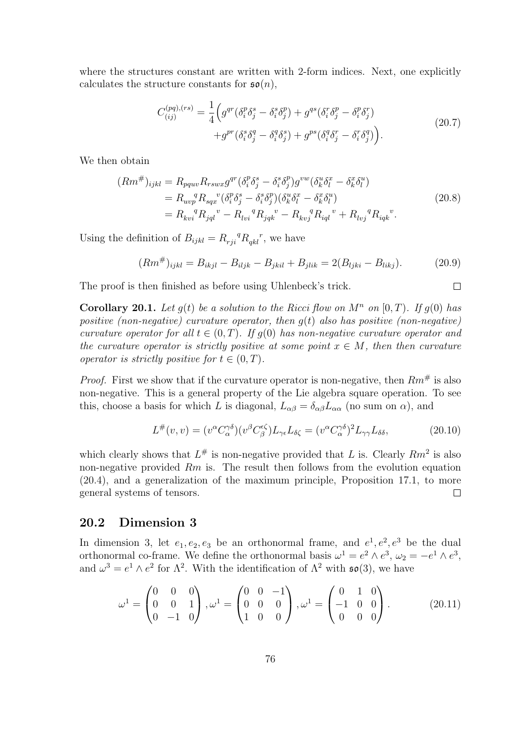where the structures constant are written with 2-form indices. Next, one explicitly calculates the structure constants for $\mathfrak{so}(n)$,

$$
\begin{aligned}
C_{(ij)}^{(pq),(rs)} = \frac{1}{4}\Big( & g^{qr}(\delta_i^p \delta_j^s - \delta_i^s \delta_j^p) + g^{qs}(\delta_i^r \delta_j^p - \delta_i^p \delta_j^r) \\
& + g^{pr}(\delta_i^s \delta_j^q - \delta_i^q \delta_j^s) + g^{ps}(\delta_i^q \delta_j^r - \delta_i^r \delta_j^q)\Big).
\end{aligned}
\tag{20.7}
$$

We then obtain

$$
\begin{aligned}
(Rm^{\#})_{ijkl} &= R_{pquv} R_{rswx} g^{qr} (\delta_i^p \delta_j^s - \delta_i^s \delta_j^p) g^{vw} (\delta_k^u \delta_l^x - \delta_k^x \delta_l^u) \\
&= R_{uvp}{}^{q} R_{sqx}{}^{v} (\delta_i^p \delta_j^s - \delta_i^s \delta_j^p)(\delta_k^u \delta_l^x - \delta_k^x \delta_l^u) \\
&= R_{kvi}{}^{q} R_{jql}{}^{v} - R_{lvi}{}^{q} R_{jqk}{}^{v} - R_{kvj}{}^{q} R_{iql}{}^{v} + R_{lvj}{}^{q} R_{iqk}{}^{v}.
\end{aligned}
\tag{20.8}
$$

Using the definition of $B_{ijkl} = R_{rji}{}^{q} R_{qkl}{}^{r}$, we have

$$
(Rm^{\#})_{ijkl} = B_{ikjl} - B_{iljk} - B_{jkil} + B_{jlik} = 2(B_{ljki} - B_{likj}). \tag{20.9}
$$

The proof is then finished as before using Uhlenbeck's trick. ◻

**Corollary 20.1.** *Let $g(t)$ be a solution to the Ricci flow on $M^n$ on $[0,T)$. If $g(0)$ has positive (non-negative) curvature operator, then $g(t)$ also has positive (non-negative) curvature operator for all $t \in (0,T)$. If $g(0)$ has non-negative curvature operator and the curvature operator is strictly positive at some point $x \in M$, then then curvature operator is strictly positive for $t \in (0,T)$.*

*Proof.* First we show that if the curvature operator is non-negative, then $Rm^{\#}$ is also non-negative. This is a general property of the Lie algebra square operation. To see this, choose a basis for which $L$ is diagonal, $L_{\alpha\beta} = \delta_{\alpha\beta} L_{\alpha\alpha}$ (no sum on $\alpha$), and

$$
L^{\#}(v,v) = (v^{\alpha} C_{\alpha}^{\gamma\delta})(v^{\beta} C_{\beta}^{\epsilon\zeta}) L_{\gamma\epsilon} L_{\delta\zeta} = (v^{\alpha} C_{\alpha}^{\gamma\delta})^2 L_{\gamma\gamma} L_{\delta\delta}, \tag{20.10}
$$

which clearly shows that $L^{\#}$ is non-negative provided that $L$ is. Clearly $Rm^2$ is also non-negative provided $Rm$ is. The result then follows from the evolution equation (20.4), and a generalization of the maximum principle, Proposition 17.1, to more general systems of tensors. ◻

## 20.2 Dimension 3

In dimension 3, let $e_1, e_2, e_3$ be an orthonormal frame, and $e^1, e^2, e^3$ be the dual orthonormal co-frame. We define the orthonormal basis $\omega^1 = e^2 \wedge e^3$, $\omega_2 = -e^1 \wedge e^3$, and $\omega^3 = e^1 \wedge e^2$ for $\Lambda^2$. With the identification of $\Lambda^2$ with $\mathfrak{so}(3)$, we have

$$
\omega^1 = \begin{pmatrix} 0 & 0 & 0 \\ 0 & 0 & 1 \\ 0 & -1 & 0 \end{pmatrix}, \omega^1 = \begin{pmatrix} 0 & 0 & -1 \\ 0 & 0 & 0 \\ 1 & 0 & 0 \end{pmatrix}, \omega^1 = \begin{pmatrix} 0 & 1 & 0 \\ -1 & 0 & 0 \\ 0 & 0 & 0 \end{pmatrix}. \tag{20.11}
$$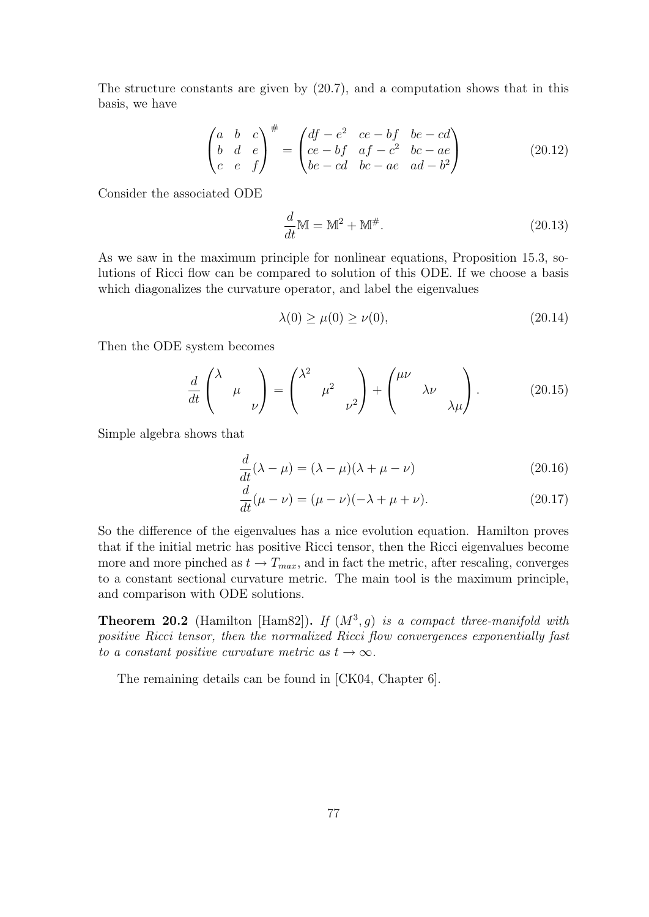The structure constants are given by (20.7), and a computation shows that in this basis, we have

$$
\begin{pmatrix} a & b & c \\ b & d & e \\ c & e & f \end{pmatrix}^{\#} = \begin{pmatrix} df - e^2 & ce - bf & be - cd \\ ce - bf & af - c^2 & bc - ae \\ be - cd & bc - ae & ad - b^2 \end{pmatrix} \tag{20.12}
$$

Consider the associated ODE

$$
\frac{d}{dt}\mathbb{M} = \mathbb{M}^2 + \mathbb{M}^{\#}. \tag{20.13}
$$

As we saw in the maximum principle for nonlinear equations, Proposition 15.3, solutions of Ricci flow can be compared to solution of this ODE. If we choose a basis which diagonalizes the curvature operator, and label the eigenvalues

$$
\lambda(0) \geq \mu(0) \geq \nu(0), \tag{20.14}
$$

Then the ODE system becomes

$$
\frac{d}{dt}\begin{pmatrix} \lambda & & \\ & \mu & \\ & & \nu \end{pmatrix} = \begin{pmatrix} \lambda^2 & & \\ & \mu^2 & \\ & & \nu^2 \end{pmatrix} + \begin{pmatrix} \mu\nu & & \\ & \lambda\nu & \\ & & \lambda\mu \end{pmatrix}. \tag{20.15}
$$

Simple algebra shows that

$$
\frac{d}{dt}(\lambda - \mu) = (\lambda - \mu)(\lambda + \mu - \nu) \tag{20.16}
$$

$$
\frac{d}{dt}(\mu - \nu) = (\mu - \nu)(-\lambda + \mu + \nu). \tag{20.17}
$$

So the difference of the eigenvalues has a nice evolution equation. Hamilton proves that if the initial metric has positive Ricci tensor, then the Ricci eigenvalues become more and more pinched as $t \to T_{max}$, and in fact the metric, after rescaling, converges to a constant sectional curvature metric. The main tool is the maximum principle, and comparison with ODE solutions.

**Theorem 20.2** (Hamilton [Ham82]). *If $(M^3, g)$ is a compact three-manifold with positive Ricci tensor, then the normalized Ricci flow convergences exponentially fast to a constant positive curvature metric as $t \to \infty$.*

The remaining details can be found in [CK04, Chapter 6].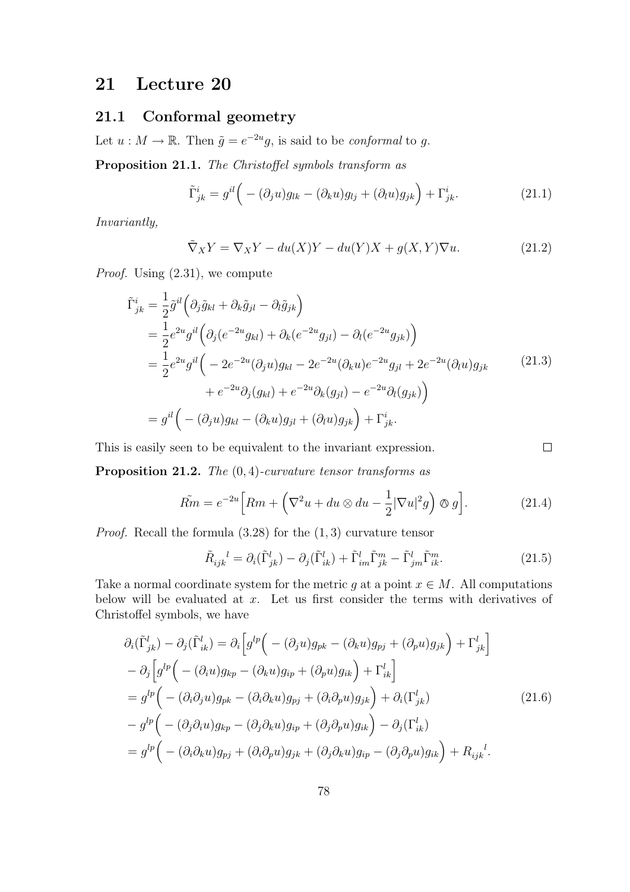# 21 Lecture 20

## 21.1 Conformal geometry

Let $u : M \to \mathbb{R}$. Then $\tilde{g} = e^{-2u} g$, is said to be *conformal* to $g$.

**Proposition 21.1.** *The Christoffel symbols transform as*

$$\tilde{\Gamma}^i_{jk} = g^{il}\Big( -(\partial_j u) g_{lk} - (\partial_k u) g_{lj} + (\partial_l u) g_{jk}\Big) + \Gamma^i_{jk}. \tag{21.1}$$

*Invariantly,*

$$\tilde{\nabla}_X Y = \nabla_X Y - du(X) Y - du(Y) X + g(X,Y)\nabla u. \tag{21.2}$$

*Proof.* Using (2.31), we compute

$$\begin{aligned}
\tilde{\Gamma}^i_{jk} &= \frac{1}{2}\tilde{g}^{il}\Big(\partial_j \tilde{g}_{kl} + \partial_k \tilde{g}_{jl} - \partial_l \tilde{g}_{jk}\Big)\\
&= \frac{1}{2} e^{2u} g^{il}\Big(\partial_j (e^{-2u} g_{kl}) + \partial_k (e^{-2u} g_{jl}) - \partial_l (e^{-2u} g_{jk})\Big)\\
&= \frac{1}{2} e^{2u} g^{il}\Big( -2e^{-2u}(\partial_j u) g_{kl} - 2e^{-2u}(\partial_k u) e^{-2u} g_{jl} + 2e^{-2u}(\partial_l u) g_{jk}\\
&\qquad + e^{-2u}\partial_j (g_{kl}) + e^{-2u}\partial_k (g_{jl}) - e^{-2u}\partial_l (g_{jk})\Big)\\
&= g^{il}\Big( -(\partial_j u) g_{kl} - (\partial_k u) g_{jl} + (\partial_l u) g_{jk}\Big) + \Gamma^i_{jk}.
\end{aligned} \tag{21.3}$$

This is easily seen to be equivalent to the invariant expression. $\square$

**Proposition 21.2.** *The $(0,4)$-curvature tensor transforms as*

$$\tilde{Rm} = e^{-2u}\Big[ Rm + \Big(\nabla^2 u + du \otimes du - \frac{1}{2}|\nabla u|^2 g\Big) \owedge g\Big]. \tag{21.4}$$

*Proof.* Recall the formula (3.28) for the $(1,3)$ curvature tensor

$$\tilde{R}_{ijk}{}^l = \partial_i(\tilde{\Gamma}^l_{jk}) - \partial_j(\tilde{\Gamma}^l_{ik}) + \tilde{\Gamma}^l_{im}\tilde{\Gamma}^m_{jk} - \tilde{\Gamma}^l_{jm}\tilde{\Gamma}^m_{ik}. \tag{21.5}$$

Take a normal coordinate system for the metric $g$ at a point $x \in M$. All computations below will be evaluated at $x$. Let us first consider the terms with derivatives of Christoffel symbols, we have

$$\begin{aligned}
\partial_i(\tilde{\Gamma}^l_{jk}) - \partial_j(\tilde{\Gamma}^l_{ik}) &= \partial_i\Big[ g^{lp}\Big( -(\partial_j u) g_{pk} - (\partial_k u) g_{pj} + (\partial_p u) g_{jk}\Big) + \Gamma^l_{jk}\Big]\\
&\quad - \partial_j\Big[ g^{lp}\Big( -(\partial_i u) g_{kp} - (\partial_k u) g_{ip} + (\partial_p u) g_{ik}\Big) + \Gamma^l_{ik}\Big]\\
&= g^{lp}\Big( -(\partial_i\partial_j u) g_{pk} - (\partial_i\partial_k u) g_{pj} + (\partial_i\partial_p u) g_{jk}\Big) + \partial_i(\Gamma^l_{jk})\\
&\quad - g^{lp}\Big( -(\partial_j\partial_i u) g_{kp} - (\partial_j\partial_k u) g_{ip} + (\partial_j\partial_p u) g_{ik}\Big) - \partial_j(\Gamma^l_{ik})\\
&= g^{lp}\Big( -(\partial_i\partial_k u) g_{pj} + (\partial_i\partial_p u) g_{jk} + (\partial_j\partial_k u) g_{ip} - (\partial_j\partial_p u) g_{ik}\Big) + R_{ijk}{}^l.
\end{aligned} \tag{21.6}$$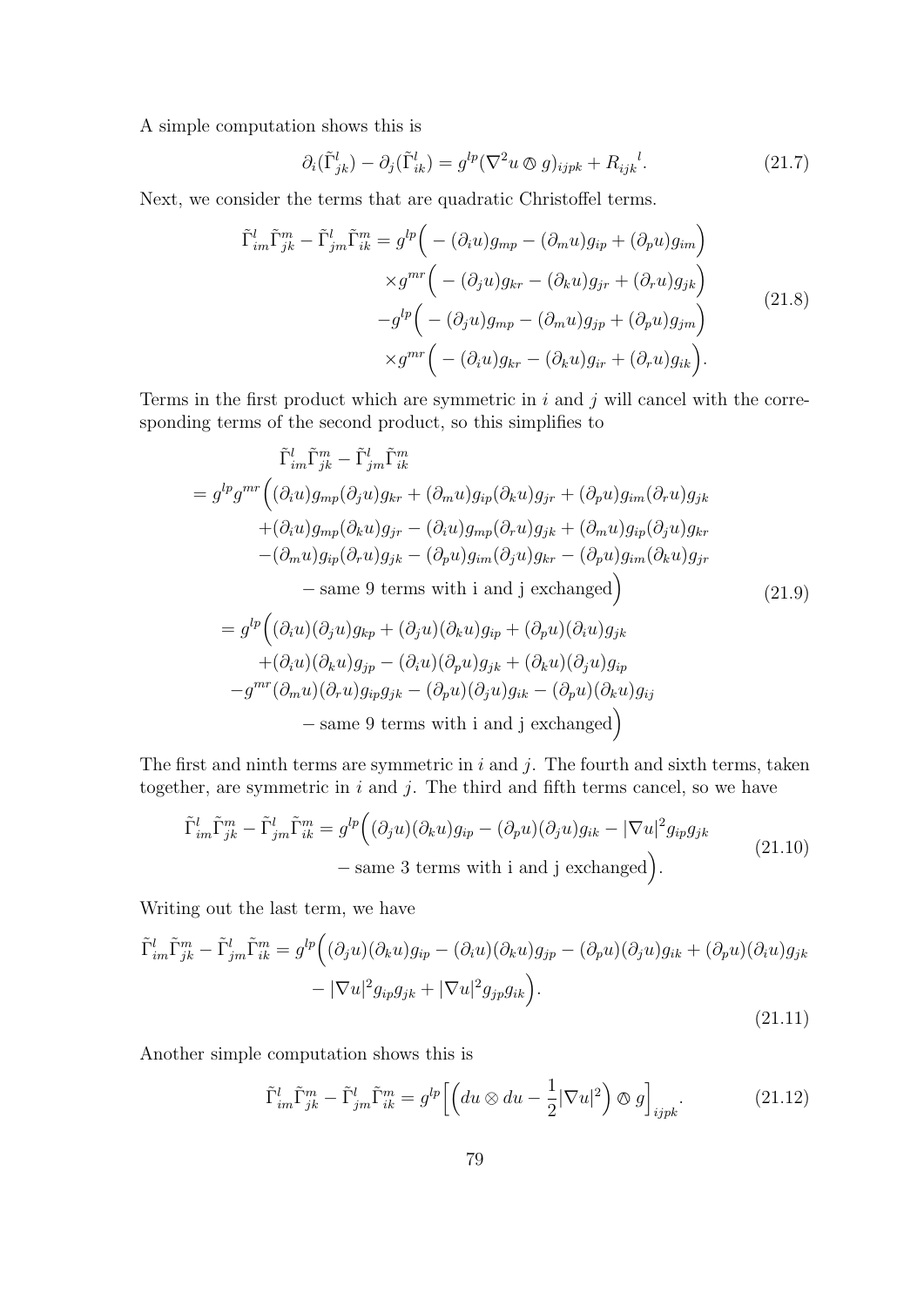A simple computation shows this is

$$\partial_i(\tilde{\Gamma}^l_{jk}) - \partial_j(\tilde{\Gamma}^l_{ik}) = g^{lp}(\nabla^2 u \owedge g)_{ijpk} + R_{ijk}{}^l. \tag{21.7}$$

Next, we consider the terms that are quadratic Christoffel terms.

$$\begin{aligned}
\tilde{\Gamma}^l_{im}\tilde{\Gamma}^m_{jk} - \tilde{\Gamma}^l_{jm}\tilde{\Gamma}^m_{ik} = g^{lp}&\Big( - (\partial_i u) g_{mp} - (\partial_m u) g_{ip} + (\partial_p u) g_{im}\Big)\\
&\times g^{mr}\Big( - (\partial_j u) g_{kr} - (\partial_k u) g_{jr} + (\partial_r u) g_{jk}\Big)\\
&- g^{lp}\Big( - (\partial_j u) g_{mp} - (\partial_m u) g_{jp} + (\partial_p u) g_{jm}\Big)\\
&\times g^{mr}\Big( - (\partial_i u) g_{kr} - (\partial_k u) g_{ir} + (\partial_r u) g_{ik}\Big).
\end{aligned} \tag{21.8}$$

Terms in the first product which are symmetric in $i$ and $j$ will cancel with the corresponding terms of the second product, so this simplifies to

$$\begin{aligned}
&\tilde{\Gamma}^l_{im}\tilde{\Gamma}^m_{jk} - \tilde{\Gamma}^l_{jm}\tilde{\Gamma}^m_{ik}\\
&= g^{lp}g^{mr}\Big((\partial_i u) g_{mp}(\partial_j u) g_{kr} + (\partial_m u) g_{ip}(\partial_k u) g_{jr} + (\partial_p u) g_{im}(\partial_r u) g_{jk}\\
&\quad + (\partial_i u) g_{mp}(\partial_k u) g_{jr} - (\partial_i u) g_{mp}(\partial_r u) g_{jk} + (\partial_m u) g_{ip}(\partial_j u) g_{kr}\\
&\quad - (\partial_m u) g_{ip}(\partial_r u) g_{jk} - (\partial_p u) g_{im}(\partial_j u) g_{kr} - (\partial_p u) g_{im}(\partial_k u) g_{jr}\\
&\quad - \text{same 9 terms with i and j exchanged}\Big)\\
&= g^{lp}\Big((\partial_i u)(\partial_j u) g_{kp} + (\partial_j u)(\partial_k u) g_{ip} + (\partial_p u)(\partial_i u) g_{jk}\\
&\quad + (\partial_i u)(\partial_k u) g_{jp} - (\partial_i u)(\partial_p u) g_{jk} + (\partial_k u)(\partial_j u) g_{ip}\\
&\quad - g^{mr}(\partial_m u)(\partial_r u) g_{ip} g_{jk} - (\partial_p u)(\partial_j u) g_{ik} - (\partial_p u)(\partial_k u) g_{ij}\\
&\quad - \text{same 9 terms with i and j exchanged}\Big)
\end{aligned} \tag{21.9}$$

The first and ninth terms are symmetric in $i$ and $j$. The fourth and sixth terms, taken together, are symmetric in $i$ and $j$. The third and fifth terms cancel, so we have

$$\begin{aligned}
\tilde{\Gamma}^l_{im}\tilde{\Gamma}^m_{jk} - \tilde{\Gamma}^l_{jm}\tilde{\Gamma}^m_{ik} = g^{lp}&\Big((\partial_j u)(\partial_k u) g_{ip} - (\partial_p u)(\partial_j u) g_{ik} - |\nabla u|^2 g_{ip} g_{jk}\\
&- \text{same 3 terms with i and j exchanged}\Big).
\end{aligned} \tag{21.10}$$

Writing out the last term, we have

$$\begin{aligned}
\tilde{\Gamma}^l_{im}\tilde{\Gamma}^m_{jk} - \tilde{\Gamma}^l_{jm}\tilde{\Gamma}^m_{ik} = g^{lp}&\Big((\partial_j u)(\partial_k u) g_{ip} - (\partial_i u)(\partial_k u) g_{jp} - (\partial_p u)(\partial_j u) g_{ik} + (\partial_p u)(\partial_i u) g_{jk}\\
&- |\nabla u|^2 g_{ip} g_{jk} + |\nabla u|^2 g_{jp} g_{ik}\Big).
\end{aligned} \tag{21.11}$$

Another simple computation shows this is

$$\tilde{\Gamma}^l_{im}\tilde{\Gamma}^m_{jk} - \tilde{\Gamma}^l_{jm}\tilde{\Gamma}^m_{ik} = g^{lp}\Big[\Big(du \otimes du - \frac{1}{2}|\nabla u|^2\Big) \owedge g\Big]_{ijpk}. \tag{21.12}$$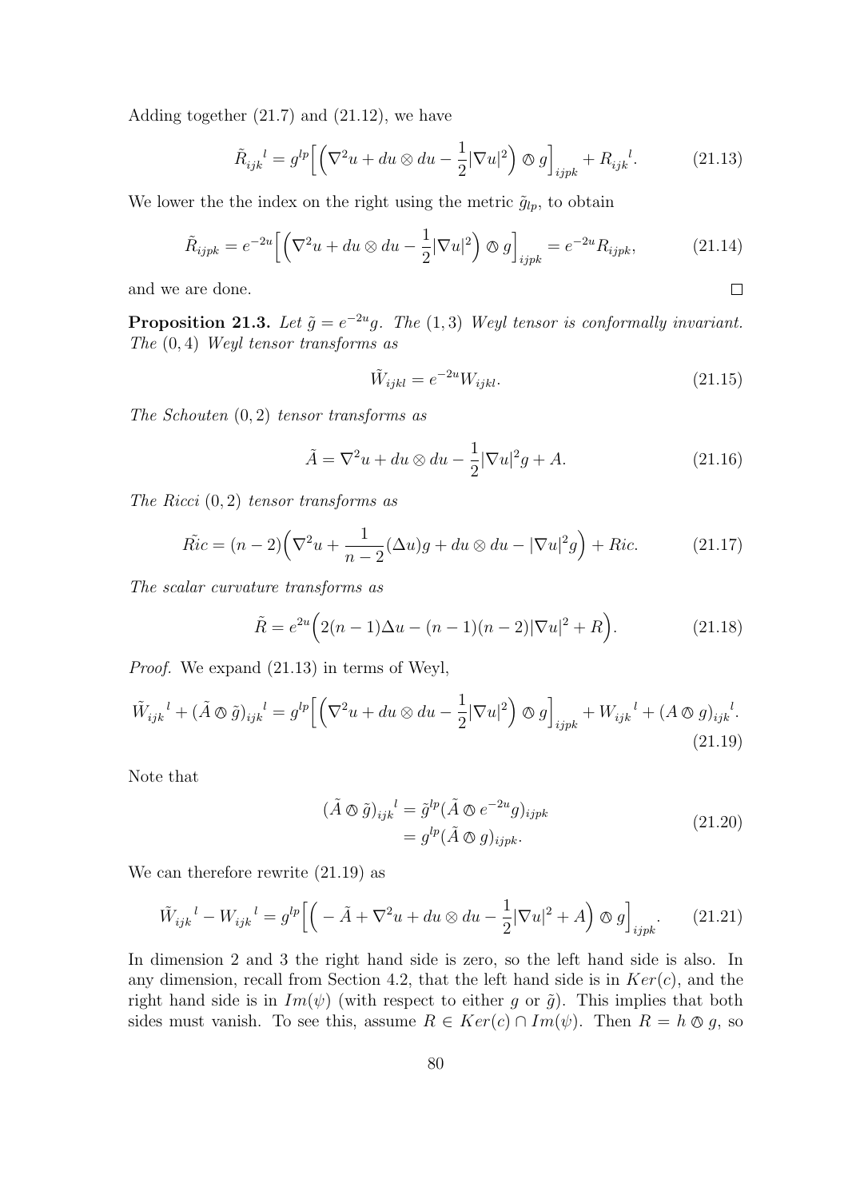Adding together (21.7) and (21.12), we have

$$\tilde{R}_{ijk}{}^{l} = g^{lp}\Big[\Big(\nabla^2 u + du \otimes du - \frac{1}{2}|\nabla u|^2\Big) \owedge g\Big]_{ijpk} + R_{ijk}{}^{l}. \tag{21.13}$$

We lower the the index on the right using the metric $\tilde{g}_{lp}$, to obtain

$$\tilde{R}_{ijpk} = e^{-2u}\Big[\Big(\nabla^2 u + du \otimes du - \frac{1}{2}|\nabla u|^2\Big) \owedge g\Big]_{ijpk} = e^{-2u} R_{ijpk}, \tag{21.14}$$

and we are done. □

**Proposition 21.3.** *Let $\tilde{g} = e^{-2u} g$. The $(1,3)$ Weyl tensor is conformally invariant. The $(0,4)$ Weyl tensor transforms as*

$$\tilde{W}_{ijkl} = e^{-2u} W_{ijkl}. \tag{21.15}$$

*The Schouten $(0,2)$ tensor transforms as*

$$\tilde{A} = \nabla^2 u + du \otimes du - \frac{1}{2}|\nabla u|^2 g + A. \tag{21.16}$$

*The Ricci $(0,2)$ tensor transforms as*

$$\tilde{Ric} = (n-2)\Big(\nabla^2 u + \frac{1}{n-2}(\Delta u) g + du \otimes du - |\nabla u|^2 g\Big) + Ric. \tag{21.17}$$

*The scalar curvature transforms as*

$$\tilde{R} = e^{2u}\Big(2(n-1)\Delta u - (n-1)(n-2)|\nabla u|^2 + R\Big). \tag{21.18}$$

*Proof.* We expand (21.13) in terms of Weyl,

$$\tilde{W}_{ijk}{}^{l} + (\tilde{A} \owedge \tilde{g})_{ijk}{}^{l} = g^{lp}\Big[\Big(\nabla^2 u + du \otimes du - \frac{1}{2}|\nabla u|^2\Big) \owedge g\Big]_{ijpk} + W_{ijk}{}^{l} + (A \owedge g)_{ijk}{}^{l}. \tag{21.19}$$

Note that

$$\begin{aligned}(\tilde{A} \owedge \tilde{g})_{ijk}{}^{l} &= \tilde{g}^{lp}(\tilde{A} \owedge e^{-2u} g)_{ijpk} \\ &= g^{lp}(\tilde{A} \owedge g)_{ijpk}.\end{aligned} \tag{21.20}$$

We can therefore rewrite (21.19) as

$$\tilde{W}_{ijk}{}^{l} - W_{ijk}{}^{l} = g^{lp}\Big[\Big(-\tilde{A} + \nabla^2 u + du \otimes du - \frac{1}{2}|\nabla u|^2 + A\Big) \owedge g\Big]_{ijpk}. \tag{21.21}$$

In dimension 2 and 3 the right hand side is zero, so the left hand side is also. In any dimension, recall from Section 4.2, that the left hand side is in $Ker(c)$, and the right hand side is in $Im(\psi)$ (with respect to either $g$ or $\tilde{g}$). This implies that both sides must vanish. To see this, assume $R \in Ker(c) \cap Im(\psi)$. Then $R = h \owedge g$, so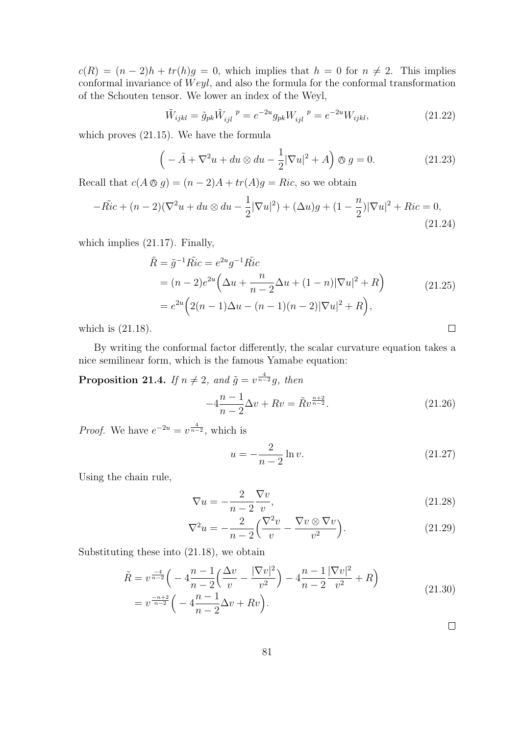$c(R) = (n-2)h + tr(h)g = 0$, which implies that $h = 0$ for $n \neq 2$. This implies conformal invariance of $Weyl$, and also the formula for the conformal transformation of the Schouten tensor. We lower an index of the Weyl,

$$\tilde{W}_{ijkl} = \tilde{g}_{pk}\tilde{W}_{ijl}{}^{p} = e^{-2u}g_{pk}W_{ijl}{}^{p} = e^{-2u}W_{ijkl}, \tag{21.22}$$

which proves (21.15). We have the formula

$$\Big( -\tilde{A} + \nabla^2 u + du \otimes du - \frac{1}{2}|\nabla u|^2 + A \Big) \owedge g = 0. \tag{21.23}$$

Recall that $c(A \owedge g) = (n-2)A + tr(A)g = Ric$, so we obtain

$$-\tilde{Ric} + (n-2)(\nabla^2 u + du \otimes du - \frac{1}{2}|\nabla u|^2) + (\Delta u)g + (1 - \frac{n}{2})|\nabla u|^2 + Ric = 0, \tag{21.24}$$

which implies (21.17). Finally,

$$\begin{aligned}
\tilde{R} = \tilde{g}^{-1}\tilde{Ric} &= e^{2u}g^{-1}\tilde{Ric} \\
&= (n-2)e^{2u}\Big(\Delta u + \frac{n}{n-2}\Delta u + (1-n)|\nabla u|^2 + R\Big) \\
&= e^{2u}\Big(2(n-1)\Delta u - (n-1)(n-2)|\nabla u|^2 + R\Big),
\end{aligned} \tag{21.25}$$

which is (21.18). $\square$

By writing the conformal factor differently, the scalar curvature equation takes a nice semilinear form, which is the famous Yamabe equation:

**Proposition 21.4.** *If $n \neq 2$, and $\tilde{g} = v^{\frac{4}{n-2}}g$, then*

$$-4\frac{n-1}{n-2}\Delta v + Rv = \tilde{R}v^{\frac{n+2}{n-2}}. \tag{21.26}$$

*Proof.* We have $e^{-2u} = v^{\frac{4}{n-2}}$, which is

$$u = -\frac{2}{n-2}\ln v. \tag{21.27}$$

Using the chain rule,

$$\nabla u = -\frac{2}{n-2}\frac{\nabla v}{v}, \tag{21.28}$$

$$\nabla^2 u = -\frac{2}{n-2}\Big(\frac{\nabla^2 v}{v} - \frac{\nabla v \otimes \nabla v}{v^2}\Big). \tag{21.29}$$

Substituting these into (21.18), we obtain

$$\begin{aligned}
\tilde{R} &= v^{\frac{-4}{n-2}}\Big( -4\frac{n-1}{n-2}\Big(\frac{\Delta v}{v} - \frac{|\nabla v|^2}{v^2}\Big) - 4\frac{n-1}{n-2}\frac{|\nabla v|^2}{v^2} + R\Big) \\
&= v^{\frac{-n+2}{n-2}}\Big( -4\frac{n-1}{n-2}\Delta v + Rv\Big).
\end{aligned} \tag{21.30}$$

$\square$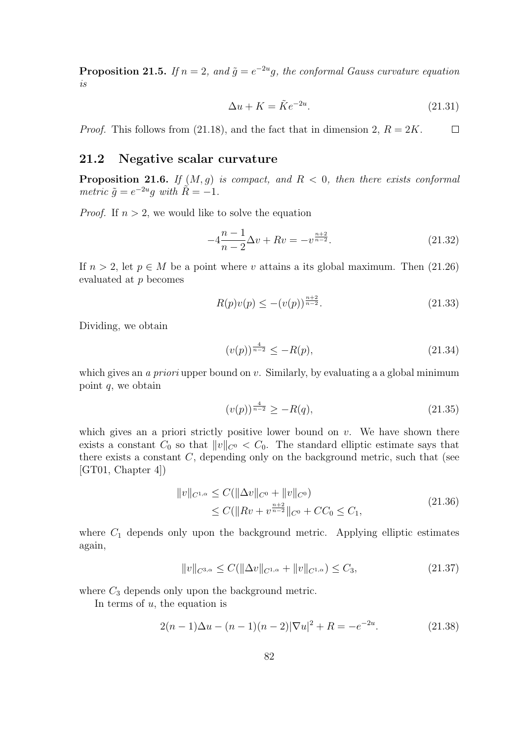**Proposition 21.5.** *If $n = 2$, and $\tilde{g} = e^{-2u}g$, the conformal Gauss curvature equation is*

$$\Delta u + K = \tilde{K}e^{-2u}. \tag{21.31}$$

*Proof.* This follows from (21.18), and the fact that in dimension 2, $R = 2K$. $\square$

## 21.2 Negative scalar curvature

**Proposition 21.6.** *If $(M, g)$ is compact, and $R < 0$, then there exists conformal metric $\tilde{g} = e^{-2u}g$ with $\tilde{R} = -1$.*

*Proof.* If $n > 2$, we would like to solve the equation

$$-4\frac{n-1}{n-2}\Delta v + Rv = -v^{\frac{n+2}{n-2}}. \tag{21.32}$$

If $n > 2$, let $p \in M$ be a point where $v$ attains a its global maximum. Then (21.26) evaluated at $p$ becomes

$$R(p)v(p) \leq -(v(p))^{\frac{n+2}{n-2}}. \tag{21.33}$$

Dividing, we obtain

$$(v(p))^{\frac{4}{n-2}} \leq -R(p), \tag{21.34}$$

which gives an *a priori* upper bound on $v$. Similarly, by evaluating a a global minimum point $q$, we obtain

$$(v(p))^{\frac{4}{n-2}} \geq -R(q), \tag{21.35}$$

which gives an a priori strictly positive lower bound on $v$. We have shown there exists a constant $C_0$ so that $\|v\|_{C^0} < C_0$. The standard elliptic estimate says that there exists a constant $C$, depending only on the background metric, such that (see [GT01, Chapter 4])

$$\begin{aligned}
\|v\|_{C^{1,\alpha}} &\leq C(\|\Delta v\|_{C^0} + \|v\|_{C^0}) \\
&\leq C(\|Rv + v^{\frac{n+2}{n-2}}\|_{C^0} + CC_0 \leq C_1,
\end{aligned} \tag{21.36}$$

where $C_1$ depends only upon the background metric. Applying elliptic estimates again,

$$\|v\|_{C^{3,\alpha}} \leq C(\|\Delta v\|_{C^{1,\alpha}} + \|v\|_{C^{1,\alpha}}) \leq C_3, \tag{21.37}$$

where $C_3$ depends only upon the background metric.

In terms of $u$, the equation is

$$2(n-1)\Delta u - (n-1)(n-2)|\nabla u|^2 + R = -e^{-2u}. \tag{21.38}$$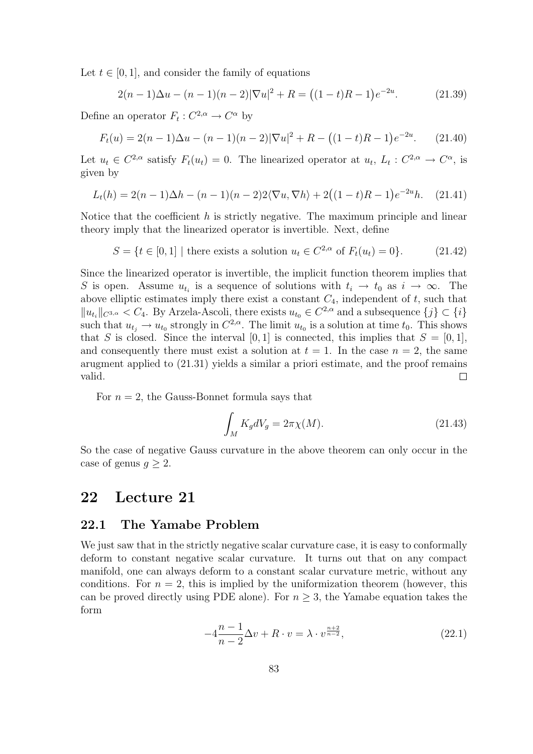Let $t \in [0,1]$, and consider the family of equations

$$2(n-1)\Delta u - (n-1)(n-2)|\nabla u|^2 + R = \big((1-t)R - 1\big)e^{-2u}. \tag{21.39}$$

Define an operator $F_t : C^{2,\alpha} \to C^{\alpha}$ by

$$F_t(u) = 2(n-1)\Delta u - (n-1)(n-2)|\nabla u|^2 + R - \big((1-t)R - 1\big)e^{-2u}. \tag{21.40}$$

Let $u_t \in C^{2,\alpha}$ satisfy $F_t(u_t) = 0$. The linearized operator at $u_t$, $L_t : C^{2,\alpha} \to C^{\alpha}$, is given by

$$L_t(h) = 2(n-1)\Delta h - (n-1)(n-2)2\langle \nabla u, \nabla h\rangle + 2\big((1-t)R - 1\big)e^{-2u}h. \tag{21.41}$$

Notice that the coefficient $h$ is strictly negative. The maximum principle and linear theory imply that the linearized operator is invertible. Next, define

$$S = \{t \in [0,1] \mid \text{there exists a solution } u_t \in C^{2,\alpha} \text{ of } F_t(u_t) = 0\}. \tag{21.42}$$

Since the linearized operator is invertible, the implicit function theorem implies that $S$ is open. Assume $u_{t_i}$ is a sequence of solutions with $t_i \to t_0$ as $i \to \infty$. The above elliptic estimates imply there exist a constant $C_4$, independent of $t$, such that $\|u_{t_i}\|_{C^{3,\alpha}} < C_4$. By Arzela-Ascoli, there exists $u_{t_0} \in C^{2,\alpha}$ and a subsequence $\{j\} \subset \{i\}$ such that $u_{t_j} \to u_{t_0}$ strongly in $C^{2,\alpha}$. The limit $u_{t_0}$ is a solution at time $t_0$. This shows that $S$ is closed. Since the interval $[0,1]$ is connected, this implies that $S = [0,1]$, and consequently there must exist a solution at $t = 1$. In the case $n = 2$, the same arugment applied to (21.31) yields a similar a priori estimate, and the proof remains valid. $\square$

For $n = 2$, the Gauss-Bonnet formula says that

$$\int_M K_g dV_g = 2\pi\chi(M). \tag{21.43}$$

So the case of negative Gauss curvature in the above theorem can only occur in the case of genus $g \geq 2$.

# 22 Lecture 21

## 22.1 The Yamabe Problem

We just saw that in the strictly negative scalar curvature case, it is easy to conformally deform to constant negative scalar curvature. It turns out that on any compact manifold, one can always deform to a constant scalar curvature metric, without any conditions. For $n = 2$, this is implied by the uniformization theorem (however, this can be proved directly using PDE alone). For $n \geq 3$, the Yamabe equation takes the form

$$-4\frac{n-1}{n-2}\Delta v + R \cdot v = \lambda \cdot v^{\frac{n+2}{n-2}}, \tag{22.1}$$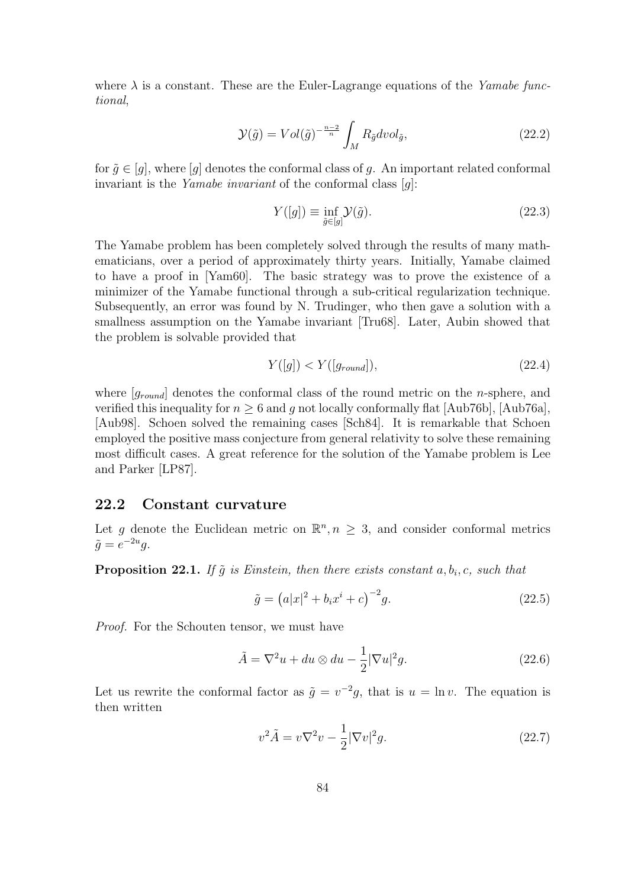where $\lambda$ is a constant. These are the Euler-Lagrange equations of the *Yamabe functional*,

$$\mathcal{Y}(\tilde{g}) = Vol(\tilde{g})^{-\frac{n-2}{n}} \int_M R_{\tilde{g}} dvol_{\tilde{g}}, \tag{22.2}$$

for $\tilde{g} \in [g]$, where $[g]$ denotes the conformal class of $g$. An important related conformal invariant is the *Yamabe invariant* of the conformal class $[g]$:

$$Y([g]) \equiv \inf_{\tilde{g} \in [g]} \mathcal{Y}(\tilde{g}). \tag{22.3}$$

The Yamabe problem has been completely solved through the results of many mathematicians, over a period of approximately thirty years. Initially, Yamabe claimed to have a proof in [Yam60]. The basic strategy was to prove the existence of a minimizer of the Yamabe functional through a sub-critical regularization technique. Subsequently, an error was found by N. Trudinger, who then gave a solution with a smallness assumption on the Yamabe invariant [Tru68]. Later, Aubin showed that the problem is solvable provided that

$$Y([g]) < Y([g_{round}]), \tag{22.4}$$

where $[g_{round}]$ denotes the conformal class of the round metric on the $n$-sphere, and verified this inequality for $n \geq 6$ and $g$ not locally conformally flat [Aub76b], [Aub76a], [Aub98]. Schoen solved the remaining cases [Sch84]. It is remarkable that Schoen employed the positive mass conjecture from general relativity to solve these remaining most difficult cases. A great reference for the solution of the Yamabe problem is Lee and Parker [LP87].

## 22.2 Constant curvature

Let $g$ denote the Euclidean metric on $\mathbb{R}^n, n \geq 3$, and consider conformal metrics $\tilde{g} = e^{-2u} g$.

**Proposition 22.1.** *If $\tilde{g}$ is Einstein, then there exists constant $a, b_i, c$, such that*

$$\tilde{g} = \left(a|x|^2 + b_i x^i + c\right)^{-2} g. \tag{22.5}$$

*Proof.* For the Schouten tensor, we must have

$$\tilde{A} = \nabla^2 u + du \otimes du - \frac{1}{2}|\nabla u|^2 g. \tag{22.6}$$

Let us rewrite the conformal factor as $\tilde{g} = v^{-2} g$, that is $u = \ln v$. The equation is then written

$$v^2 \tilde{A} = v \nabla^2 v - \frac{1}{2}|\nabla v|^2 g. \tag{22.7}$$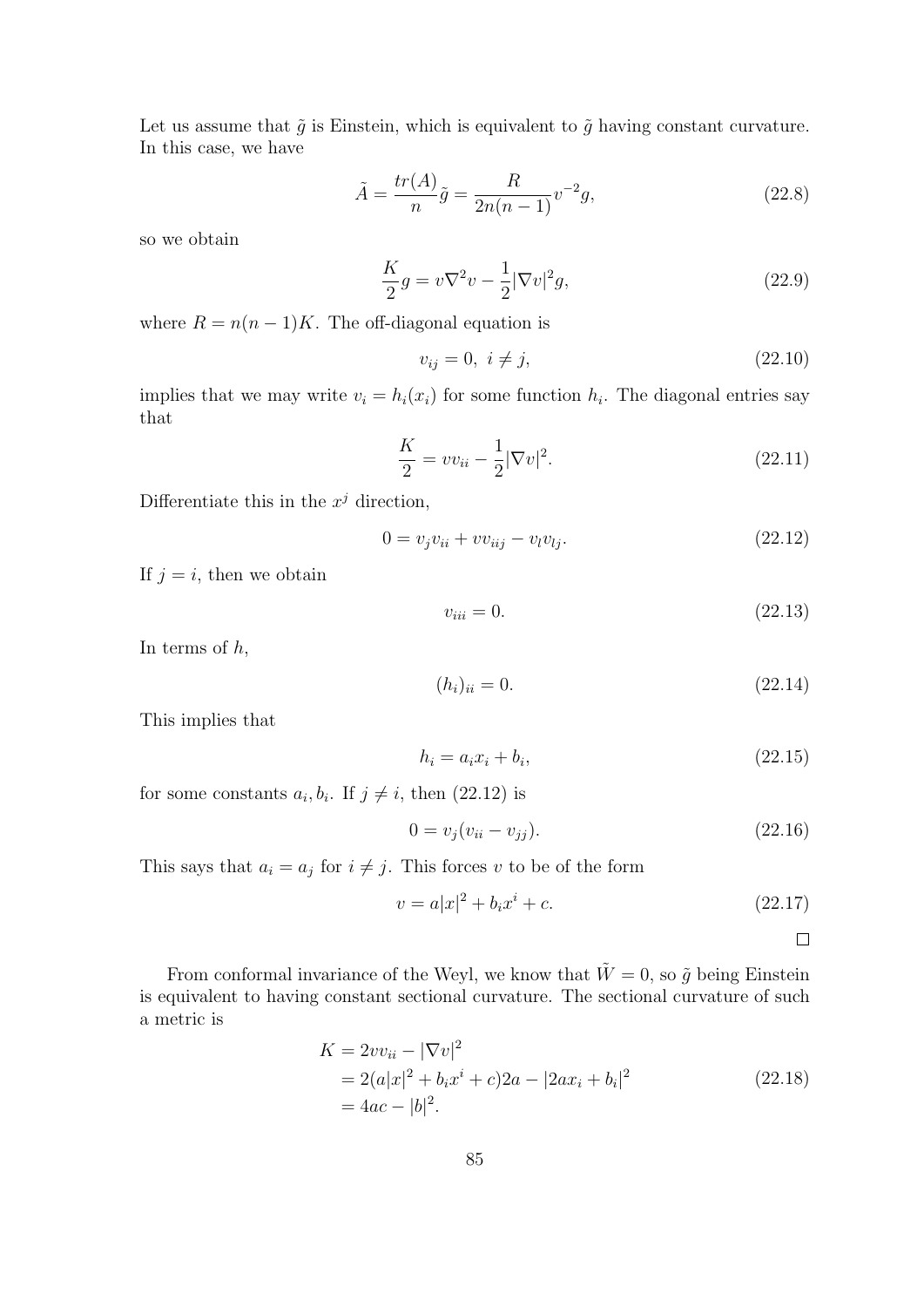Let us assume that $\tilde{g}$ is Einstein, which is equivalent to $\tilde{g}$ having constant curvature. In this case, we have

$$\tilde{A} = \frac{tr(A)}{n}\tilde{g} = \frac{R}{2n(n-1)}v^{-2}g, \tag{22.8}$$

so we obtain

$$\frac{K}{2}g = v\nabla^2 v - \frac{1}{2}|\nabla v|^2 g, \tag{22.9}$$

where $R = n(n-1)K$. The off-diagonal equation is

$$v_{ij} = 0, \;\; i \neq j, \tag{22.10}$$

implies that we may write $v_i = h_i(x_i)$ for some function $h_i$. The diagonal entries say that

$$\frac{K}{2} = vv_{ii} - \frac{1}{2}|\nabla v|^2. \tag{22.11}$$

Differentiate this in the $x^j$ direction,

$$0 = v_j v_{ii} + vv_{iij} - v_l v_{lj}. \tag{22.12}$$

If $j = i$, then we obtain

$$v_{iii} = 0. \tag{22.13}$$

In terms of $h$,

$$(h_i)_{ii} = 0. \tag{22.14}$$

This implies that

$$h_i = a_i x_i + b_i, \tag{22.15}$$

for some constants $a_i, b_i$. If $j \neq i$, then (22.12) is

$$0 = v_j(v_{ii} - v_{jj}). \tag{22.16}$$

This says that $a_i = a_j$ for $i \neq j$. This forces $v$ to be of the form

$$v = a|x|^2 + b_i x^i + c. \tag{22.17}$$

□

From conformal invariance of the Weyl, we know that $\tilde{W} = 0$, so $\tilde{g}$ being Einstein is equivalent to having constant sectional curvature. The sectional curvature of such a metric is

$$\begin{aligned} K &= 2vv_{ii} - |\nabla v|^2 \\ &= 2(a|x|^2 + b_i x^i + c)2a - |2ax_i + b_i|^2 \\ &= 4ac - |b|^2. \end{aligned} \tag{22.18}$$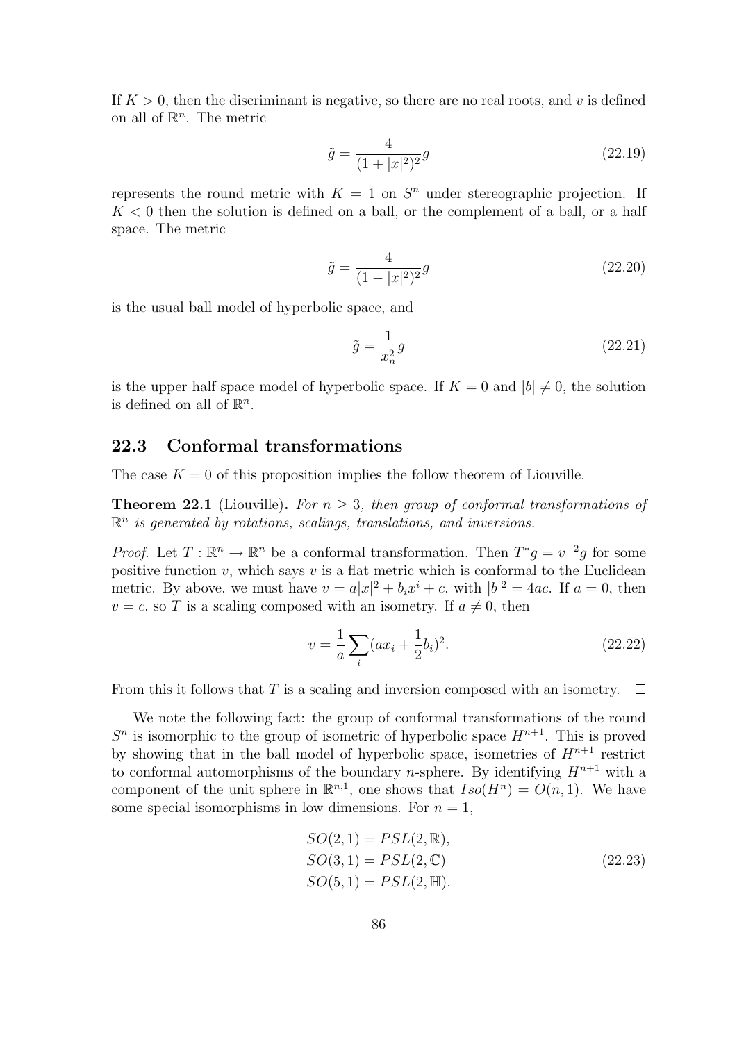If $K > 0$, then the discriminant is negative, so there are no real roots, and $v$ is defined on all of $\mathbb{R}^n$. The metric

$$\tilde{g} = \frac{4}{(1 + |x|^2)^2} g \tag{22.19}$$

represents the round metric with $K = 1$ on $S^n$ under stereographic projection. If $K < 0$ then the solution is defined on a ball, or the complement of a ball, or a half space. The metric

$$\tilde{g} = \frac{4}{(1 - |x|^2)^2} g \tag{22.20}$$

is the usual ball model of hyperbolic space, and

$$\tilde{g} = \frac{1}{x_n^2} g \tag{22.21}$$

is the upper half space model of hyperbolic space. If $K = 0$ and $|b| \neq 0$, the solution is defined on all of $\mathbb{R}^n$.

## 22.3 Conformal transformations

The case $K = 0$ of this proposition implies the follow theorem of Liouville.

**Theorem 22.1** (Liouville). *For $n \geq 3$, then group of conformal transformations of $\mathbb{R}^n$ is generated by rotations, scalings, translations, and inversions.*

*Proof.* Let $T : \mathbb{R}^n \to \mathbb{R}^n$ be a conformal transformation. Then $T^* g = v^{-2} g$ for some positive function $v$, which says $v$ is a flat metric which is conformal to the Euclidean metric. By above, we must have $v = a|x|^2 + b_i x^i + c$, with $|b|^2 = 4ac$. If $a = 0$, then $v = c$, so $T$ is a scaling composed with an isometry. If $a \neq 0$, then

$$v = \frac{1}{a} \sum_i (a x_i + \frac{1}{2} b_i)^2. \tag{22.22}$$

From this it follows that $T$ is a scaling and inversion composed with an isometry. $\square$

We note the following fact: the group of conformal transformations of the round $S^n$ is isomorphic to the group of isometric of hyperbolic space $H^{n+1}$. This is proved by showing that in the ball model of hyperbolic space, isometries of $H^{n+1}$ restrict to conformal automorphisms of the boundary $n$-sphere. By identifying $H^{n+1}$ with a component of the unit sphere in $\mathbb{R}^{n,1}$, one shows that $Iso(H^n) = O(n, 1)$. We have some special isomorphisms in low dimensions. For $n = 1$,

$$\begin{aligned}
SO(2, 1) &= PSL(2, \mathbb{R}), \\
SO(3, 1) &= PSL(2, \mathbb{C}) \\
SO(5, 1) &= PSL(2, \mathbb{H}).
\end{aligned} \tag{22.23}$$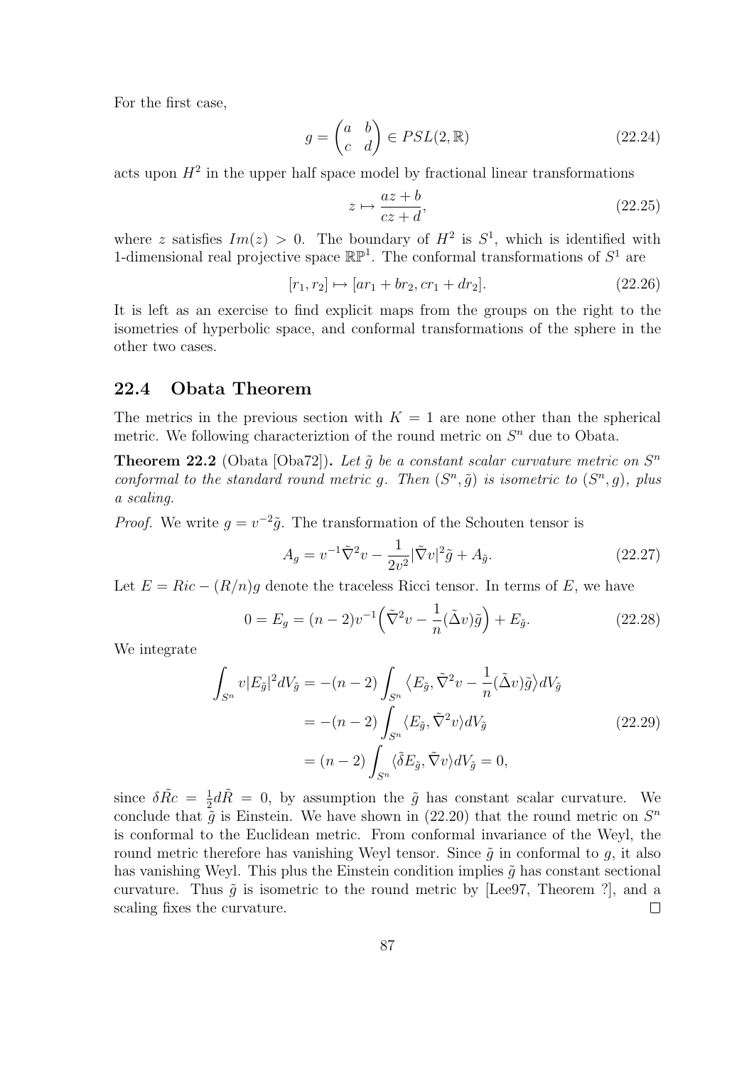For the first case,

$$g = \begin{pmatrix} a & b \\ c & d \end{pmatrix} \in PSL(2, \mathbb{R}) \tag{22.24}$$

acts upon $H^2$ in the upper half space model by fractional linear transformations

$$z \mapsto \frac{az + b}{cz + d}, \tag{22.25}$$

where $z$ satisfies $Im(z) > 0$. The boundary of $H^2$ is $S^1$, which is identified with 1-dimensional real projective space $\mathbb{RP}^1$. The conformal transformations of $S^1$ are

$$[r_1, r_2] \mapsto [ar_1 + br_2, cr_1 + dr_2]. \tag{22.26}$$

It is left as an exercise to find explicit maps from the groups on the right to the isometries of hyperbolic space, and conformal transformations of the sphere in the other two cases.

## 22.4 Obata Theorem

The metrics in the previous section with $K = 1$ are none other than the spherical metric. We following characteriztion of the round metric on $S^n$ due to Obata.

**Theorem 22.2** (Obata [Oba72]). *Let $\tilde{g}$ be a constant scalar curvature metric on $S^n$ conformal to the standard round metric $g$. Then $(S^n, \tilde{g})$ is isometric to $(S^n, g)$, plus a scaling.*

*Proof.* We write $g = v^{-2}\tilde{g}$. The transformation of the Schouten tensor is

$$A_g = v^{-1}\tilde{\nabla}^2 v - \frac{1}{2v^2}|\tilde{\nabla} v|^2 \tilde{g} + A_{\tilde{g}}. \tag{22.27}$$

Let $E = Ric - (R/n)g$ denote the traceless Ricci tensor. In terms of $E$, we have

$$0 = E_g = (n-2)v^{-1}\Big(\tilde{\nabla}^2 v - \frac{1}{n}(\tilde{\Delta} v)\tilde{g}\Big) + E_{\tilde{g}}. \tag{22.28}$$

We integrate

$$\begin{aligned}
\int_{S^n} v|E_{\tilde{g}}|^2 dV_{\tilde{g}} &= -(n-2)\int_{S^n} \big\langle E_{\tilde{g}}, \tilde{\nabla}^2 v - \frac{1}{n}(\tilde{\Delta} v)\tilde{g}\big\rangle dV_{\tilde{g}} \\
&= -(n-2)\int_{S^n} \langle E_{\tilde{g}}, \tilde{\nabla}^2 v\rangle dV_{\tilde{g}} \\
&= (n-2)\int_{S^n} \langle \tilde{\delta} E_{\tilde{g}}, \tilde{\nabla} v\rangle dV_{\tilde{g}} = 0,
\end{aligned} \tag{22.29}$$

since $\delta \tilde{Rc} = \frac{1}{2} d\tilde{R} = 0$, by assumption the $\tilde{g}$ has constant scalar curvature. We conclude that $\tilde{g}$ is Einstein. We have shown in (22.20) that the round metric on $S^n$ is conformal to the Euclidean metric. From conformal invariance of the Weyl, the round metric therefore has vanishing Weyl tensor. Since $\tilde{g}$ in conformal to $g$, it also has vanishing Weyl. This plus the Einstein condition implies $\tilde{g}$ has constant sectional curvature. Thus $\tilde{g}$ is isometric to the round metric by [Lee97, Theorem ?], and a scaling fixes the curvature. ∎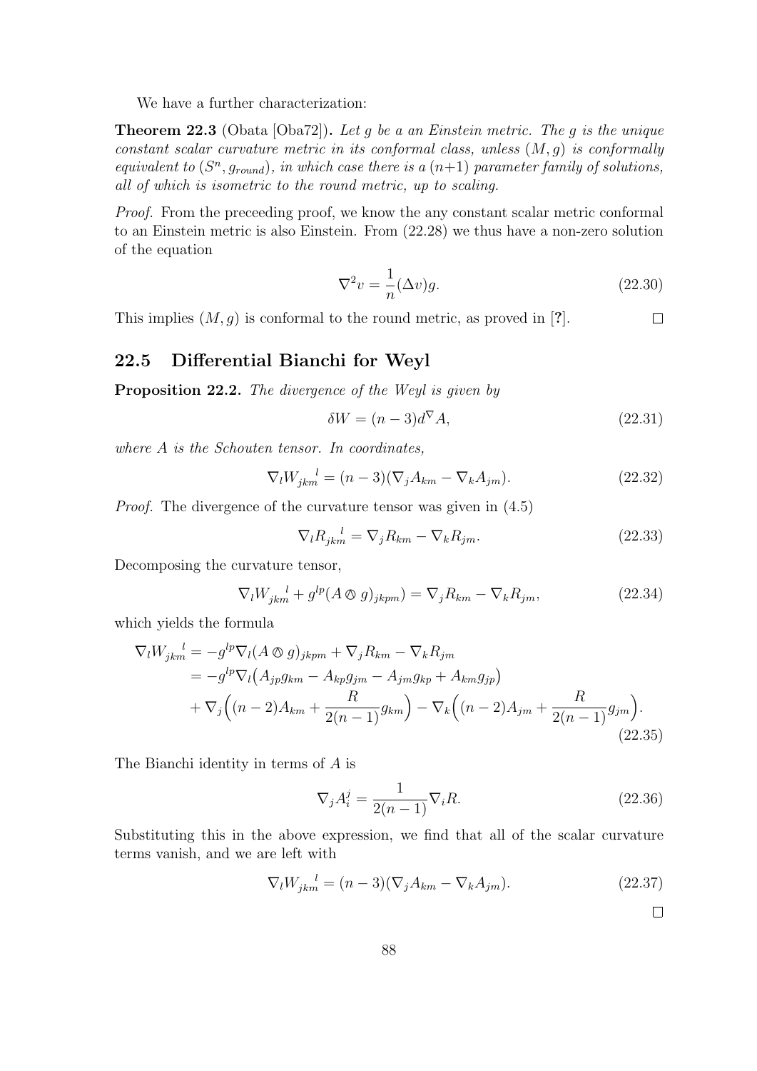We have a further characterization:

**Theorem 22.3** (Obata [Oba72]). *Let $g$ be a an Einstein metric. The $g$ is the unique constant scalar curvature metric in its conformal class, unless $(M, g)$ is conformally equivalent to $(S^n, g_{round})$, in which case there is a $(n+1)$ parameter family of solutions, all of which is isometric to the round metric, up to scaling.*

*Proof.* From the preceeding proof, we know the any constant scalar metric conformal to an Einstein metric is also Einstein. From (22.28) we thus have a non-zero solution of the equation

$$\nabla^2 v = \frac{1}{n}(\Delta v) g. \tag{22.30}$$

This implies $(M, g)$ is conformal to the round metric, as proved in [?]. $\square$

## 22.5 Differential Bianchi for Weyl

**Proposition 22.2.** *The divergence of the Weyl is given by*

$$\delta W = (n-3) d^{\nabla} A, \tag{22.31}$$

*where $A$ is the Schouten tensor. In coordinates,*

$$\nabla_l W_{jkm}{}^{l} = (n-3)(\nabla_j A_{km} - \nabla_k A_{jm}). \tag{22.32}$$

*Proof.* The divergence of the curvature tensor was given in (4.5)

$$\nabla_l R_{jkm}{}^{l} = \nabla_j R_{km} - \nabla_k R_{jm}. \tag{22.33}$$

Decomposing the curvature tensor,

$$\nabla_l W_{jkm}{}^{l} + g^{lp}(A \owedge g)_{jkpm}) = \nabla_j R_{km} - \nabla_k R_{jm}, \tag{22.34}$$

which yields the formula

$$\begin{aligned}
\nabla_l W_{jkm}{}^{l} &= -g^{lp} \nabla_l (A \owedge g)_{jkpm} + \nabla_j R_{km} - \nabla_k R_{jm} \\
&= -g^{lp} \nabla_l \big( A_{jp} g_{km} - A_{kp} g_{jm} - A_{jm} g_{kp} + A_{km} g_{jp} \big) \\
&\quad + \nabla_j \Big( (n-2) A_{km} + \frac{R}{2(n-1)} g_{km} \Big) - \nabla_k \Big( (n-2) A_{jm} + \frac{R}{2(n-1)} g_{jm} \Big).
\end{aligned} \tag{22.35}$$

The Bianchi identity in terms of $A$ is

$$\nabla_j A_i^j = \frac{1}{2(n-1)} \nabla_i R. \tag{22.36}$$

Substituting this in the above expression, we find that all of the scalar curvature terms vanish, and we are left with

$$\nabla_l W_{jkm}{}^{l} = (n-3)(\nabla_j A_{km} - \nabla_k A_{jm}). \tag{22.37}$$

$\square$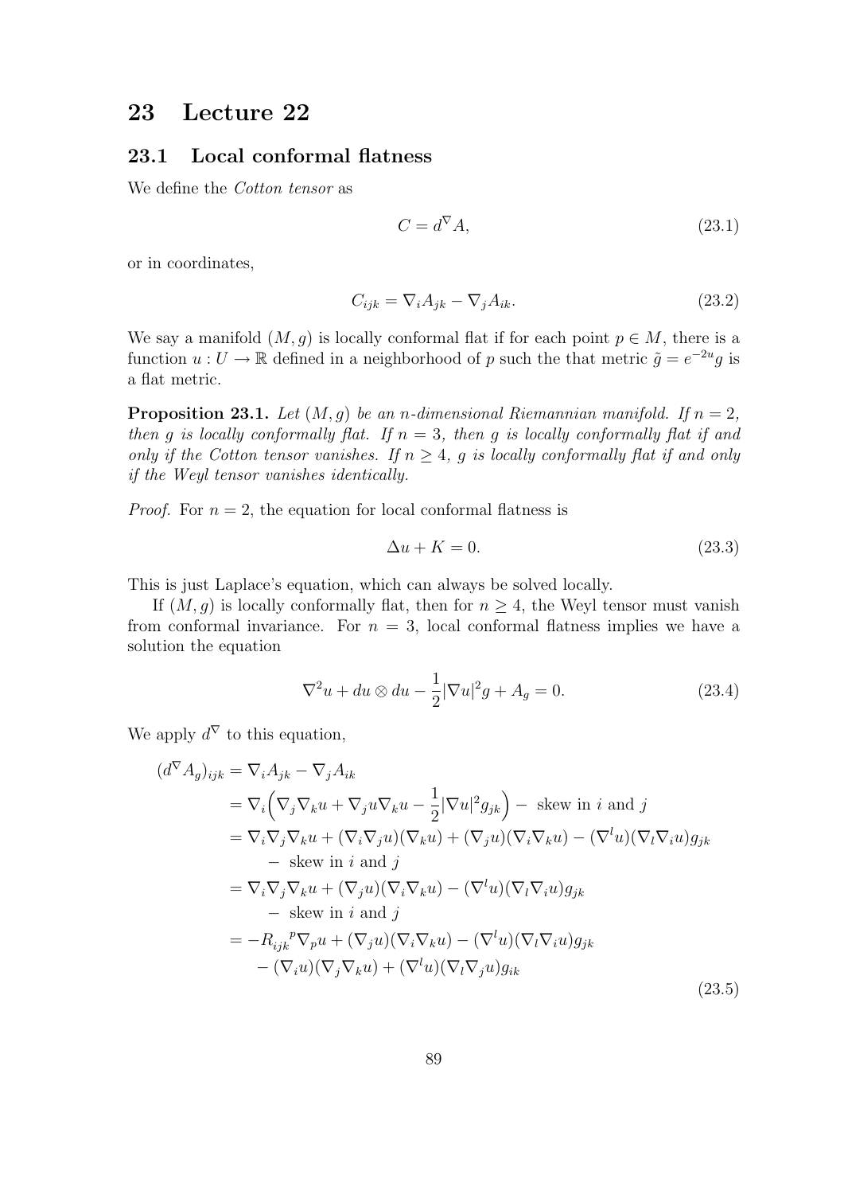# 23 Lecture 22

## 23.1 Local conformal flatness

We define the *Cotton tensor* as

$$C = d^{\nabla} A, \tag{23.1}$$

or in coordinates,

$$C_{ijk} = \nabla_i A_{jk} - \nabla_j A_{ik}. \tag{23.2}$$

We say a manifold $(M, g)$ is locally conformal flat if for each point $p \in M$, there is a function $u : U \to \mathbb{R}$ defined in a neighborhood of $p$ such the that metric $\tilde{g} = e^{-2u} g$ is a flat metric.

**Proposition 23.1.** *Let $(M, g)$ be an $n$-dimensional Riemannian manifold. If $n = 2$, then $g$ is locally conformally flat. If $n = 3$, then $g$ is locally conformally flat if and only if the Cotton tensor vanishes. If $n \geq 4$, $g$ is locally conformally flat if and only if the Weyl tensor vanishes identically.*

*Proof.* For $n = 2$, the equation for local conformal flatness is

$$\Delta u + K = 0. \tag{23.3}$$

This is just Laplace's equation, which can always be solved locally.

If $(M, g)$ is locally conformally flat, then for $n \geq 4$, the Weyl tensor must vanish from conformal invariance. For $n = 3$, local conformal flatness implies we have a solution the equation

$$\nabla^2 u + du \otimes du - \frac{1}{2} |\nabla u|^2 g + A_g = 0. \tag{23.4}$$

We apply $d^{\nabla}$ to this equation,

$$\begin{aligned}
(d^{\nabla} A_g)_{ijk} &= \nabla_i A_{jk} - \nabla_j A_{ik} \\
&= \nabla_i \Big( \nabla_j \nabla_k u + \nabla_j u \nabla_k u - \frac{1}{2} |\nabla u|^2 g_{jk} \Big) - \text{ skew in } i \text{ and } j \\
&= \nabla_i \nabla_j \nabla_k u + (\nabla_i \nabla_j u)(\nabla_k u) + (\nabla_j u)(\nabla_i \nabla_k u) - (\nabla^l u)(\nabla_l \nabla_i u) g_{jk} \\
&\quad - \text{ skew in } i \text{ and } j \\
&= \nabla_i \nabla_j \nabla_k u + (\nabla_j u)(\nabla_i \nabla_k u) - (\nabla^l u)(\nabla_l \nabla_i u) g_{jk} \\
&\quad - \text{ skew in } i \text{ and } j \\
&= -R_{ijk}{}^{p} \nabla_p u + (\nabla_j u)(\nabla_i \nabla_k u) - (\nabla^l u)(\nabla_l \nabla_i u) g_{jk} \\
&\quad - (\nabla_i u)(\nabla_j \nabla_k u) + (\nabla^l u)(\nabla_l \nabla_j u) g_{ik}
\end{aligned} \tag{23.5}$$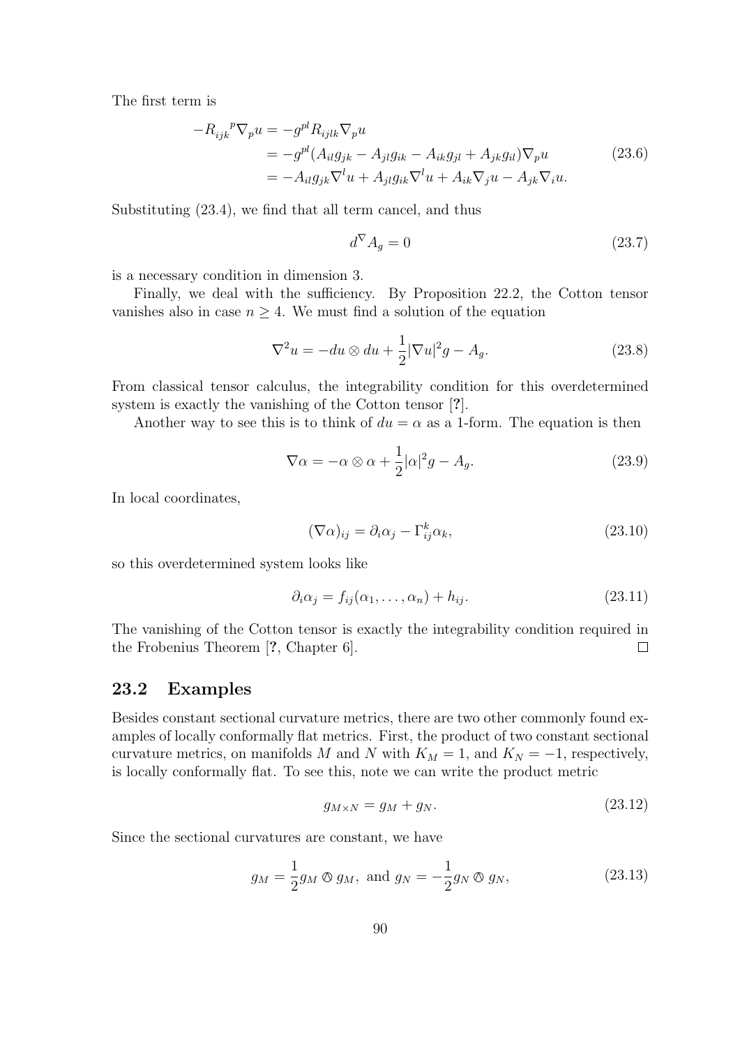The first term is

$$
\begin{aligned}
-R_{ijk}{}^{p}\nabla_p u &= -g^{pl}R_{ijlk}\nabla_p u \\
&= -g^{pl}(A_{il}g_{jk} - A_{jl}g_{ik} - A_{ik}g_{jl} + A_{jk}g_{il})\nabla_p u \\
&= -A_{il}g_{jk}\nabla^l u + A_{jl}g_{ik}\nabla^l u + A_{ik}\nabla_j u - A_{jk}\nabla_i u.
\end{aligned}
\tag{23.6}
$$

Substituting (23.4), we find that all term cancel, and thus

$$
d^{\nabla}A_g = 0 \tag{23.7}
$$

is a necessary condition in dimension 3.

Finally, we deal with the sufficiency. By Proposition 22.2, the Cotton tensor vanishes also in case $n \geq 4$. We must find a solution of the equation

$$
\nabla^2 u = -du \otimes du + \frac{1}{2}|\nabla u|^2 g - A_g. \tag{23.8}
$$

From classical tensor calculus, the integrability condition for this overdetermined system is exactly the vanishing of the Cotton tensor [?].

Another way to see this is to think of $du = \alpha$ as a 1-form. The equation is then

$$
\nabla\alpha = -\alpha \otimes \alpha + \frac{1}{2}|\alpha|^2 g - A_g. \tag{23.9}
$$

In local coordinates,

$$
(\nabla\alpha)_{ij} = \partial_i\alpha_j - \Gamma^k_{ij}\alpha_k, \tag{23.10}
$$

so this overdetermined system looks like

$$
\partial_i\alpha_j = f_{ij}(\alpha_1, \ldots, \alpha_n) + h_{ij}. \tag{23.11}
$$

The vanishing of the Cotton tensor is exactly the integrability condition required in the Frobenius Theorem [?, Chapter 6]. $\square$

## 23.2 Examples

Besides constant sectional curvature metrics, there are two other commonly found examples of locally conformally flat metrics. First, the product of two constant sectional curvature metrics, on manifolds $M$ and $N$ with $K_M = 1$, and $K_N = -1$, respectively, is locally conformally flat. To see this, note we can write the product metric

$$
g_{M\times N} = g_M + g_N. \tag{23.12}
$$

Since the sectional curvatures are constant, we have

$$
g_M = \frac{1}{2}g_M \owedge g_M, \text{ and } g_N = -\frac{1}{2}g_N \owedge g_N, \tag{23.13}
$$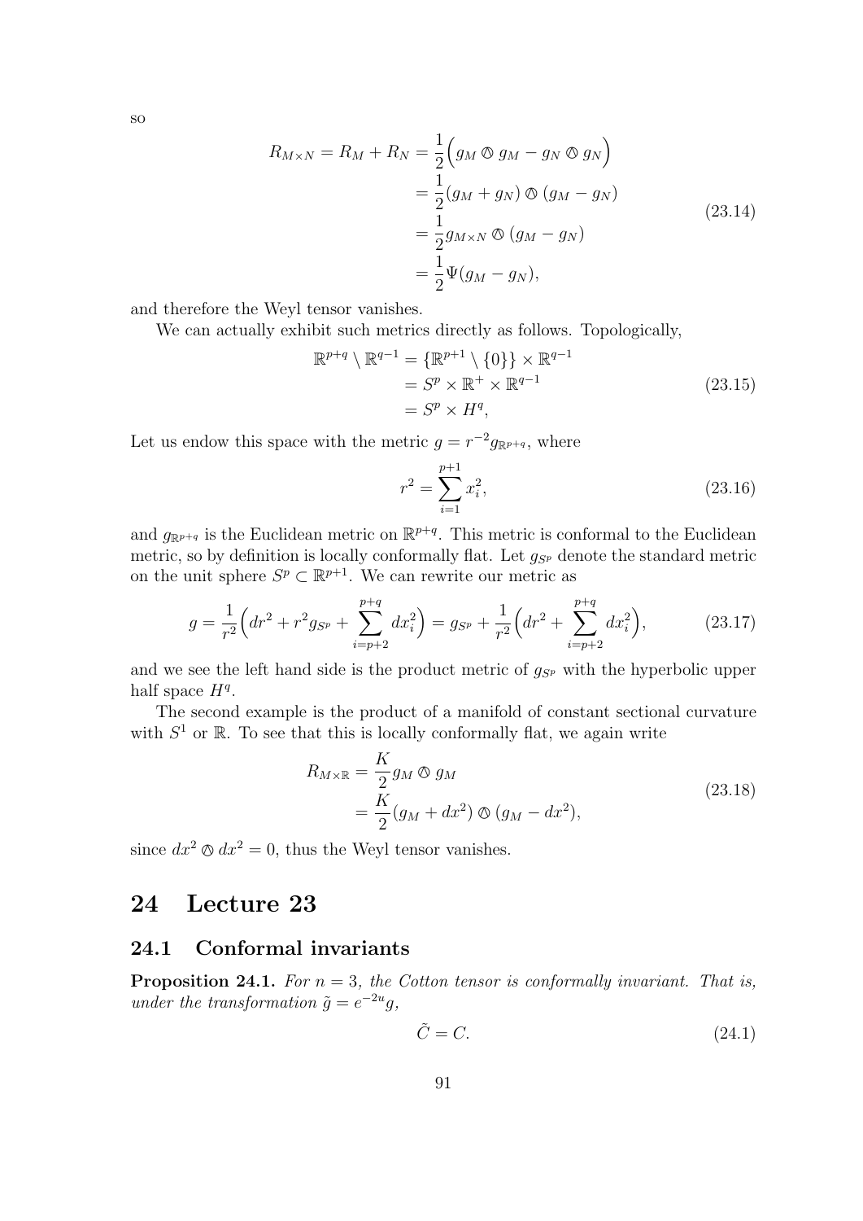so

$$
\begin{aligned}
R_{M\times N} = R_M + R_N &= \frac{1}{2}\Big(g_M \owedge g_M - g_N \owedge g_N\Big)\\
&= \frac{1}{2}(g_M + g_N) \owedge (g_M - g_N)\\
&= \frac{1}{2} g_{M\times N} \owedge (g_M - g_N)\\
&= \frac{1}{2}\Psi(g_M - g_N),
\end{aligned}
\tag{23.14}
$$

and therefore the Weyl tensor vanishes.

We can actually exhibit such metrics directly as follows. Topologically,

$$
\begin{aligned}
\mathbb{R}^{p+q} \setminus \mathbb{R}^{q-1} &= \{\mathbb{R}^{p+1} \setminus \{0\}\} \times \mathbb{R}^{q-1}\\
&= S^p \times \mathbb{R}^+ \times \mathbb{R}^{q-1}\\
&= S^p \times H^q,
\end{aligned}
\tag{23.15}
$$

Let us endow this space with the metric $g = r^{-2} g_{\mathbb{R}^{p+q}}$, where

$$
r^2 = \sum_{i=1}^{p+1} x_i^2,
\tag{23.16}
$$

and $g_{\mathbb{R}^{p+q}}$ is the Euclidean metric on $\mathbb{R}^{p+q}$. This metric is conformal to the Euclidean metric, so by definition is locally conformally flat. Let $g_{S^p}$ denote the standard metric on the unit sphere $S^p \subset \mathbb{R}^{p+1}$. We can rewrite our metric as

$$
g = \frac{1}{r^2}\Big(dr^2 + r^2 g_{S^p} + \sum_{i=p+2}^{p+q} dx_i^2\Big) = g_{S^p} + \frac{1}{r^2}\Big(dr^2 + \sum_{i=p+2}^{p+q} dx_i^2\Big),
\tag{23.17}
$$

and we see the left hand side is the product metric of $g_{S^p}$ with the hyperbolic upper half space $H^q$.

The second example is the product of a manifold of constant sectional curvature with $S^1$ or $\mathbb{R}$. To see that this is locally conformally flat, we again write

$$
\begin{aligned}
R_{M\times\mathbb{R}} &= \frac{K}{2} g_M \owedge g_M\\
&= \frac{K}{2}(g_M + dx^2) \owedge (g_M - dx^2),
\end{aligned}
\tag{23.18}
$$

since $dx^2 \owedge dx^2 = 0$, thus the Weyl tensor vanishes.

# 24 Lecture 23

## 24.1 Conformal invariants

**Proposition 24.1.** *For $n = 3$, the Cotton tensor is conformally invariant. That is, under the transformation $\tilde{g} = e^{-2u} g$,*

$$
\tilde{C} = C.
\tag{24.1}
$$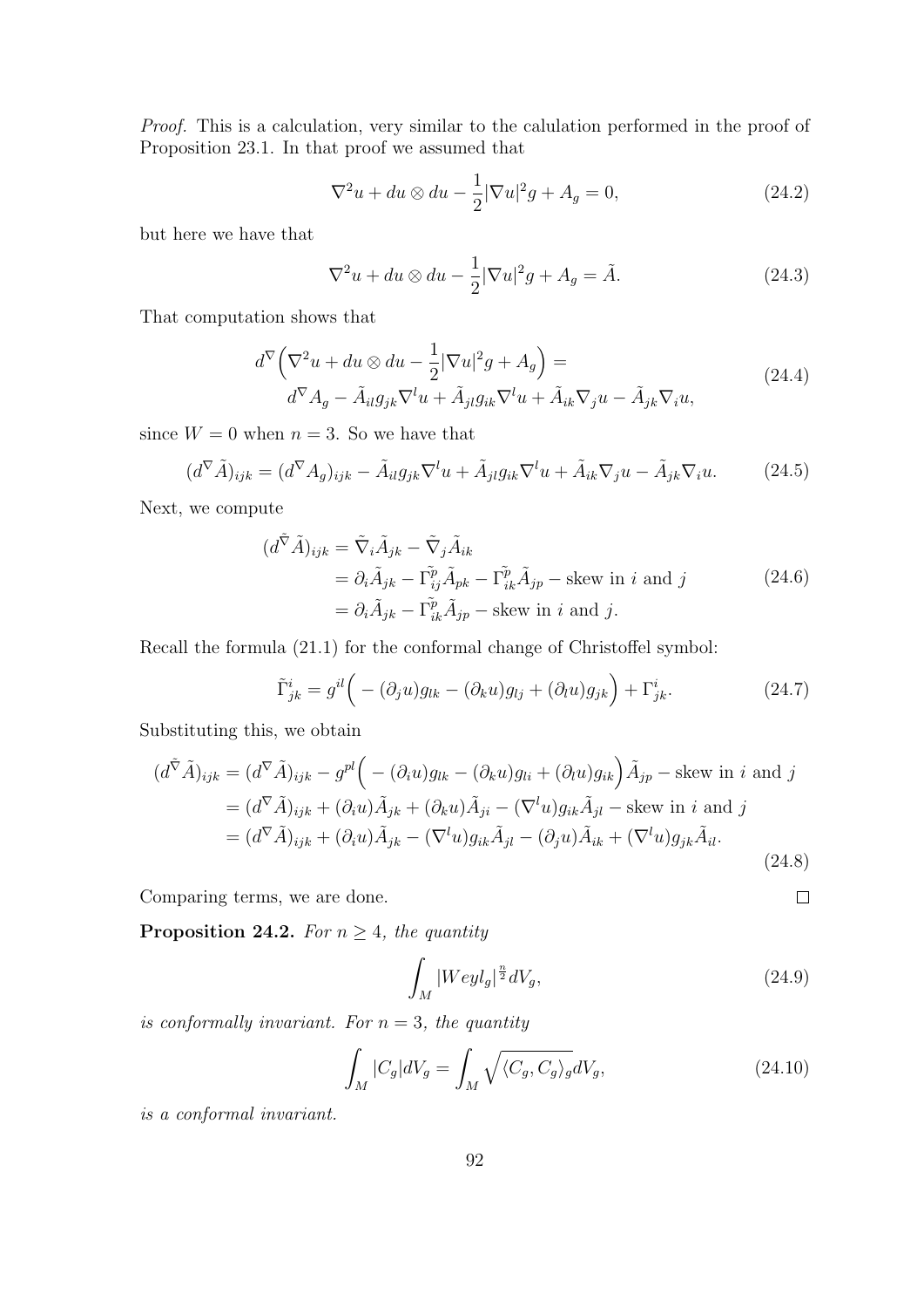*Proof.* This is a calculation, very similar to the calulation performed in the proof of Proposition 23.1. In that proof we assumed that

$$\nabla^2 u + du \otimes du - \frac{1}{2}|\nabla u|^2 g + A_g = 0, \tag{24.2}$$

but here we have that

$$\nabla^2 u + du \otimes du - \frac{1}{2}|\nabla u|^2 g + A_g = \tilde{A}. \tag{24.3}$$

That computation shows that

$$\begin{aligned} d^{\nabla}\Big(\nabla^2 u + du \otimes du - \frac{1}{2}|\nabla u|^2 g + A_g\Big) = \\ d^{\nabla} A_g - \tilde{A}_{il} g_{jk} \nabla^l u + \tilde{A}_{jl} g_{ik} \nabla^l u + \tilde{A}_{ik} \nabla_j u - \tilde{A}_{jk} \nabla_i u, \end{aligned} \tag{24.4}$$

since $W = 0$ when $n = 3$. So we have that

$$(d^{\nabla}\tilde{A})_{ijk} = (d^{\nabla} A_g)_{ijk} - \tilde{A}_{il} g_{jk} \nabla^l u + \tilde{A}_{jl} g_{ik} \nabla^l u + \tilde{A}_{ik} \nabla_j u - \tilde{A}_{jk} \nabla_i u. \tag{24.5}$$

Next, we compute

$$\begin{aligned} (d^{\tilde{\nabla}}\tilde{A})_{ijk} &= \tilde{\nabla}_i \tilde{A}_{jk} - \tilde{\nabla}_j \tilde{A}_{ik} \\ &= \partial_i \tilde{A}_{jk} - \Gamma^{\tilde{p}}_{ij} \tilde{A}_{pk} - \Gamma^{\tilde{p}}_{ik} \tilde{A}_{jp} - \text{skew in } i \text{ and } j \\ &= \partial_i \tilde{A}_{jk} - \Gamma^{\tilde{p}}_{ik} \tilde{A}_{jp} - \text{skew in } i \text{ and } j. \end{aligned} \tag{24.6}$$

Recall the formula (21.1) for the conformal change of Christoffel symbol:

$$\tilde{\Gamma}^i_{jk} = g^{il}\Big( -(\partial_j u) g_{lk} - (\partial_k u) g_{lj} + (\partial_l u) g_{jk}\Big) + \Gamma^i_{jk}. \tag{24.7}$$

Substituting this, we obtain

$$\begin{aligned} (d^{\tilde{\nabla}}\tilde{A})_{ijk} &= (d^{\nabla}\tilde{A})_{ijk} - g^{pl}\Big( -(\partial_i u) g_{lk} - (\partial_k u) g_{li} + (\partial_l u) g_{ik}\Big)\tilde{A}_{jp} - \text{skew in } i \text{ and } j \\ &= (d^{\nabla}\tilde{A})_{ijk} + (\partial_i u)\tilde{A}_{jk} + (\partial_k u)\tilde{A}_{ji} - (\nabla^l u) g_{ik} \tilde{A}_{jl} - \text{skew in } i \text{ and } j \\ &= (d^{\nabla}\tilde{A})_{ijk} + (\partial_i u)\tilde{A}_{jk} - (\nabla^l u) g_{ik} \tilde{A}_{jl} - (\partial_j u)\tilde{A}_{ik} + (\nabla^l u) g_{jk} \tilde{A}_{il}. \end{aligned} \tag{24.8}$$

Comparing terms, we are done. $\square$

**Proposition 24.2.** *For $n \geq 4$, the quantity*

$$\int_M |Weyl_g|^{\frac{n}{2}} dV_g, \tag{24.9}$$

*is conformally invariant. For $n = 3$, the quantity*

$$\int_M |C_g| dV_g = \int_M \sqrt{\langle C_g, C_g \rangle_g} dV_g, \tag{24.10}$$

*is a conformal invariant.*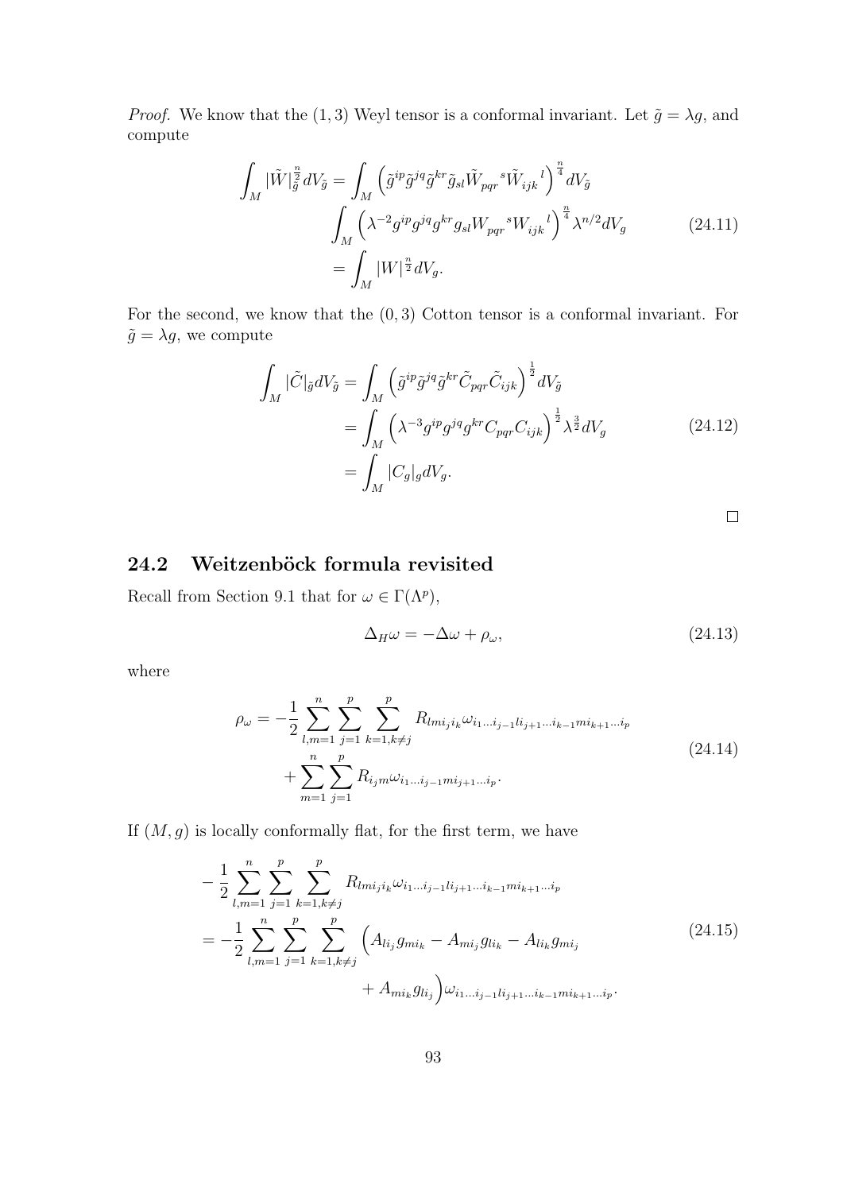*Proof.* We know that the $(1,3)$ Weyl tensor is a conformal invariant. Let $\tilde{g} = \lambda g$, and compute

$$
\begin{aligned}
\int_M |\tilde{W}|_{\tilde{g}}^{\frac{n}{2}} dV_{\tilde{g}} &= \int_M \left( \tilde{g}^{ip}\tilde{g}^{jq}\tilde{g}^{kr}\tilde{g}_{sl}\tilde{W}_{pqr}{}^{s}\tilde{W}_{ijk}{}^{l} \right)^{\frac{n}{4}} dV_{\tilde{g}} \\
&\int_M \left( \lambda^{-2} g^{ip}g^{jq}g^{kr}g_{sl}W_{pqr}{}^{s}W_{ijk}{}^{l} \right)^{\frac{n}{4}} \lambda^{n/2} dV_g \\
&= \int_M |W|^{\frac{n}{2}} dV_g.
\end{aligned}
\tag{24.11}
$$

For the second, we know that the $(0,3)$ Cotton tensor is a conformal invariant. For $\tilde{g} = \lambda g$, we compute

$$
\begin{aligned}
\int_M |\tilde{C}|_{\tilde{g}} dV_{\tilde{g}} &= \int_M \left( \tilde{g}^{ip}\tilde{g}^{jq}\tilde{g}^{kr}\tilde{C}_{pqr}\tilde{C}_{ijk} \right)^{\frac{1}{2}} dV_{\tilde{g}} \\
&= \int_M \left( \lambda^{-3} g^{ip}g^{jq}g^{kr}C_{pqr}C_{ijk} \right)^{\frac{1}{2}} \lambda^{\frac{3}{2}} dV_g \\
&= \int_M |C_g|_g dV_g.
\end{aligned}
\tag{24.12}
$$

□

## 24.2 Weitzenböck formula revisited

Recall from Section 9.1 that for $\omega \in \Gamma(\Lambda^p)$,

$$
\Delta_H \omega = -\Delta\omega + \rho_\omega, \tag{24.13}
$$

where

$$
\begin{aligned}
\rho_\omega = &-\frac{1}{2} \sum_{l,m=1}^{n} \sum_{j=1}^{p} \sum_{k=1,k\neq j}^{p} R_{lmi_j i_k} \omega_{i_1 \dots i_{j-1} l i_{j+1} \dots i_{k-1} m i_{k+1} \dots i_p} \\
&+ \sum_{m=1}^{n} \sum_{j=1}^{p} R_{i_j m} \omega_{i_1 \dots i_{j-1} m i_{j+1} \dots i_p}.
\end{aligned}
\tag{24.14}
$$

If $(M,g)$ is locally conformally flat, for the first term, we have

$$
\begin{aligned}
&-\frac{1}{2} \sum_{l,m=1}^{n} \sum_{j=1}^{p} \sum_{k=1,k\neq j}^{p} R_{lmi_j i_k} \omega_{i_1 \dots i_{j-1} l i_{j+1} \dots i_{k-1} m i_{k+1} \dots i_p} \\
&= -\frac{1}{2} \sum_{l,m=1}^{n} \sum_{j=1}^{p} \sum_{k=1,k\neq j}^{p} \Big( A_{li_j} g_{mi_k} - A_{mi_j} g_{li_k} - A_{li_k} g_{mi_j} \\
&\qquad\qquad + A_{mi_k} g_{li_j} \Big) \omega_{i_1 \dots i_{j-1} l i_{j+1} \dots i_{k-1} m i_{k+1} \dots i_p}.
\end{aligned}
\tag{24.15}
$$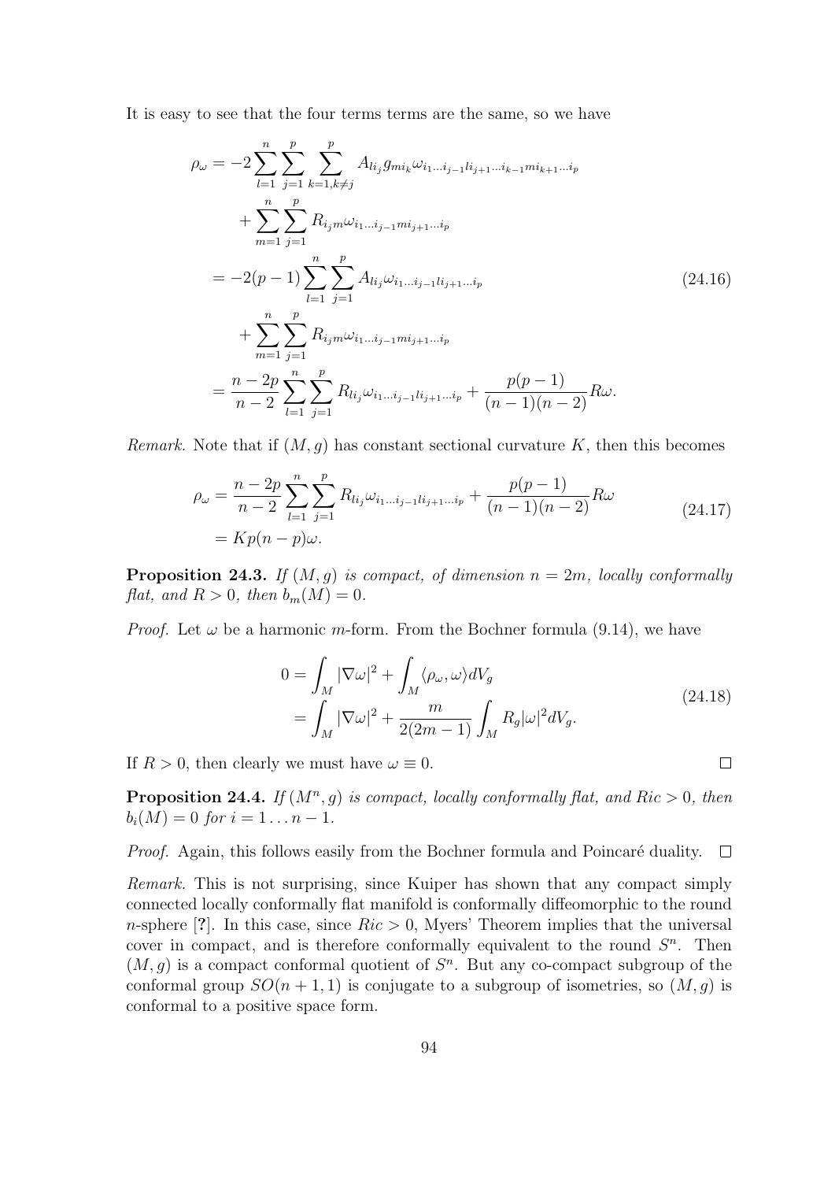It is easy to see that the four terms terms are the same, so we have

$$
\begin{aligned}
\rho_\omega &= -2\sum_{l=1}^{n}\sum_{j=1}^{p}\sum_{k=1,k\neq j}^{p} A_{li_j} g_{mi_k}\omega_{i_1\dots i_{j-1}li_{j+1}\dots i_{k-1}mi_{k+1}\dots i_p} \\
&\quad + \sum_{m=1}^{n}\sum_{j=1}^{p} R_{i_jm}\omega_{i_1\dots i_{j-1}mi_{j+1}\dots i_p} \\
&= -2(p-1)\sum_{l=1}^{n}\sum_{j=1}^{p} A_{li_j}\omega_{i_1\dots i_{j-1}li_{j+1}\dots i_p} \\
&\quad + \sum_{m=1}^{n}\sum_{j=1}^{p} R_{i_jm}\omega_{i_1\dots i_{j-1}mi_{j+1}\dots i_p} \\
&= \frac{n-2p}{n-2}\sum_{l=1}^{n}\sum_{j=1}^{p} R_{li_j}\omega_{i_1\dots i_{j-1}li_{j+1}\dots i_p} + \frac{p(p-1)}{(n-1)(n-2)}R\omega.
\end{aligned}
\tag{24.16}
$$

*Remark.* Note that if $(M, g)$ has constant sectional curvature $K$, then this becomes

$$
\begin{aligned}
\rho_\omega &= \frac{n-2p}{n-2}\sum_{l=1}^{n}\sum_{j=1}^{p} R_{li_j}\omega_{i_1\dots i_{j-1}li_{j+1}\dots i_p} + \frac{p(p-1)}{(n-1)(n-2)}R\omega \\
&= Kp(n-p)\omega.
\end{aligned}
\tag{24.17}
$$

**Proposition 24.3.** *If $(M, g)$ is compact, of dimension $n = 2m$, locally conformally flat, and $R > 0$, then $b_m(M) = 0$.*

*Proof.* Let $\omega$ be a harmonic $m$-form. From the Bochner formula (9.14), we have

$$
\begin{aligned}
0 &= \int_M |\nabla\omega|^2 + \int_M \langle\rho_\omega, \omega\rangle dV_g \\
&= \int_M |\nabla\omega|^2 + \frac{m}{2(2m-1)}\int_M R_g|\omega|^2 dV_g.
\end{aligned}
\tag{24.18}
$$

If $R > 0$, then clearly we must have $\omega \equiv 0$. $\square$

**Proposition 24.4.** *If $(M^n, g)$ is compact, locally conformally flat, and $Ric > 0$, then $b_i(M) = 0$ for $i = 1 \dots n-1$.*

*Proof.* Again, this follows easily from the Bochner formula and Poincaré duality. $\square$

*Remark.* This is not surprising, since Kuiper has shown that any compact simply connected locally conformally flat manifold is conformally diffeomorphic to the round $n$-sphere [**?**]. In this case, since $Ric > 0$, Myers' Theorem implies that the universal cover in compact, and is therefore conformally equivalent to the round $S^n$. Then $(M, g)$ is a compact conformal quotient of $S^n$. But any co-compact subgroup of the conformal group $SO(n+1, 1)$ is conjugate to a subgroup of isometries, so $(M, g)$ is conformal to a positive space form.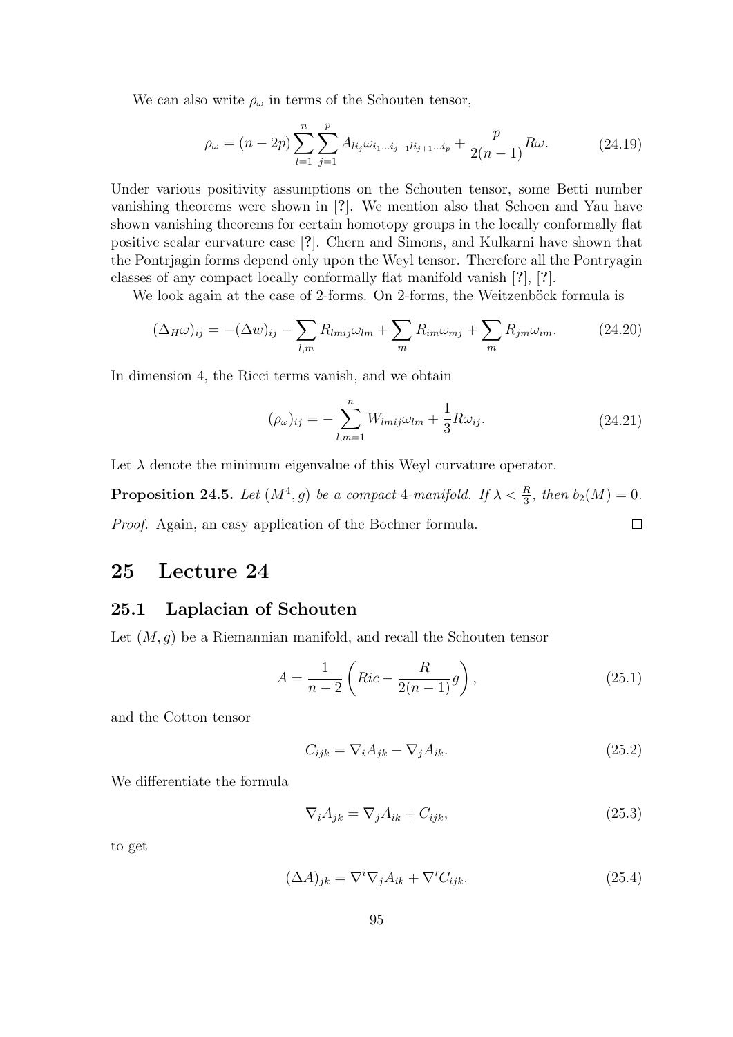We can also write $\rho_\omega$ in terms of the Schouten tensor,

$$\rho_\omega = (n-2p)\sum_{l=1}^{n}\sum_{j=1}^{p} A_{li_j}\omega_{i_1\dots i_{j-1}li_{j+1}\dots i_p} + \frac{p}{2(n-1)}R\omega. \tag{24.19}$$

Under various positivity assumptions on the Schouten tensor, some Betti number vanishing theorems were shown in [?]. We mention also that Schoen and Yau have shown vanishing theorems for certain homotopy groups in the locally conformally flat positive scalar curvature case [?]. Chern and Simons, and Kulkarni have shown that the Pontrjagin forms depend only upon the Weyl tensor. Therefore all the Pontryagin classes of any compact locally conformally flat manifold vanish [?], [?].

We look again at the case of 2-forms. On 2-forms, the Weitzenböck formula is

$$(\Delta_H\omega)_{ij} = -(\Delta w)_{ij} - \sum_{l,m} R_{lmij}\omega_{lm} + \sum_m R_{im}\omega_{mj} + \sum_m R_{jm}\omega_{im}. \tag{24.20}$$

In dimension 4, the Ricci terms vanish, and we obtain

$$(\rho_\omega)_{ij} = -\sum_{l,m=1}^{n} W_{lmij}\omega_{lm} + \frac{1}{3}R\omega_{ij}. \tag{24.21}$$

Let $\lambda$ denote the minimum eigenvalue of this Weyl curvature operator.

**Proposition 24.5.** *Let $(M^4, g)$ be a compact 4-manifold. If $\lambda < \frac{R}{3}$, then $b_2(M) = 0$.*

*Proof.* Again, an easy application of the Bochner formula. $\square$

# 25 Lecture 24

## 25.1 Laplacian of Schouten

Let $(M, g)$ be a Riemannian manifold, and recall the Schouten tensor

$$A = \frac{1}{n-2}\left(Ric - \frac{R}{2(n-1)}g\right), \tag{25.1}$$

and the Cotton tensor

$$C_{ijk} = \nabla_i A_{jk} - \nabla_j A_{ik}. \tag{25.2}$$

We differentiate the formula

$$\nabla_i A_{jk} = \nabla_j A_{ik} + C_{ijk}, \tag{25.3}$$

to get

$$(\Delta A)_{jk} = \nabla^i\nabla_j A_{ik} + \nabla^i C_{ijk}. \tag{25.4}$$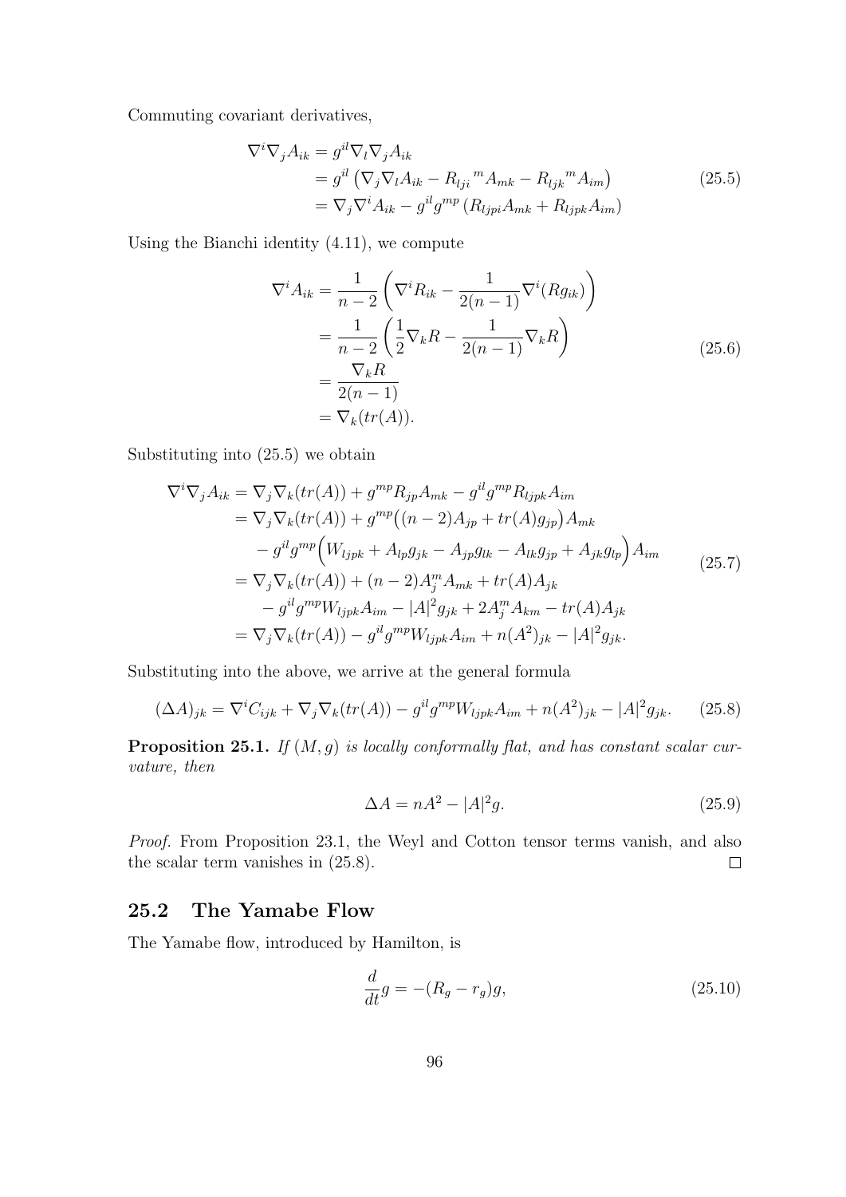Commuting covariant derivatives,

$$
\begin{aligned}
\nabla^i \nabla_j A_{ik} &= g^{il} \nabla_l \nabla_j A_{ik} \\
&= g^{il} \left( \nabla_j \nabla_l A_{ik} - R_{lji}{}^m A_{mk} - R_{ljk}{}^m A_{im} \right) \\
&= \nabla_j \nabla^i A_{ik} - g^{il} g^{mp} \left( R_{ljpi} A_{mk} + R_{ljpk} A_{im} \right)
\end{aligned}
\tag{25.5}
$$

Using the Bianchi identity (4.11), we compute

$$
\begin{aligned}
\nabla^i A_{ik} &= \frac{1}{n-2} \left( \nabla^i R_{ik} - \frac{1}{2(n-1)} \nabla^i (R g_{ik}) \right) \\
&= \frac{1}{n-2} \left( \frac{1}{2} \nabla_k R - \frac{1}{2(n-1)} \nabla_k R \right) \\
&= \frac{\nabla_k R}{2(n-1)} \\
&= \nabla_k (tr(A)).
\end{aligned}
\tag{25.6}
$$

Substituting into (25.5) we obtain

$$
\begin{aligned}
\nabla^i \nabla_j A_{ik} &= \nabla_j \nabla_k (tr(A)) + g^{mp} R_{jp} A_{mk} - g^{il} g^{mp} R_{ljpk} A_{im} \\
&= \nabla_j \nabla_k (tr(A)) + g^{mp} \big( (n-2) A_{jp} + tr(A) g_{jp} \big) A_{mk} \\
&\quad - g^{il} g^{mp} \Big( W_{ljpk} + A_{lp} g_{jk} - A_{jp} g_{lk} - A_{lk} g_{jp} + A_{jk} g_{lp} \Big) A_{im} \\
&= \nabla_j \nabla_k (tr(A)) + (n-2) A_j^m A_{mk} + tr(A) A_{jk} \\
&\quad - g^{il} g^{mp} W_{ljpk} A_{im} - |A|^2 g_{jk} + 2 A_j^m A_{km} - tr(A) A_{jk} \\
&= \nabla_j \nabla_k (tr(A)) - g^{il} g^{mp} W_{ljpk} A_{im} + n (A^2)_{jk} - |A|^2 g_{jk}.
\end{aligned}
\tag{25.7}
$$

Substituting into the above, we arrive at the general formula

$$
(\Delta A)_{jk} = \nabla^i C_{ijk} + \nabla_j \nabla_k (tr(A)) - g^{il} g^{mp} W_{ljpk} A_{im} + n (A^2)_{jk} - |A|^2 g_{jk}. \tag{25.8}
$$

**Proposition 25.1.** *If $(M, g)$ is locally conformally flat, and has constant scalar curvature, then*

$$
\Delta A = n A^2 - |A|^2 g. \tag{25.9}
$$

*Proof.* From Proposition 23.1, the Weyl and Cotton tensor terms vanish, and also the scalar term vanishes in (25.8). $\square$

## 25.2 The Yamabe Flow

The Yamabe flow, introduced by Hamilton, is

$$
\frac{d}{dt} g = -(R_g - r_g) g, \tag{25.10}
$$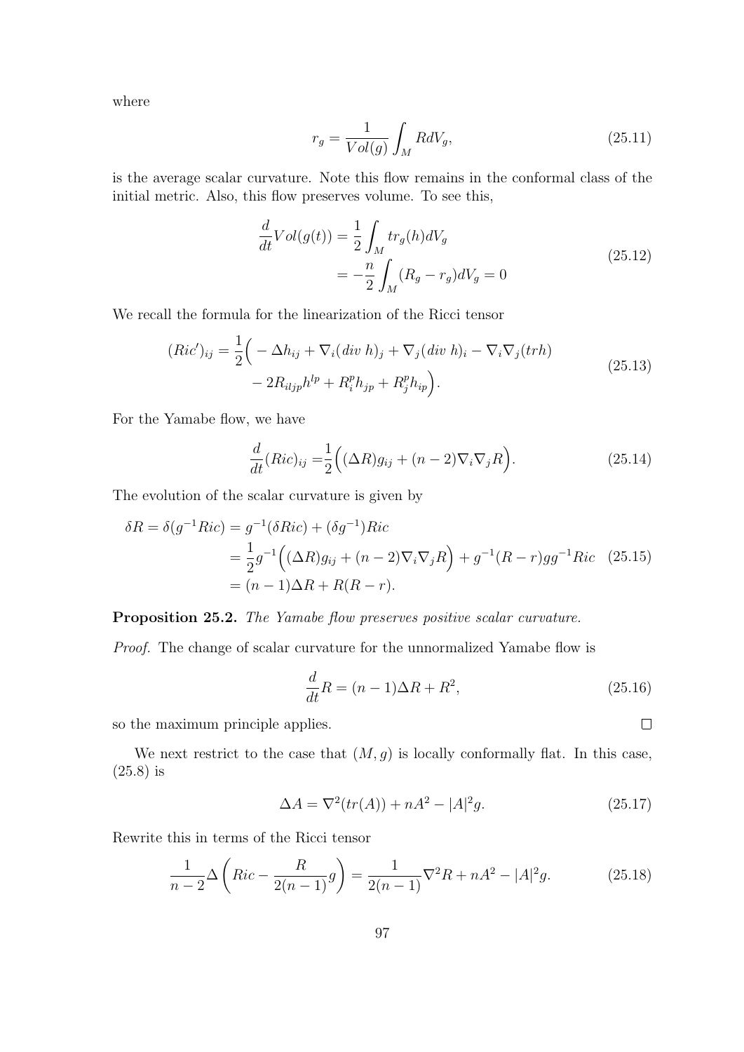where

$$r_g = \frac{1}{Vol(g)} \int_M R dV_g, \tag{25.11}$$

is the average scalar curvature. Note this flow remains in the conformal class of the initial metric. Also, this flow preserves volume. To see this,

$$\begin{aligned} \frac{d}{dt} Vol(g(t)) &= \frac{1}{2} \int_M tr_g(h) dV_g \\ &= -\frac{n}{2} \int_M (R_g - r_g) dV_g = 0 \end{aligned} \tag{25.12}$$

We recall the formula for the linearization of the Ricci tensor

$$\begin{aligned} (Ric')_{ij} = \frac{1}{2}\Big( &- \Delta h_{ij} + \nabla_i (div\ h)_j + \nabla_j (div\ h)_i - \nabla_i \nabla_j (trh) \\ &- 2R_{iljp} h^{lp} + R_i^p h_{jp} + R_j^p h_{ip} \Big). \end{aligned} \tag{25.13}$$

For the Yamabe flow, we have

$$\frac{d}{dt}(Ric)_{ij} = \frac{1}{2}\Big( (\Delta R) g_{ij} + (n-2)\nabla_i \nabla_j R \Big). \tag{25.14}$$

The evolution of the scalar curvature is given by

$$\begin{aligned} \delta R = \delta(g^{-1} Ric) &= g^{-1}(\delta Ric) + (\delta g^{-1}) Ric \\ &= \frac{1}{2} g^{-1}\Big( (\Delta R) g_{ij} + (n-2)\nabla_i \nabla_j R \Big) + g^{-1}(R - r) g g^{-1} Ric \\ &= (n-1)\Delta R + R(R - r). \end{aligned} \tag{25.15}$$

**Proposition 25.2.** *The Yamabe flow preserves positive scalar curvature.*

*Proof.* The change of scalar curvature for the unnormalized Yamabe flow is

$$\frac{d}{dt} R = (n-1)\Delta R + R^2, \tag{25.16}$$

so the maximum principle applies. □

We next restrict to the case that $(M, g)$ is locally conformally flat. In this case, (25.8) is

$$\Delta A = \nabla^2 (tr(A)) + nA^2 - |A|^2 g. \tag{25.17}$$

Rewrite this in terms of the Ricci tensor

$$\frac{1}{n-2} \Delta \left( Ric - \frac{R}{2(n-1)} g \right) = \frac{1}{2(n-1)} \nabla^2 R + nA^2 - |A|^2 g. \tag{25.18}$$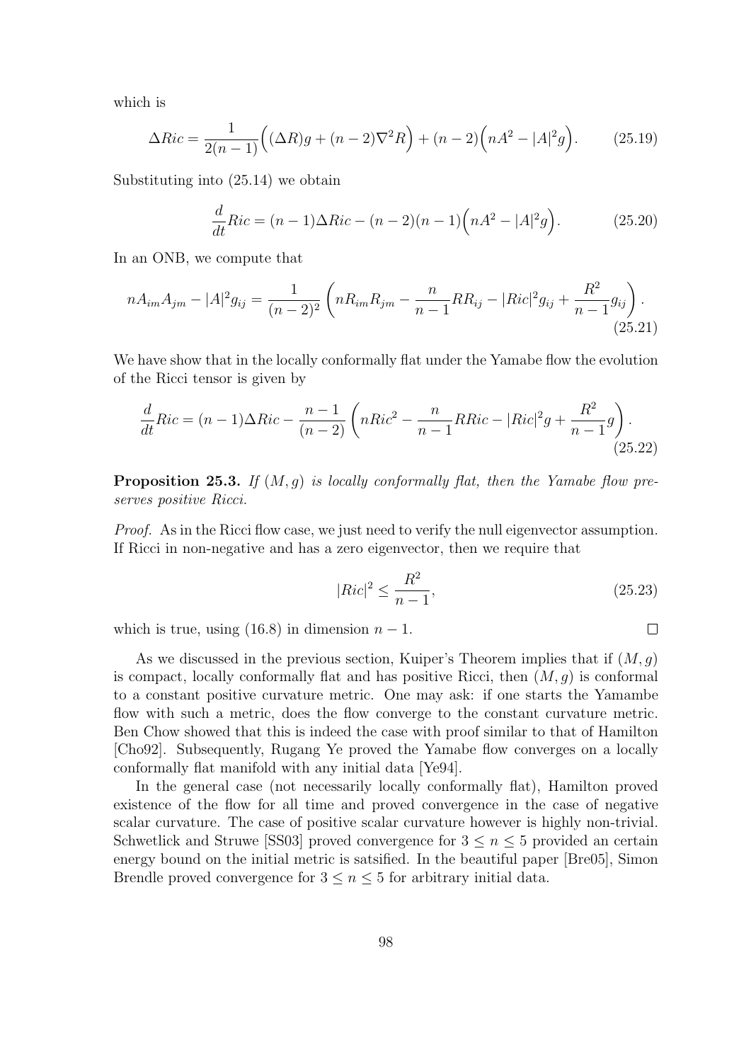which is

$$\Delta Ric = \frac{1}{2(n-1)}\Big((\Delta R)g + (n-2)\nabla^2 R\Big) + (n-2)\Big(nA^2 - |A|^2 g\Big). \tag{25.19}$$

Substituting into (25.14) we obtain

$$\frac{d}{dt}Ric = (n-1)\Delta Ric - (n-2)(n-1)\Big(nA^2 - |A|^2 g\Big). \tag{25.20}$$

In an ONB, we compute that

$$nA_{im}A_{jm} - |A|^2 g_{ij} = \frac{1}{(n-2)^2}\left(nR_{im}R_{jm} - \frac{n}{n-1}RR_{ij} - |Ric|^2 g_{ij} + \frac{R^2}{n-1}g_{ij}\right). \tag{25.21}$$

We have show that in the locally conformally flat under the Yamabe flow the evolution of the Ricci tensor is given by

$$\frac{d}{dt}Ric = (n-1)\Delta Ric - \frac{n-1}{(n-2)}\left(nRic^2 - \frac{n}{n-1}RRic - |Ric|^2 g + \frac{R^2}{n-1}g\right). \tag{25.22}$$

**Proposition 25.3.** *If $(M, g)$ is locally conformally flat, then the Yamabe flow preserves positive Ricci.*

*Proof.* As in the Ricci flow case, we just need to verify the null eigenvector assumption. If Ricci in non-negative and has a zero eigenvector, then we require that

$$|Ric|^2 \leq \frac{R^2}{n-1}, \tag{25.23}$$

which is true, using (16.8) in dimension $n-1$. □

As we discussed in the previous section, Kuiper's Theorem implies that if $(M, g)$ is compact, locally conformally flat and has positive Ricci, then $(M, g)$ is conformal to a constant positive curvature metric. One may ask: if one starts the Yamambe flow with such a metric, does the flow converge to the constant curvature metric. Ben Chow showed that this is indeed the case with proof similar to that of Hamilton [Cho92]. Subsequently, Rugang Ye proved the Yamabe flow converges on a locally conformally flat manifold with any initial data [Ye94].

In the general case (not necessarily locally conformally flat), Hamilton proved existence of the flow for all time and proved convergence in the case of negative scalar curvature. The case of positive scalar curvature however is highly non-trivial. Schwetlick and Struwe [SS03] proved convergence for $3 \leq n \leq 5$ provided an certain energy bound on the initial metric is satsified. In the beautiful paper [Bre05], Simon Brendle proved convergence for $3 \leq n \leq 5$ for arbitrary initial data.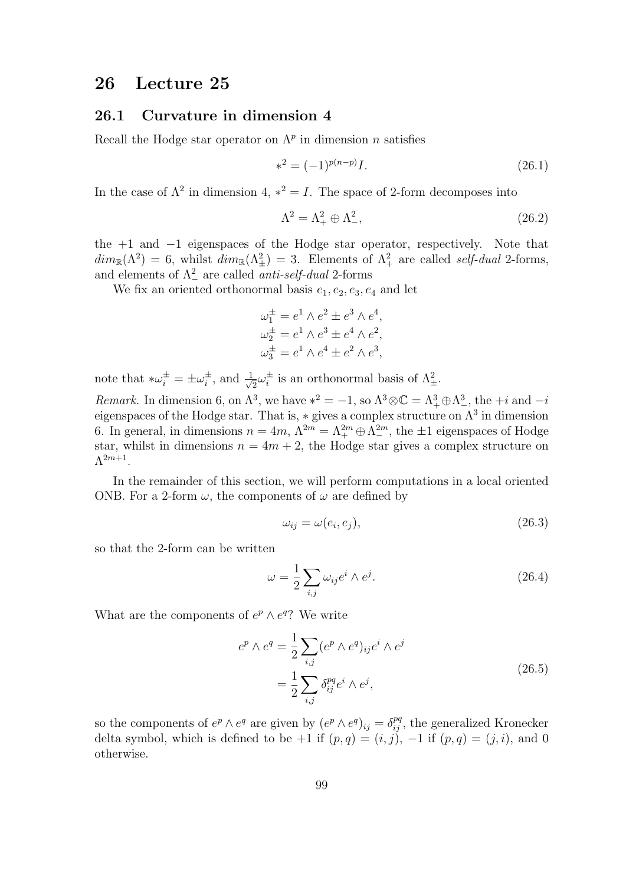# 26 Lecture 25

## 26.1 Curvature in dimension 4

Recall the Hodge star operator on $\Lambda^p$ in dimension $n$ satisfies

$$*^2 = (-1)^{p(n-p)} I. \tag{26.1}$$

In the case of $\Lambda^2$ in dimension 4, $*^2 = I$. The space of 2-form decomposes into

$$\Lambda^2 = \Lambda^2_+ \oplus \Lambda^2_-, \tag{26.2}$$

the $+1$ and $-1$ eigenspaces of the Hodge star operator, respectively. Note that $dim_{\mathbb{R}}(\Lambda^2) = 6$, whilst $dim_{\mathbb{R}}(\Lambda^2_\pm) = 3$. Elements of $\Lambda^2_+$ are called *self-dual* 2-forms, and elements of $\Lambda^2_-$ are called *anti-self-dual* 2-forms

We fix an oriented orthonormal basis $e_1, e_2, e_3, e_4$ and let

$$\begin{aligned}
\omega_1^\pm &= e^1 \wedge e^2 \pm e^3 \wedge e^4, \\
\omega_2^\pm &= e^1 \wedge e^3 \pm e^4 \wedge e^2, \\
\omega_3^\pm &= e^1 \wedge e^4 \pm e^2 \wedge e^3,
\end{aligned}$$

note that $*\omega_i^\pm = \pm\omega_i^\pm$, and $\frac{1}{\sqrt{2}}\omega_i^\pm$ is an orthonormal basis of $\Lambda^2_\pm$.

*Remark.* In dimension 6, on $\Lambda^3$, we have $*^2 = -1$, so $\Lambda^3 \otimes \mathbb{C} = \Lambda^3_+ \oplus \Lambda^3_-$, the $+i$ and $-i$ eigenspaces of the Hodge star. That is, $*$ gives a complex structure on $\Lambda^3$ in dimension 6. In general, in dimensions $n = 4m$, $\Lambda^{2m} = \Lambda^{2m}_+ \oplus \Lambda^{2m}_-$, the $\pm 1$ eigenspaces of Hodge star, whilst in dimensions $n = 4m + 2$, the Hodge star gives a complex structure on $\Lambda^{2m+1}$.

In the remainder of this section, we will perform computations in a local oriented ONB. For a 2-form $\omega$, the components of $\omega$ are defined by

$$\omega_{ij} = \omega(e_i, e_j), \tag{26.3}$$

so that the 2-form can be written

$$\omega = \frac{1}{2}\sum_{i,j} \omega_{ij} e^i \wedge e^j. \tag{26.4}$$

What are the components of $e^p \wedge e^q$? We write

$$\begin{aligned}
e^p \wedge e^q &= \frac{1}{2}\sum_{i,j} (e^p \wedge e^q)_{ij} e^i \wedge e^j \\
&= \frac{1}{2}\sum_{i,j} \delta^{pq}_{ij} e^i \wedge e^j,
\end{aligned} \tag{26.5}$$

so the components of $e^p \wedge e^q$ are given by $(e^p \wedge e^q)_{ij} = \delta^{pq}_{ij}$, the generalized Kronecker delta symbol, which is defined to be $+1$ if $(p, q) = (i, j)$, $-1$ if $(p, q) = (j, i)$, and 0 otherwise.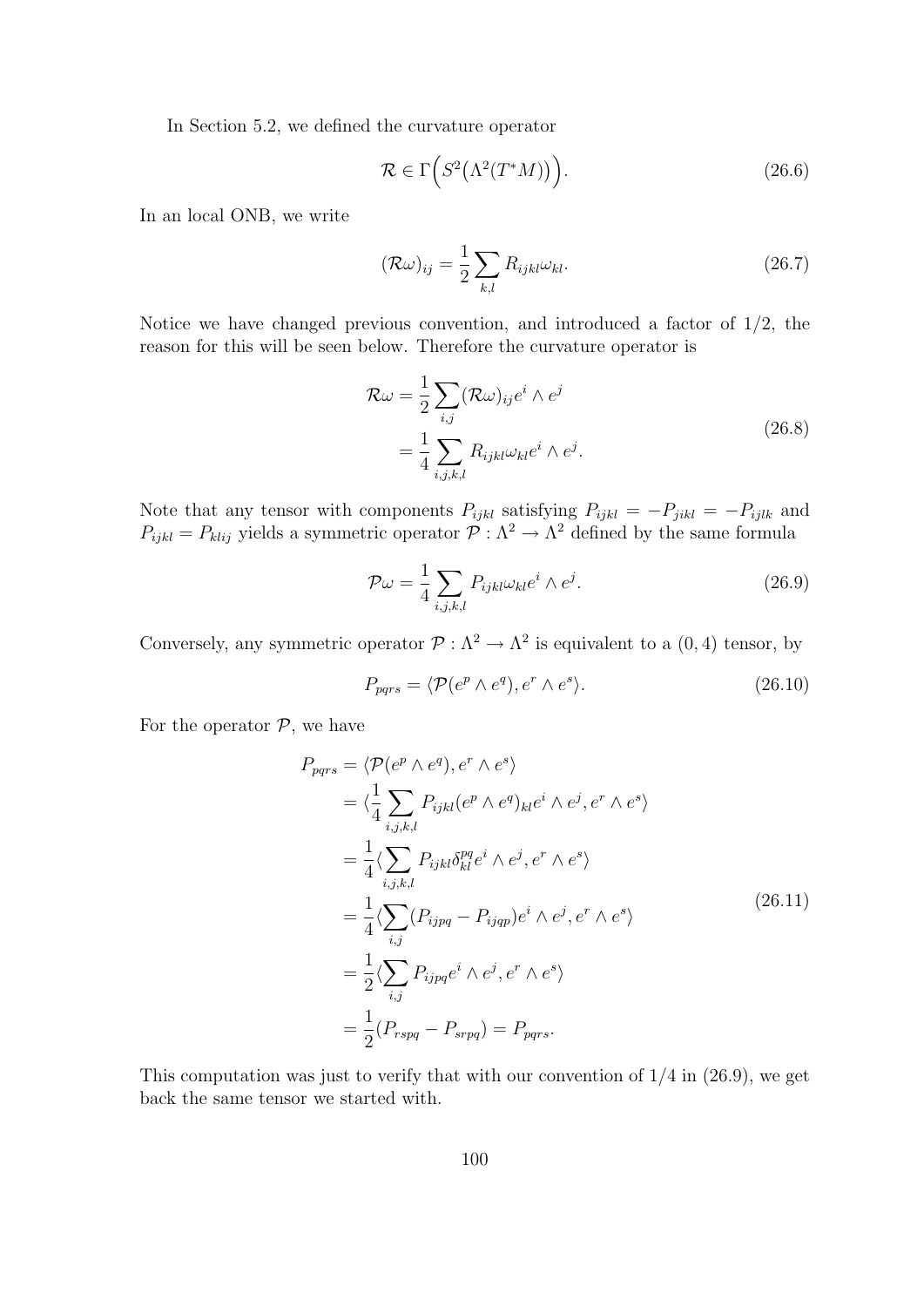In Section 5.2, we defined the curvature operator

$$\mathcal{R} \in \Gamma\Big(S^2\big(\Lambda^2(T^*M)\big)\Big). \tag{26.6}$$

In an local ONB, we write

$$(\mathcal{R}\omega)_{ij} = \frac{1}{2}\sum_{k,l} R_{ijkl}\omega_{kl}. \tag{26.7}$$

Notice we have changed previous convention, and introduced a factor of 1/2, the reason for this will be seen below. Therefore the curvature operator is

$$\begin{aligned}
\mathcal{R}\omega &= \frac{1}{2}\sum_{i,j}(\mathcal{R}\omega)_{ij}e^i \wedge e^j \\
&= \frac{1}{4}\sum_{i,j,k,l} R_{ijkl}\omega_{kl}e^i \wedge e^j.
\end{aligned} \tag{26.8}$$

Note that any tensor with components $P_{ijkl}$ satisfying $P_{ijkl} = -P_{jikl} = -P_{ijlk}$ and $P_{ijkl} = P_{klij}$ yields a symmetric operator $\mathcal{P} : \Lambda^2 \to \Lambda^2$ defined by the same formula

$$\mathcal{P}\omega = \frac{1}{4}\sum_{i,j,k,l} P_{ijkl}\omega_{kl}e^i \wedge e^j. \tag{26.9}$$

Conversely, any symmetric operator $\mathcal{P} : \Lambda^2 \to \Lambda^2$ is equivalent to a $(0,4)$ tensor, by

$$P_{pqrs} = \langle \mathcal{P}(e^p \wedge e^q), e^r \wedge e^s \rangle. \tag{26.10}$$

For the operator $\mathcal{P}$, we have

$$\begin{aligned}
P_{pqrs} &= \langle \mathcal{P}(e^p \wedge e^q), e^r \wedge e^s \rangle \\
&= \langle \frac{1}{4}\sum_{i,j,k,l} P_{ijkl}(e^p \wedge e^q)_{kl}e^i \wedge e^j, e^r \wedge e^s \rangle \\
&= \frac{1}{4}\langle \sum_{i,j,k,l} P_{ijkl}\delta^{pq}_{kl}e^i \wedge e^j, e^r \wedge e^s \rangle \\
&= \frac{1}{4}\langle \sum_{i,j}(P_{ijpq} - P_{ijqp})e^i \wedge e^j, e^r \wedge e^s \rangle \\
&= \frac{1}{2}\langle \sum_{i,j} P_{ijpq}e^i \wedge e^j, e^r \wedge e^s \rangle \\
&= \frac{1}{2}(P_{rspq} - P_{srpq}) = P_{pqrs}.
\end{aligned} \tag{26.11}$$

This computation was just to verify that with our convention of 1/4 in (26.9), we get back the same tensor we started with.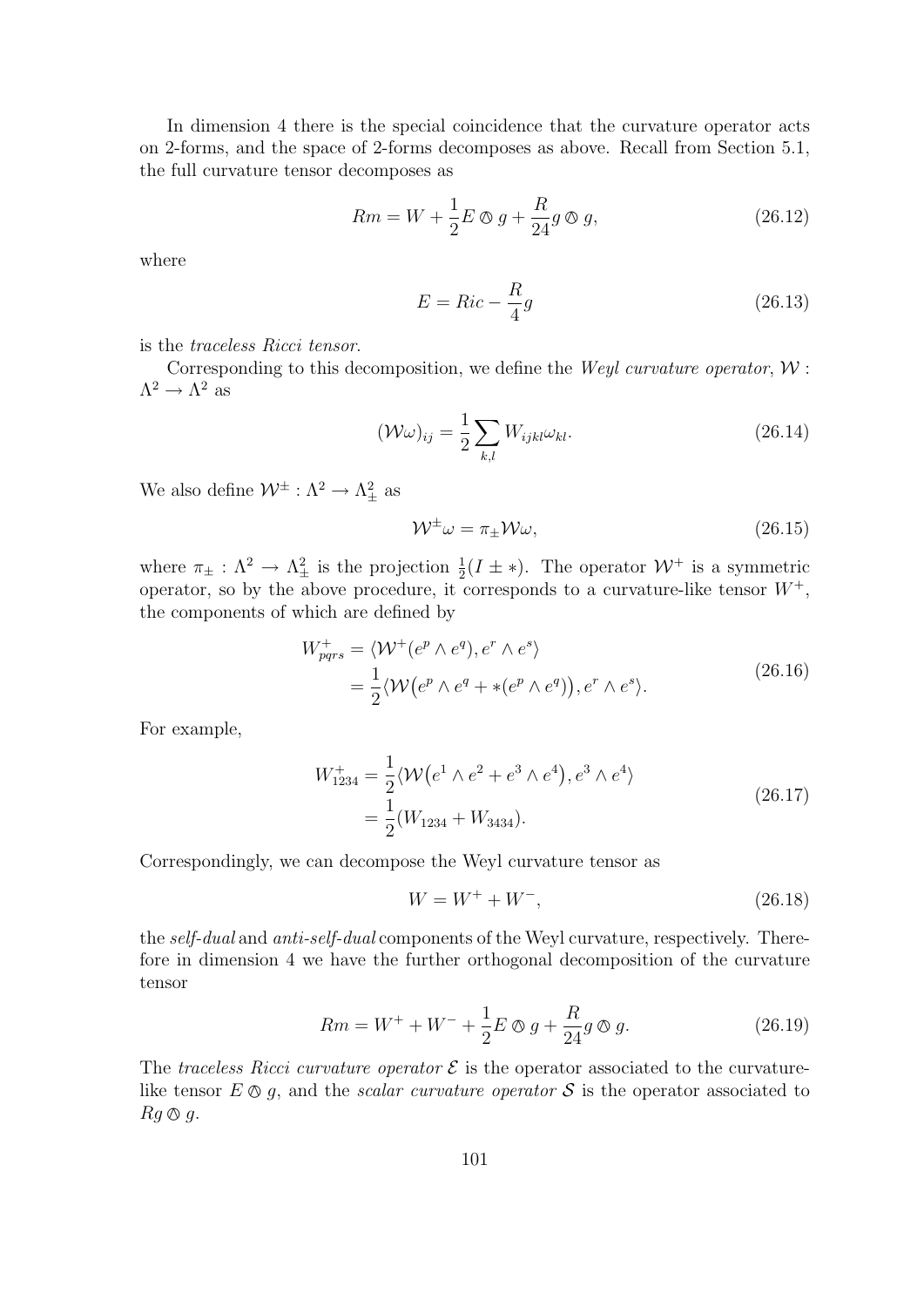In dimension 4 there is the special coincidence that the curvature operator acts on 2-forms, and the space of 2-forms decomposes as above. Recall from Section 5.1, the full curvature tensor decomposes as

$$Rm = W + \frac{1}{2} E \owedge g + \frac{R}{24} g \owedge g, \tag{26.12}$$

where

$$E = Ric - \frac{R}{4} g \tag{26.13}$$

is the *traceless Ricci tensor*.

Corresponding to this decomposition, we define the *Weyl curvature operator*, $\mathcal{W} : \Lambda^2 \to \Lambda^2$ as

$$(\mathcal{W}\omega)_{ij} = \frac{1}{2} \sum_{k,l} W_{ijkl} \omega_{kl}. \tag{26.14}$$

We also define $\mathcal{W}^{\pm} : \Lambda^2 \to \Lambda^2_{\pm}$ as

$$\mathcal{W}^{\pm}\omega = \pi_{\pm} \mathcal{W} \omega, \tag{26.15}$$

where $\pi_{\pm} : \Lambda^2 \to \Lambda^2_{\pm}$ is the projection $\frac{1}{2}(I \pm *)$. The operator $\mathcal{W}^+$ is a symmetric operator, so by the above procedure, it corresponds to a curvature-like tensor $W^+$, the components of which are defined by

$$\begin{aligned} W^+_{pqrs} &= \langle \mathcal{W}^+(e^p \wedge e^q), e^r \wedge e^s \rangle \\ &= \frac{1}{2} \langle \mathcal{W}\big(e^p \wedge e^q + *(e^p \wedge e^q)\big), e^r \wedge e^s \rangle. \end{aligned} \tag{26.16}$$

For example,

$$\begin{aligned} W^+_{1234} &= \frac{1}{2} \langle \mathcal{W}\big(e^1 \wedge e^2 + e^3 \wedge e^4\big), e^3 \wedge e^4 \rangle \\ &= \frac{1}{2}(W_{1234} + W_{3434}). \end{aligned} \tag{26.17}$$

Correspondingly, we can decompose the Weyl curvature tensor as

$$W = W^+ + W^-, \tag{26.18}$$

the *self-dual* and *anti-self-dual* components of the Weyl curvature, respectively. Therefore in dimension 4 we have the further orthogonal decomposition of the curvature tensor

$$Rm = W^+ + W^- + \frac{1}{2} E \owedge g + \frac{R}{24} g \owedge g. \tag{26.19}$$

The *traceless Ricci curvature operator* $\mathcal{E}$ is the operator associated to the curvature-like tensor $E \owedge g$, and the *scalar curvature operator* $\mathcal{S}$ is the operator associated to $R g \owedge g$.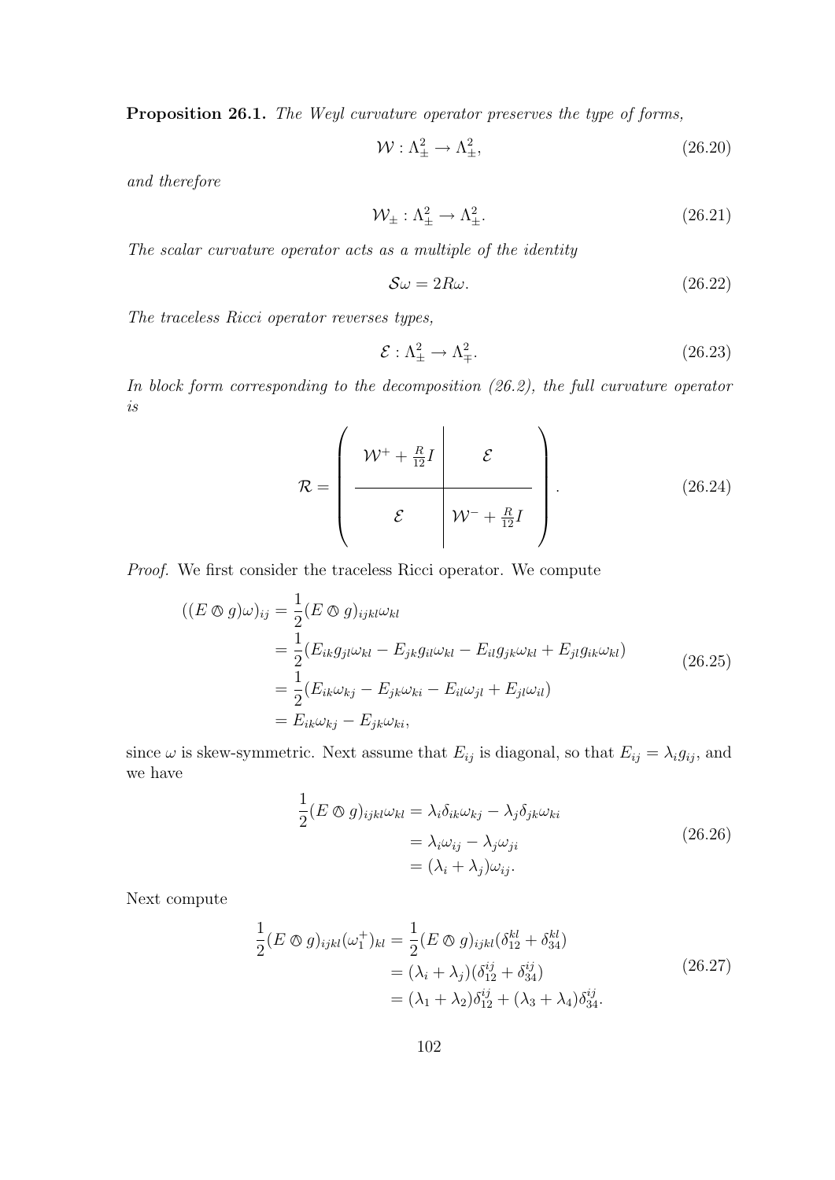**Proposition 26.1.** *The Weyl curvature operator preserves the type of forms,*

$$\mathcal{W} : \Lambda^2_{\pm} \to \Lambda^2_{\pm}, \tag{26.20}$$

*and therefore*

$$\mathcal{W}_{\pm} : \Lambda^2_{\pm} \to \Lambda^2_{\pm}. \tag{26.21}$$

*The scalar curvature operator acts as a multiple of the identity*

$$\mathcal{S}\omega = 2R\omega. \tag{26.22}$$

*The traceless Ricci operator reverses types,*

$$\mathcal{E} : \Lambda^2_{\pm} \to \Lambda^2_{\mp}. \tag{26.23}$$

*In block form corresponding to the decomposition (26.2), the full curvature operator is*

$$\mathcal{R} = \left( \begin{array}{c|c} \mathcal{W}^+ + \frac{R}{12} I & \mathcal{E} \\ \hline \mathcal{E} & \mathcal{W}^- + \frac{R}{12} I \end{array} \right). \tag{26.24}$$

*Proof.* We first consider the traceless Ricci operator. We compute

$$\begin{aligned}
((E \owedge g)\omega)_{ij} &= \frac{1}{2}(E \owedge g)_{ijkl}\omega_{kl} \\
&= \frac{1}{2}(E_{ik}g_{jl}\omega_{kl} - E_{jk}g_{il}\omega_{kl} - E_{il}g_{jk}\omega_{kl} + E_{jl}g_{ik}\omega_{kl}) \\
&= \frac{1}{2}(E_{ik}\omega_{kj} - E_{jk}\omega_{ki} - E_{il}\omega_{jl} + E_{jl}\omega_{il}) \\
&= E_{ik}\omega_{kj} - E_{jk}\omega_{ki},
\end{aligned} \tag{26.25}$$

since $\omega$ is skew-symmetric. Next assume that $E_{ij}$ is diagonal, so that $E_{ij} = \lambda_i g_{ij}$, and we have

$$\begin{aligned}
\frac{1}{2}(E \owedge g)_{ijkl}\omega_{kl} &= \lambda_i \delta_{ik}\omega_{kj} - \lambda_j \delta_{jk}\omega_{ki} \\
&= \lambda_i \omega_{ij} - \lambda_j \omega_{ji} \\
&= (\lambda_i + \lambda_j)\omega_{ij}.
\end{aligned} \tag{26.26}$$

Next compute

$$\begin{aligned}
\frac{1}{2}(E \owedge g)_{ijkl}(\omega_1^+)_{kl} &= \frac{1}{2}(E \owedge g)_{ijkl}(\delta^{kl}_{12} + \delta^{kl}_{34}) \\
&= (\lambda_i + \lambda_j)(\delta^{ij}_{12} + \delta^{ij}_{34}) \\
&= (\lambda_1 + \lambda_2)\delta^{ij}_{12} + (\lambda_3 + \lambda_4)\delta^{ij}_{34}.
\end{aligned} \tag{26.27}$$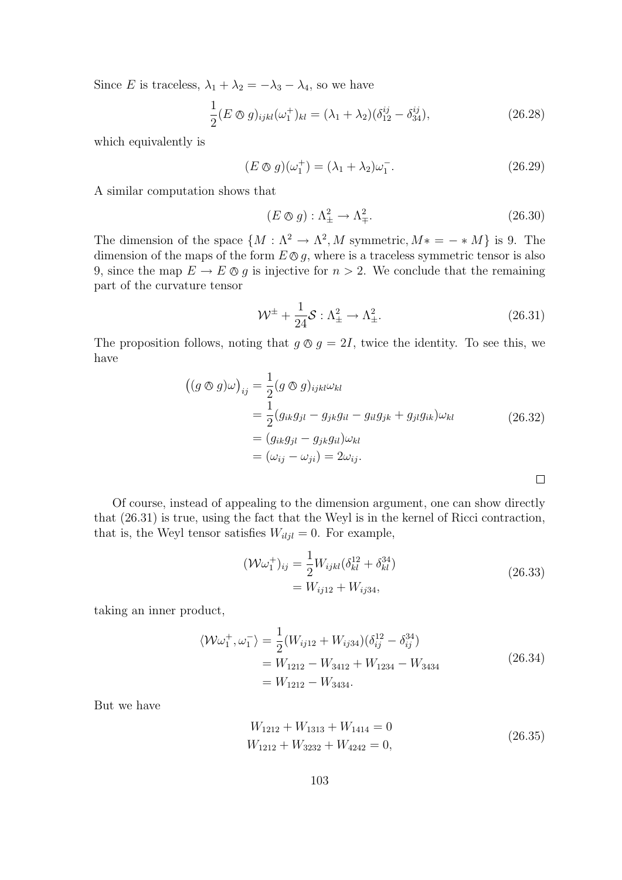Since $E$ is traceless, $\lambda_1 + \lambda_2 = -\lambda_3 - \lambda_4$, so we have

$$\frac{1}{2}(E \owedge g)_{ijkl}(\omega_1^+)_{kl} = (\lambda_1 + \lambda_2)(\delta_{12}^{ij} - \delta_{34}^{ij}), \tag{26.28}$$

which equivalently is

$$(E \owedge g)(\omega_1^+) = (\lambda_1 + \lambda_2)\omega_1^-. \tag{26.29}$$

A similar computation shows that

$$(E \owedge g) : \Lambda^2_\pm \to \Lambda^2_\mp. \tag{26.30}$$

The dimension of the space $\{M : \Lambda^2 \to \Lambda^2, M \text{ symmetric}, M* = -*M\}$ is 9. The dimension of the maps of the form $E \owedge g$, where is a traceless symmetric tensor is also 9, since the map $E \to E \owedge g$ is injective for $n > 2$. We conclude that the remaining part of the curvature tensor

$$\mathcal{W}^\pm + \frac{1}{24}\mathcal{S} : \Lambda^2_\pm \to \Lambda^2_\pm. \tag{26.31}$$

The proposition follows, noting that $g \owedge g = 2I$, twice the identity. To see this, we have

$$\begin{aligned}
\big((g \owedge g)\omega\big)_{ij} &= \frac{1}{2}(g \owedge g)_{ijkl}\omega_{kl} \\
&= \frac{1}{2}(g_{ik}g_{jl} - g_{jk}g_{il} - g_{il}g_{jk} + g_{jl}g_{ik})\omega_{kl} \\
&= (g_{ik}g_{jl} - g_{jk}g_{il})\omega_{kl} \\
&= (\omega_{ij} - \omega_{ji}) = 2\omega_{ij}.
\end{aligned} \tag{26.32}$$

∎

Of course, instead of appealing to the dimension argument, one can show directly that (26.31) is true, using the fact that the Weyl is in the kernel of Ricci contraction, that is, the Weyl tensor satisfies $W_{iljl} = 0$. For example,

$$\begin{aligned}
(\mathcal{W}\omega_1^+)_{ij} &= \frac{1}{2}W_{ijkl}(\delta_{kl}^{12} + \delta_{kl}^{34}) \\
&= W_{ij12} + W_{ij34},
\end{aligned} \tag{26.33}$$

taking an inner product,

$$\begin{aligned}
\langle \mathcal{W}\omega_1^+, \omega_1^- \rangle &= \frac{1}{2}(W_{ij12} + W_{ij34})(\delta_{ij}^{12} - \delta_{ij}^{34}) \\
&= W_{1212} - W_{3412} + W_{1234} - W_{3434} \\
&= W_{1212} - W_{3434}.
\end{aligned} \tag{26.34}$$

But we have

$$\begin{aligned}
W_{1212} + W_{1313} + W_{1414} = 0 \\
W_{1212} + W_{3232} + W_{4242} = 0,
\end{aligned} \tag{26.35}$$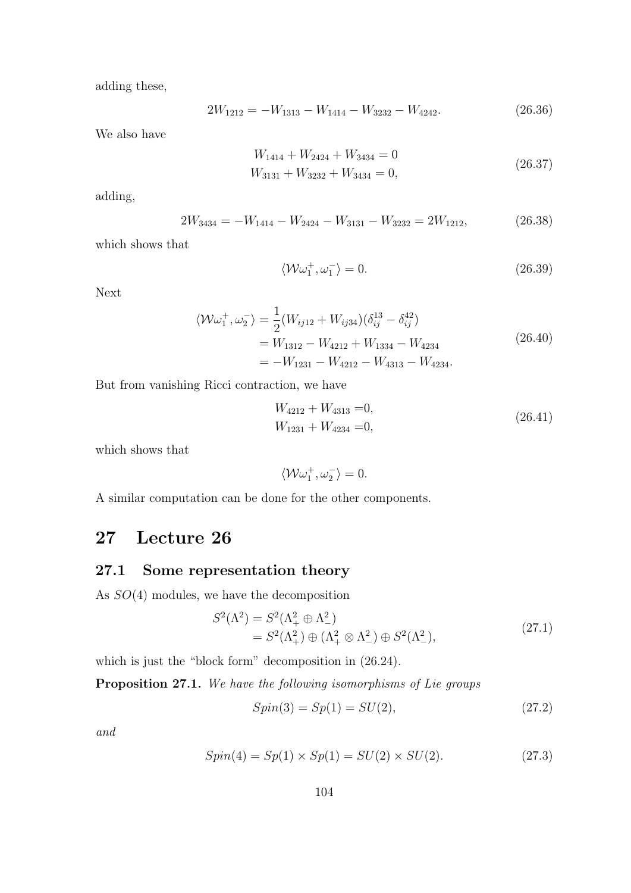adding these,

$$2W_{1212} = -W_{1313} - W_{1414} - W_{3232} - W_{4242}. \tag{26.36}$$

We also have

$$\begin{aligned} W_{1414} + W_{2424} + W_{3434} = 0 \\ W_{3131} + W_{3232} + W_{3434} = 0, \end{aligned} \tag{26.37}$$

adding,

$$2W_{3434} = -W_{1414} - W_{2424} - W_{3131} - W_{3232} = 2W_{1212}, \tag{26.38}$$

which shows that

$$\langle \mathcal{W}\omega_1^+, \omega_1^- \rangle = 0. \tag{26.39}$$

Next

$$\begin{aligned} \langle \mathcal{W}\omega_1^+, \omega_2^- \rangle &= \frac{1}{2}(W_{ij12} + W_{ij34})(\delta_{ij}^{13} - \delta_{ij}^{42}) \\ &= W_{1312} - W_{4212} + W_{1334} - W_{4234} \\ &= -W_{1231} - W_{4212} - W_{4313} - W_{4234}. \end{aligned} \tag{26.40}$$

But from vanishing Ricci contraction, we have

$$\begin{aligned} W_{4212} + W_{4313} &= 0, \\ W_{1231} + W_{4234} &= 0, \end{aligned} \tag{26.41}$$

which shows that

$$\langle \mathcal{W}\omega_1^+, \omega_2^- \rangle = 0.$$

A similar computation can be done for the other components.

# 27 Lecture 26

## 27.1 Some representation theory

As $SO(4)$ modules, we have the decomposition

$$\begin{aligned} S^2(\Lambda^2) &= S^2(\Lambda^2_+ \oplus \Lambda^2_-) \\ &= S^2(\Lambda^2_+) \oplus (\Lambda^2_+ \otimes \Lambda^2_-) \oplus S^2(\Lambda^2_-), \end{aligned} \tag{27.1}$$

which is just the "block form" decomposition in (26.24).

**Proposition 27.1.** *We have the following isomorphisms of Lie groups*

$$Spin(3) = Sp(1) = SU(2), \tag{27.2}$$

*and*

$$Spin(4) = Sp(1) \times Sp(1) = SU(2) \times SU(2). \tag{27.3}$$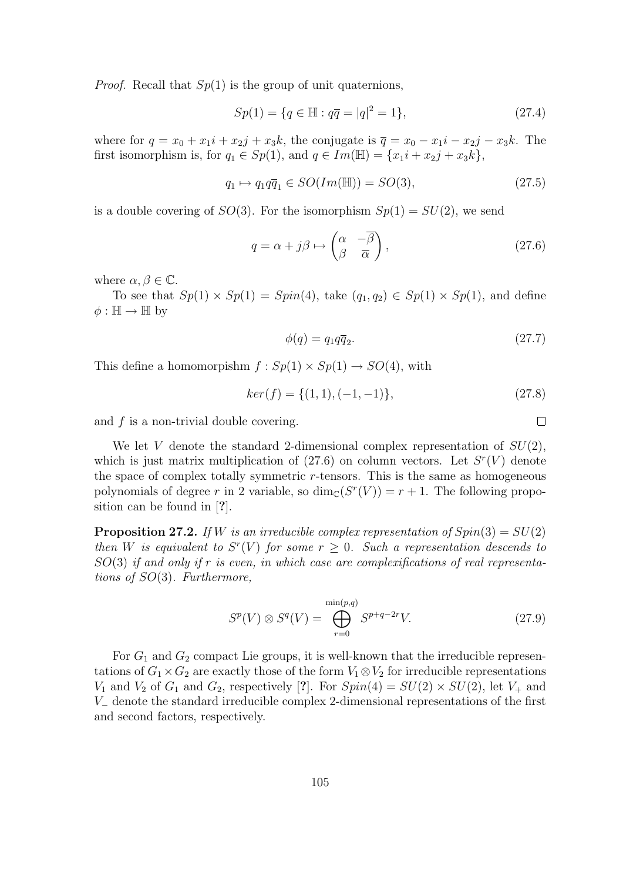*Proof.* Recall that $Sp(1)$ is the group of unit quaternions,

$$Sp(1) = \{q \in \mathbb{H} : q\overline{q} = |q|^2 = 1\}, \tag{27.4}$$

where for $q = x_0 + x_1 i + x_2 j + x_3 k$, the conjugate is $\overline{q} = x_0 - x_1 i - x_2 j - x_3 k$. The first isomorphism is, for $q_1 \in Sp(1)$, and $q \in Im(\mathbb{H}) = \{x_1 i + x_2 j + x_3 k\}$,

$$q_1 \mapsto q_1 q \overline{q}_1 \in SO(Im(\mathbb{H})) = SO(3), \tag{27.5}$$

is a double covering of $SO(3)$. For the isomorphism $Sp(1) = SU(2)$, we send

$$q = \alpha + j\beta \mapsto \begin{pmatrix} \alpha & -\overline{\beta} \\ \beta & \overline{\alpha} \end{pmatrix}, \tag{27.6}$$

where $\alpha, \beta \in \mathbb{C}$.

To see that $Sp(1) \times Sp(1) = Spin(4)$, take $(q_1, q_2) \in Sp(1) \times Sp(1)$, and define $\phi : \mathbb{H} \to \mathbb{H}$ by

$$\phi(q) = q_1 q \overline{q}_2. \tag{27.7}$$

This define a homomorpishm $f : Sp(1) \times Sp(1) \to SO(4)$, with

$$ker(f) = \{(1,1), (-1,-1)\}, \tag{27.8}$$

and $f$ is a non-trivial double covering. $\square$

We let $V$ denote the standard 2-dimensional complex representation of $SU(2)$, which is just matrix multiplication of (27.6) on column vectors. Let $S^r(V)$ denote the space of complex totally symmetric $r$-tensors. This is the same as homogeneous polynomials of degree $r$ in 2 variable, so $\dim_{\mathbb{C}}(S^r(V)) = r + 1$. The following proposition can be found in [**?**].

**Proposition 27.2.** *If $W$ is an irreducible complex representation of $Spin(3) = SU(2)$ then $W$ is equivalent to $S^r(V)$ for some $r \geq 0$. Such a representation descends to $SO(3)$ if and only if $r$ is even, in which case are complexifications of real representations of $SO(3)$. Furthermore,*

$$S^p(V) \otimes S^q(V) = \bigoplus_{r=0}^{\min(p,q)} S^{p+q-2r}V. \tag{27.9}$$

For $G_1$ and $G_2$ compact Lie groups, it is well-known that the irreducible representations of $G_1 \times G_2$ are exactly those of the form $V_1 \otimes V_2$ for irreducible representations $V_1$ and $V_2$ of $G_1$ and $G_2$, respectively [**?**]. For $Spin(4) = SU(2) \times SU(2)$, let $V_+$ and $V_-$ denote the standard irreducible complex 2-dimensional representations of the first and second factors, respectively.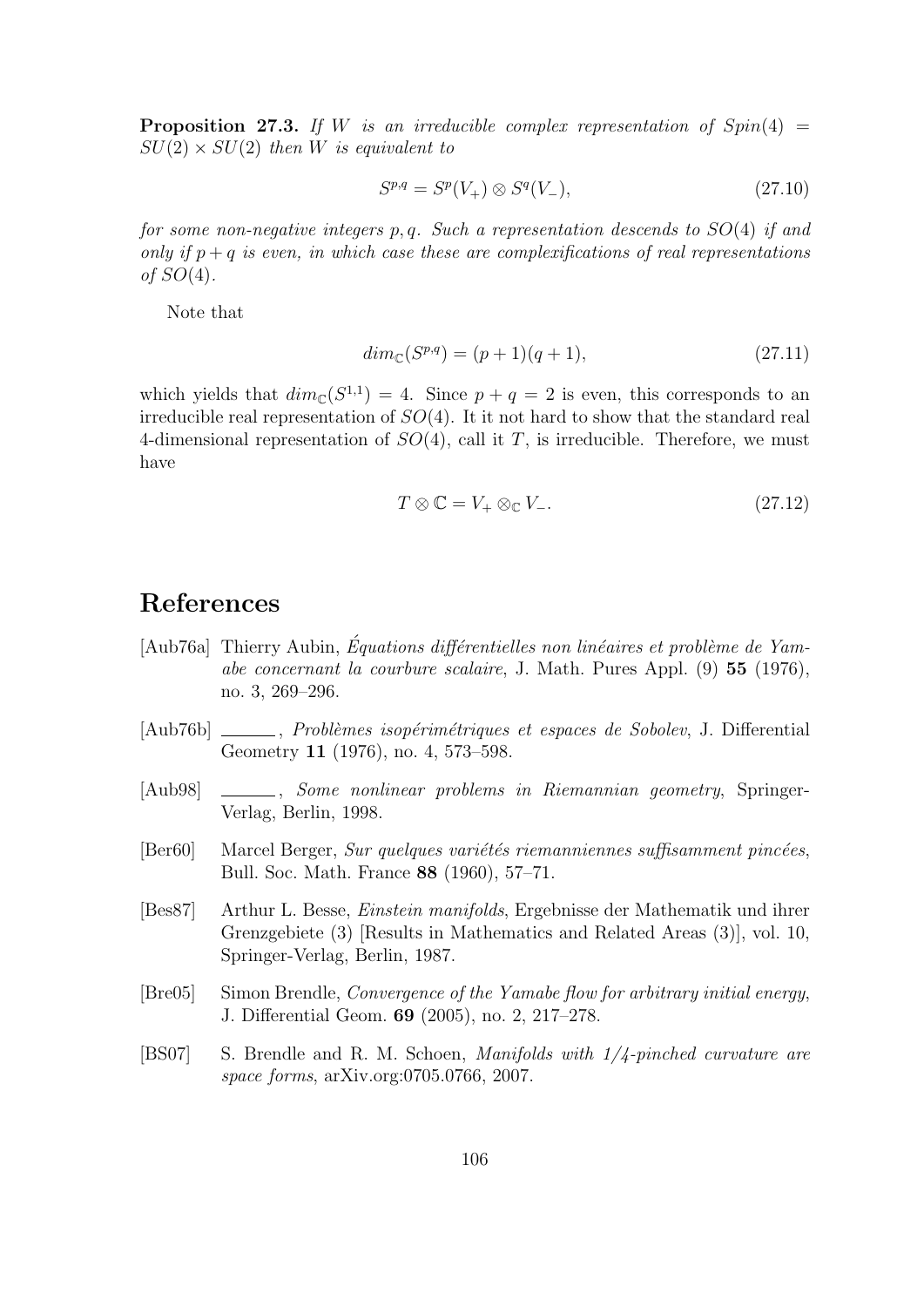**Proposition 27.3.** *If $W$ is an irreducible complex representation of $Spin(4) = SU(2) \times SU(2)$ then $W$ is equivalent to*

$$S^{p,q} = S^p(V_+) \otimes S^q(V_-), \tag{27.10}$$

*for some non-negative integers $p, q$. Such a representation descends to $SO(4)$ if and only if $p+q$ is even, in which case these are complexifications of real representations of $SO(4)$.*

Note that

$$dim_{\mathbb{C}}(S^{p,q}) = (p+1)(q+1), \tag{27.11}$$

which yields that $dim_{\mathbb{C}}(S^{1,1}) = 4$. Since $p + q = 2$ is even, this corresponds to an irreducible real representation of $SO(4)$. It it not hard to show that the standard real 4-dimensional representation of $SO(4)$, call it $T$, is irreducible. Therefore, we must have

$$T \otimes \mathbb{C} = V_+ \otimes_{\mathbb{C}} V_-. \tag{27.12}$$

# References

[Aub76a] Thierry Aubin, *Équations différentielles non linéaires et problème de Yamabe concernant la courbure scalaire*, J. Math. Pures Appl. (9) **55** (1976), no. 3, 269–296.

[Aub76b] ______, *Problèmes isopérimétriques et espaces de Sobolev*, J. Differential Geometry **11** (1976), no. 4, 573–598.

[Aub98] ______, *Some nonlinear problems in Riemannian geometry*, Springer-Verlag, Berlin, 1998.

[Ber60] Marcel Berger, *Sur quelques variétés riemanniennes suffisamment pincées*, Bull. Soc. Math. France **88** (1960), 57–71.

[Bes87] Arthur L. Besse, *Einstein manifolds*, Ergebnisse der Mathematik und ihrer Grenzgebiete (3) [Results in Mathematics and Related Areas (3)], vol. 10, Springer-Verlag, Berlin, 1987.

[Bre05] Simon Brendle, *Convergence of the Yamabe flow for arbitrary initial energy*, J. Differential Geom. **69** (2005), no. 2, 217–278.

[BS07] S. Brendle and R. M. Schoen, *Manifolds with 1/4-pinched curvature are space forms*, arXiv.org:0705.0766, 2007.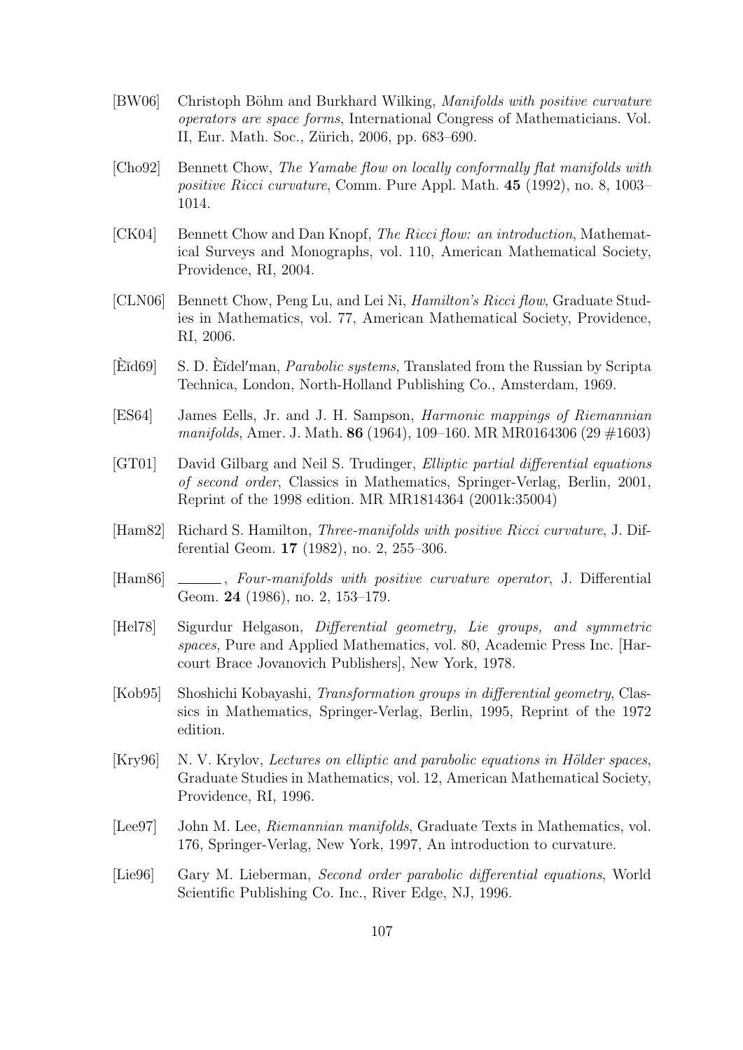[BW06] Christoph Böhm and Burkhard Wilking, *Manifolds with positive curvature operators are space forms*, International Congress of Mathematicians. Vol. II, Eur. Math. Soc., Zürich, 2006, pp. 683–690.

[Cho92] Bennett Chow, *The Yamabe flow on locally conformally flat manifolds with positive Ricci curvature*, Comm. Pure Appl. Math. **45** (1992), no. 8, 1003–1014.

[CK04] Bennett Chow and Dan Knopf, *The Ricci flow: an introduction*, Mathematical Surveys and Monographs, vol. 110, American Mathematical Society, Providence, RI, 2004.

[CLN06] Bennett Chow, Peng Lu, and Lei Ni, *Hamilton's Ricci flow*, Graduate Studies in Mathematics, vol. 77, American Mathematical Society, Providence, RI, 2006.

[Èĭd69] S. D. Èĭdel′man, *Parabolic systems*, Translated from the Russian by Scripta Technica, London, North-Holland Publishing Co., Amsterdam, 1969.

[ES64] James Eells, Jr. and J. H. Sampson, *Harmonic mappings of Riemannian manifolds*, Amer. J. Math. **86** (1964), 109–160. MR MR0164306 (29 #1603)

[GT01] David Gilbarg and Neil S. Trudinger, *Elliptic partial differential equations of second order*, Classics in Mathematics, Springer-Verlag, Berlin, 2001, Reprint of the 1998 edition. MR MR1814364 (2001k:35004)

[Ham82] Richard S. Hamilton, *Three-manifolds with positive Ricci curvature*, J. Differential Geom. **17** (1982), no. 2, 255–306.

[Ham86] ______, *Four-manifolds with positive curvature operator*, J. Differential Geom. **24** (1986), no. 2, 153–179.

[Hel78] Sigurdur Helgason, *Differential geometry, Lie groups, and symmetric spaces*, Pure and Applied Mathematics, vol. 80, Academic Press Inc. [Harcourt Brace Jovanovich Publishers], New York, 1978.

[Kob95] Shoshichi Kobayashi, *Transformation groups in differential geometry*, Classics in Mathematics, Springer-Verlag, Berlin, 1995, Reprint of the 1972 edition.

[Kry96] N. V. Krylov, *Lectures on elliptic and parabolic equations in Hölder spaces*, Graduate Studies in Mathematics, vol. 12, American Mathematical Society, Providence, RI, 1996.

[Lee97] John M. Lee, *Riemannian manifolds*, Graduate Texts in Mathematics, vol. 176, Springer-Verlag, New York, 1997, An introduction to curvature.

[Lie96] Gary M. Lieberman, *Second order parabolic differential equations*, World Scientific Publishing Co. Inc., River Edge, NJ, 1996.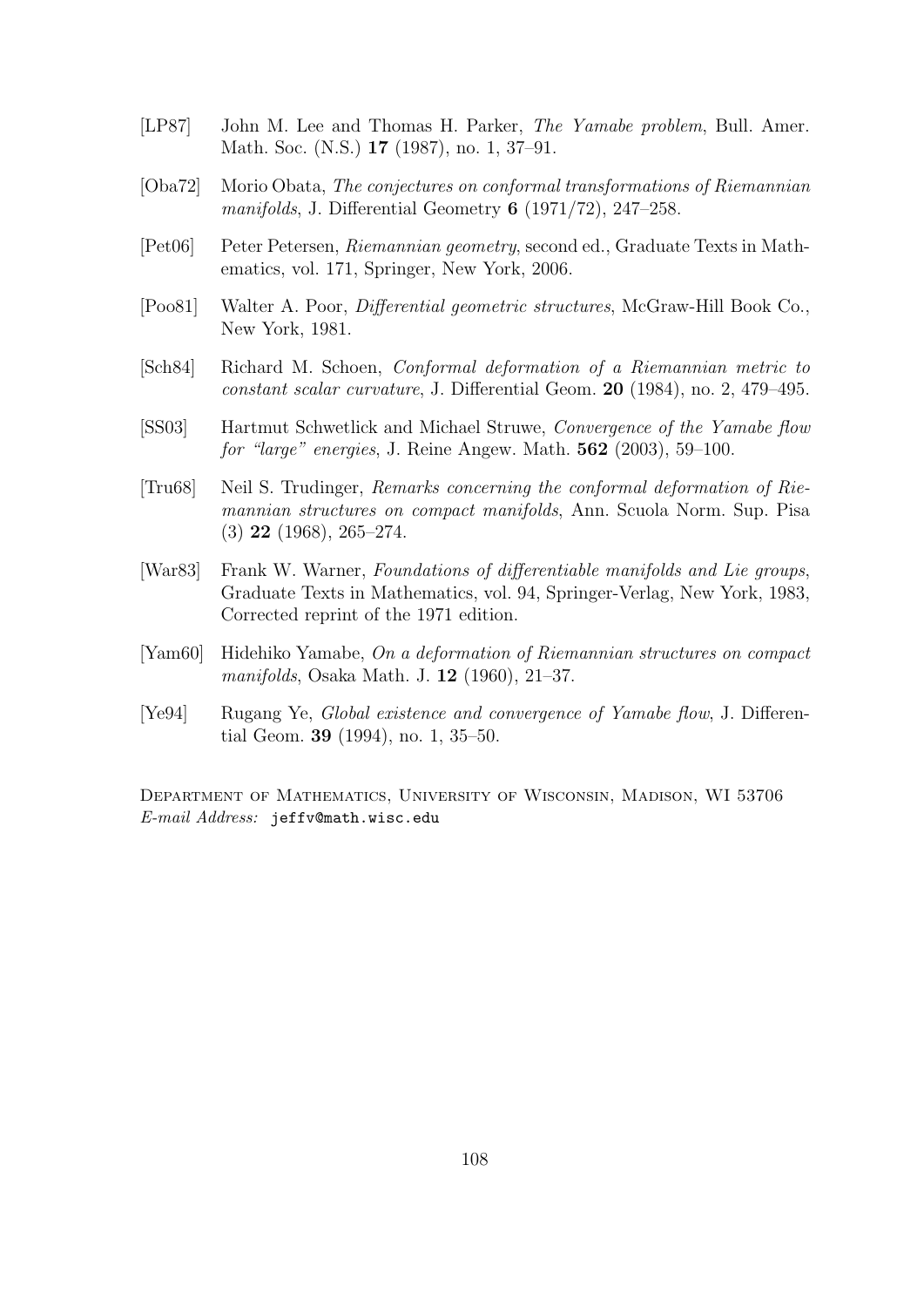[LP87] John M. Lee and Thomas H. Parker, *The Yamabe problem*, Bull. Amer. Math. Soc. (N.S.) **17** (1987), no. 1, 37–91.

[Oba72] Morio Obata, *The conjectures on conformal transformations of Riemannian manifolds*, J. Differential Geometry **6** (1971/72), 247–258.

[Pet06] Peter Petersen, *Riemannian geometry*, second ed., Graduate Texts in Mathematics, vol. 171, Springer, New York, 2006.

[Poo81] Walter A. Poor, *Differential geometric structures*, McGraw-Hill Book Co., New York, 1981.

[Sch84] Richard M. Schoen, *Conformal deformation of a Riemannian metric to constant scalar curvature*, J. Differential Geom. **20** (1984), no. 2, 479–495.

[SS03] Hartmut Schwetlick and Michael Struwe, *Convergence of the Yamabe flow for "large" energies*, J. Reine Angew. Math. **562** (2003), 59–100.

[Tru68] Neil S. Trudinger, *Remarks concerning the conformal deformation of Riemannian structures on compact manifolds*, Ann. Scuola Norm. Sup. Pisa (3) **22** (1968), 265–274.

[War83] Frank W. Warner, *Foundations of differentiable manifolds and Lie groups*, Graduate Texts in Mathematics, vol. 94, Springer-Verlag, New York, 1983, Corrected reprint of the 1971 edition.

[Yam60] Hidehiko Yamabe, *On a deformation of Riemannian structures on compact manifolds*, Osaka Math. J. **12** (1960), 21–37.

[Ye94] Rugang Ye, *Global existence and convergence of Yamabe flow*, J. Differential Geom. **39** (1994), no. 1, 35–50.

Department of Mathematics, University of Wisconsin, Madison, WI 53706
*E-mail Address:* jeffv@math.wisc.edu